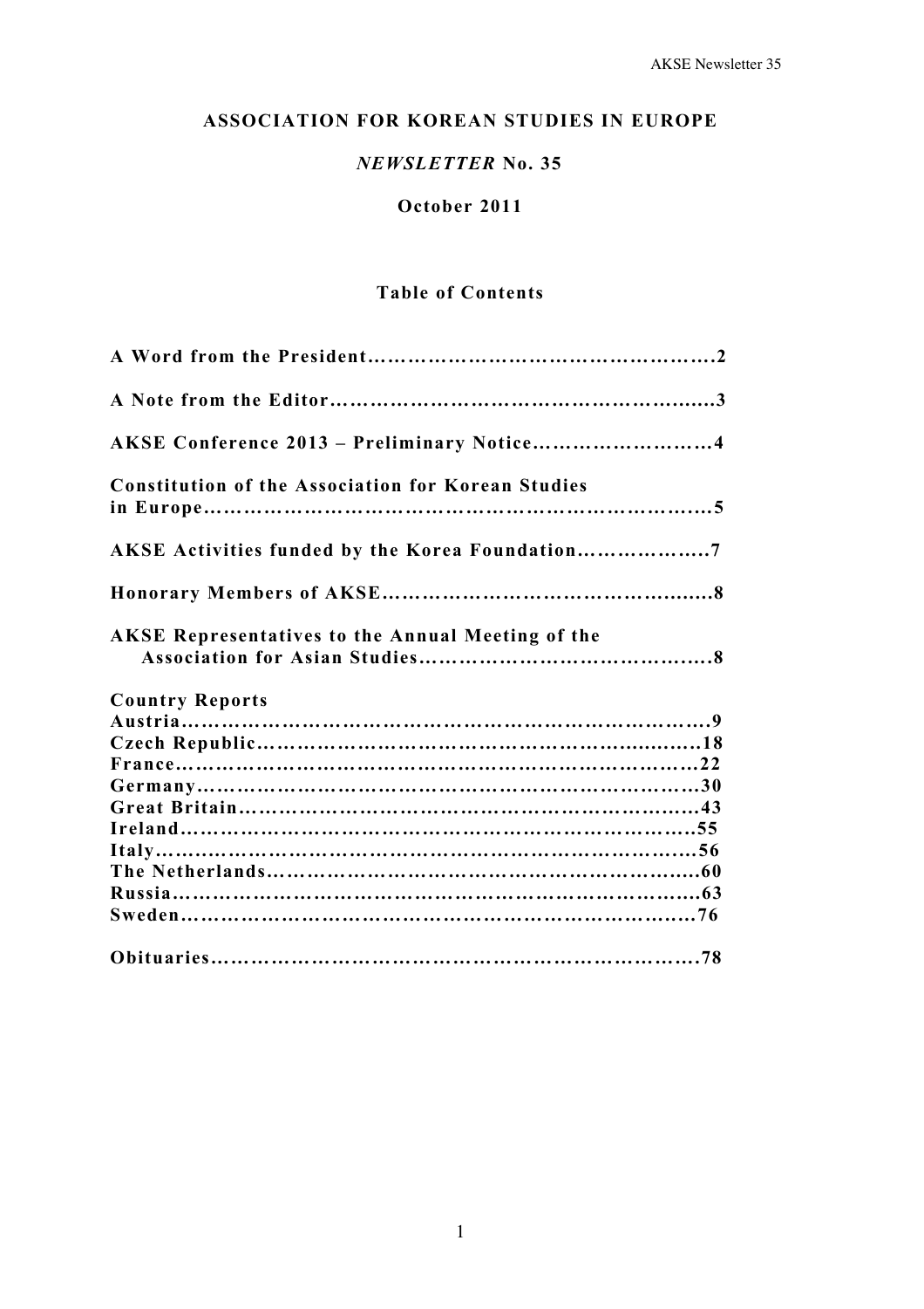# ASSOCIATION FOR KOREAN STUDIES IN EUROPE

## *NEWSLETTER* No. 35

## October 2011

### Table of Contents

**A Word from the President……………………………………………2**

**A Note from the Editor…………………………………………………3**

**AKSE Conference 2013 – Preliminary Notice………………………4**

**Constitution of the Association for Korean Studies in Europe…………………………………………………………………5**

**AKSE Activities funded by the Korea Foundation……………….7**

**Honorary Members of AKSE…………………………………………8**

**AKSE Representatives to the Annual Meeting of the Association for Asian Studies……………………………………8**

**Country Reports**
**Austria…………………………………………………………………9**
**Czech Republic………………………………………………………18**
**France…………………………………………………………………22**
**Germany………………………………………………………………30**
**Great Britain…………………………………………………………43**
**Ireland…………………………………………………………………55**
**Italy……………………………………………………………………56**
**The Netherlands……………………………………………………60**
**Russia…………………………………………………………………63**
**Sweden…………………………………………………………………76**

**Obituaries……………………………………………………………78**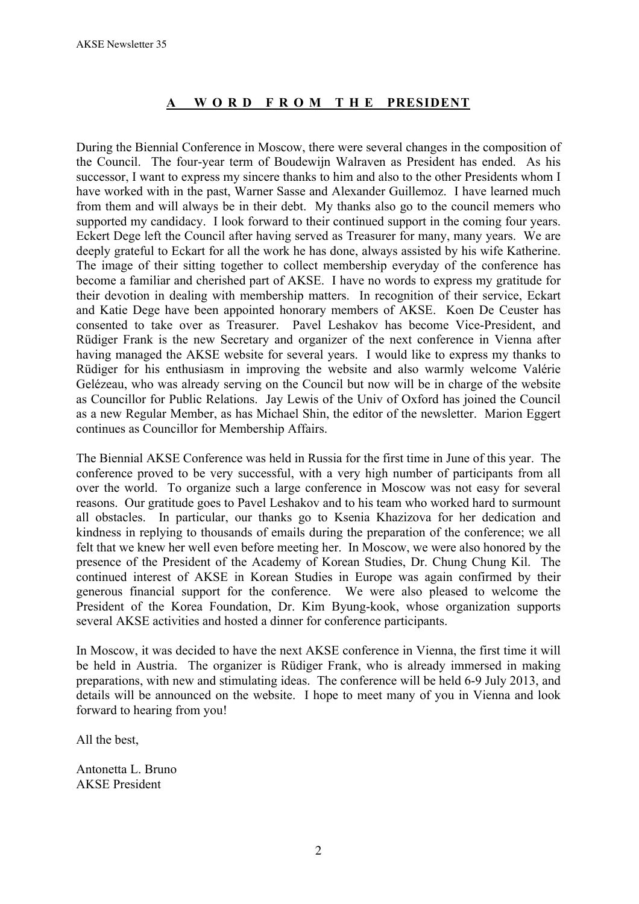## A WORD FROM THE PRESIDENT

During the Biennial Conference in Moscow, there were several changes in the composition of the Council. The four-year term of Boudewijn Walraven as President has ended. As his successor, I want to express my sincere thanks to him and also to the other Presidents whom I have worked with in the past, Warner Sasse and Alexander Guillemoz. I have learned much from them and will always be in their debt. My thanks also go to the council memers who supported my candidacy. I look forward to their continued support in the coming four years. Eckert Dege left the Council after having served as Treasurer for many, many years. We are deeply grateful to Eckart for all the work he has done, always assisted by his wife Katherine. The image of their sitting together to collect membership everyday of the conference has become a familiar and cherished part of AKSE. I have no words to express my gratitude for their devotion in dealing with membership matters. In recognition of their service, Eckart and Katie Dege have been appointed honorary members of AKSE. Koen De Ceuster has consented to take over as Treasurer. Pavel Leshakov has become Vice-President, and Rüdiger Frank is the new Secretary and organizer of the next conference in Vienna after having managed the AKSE website for several years. I would like to express my thanks to Rüdiger for his enthusiasm in improving the website and also warmly welcome Valérie Gelézeau, who was already serving on the Council but now will be in charge of the website as Councillor for Public Relations. Jay Lewis of the Univ of Oxford has joined the Council as a new Regular Member, as has Michael Shin, the editor of the newsletter. Marion Eggert continues as Councillor for Membership Affairs.

The Biennial AKSE Conference was held in Russia for the first time in June of this year. The conference proved to be very successful, with a very high number of participants from all over the world. To organize such a large conference in Moscow was not easy for several reasons. Our gratitude goes to Pavel Leshakov and to his team who worked hard to surmount all obstacles. In particular, our thanks go to Ksenia Khazizova for her dedication and kindness in replying to thousands of emails during the preparation of the conference; we all felt that we knew her well even before meeting her. In Moscow, we were also honored by the presence of the President of the Academy of Korean Studies, Dr. Chung Chung Kil. The continued interest of AKSE in Korean Studies in Europe was again confirmed by their generous financial support for the conference. We were also pleased to welcome the President of the Korea Foundation, Dr. Kim Byung-kook, whose organization supports several AKSE activities and hosted a dinner for conference participants.

In Moscow, it was decided to have the next AKSE conference in Vienna, the first time it will be held in Austria. The organizer is Rüdiger Frank, who is already immersed in making preparations, with new and stimulating ideas. The conference will be held 6-9 July 2013, and details will be announced on the website. I hope to meet many of you in Vienna and look forward to hearing from you!

All the best,

Antonetta L. Bruno
AKSE President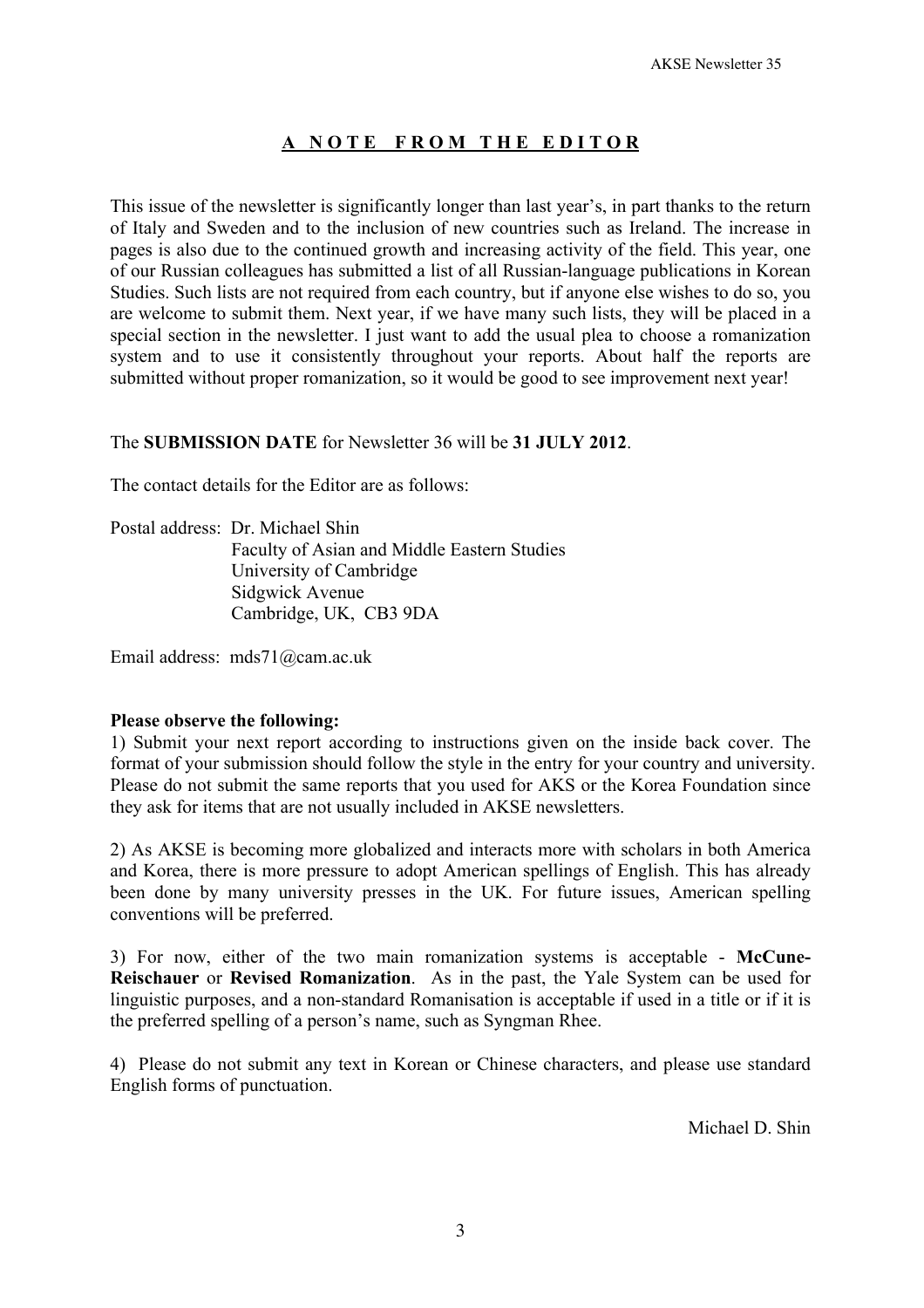# A NOTE FROM THE EDITOR

This issue of the newsletter is significantly longer than last year's, in part thanks to the return of Italy and Sweden and to the inclusion of new countries such as Ireland. The increase in pages is also due to the continued growth and increasing activity of the field. This year, one of our Russian colleagues has submitted a list of all Russian-language publications in Korean Studies. Such lists are not required from each country, but if anyone else wishes to do so, you are welcome to submit them. Next year, if we have many such lists, they will be placed in a special section in the newsletter. I just want to add the usual plea to choose a romanization system and to use it consistently throughout your reports. About half the reports are submitted without proper romanization, so it would be good to see improvement next year!

The **SUBMISSION DATE** for Newsletter 36 will be **31 JULY 2012**.

The contact details for the Editor are as follows:

Postal address: Dr. Michael Shin
Faculty of Asian and Middle Eastern Studies
University of Cambridge
Sidgwick Avenue
Cambridge, UK, CB3 9DA

Email address: mds71@cam.ac.uk

**Please observe the following:**

1) Submit your next report according to instructions given on the inside back cover. The format of your submission should follow the style in the entry for your country and university. Please do not submit the same reports that you used for AKS or the Korea Foundation since they ask for items that are not usually included in AKSE newsletters.

2) As AKSE is becoming more globalized and interacts more with scholars in both America and Korea, there is more pressure to adopt American spellings of English. This has already been done by many university presses in the UK. For future issues, American spelling conventions will be preferred.

3) For now, either of the two main romanization systems is acceptable - **McCune-Reischauer** or **Revised Romanization**. As in the past, the Yale System can be used for linguistic purposes, and a non-standard Romanisation is acceptable if used in a title or if it is the preferred spelling of a person's name, such as Syngman Rhee.

4) Please do not submit any text in Korean or Chinese characters, and please use standard English forms of punctuation.

Michael D. Shin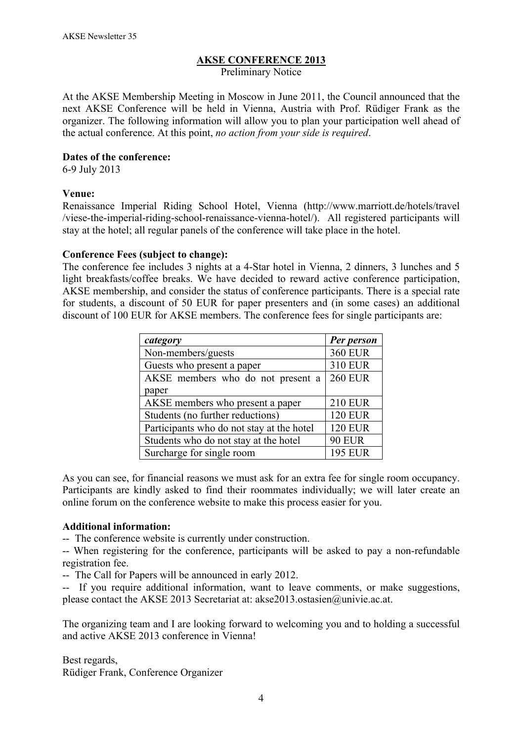## AKSE CONFERENCE 2013

Preliminary Notice

At the AKSE Membership Meeting in Moscow in June 2011, the Council announced that the next AKSE Conference will be held in Vienna, Austria with Prof. Rüdiger Frank as the organizer. The following information will allow you to plan your participation well ahead of the actual conference. At this point, *no action from your side is required*.

**Dates of the conference:**
6-9 July 2013

**Venue:**
Renaissance Imperial Riding School Hotel, Vienna (http://www.marriott.de/hotels/travel/viese-the-imperial-riding-school-renaissance-vienna-hotel/). All registered participants will stay at the hotel; all regular panels of the conference will take place in the hotel.

**Conference Fees (subject to change):**
The conference fee includes 3 nights at a 4-Star hotel in Vienna, 2 dinners, 3 lunches and 5 light breakfasts/coffee breaks. We have decided to reward active conference participation, AKSE membership, and consider the status of conference participants. There is a special rate for students, a discount of 50 EUR for paper presenters and (in some cases) an additional discount of 100 EUR for AKSE members. The conference fees for single participants are:

| *category* | *Per person* |
|---|---|
| Non-members/guests | 360 EUR |
| Guests who present a paper | 310 EUR |
| AKSE members who do not present a paper | 260 EUR |
| AKSE members who present a paper | 210 EUR |
| Students (no further reductions) | 120 EUR |
| Participants who do not stay at the hotel | 120 EUR |
| Students who do not stay at the hotel | 90 EUR |
| Surcharge for single room | 195 EUR |

As you can see, for financial reasons we must ask for an extra fee for single room occupancy. Participants are kindly asked to find their roommates individually; we will later create an online forum on the conference website to make this process easier for you.

**Additional information:**

-- The conference website is currently under construction.

-- When registering for the conference, participants will be asked to pay a non-refundable registration fee.

-- The Call for Papers will be announced in early 2012.

-- If you require additional information, want to leave comments, or make suggestions, please contact the AKSE 2013 Secretariat at: akse2013.ostasien@univie.ac.at.

The organizing team and I are looking forward to welcoming you and to holding a successful and active AKSE 2013 conference in Vienna!

Best regards,
Rüdiger Frank, Conference Organizer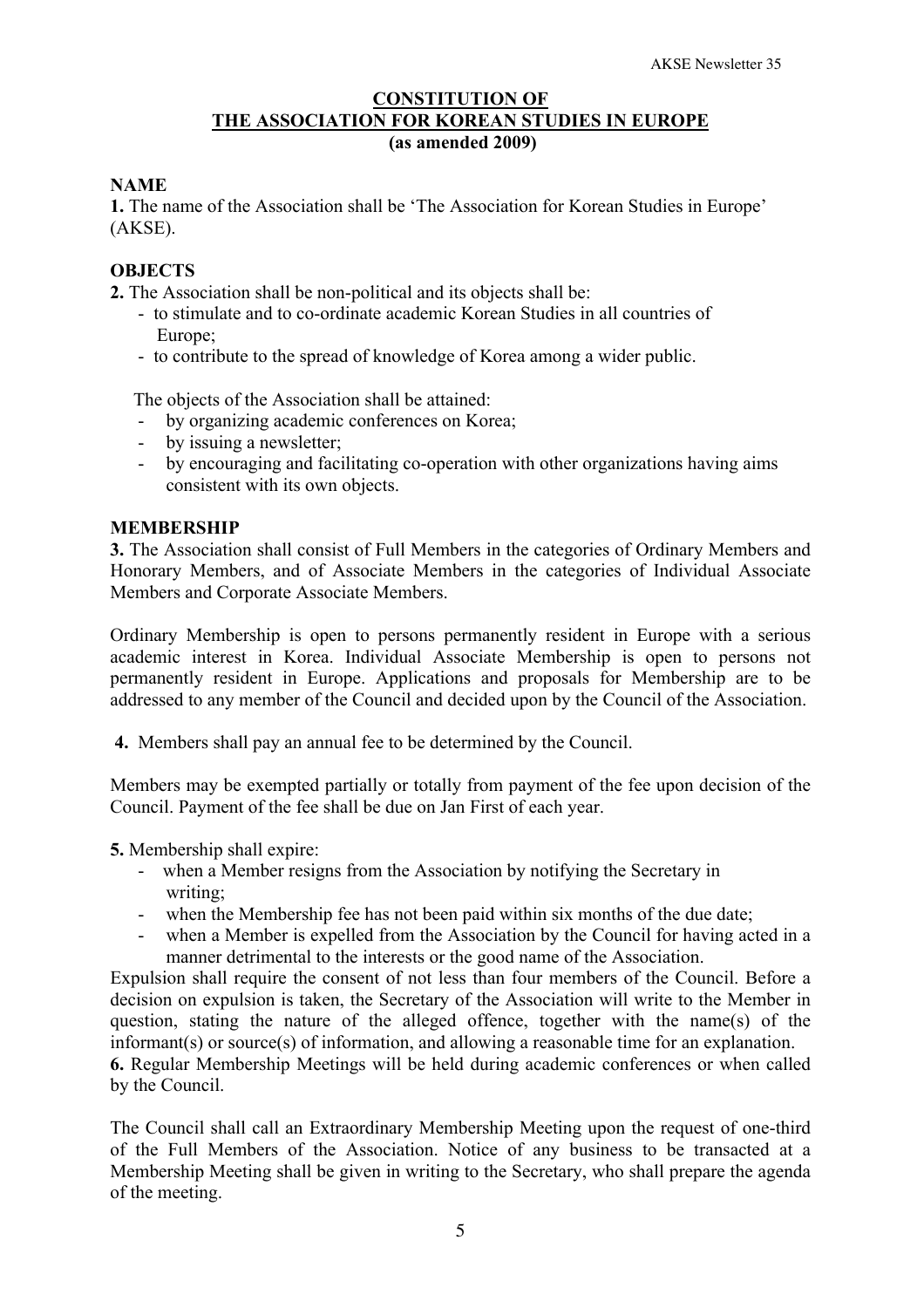# CONSTITUTION OF THE ASSOCIATION FOR KOREAN STUDIES IN EUROPE

**(as amended 2009)**

## NAME

**1.** The name of the Association shall be 'The Association for Korean Studies in Europe' (AKSE).

## OBJECTS

**2.** The Association shall be non-political and its objects shall be:

- to stimulate and to co-ordinate academic Korean Studies in all countries of Europe;
- to contribute to the spread of knowledge of Korea among a wider public.

The objects of the Association shall be attained:

- by organizing academic conferences on Korea;
- by issuing a newsletter;
- by encouraging and facilitating co-operation with other organizations having aims consistent with its own objects.

## MEMBERSHIP

**3.** The Association shall consist of Full Members in the categories of Ordinary Members and Honorary Members, and of Associate Members in the categories of Individual Associate Members and Corporate Associate Members.

Ordinary Membership is open to persons permanently resident in Europe with a serious academic interest in Korea. Individual Associate Membership is open to persons not permanently resident in Europe. Applications and proposals for Membership are to be addressed to any member of the Council and decided upon by the Council of the Association.

**4.** Members shall pay an annual fee to be determined by the Council.

Members may be exempted partially or totally from payment of the fee upon decision of the Council. Payment of the fee shall be due on Jan First of each year.

**5.** Membership shall expire:

- when a Member resigns from the Association by notifying the Secretary in writing;
- when the Membership fee has not been paid within six months of the due date;
- when a Member is expelled from the Association by the Council for having acted in a manner detrimental to the interests or the good name of the Association.

Expulsion shall require the consent of not less than four members of the Council. Before a decision on expulsion is taken, the Secretary of the Association will write to the Member in question, stating the nature of the alleged offence, together with the name(s) of the informant(s) or source(s) of information, and allowing a reasonable time for an explanation.

**6.** Regular Membership Meetings will be held during academic conferences or when called by the Council.

The Council shall call an Extraordinary Membership Meeting upon the request of one-third of the Full Members of the Association. Notice of any business to be transacted at a Membership Meeting shall be given in writing to the Secretary, who shall prepare the agenda of the meeting.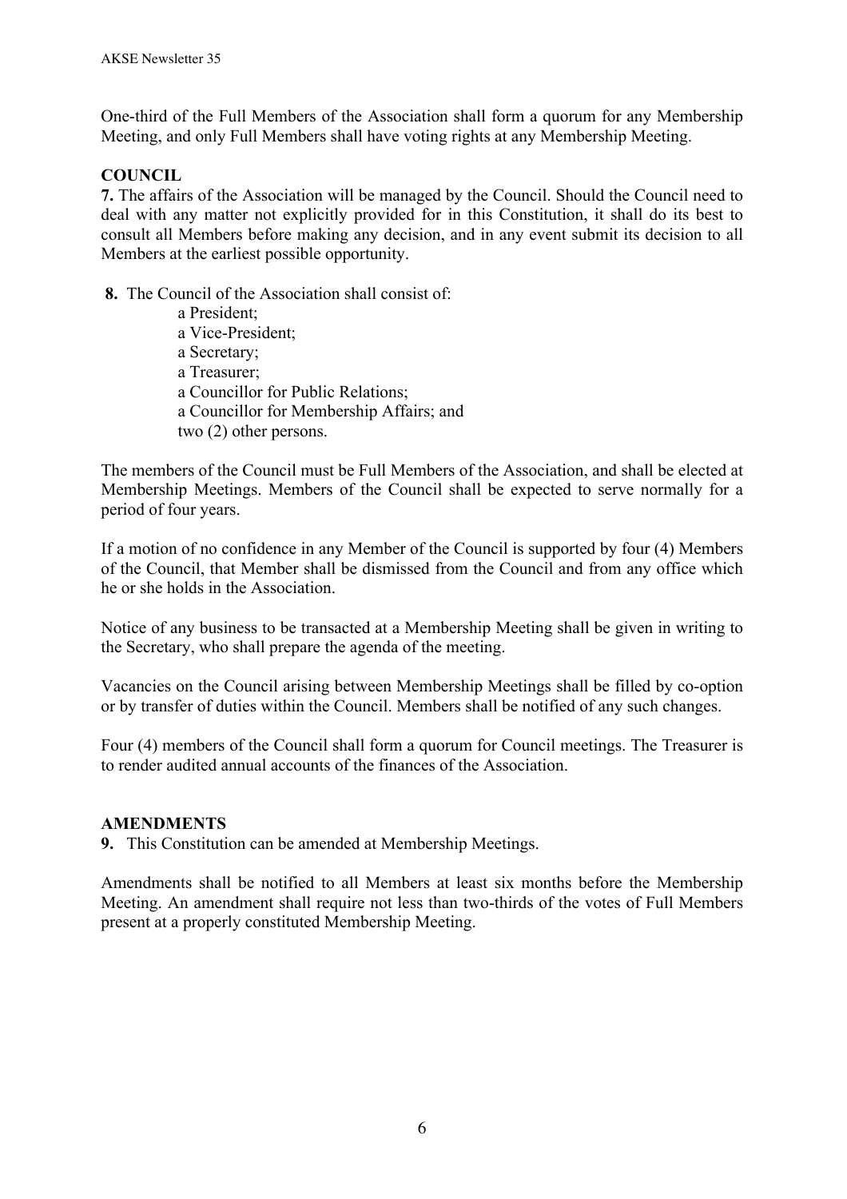One-third of the Full Members of the Association shall form a quorum for any Membership Meeting, and only Full Members shall have voting rights at any Membership Meeting.

**COUNCIL**

**7.** The affairs of the Association will be managed by the Council. Should the Council need to deal with any matter not explicitly provided for in this Constitution, it shall do its best to consult all Members before making any decision, and in any event submit its decision to all Members at the earliest possible opportunity.

**8.** The Council of the Association shall consist of:

a President;  
a Vice-President;  
a Secretary;  
a Treasurer;  
a Councillor for Public Relations;  
a Councillor for Membership Affairs; and  
two (2) other persons.

The members of the Council must be Full Members of the Association, and shall be elected at Membership Meetings. Members of the Council shall be expected to serve normally for a period of four years.

If a motion of no confidence in any Member of the Council is supported by four (4) Members of the Council, that Member shall be dismissed from the Council and from any office which he or she holds in the Association.

Notice of any business to be transacted at a Membership Meeting shall be given in writing to the Secretary, who shall prepare the agenda of the meeting.

Vacancies on the Council arising between Membership Meetings shall be filled by co-option or by transfer of duties within the Council. Members shall be notified of any such changes.

Four (4) members of the Council shall form a quorum for Council meetings. The Treasurer is to render audited annual accounts of the finances of the Association.

**AMENDMENTS**

**9.** This Constitution can be amended at Membership Meetings.

Amendments shall be notified to all Members at least six months before the Membership Meeting. An amendment shall require not less than two-thirds of the votes of Full Members present at a properly constituted Membership Meeting.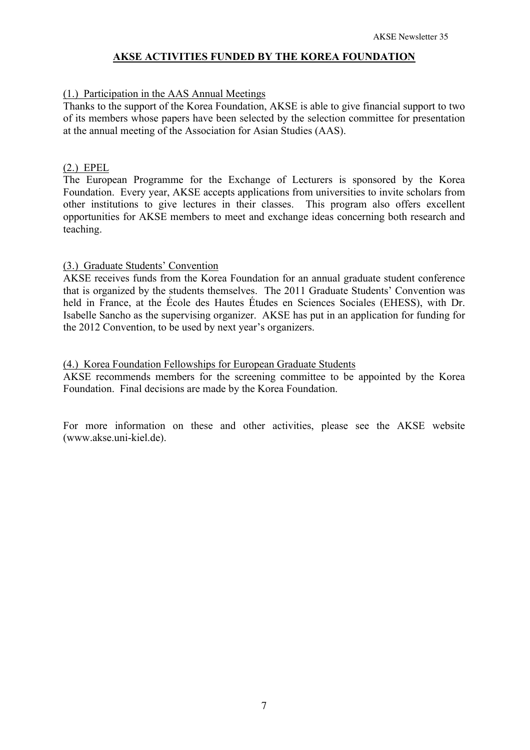## AKSE ACTIVITIES FUNDED BY THE KOREA FOUNDATION

(1.) Participation in the AAS Annual Meetings

Thanks to the support of the Korea Foundation, AKSE is able to give financial support to two of its members whose papers have been selected by the selection committee for presentation at the annual meeting of the Association for Asian Studies (AAS).

(2.) EPEL

The European Programme for the Exchange of Lecturers is sponsored by the Korea Foundation. Every year, AKSE accepts applications from universities to invite scholars from other institutions to give lectures in their classes. This program also offers excellent opportunities for AKSE members to meet and exchange ideas concerning both research and teaching.

(3.) Graduate Students' Convention

AKSE receives funds from the Korea Foundation for an annual graduate student conference that is organized by the students themselves. The 2011 Graduate Students' Convention was held in France, at the École des Hautes Études en Sciences Sociales (EHESS), with Dr. Isabelle Sancho as the supervising organizer. AKSE has put in an application for funding for the 2012 Convention, to be used by next year's organizers.

(4.) Korea Foundation Fellowships for European Graduate Students

AKSE recommends members for the screening committee to be appointed by the Korea Foundation. Final decisions are made by the Korea Foundation.

For more information on these and other activities, please see the AKSE website (www.akse.uni-kiel.de).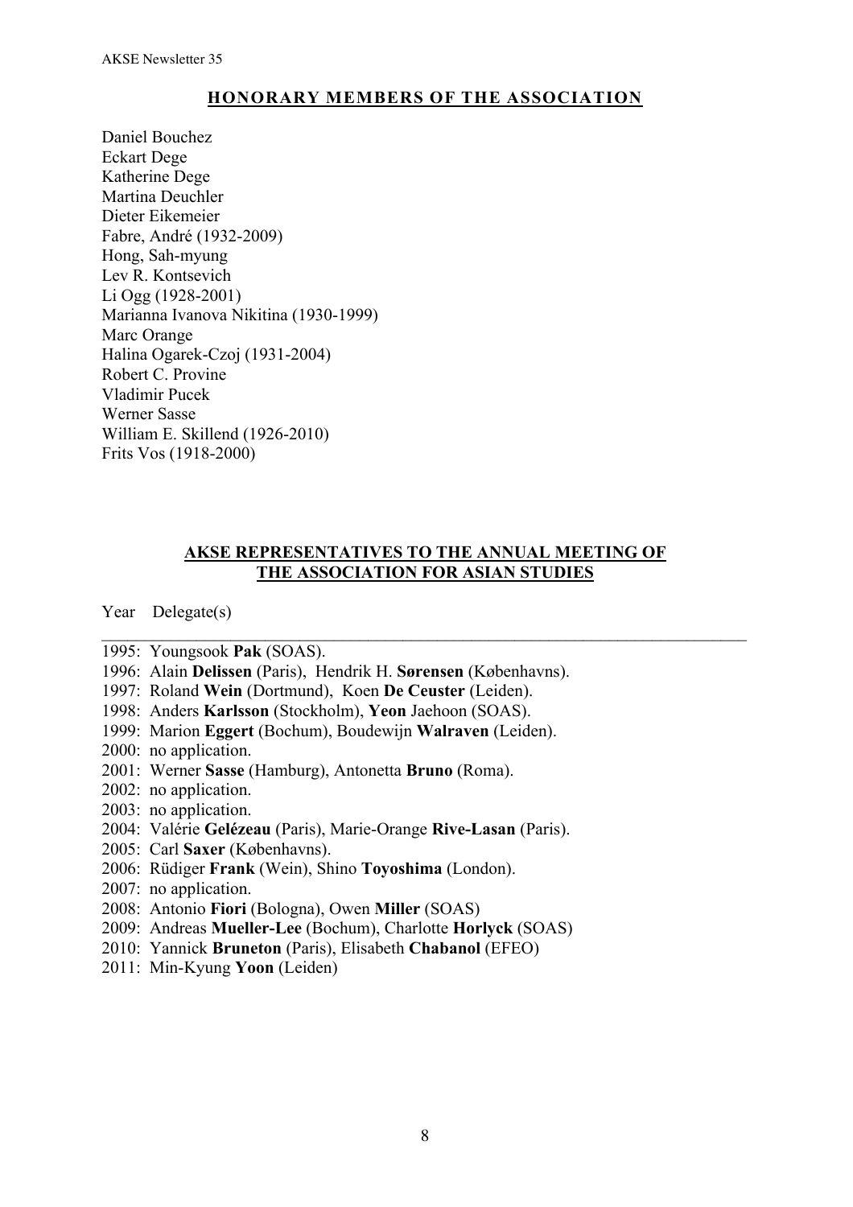## HONORARY MEMBERS OF THE ASSOCIATION

Daniel Bouchez
Eckart Dege
Katherine Dege
Martina Deuchler
Dieter Eikemeier
Fabre, André (1932-2009)
Hong, Sah-myung
Lev R. Kontsevich
Li Ogg (1928-2001)
Marianna Ivanova Nikitina (1930-1999)
Marc Orange
Halina Ogarek-Czoj (1931-2004)
Robert C. Provine
Vladimir Pucek
Werner Sasse
William E. Skillend (1926-2010)
Frits Vos (1918-2000)

## AKSE REPRESENTATIVES TO THE ANNUAL MEETING OF THE ASSOCIATION FOR ASIAN STUDIES

Year Delegate(s)

---

1995: Youngsook **Pak** (SOAS).
1996: Alain **Delissen** (Paris), Hendrik H. **Sørensen** (Københavns).
1997: Roland **Wein** (Dortmund), Koen **De Ceuster** (Leiden).
1998: Anders **Karlsson** (Stockholm), **Yeon** Jaehoon (SOAS).
1999: Marion **Eggert** (Bochum), Boudewijn **Walraven** (Leiden).
2000: no application.
2001: Werner **Sasse** (Hamburg), Antonetta **Bruno** (Roma).
2002: no application.
2003: no application.
2004: Valérie **Gelézeau** (Paris), Marie-Orange **Rive-Lasan** (Paris).
2005: Carl **Saxer** (Københavns).
2006: Rüdiger **Frank** (Wein), Shino **Toyoshima** (London).
2007: no application.
2008: Antonio **Fiori** (Bologna), Owen **Miller** (SOAS)
2009: Andreas **Mueller-Lee** (Bochum), Charlotte **Horlyck** (SOAS)
2010: Yannick **Bruneton** (Paris), Elisabeth **Chabanol** (EFEO)
2011: Min-Kyung **Yoon** (Leiden)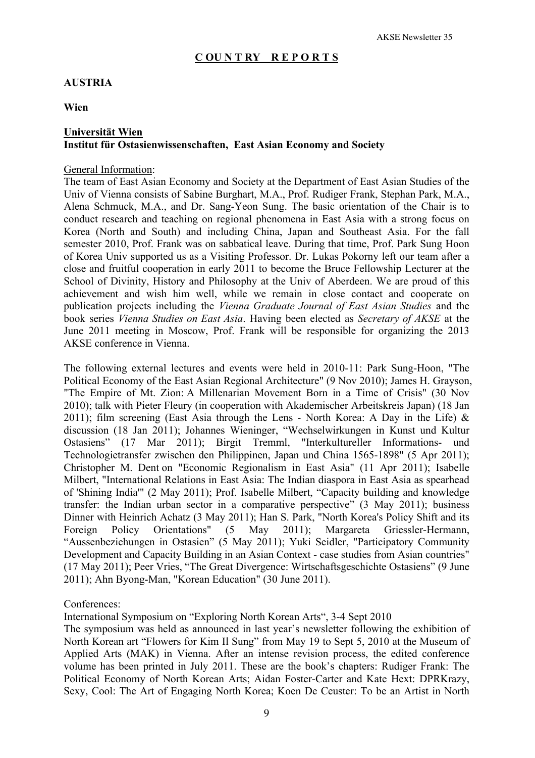## COUNTRY REPORTS

### AUSTRIA

**Wien**

**Universität Wien**
**Institut für Ostasienwissenschaften, East Asian Economy and Society**

General Information:
The team of East Asian Economy and Society at the Department of East Asian Studies of the Univ of Vienna consists of Sabine Burghart, M.A., Prof. Rudiger Frank, Stephan Park, M.A., Alena Schmuck, M.A., and Dr. Sang-Yeon Sung. The basic orientation of the Chair is to conduct research and teaching on regional phenomena in East Asia with a strong focus on Korea (North and South) and including China, Japan and Southeast Asia. For the fall semester 2010, Prof. Frank was on sabbatical leave. During that time, Prof. Park Sung Hoon of Korea Univ supported us as a Visiting Professor. Dr. Lukas Pokorny left our team after a close and fruitful cooperation in early 2011 to become the Bruce Fellowship Lecturer at the School of Divinity, History and Philosophy at the Univ of Aberdeen. We are proud of this achievement and wish him well, while we remain in close contact and cooperate on publication projects including the *Vienna Graduate Journal of East Asian Studies* and the book series *Vienna Studies on East Asia*. Having been elected as *Secretary of AKSE* at the June 2011 meeting in Moscow, Prof. Frank will be responsible for organizing the 2013 AKSE conference in Vienna.

The following external lectures and events were held in 2010-11: Park Sung-Hoon, "The Political Economy of the East Asian Regional Architecture" (9 Nov 2010); James H. Grayson, "The Empire of Mt. Zion: A Millenarian Movement Born in a Time of Crisis" (30 Nov 2010); talk with Pieter Fleury (in cooperation with Akademischer Arbeitskreis Japan) (18 Jan 2011); film screening (East Asia through the Lens - North Korea: A Day in the Life) & discussion (18 Jan 2011); Johannes Wieninger, "Wechselwirkungen in Kunst und Kultur Ostasiens" (17 Mar 2011); Birgit Tremml, "Interkultureller Informations- und Technologietransfer zwischen den Philippinen, Japan und China 1565-1898" (5 Apr 2011); Christopher M. Dent on "Economic Regionalism in East Asia" (11 Apr 2011); Isabelle Milbert, "International Relations in East Asia: The Indian diaspora in East Asia as spearhead of 'Shining India'" (2 May 2011); Prof. Isabelle Milbert, "Capacity building and knowledge transfer: the Indian urban sector in a comparative perspective" (3 May 2011); business Dinner with Heinrich Achatz (3 May 2011); Han S. Park, "North Korea's Policy Shift and its Foreign Policy Orientations" (5 May 2011); Margareta Griessler-Hermann, "Aussenbeziehungen in Ostasien" (5 May 2011); Yuki Seidler, "Participatory Community Development and Capacity Building in an Asian Context - case studies from Asian countries" (17 May 2011); Peer Vries, "The Great Divergence: Wirtschaftsgeschichte Ostasiens" (9 June 2011); Ahn Byong-Man, "Korean Education" (30 June 2011).

Conferences:
International Symposium on "Exploring North Korean Arts", 3-4 Sept 2010
The symposium was held as announced in last year's newsletter following the exhibition of North Korean art "Flowers for Kim Il Sung" from May 19 to Sept 5, 2010 at the Museum of Applied Arts (MAK) in Vienna. After an intense revision process, the edited conference volume has been printed in July 2011. These are the book's chapters: Rudiger Frank: The Political Economy of North Korean Arts; Aidan Foster-Carter and Kate Hext: DPRKrazy, Sexy, Cool: The Art of Engaging North Korea; Koen De Ceuster: To be an Artist in North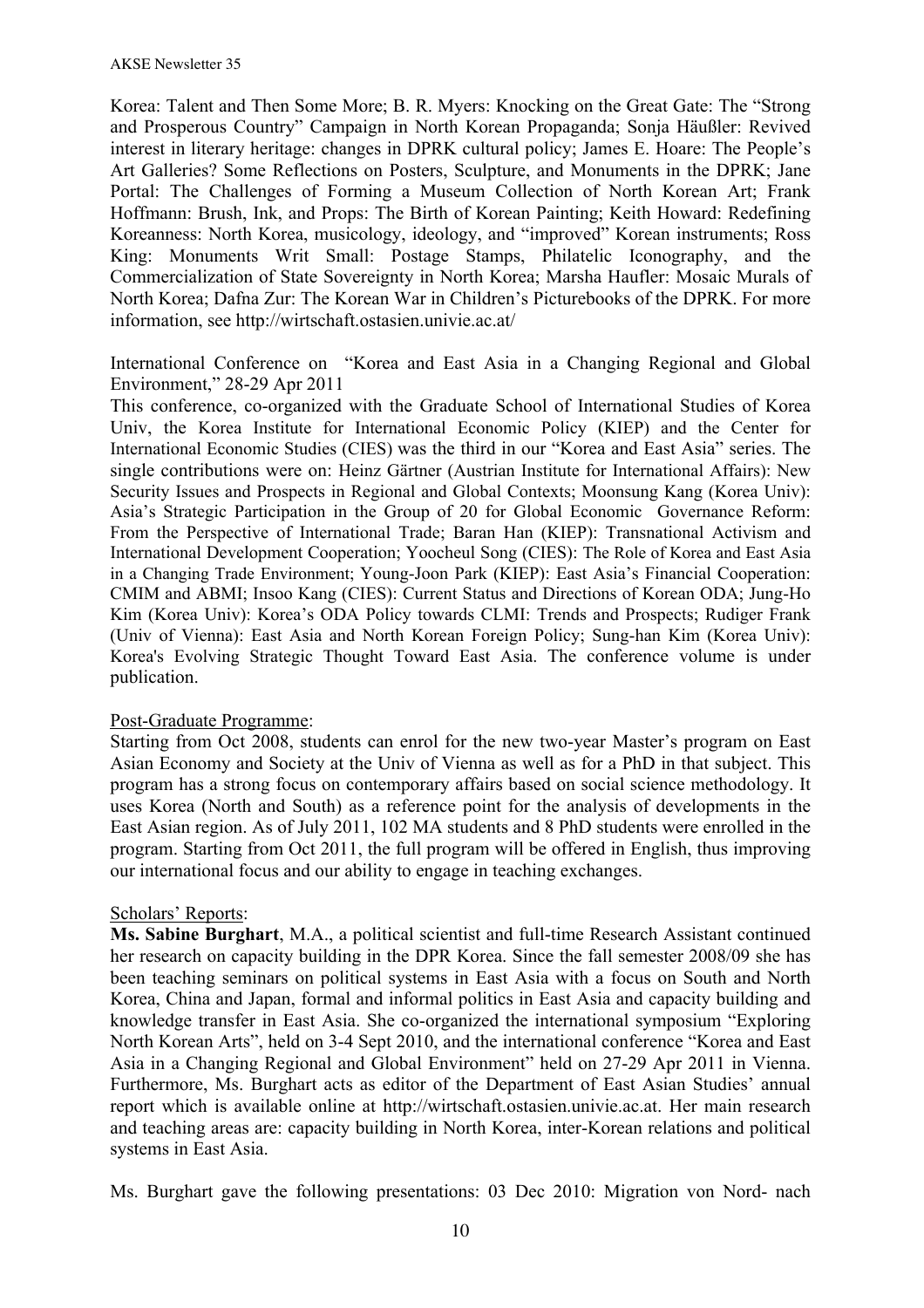Korea: Talent and Then Some More; B. R. Myers: Knocking on the Great Gate: The "Strong and Prosperous Country" Campaign in North Korean Propaganda; Sonja Häußler: Revived interest in literary heritage: changes in DPRK cultural policy; James E. Hoare: The People's Art Galleries? Some Reflections on Posters, Sculpture, and Monuments in the DPRK; Jane Portal: The Challenges of Forming a Museum Collection of North Korean Art; Frank Hoffmann: Brush, Ink, and Props: The Birth of Korean Painting; Keith Howard: Redefining Koreanness: North Korea, musicology, ideology, and "improved" Korean instruments; Ross King: Monuments Writ Small: Postage Stamps, Philatelic Iconography, and the Commercialization of State Sovereignty in North Korea; Marsha Haufler: Mosaic Murals of North Korea; Dafna Zur: The Korean War in Children's Picturebooks of the DPRK. For more information, see http://wirtschaft.ostasien.univie.ac.at/

International Conference on "Korea and East Asia in a Changing Regional and Global Environment," 28-29 Apr 2011

This conference, co-organized with the Graduate School of International Studies of Korea Univ, the Korea Institute for International Economic Policy (KIEP) and the Center for International Economic Studies (CIES) was the third in our "Korea and East Asia" series. The single contributions were on: Heinz Gärtner (Austrian Institute for International Affairs): New Security Issues and Prospects in Regional and Global Contexts; Moonsung Kang (Korea Univ): Asia's Strategic Participation in the Group of 20 for Global Economic Governance Reform: From the Perspective of International Trade; Baran Han (KIEP): Transnational Activism and International Development Cooperation; Yoocheul Song (CIES): The Role of Korea and East Asia in a Changing Trade Environment; Young-Joon Park (KIEP): East Asia's Financial Cooperation: CMIM and ABMI; Insoo Kang (CIES): Current Status and Directions of Korean ODA; Jung-Ho Kim (Korea Univ): Korea's ODA Policy towards CLMI: Trends and Prospects; Rudiger Frank (Univ of Vienna): East Asia and North Korean Foreign Policy; Sung-han Kim (Korea Univ): Korea's Evolving Strategic Thought Toward East Asia. The conference volume is under publication.

Post-Graduate Programme:

Starting from Oct 2008, students can enrol for the new two-year Master's program on East Asian Economy and Society at the Univ of Vienna as well as for a PhD in that subject. This program has a strong focus on contemporary affairs based on social science methodology. It uses Korea (North and South) as a reference point for the analysis of developments in the East Asian region. As of July 2011, 102 MA students and 8 PhD students were enrolled in the program. Starting from Oct 2011, the full program will be offered in English, thus improving our international focus and our ability to engage in teaching exchanges.

Scholars' Reports:

**Ms. Sabine Burghart**, M.A., a political scientist and full-time Research Assistant continued her research on capacity building in the DPR Korea. Since the fall semester 2008/09 she has been teaching seminars on political systems in East Asia with a focus on South and North Korea, China and Japan, formal and informal politics in East Asia and capacity building and knowledge transfer in East Asia. She co-organized the international symposium "Exploring North Korean Arts", held on 3-4 Sept 2010, and the international conference "Korea and East Asia in a Changing Regional and Global Environment" held on 27-29 Apr 2011 in Vienna. Furthermore, Ms. Burghart acts as editor of the Department of East Asian Studies' annual report which is available online at http://wirtschaft.ostasien.univie.ac.at. Her main research and teaching areas are: capacity building in North Korea, inter-Korean relations and political systems in East Asia.

Ms. Burghart gave the following presentations: 03 Dec 2010: Migration von Nord- nach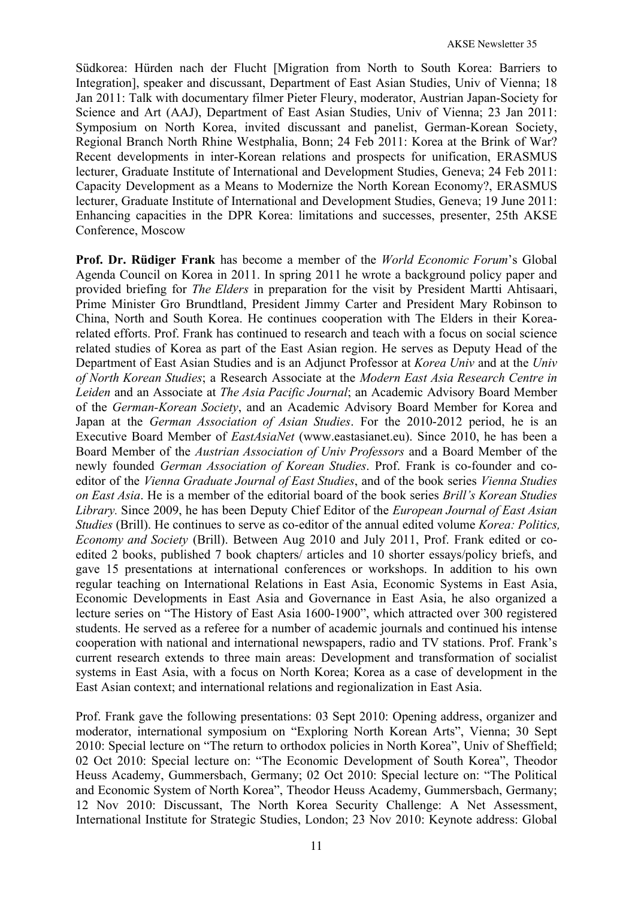Südkorea: Hürden nach der Flucht [Migration from North to South Korea: Barriers to Integration], speaker and discussant, Department of East Asian Studies, Univ of Vienna; 18 Jan 2011: Talk with documentary filmer Pieter Fleury, moderator, Austrian Japan-Society for Science and Art (AAJ), Department of East Asian Studies, Univ of Vienna; 23 Jan 2011: Symposium on North Korea, invited discussant and panelist, German-Korean Society, Regional Branch North Rhine Westphalia, Bonn; 24 Feb 2011: Korea at the Brink of War? Recent developments in inter-Korean relations and prospects for unification, ERASMUS lecturer, Graduate Institute of International and Development Studies, Geneva; 24 Feb 2011: Capacity Development as a Means to Modernize the North Korean Economy?, ERASMUS lecturer, Graduate Institute of International and Development Studies, Geneva; 19 June 2011: Enhancing capacities in the DPR Korea: limitations and successes, presenter, 25th AKSE Conference, Moscow

**Prof. Dr. Rüdiger Frank** has become a member of the *World Economic Forum*'s Global Agenda Council on Korea in 2011. In spring 2011 he wrote a background policy paper and provided briefing for *The Elders* in preparation for the visit by President Martti Ahtisaari, Prime Minister Gro Brundtland, President Jimmy Carter and President Mary Robinson to China, North and South Korea. He continues cooperation with The Elders in their Korea-related efforts. Prof. Frank has continued to research and teach with a focus on social science related studies of Korea as part of the East Asian region. He serves as Deputy Head of the Department of East Asian Studies and is an Adjunct Professor at *Korea Univ* and at the *Univ of North Korean Studies*; a Research Associate at the *Modern East Asia Research Centre in Leiden* and an Associate at *The Asia Pacific Journal*; an Academic Advisory Board Member of the *German-Korean Society*, and an Academic Advisory Board Member for Korea and Japan at the *German Association of Asian Studies*. For the 2010-2012 period, he is an Executive Board Member of *EastAsiaNet* (www.eastasianet.eu). Since 2010, he has been a Board Member of the *Austrian Association of Univ Professors* and a Board Member of the newly founded *German Association of Korean Studies*. Prof. Frank is co-founder and co-editor of the *Vienna Graduate Journal of East Studies*, and of the book series *Vienna Studies on East Asia*. He is a member of the editorial board of the book series *Brill's Korean Studies Library.* Since 2009, he has been Deputy Chief Editor of the *European Journal of East Asian Studies* (Brill). He continues to serve as co-editor of the annual edited volume *Korea: Politics, Economy and Society* (Brill). Between Aug 2010 and July 2011, Prof. Frank edited or co-edited 2 books, published 7 book chapters/ articles and 10 shorter essays/policy briefs, and gave 15 presentations at international conferences or workshops. In addition to his own regular teaching on International Relations in East Asia, Economic Systems in East Asia, Economic Developments in East Asia and Governance in East Asia, he also organized a lecture series on "The History of East Asia 1600-1900", which attracted over 300 registered students. He served as a referee for a number of academic journals and continued his intense cooperation with national and international newspapers, radio and TV stations. Prof. Frank's current research extends to three main areas: Development and transformation of socialist systems in East Asia, with a focus on North Korea; Korea as a case of development in the East Asian context; and international relations and regionalization in East Asia.

Prof. Frank gave the following presentations: 03 Sept 2010: Opening address, organizer and moderator, international symposium on "Exploring North Korean Arts", Vienna; 30 Sept 2010: Special lecture on "The return to orthodox policies in North Korea", Univ of Sheffield; 02 Oct 2010: Special lecture on: "The Economic Development of South Korea", Theodor Heuss Academy, Gummersbach, Germany; 02 Oct 2010: Special lecture on: "The Political and Economic System of North Korea", Theodor Heuss Academy, Gummersbach, Germany; 12 Nov 2010: Discussant, The North Korea Security Challenge: A Net Assessment, International Institute for Strategic Studies, London; 23 Nov 2010: Keynote address: Global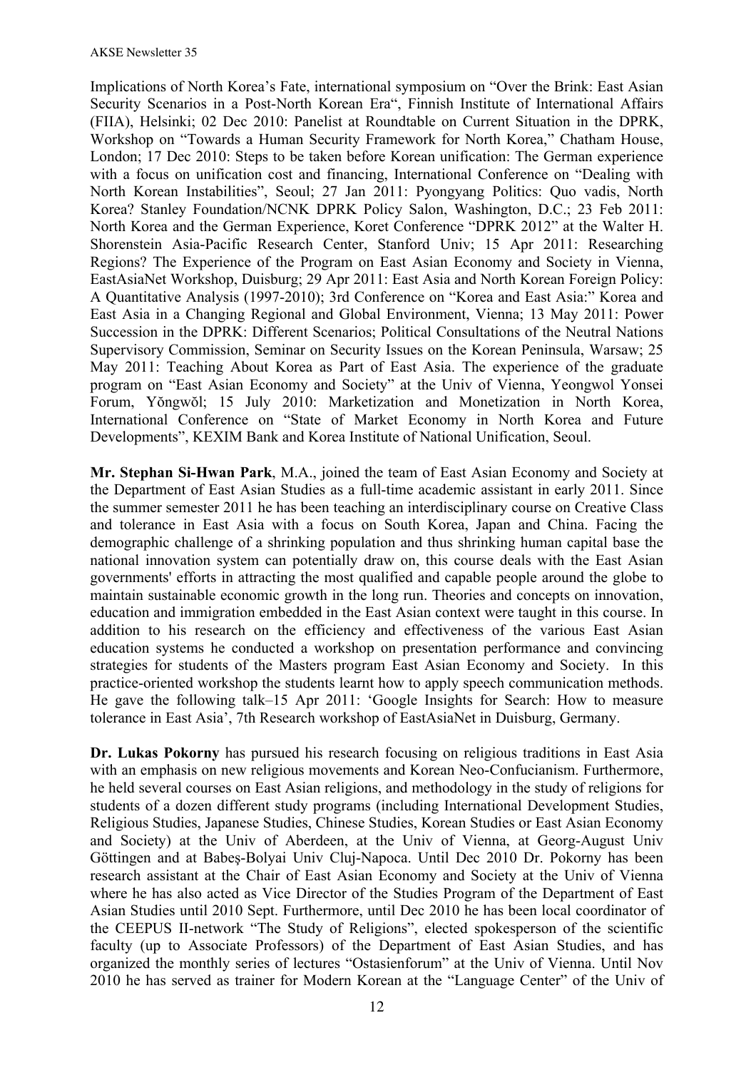Implications of North Korea's Fate, international symposium on "Over the Brink: East Asian Security Scenarios in a Post-North Korean Era", Finnish Institute of International Affairs (FIIA), Helsinki; 02 Dec 2010: Panelist at Roundtable on Current Situation in the DPRK, Workshop on "Towards a Human Security Framework for North Korea," Chatham House, London; 17 Dec 2010: Steps to be taken before Korean unification: The German experience with a focus on unification cost and financing, International Conference on "Dealing with North Korean Instabilities", Seoul; 27 Jan 2011: Pyongyang Politics: Quo vadis, North Korea? Stanley Foundation/NCNK DPRK Policy Salon, Washington, D.C.; 23 Feb 2011: North Korea and the German Experience, Koret Conference "DPRK 2012" at the Walter H. Shorenstein Asia-Pacific Research Center, Stanford Univ; 15 Apr 2011: Researching Regions? The Experience of the Program on East Asian Economy and Society in Vienna, EastAsiaNet Workshop, Duisburg; 29 Apr 2011: East Asia and North Korean Foreign Policy: A Quantitative Analysis (1997-2010); 3rd Conference on "Korea and East Asia:" Korea and East Asia in a Changing Regional and Global Environment, Vienna; 13 May 2011: Power Succession in the DPRK: Different Scenarios; Political Consultations of the Neutral Nations Supervisory Commission, Seminar on Security Issues on the Korean Peninsula, Warsaw; 25 May 2011: Teaching About Korea as Part of East Asia. The experience of the graduate program on "East Asian Economy and Society" at the Univ of Vienna, Yeongwol Yonsei Forum, Yŏngwŏl; 15 July 2010: Marketization and Monetization in North Korea, International Conference on "State of Market Economy in North Korea and Future Developments", KEXIM Bank and Korea Institute of National Unification, Seoul.

**Mr. Stephan Si-Hwan Park**, M.A., joined the team of East Asian Economy and Society at the Department of East Asian Studies as a full-time academic assistant in early 2011. Since the summer semester 2011 he has been teaching an interdisciplinary course on Creative Class and tolerance in East Asia with a focus on South Korea, Japan and China. Facing the demographic challenge of a shrinking population and thus shrinking human capital base the national innovation system can potentially draw on, this course deals with the East Asian governments' efforts in attracting the most qualified and capable people around the globe to maintain sustainable economic growth in the long run. Theories and concepts on innovation, education and immigration embedded in the East Asian context were taught in this course. In addition to his research on the efficiency and effectiveness of the various East Asian education systems he conducted a workshop on presentation performance and convincing strategies for students of the Masters program East Asian Economy and Society. In this practice-oriented workshop the students learnt how to apply speech communication methods. He gave the following talk–15 Apr 2011: 'Google Insights for Search: How to measure tolerance in East Asia', 7th Research workshop of EastAsiaNet in Duisburg, Germany.

**Dr. Lukas Pokorny** has pursued his research focusing on religious traditions in East Asia with an emphasis on new religious movements and Korean Neo-Confucianism. Furthermore, he held several courses on East Asian religions, and methodology in the study of religions for students of a dozen different study programs (including International Development Studies, Religious Studies, Japanese Studies, Chinese Studies, Korean Studies or East Asian Economy and Society) at the Univ of Aberdeen, at the Univ of Vienna, at Georg-August Univ Göttingen and at Babeş-Bolyai Univ Cluj-Napoca. Until Dec 2010 Dr. Pokorny has been research assistant at the Chair of East Asian Economy and Society at the Univ of Vienna where he has also acted as Vice Director of the Studies Program of the Department of East Asian Studies until 2010 Sept. Furthermore, until Dec 2010 he has been local coordinator of the CEEPUS II-network "The Study of Religions", elected spokesperson of the scientific faculty (up to Associate Professors) of the Department of East Asian Studies, and has organized the monthly series of lectures "Ostasienforum" at the Univ of Vienna. Until Nov 2010 he has served as trainer for Modern Korean at the "Language Center" of the Univ of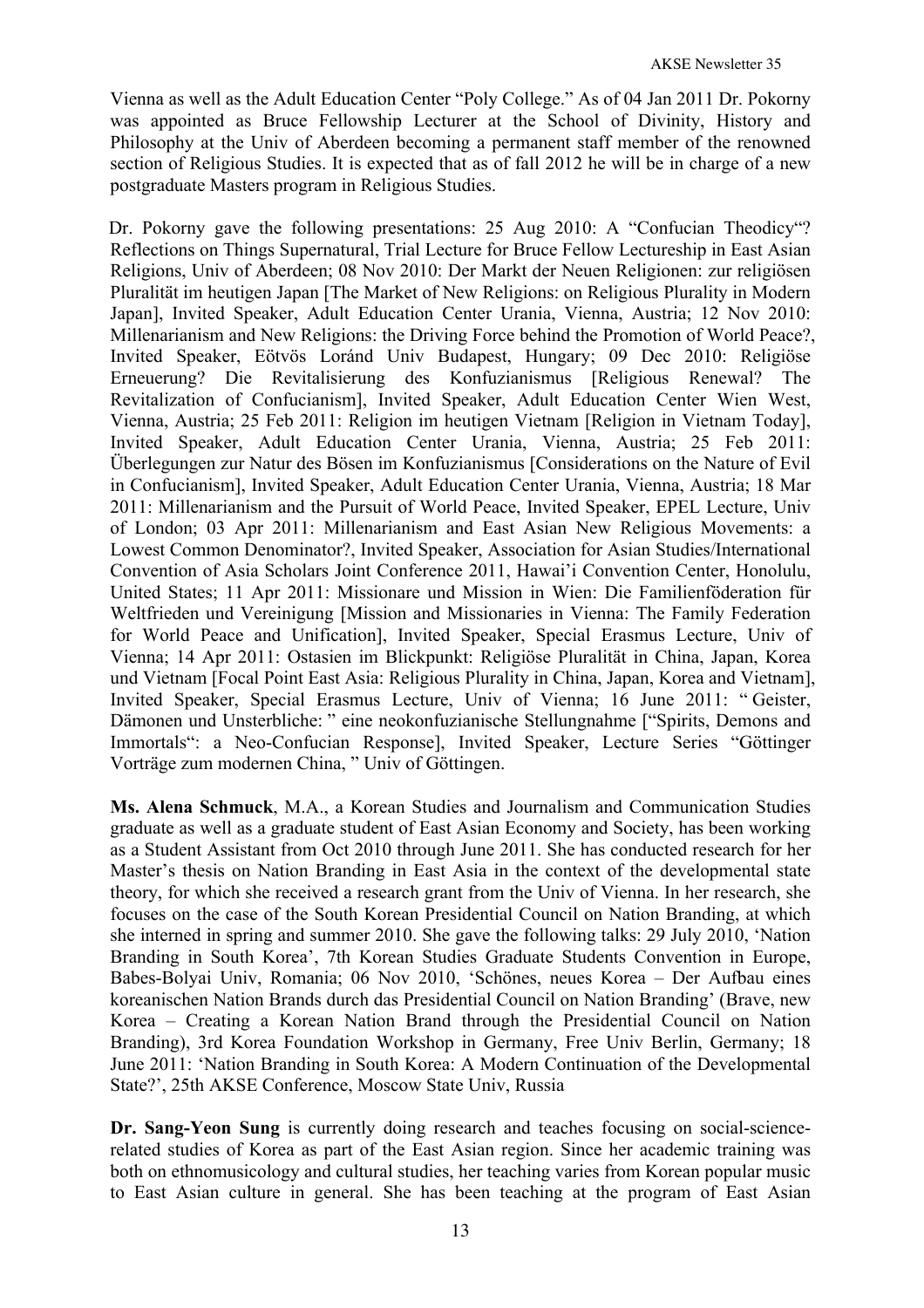Vienna as well as the Adult Education Center "Poly College." As of 04 Jan 2011 Dr. Pokorny was appointed as Bruce Fellowship Lecturer at the School of Divinity, History and Philosophy at the Univ of Aberdeen becoming a permanent staff member of the renowned section of Religious Studies. It is expected that as of fall 2012 he will be in charge of a new postgraduate Masters program in Religious Studies.

Dr. Pokorny gave the following presentations: 25 Aug 2010: A "Confucian Theodicy"? Reflections on Things Supernatural, Trial Lecture for Bruce Fellow Lectureship in East Asian Religions, Univ of Aberdeen; 08 Nov 2010: Der Markt der Neuen Religionen: zur religiösen Pluralität im heutigen Japan [The Market of New Religions: on Religious Plurality in Modern Japan], Invited Speaker, Adult Education Center Urania, Vienna, Austria; 12 Nov 2010: Millenarianism and New Religions: the Driving Force behind the Promotion of World Peace?, Invited Speaker, Eötvös Loránd Univ Budapest, Hungary; 09 Dec 2010: Religiöse Erneuerung? Die Revitalisierung des Konfuzianismus [Religious Renewal? The Revitalization of Confucianism], Invited Speaker, Adult Education Center Wien West, Vienna, Austria; 25 Feb 2011: Religion im heutigen Vietnam [Religion in Vietnam Today], Invited Speaker, Adult Education Center Urania, Vienna, Austria; 25 Feb 2011: Überlegungen zur Natur des Bösen im Konfuzianismus [Considerations on the Nature of Evil in Confucianism], Invited Speaker, Adult Education Center Urania, Vienna, Austria; 18 Mar 2011: Millenarianism and the Pursuit of World Peace, Invited Speaker, EPEL Lecture, Univ of London; 03 Apr 2011: Millenarianism and East Asian New Religious Movements: a Lowest Common Denominator?, Invited Speaker, Association for Asian Studies/International Convention of Asia Scholars Joint Conference 2011, Hawai'i Convention Center, Honolulu, United States; 11 Apr 2011: Missionare und Mission in Wien: Die Familienföderation für Weltfrieden und Vereinigung [Mission and Missionaries in Vienna: The Family Federation for World Peace and Unification], Invited Speaker, Special Erasmus Lecture, Univ of Vienna; 14 Apr 2011: Ostasien im Blickpunkt: Religiöse Pluralität in China, Japan, Korea und Vietnam [Focal Point East Asia: Religious Plurality in China, Japan, Korea and Vietnam], Invited Speaker, Special Erasmus Lecture, Univ of Vienna; 16 June 2011: " Geister, Dämonen und Unsterbliche: " eine neokonfuzianische Stellungnahme ["Spirits, Demons and Immortals": a Neo-Confucian Response], Invited Speaker, Lecture Series "Göttinger Vorträge zum modernen China, " Univ of Göttingen.

**Ms. Alena Schmuck**, M.A., a Korean Studies and Journalism and Communication Studies graduate as well as a graduate student of East Asian Economy and Society, has been working as a Student Assistant from Oct 2010 through June 2011. She has conducted research for her Master's thesis on Nation Branding in East Asia in the context of the developmental state theory, for which she received a research grant from the Univ of Vienna. In her research, she focuses on the case of the South Korean Presidential Council on Nation Branding, at which she interned in spring and summer 2010. She gave the following talks: 29 July 2010, 'Nation Branding in South Korea', 7th Korean Studies Graduate Students Convention in Europe, Babes-Bolyai Univ, Romania; 06 Nov 2010, 'Schönes, neues Korea – Der Aufbau eines koreanischen Nation Brands durch das Presidential Council on Nation Branding' (Brave, new Korea – Creating a Korean Nation Brand through the Presidential Council on Nation Branding), 3rd Korea Foundation Workshop in Germany, Free Univ Berlin, Germany; 18 June 2011: 'Nation Branding in South Korea: A Modern Continuation of the Developmental State?', 25th AKSE Conference, Moscow State Univ, Russia

**Dr. Sang-Yeon Sung** is currently doing research and teaches focusing on social-science-related studies of Korea as part of the East Asian region. Since her academic training was both on ethnomusicology and cultural studies, her teaching varies from Korean popular music to East Asian culture in general. She has been teaching at the program of East Asian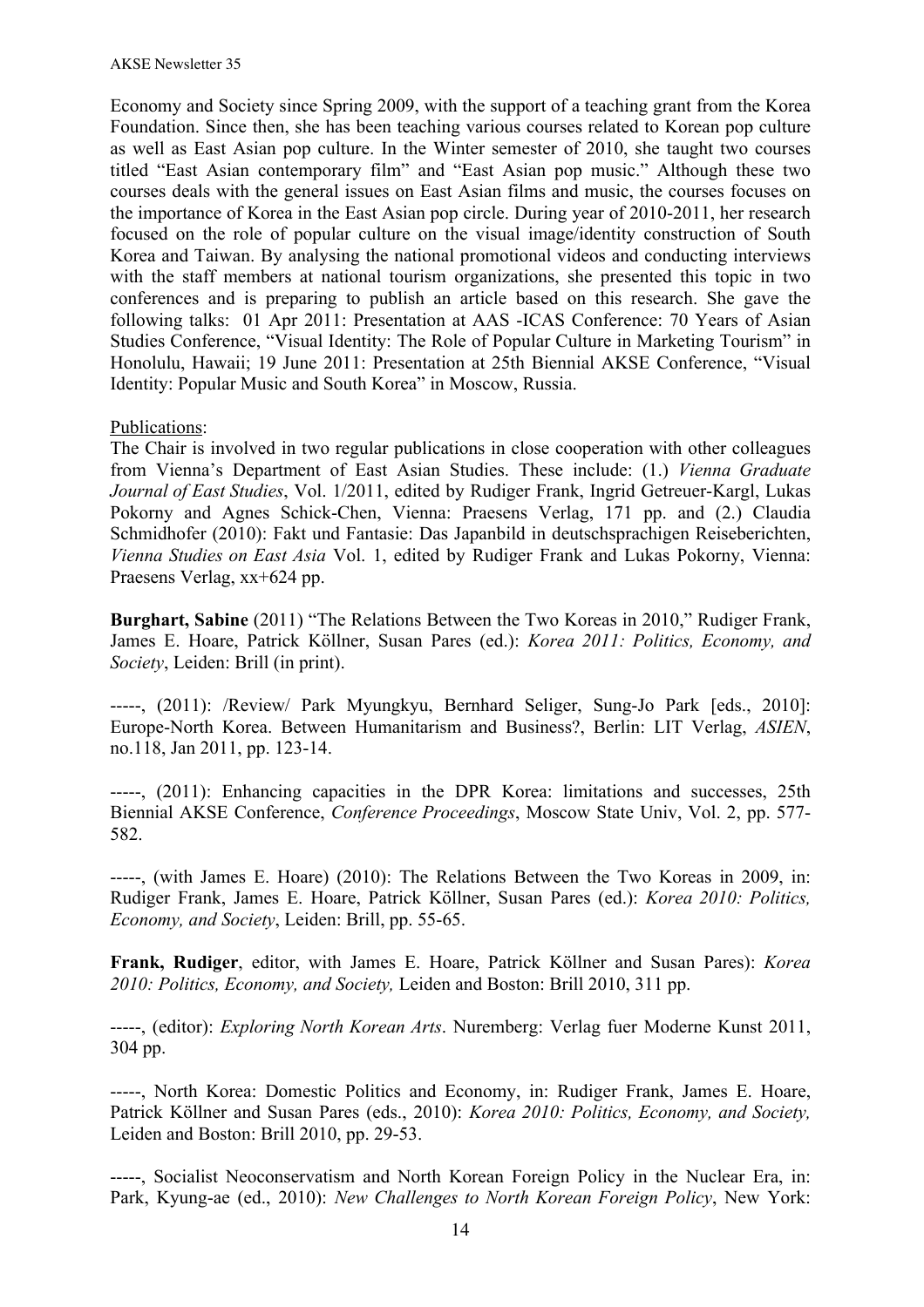Economy and Society since Spring 2009, with the support of a teaching grant from the Korea Foundation. Since then, she has been teaching various courses related to Korean pop culture as well as East Asian pop culture. In the Winter semester of 2010, she taught two courses titled "East Asian contemporary film" and "East Asian pop music." Although these two courses deals with the general issues on East Asian films and music, the courses focuses on the importance of Korea in the East Asian pop circle. During year of 2010-2011, her research focused on the role of popular culture on the visual image/identity construction of South Korea and Taiwan. By analysing the national promotional videos and conducting interviews with the staff members at national tourism organizations, she presented this topic in two conferences and is preparing to publish an article based on this research. She gave the following talks: 01 Apr 2011: Presentation at AAS -ICAS Conference: 70 Years of Asian Studies Conference, "Visual Identity: The Role of Popular Culture in Marketing Tourism" in Honolulu, Hawaii; 19 June 2011: Presentation at 25th Biennial AKSE Conference, "Visual Identity: Popular Music and South Korea" in Moscow, Russia.

Publications:

The Chair is involved in two regular publications in close cooperation with other colleagues from Vienna's Department of East Asian Studies. These include: (1.) *Vienna Graduate Journal of East Studies*, Vol. 1/2011, edited by Rudiger Frank, Ingrid Getreuer-Kargl, Lukas Pokorny and Agnes Schick-Chen, Vienna: Praesens Verlag, 171 pp. and (2.) Claudia Schmidhofer (2010): Fakt und Fantasie: Das Japanbild in deutschsprachigen Reiseberichten, *Vienna Studies on East Asia* Vol. 1, edited by Rudiger Frank and Lukas Pokorny, Vienna: Praesens Verlag, xx+624 pp.

**Burghart, Sabine** (2011) "The Relations Between the Two Koreas in 2010," Rudiger Frank, James E. Hoare, Patrick Köllner, Susan Pares (ed.): *Korea 2011: Politics, Economy, and Society*, Leiden: Brill (in print).

-----, (2011): /Review/ Park Myungkyu, Bernhard Seliger, Sung-Jo Park [eds., 2010]: Europe-North Korea. Between Humanitarism and Business?, Berlin: LIT Verlag, *ASIEN*, no.118, Jan 2011, pp. 123-14.

-----, (2011): Enhancing capacities in the DPR Korea: limitations and successes, 25th Biennial AKSE Conference, *Conference Proceedings*, Moscow State Univ, Vol. 2, pp. 577-582.

-----, (with James E. Hoare) (2010): The Relations Between the Two Koreas in 2009, in: Rudiger Frank, James E. Hoare, Patrick Köllner, Susan Pares (ed.): *Korea 2010: Politics, Economy, and Society*, Leiden: Brill, pp. 55-65.

**Frank, Rudiger**, editor, with James E. Hoare, Patrick Köllner and Susan Pares): *Korea 2010: Politics, Economy, and Society,* Leiden and Boston: Brill 2010, 311 pp.

-----, (editor): *Exploring North Korean Arts*. Nuremberg: Verlag fuer Moderne Kunst 2011, 304 pp.

-----, North Korea: Domestic Politics and Economy, in: Rudiger Frank, James E. Hoare, Patrick Köllner and Susan Pares (eds., 2010): *Korea 2010: Politics, Economy, and Society,* Leiden and Boston: Brill 2010, pp. 29-53.

-----, Socialist Neoconservatism and North Korean Foreign Policy in the Nuclear Era, in: Park, Kyung-ae (ed., 2010): *New Challenges to North Korean Foreign Policy*, New York: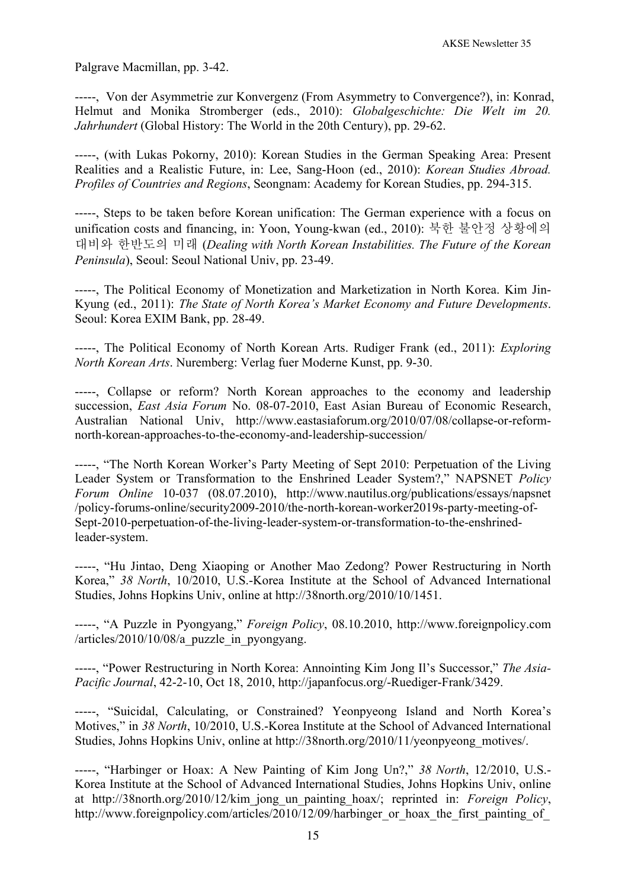Palgrave Macmillan, pp. 3-42.

-----, Von der Asymmetrie zur Konvergenz (From Asymmetry to Convergence?), in: Konrad, Helmut and Monika Stromberger (eds., 2010): *Globalgeschichte: Die Welt im 20. Jahrhundert* (Global History: The World in the 20th Century), pp. 29-62.

-----, (with Lukas Pokorny, 2010): Korean Studies in the German Speaking Area: Present Realities and a Realistic Future, in: Lee, Sang-Hoon (ed., 2010): *Korean Studies Abroad. Profiles of Countries and Regions*, Seongnam: Academy for Korean Studies, pp. 294-315.

-----, Steps to be taken before Korean unification: The German experience with a focus on unification costs and financing, in: Yoon, Young-kwan (ed., 2010): 북한 불안정 상황에의 대비와 한반도의 미래 (*Dealing with North Korean Instabilities. The Future of the Korean Peninsula*), Seoul: Seoul National Univ, pp. 23-49.

-----, The Political Economy of Monetization and Marketization in North Korea. Kim Jin-Kyung (ed., 2011): *The State of North Korea's Market Economy and Future Developments*. Seoul: Korea EXIM Bank, pp. 28-49.

-----, The Political Economy of North Korean Arts. Rudiger Frank (ed., 2011): *Exploring North Korean Arts*. Nuremberg: Verlag fuer Moderne Kunst, pp. 9-30.

-----, Collapse or reform? North Korean approaches to the economy and leadership succession, *East Asia Forum* No. 08-07-2010, East Asian Bureau of Economic Research, Australian National Univ, http://www.eastasiaforum.org/2010/07/08/collapse-or-reform-north-korean-approaches-to-the-economy-and-leadership-succession/

-----, "The North Korean Worker's Party Meeting of Sept 2010: Perpetuation of the Living Leader System or Transformation to the Enshrined Leader System?," NAPSNET *Policy Forum Online* 10-037 (08.07.2010), http://www.nautilus.org/publications/essays/napsnet/policy-forums-online/security2009-2010/the-north-korean-worker2019s-party-meeting-of-Sept-2010-perpetuation-of-the-living-leader-system-or-transformation-to-the-enshrined-leader-system.

-----, "Hu Jintao, Deng Xiaoping or Another Mao Zedong? Power Restructuring in North Korea," *38 North*, 10/2010, U.S.-Korea Institute at the School of Advanced International Studies, Johns Hopkins Univ, online at http://38north.org/2010/10/1451.

-----, "A Puzzle in Pyongyang," *Foreign Policy*, 08.10.2010, http://www.foreignpolicy.com/articles/2010/10/08/a_puzzle_in_pyongyang.

-----, "Power Restructuring in North Korea: Annointing Kim Jong Il's Successor," *The Asia-Pacific Journal*, 42-2-10, Oct 18, 2010, http://japanfocus.org/-Ruediger-Frank/3429.

-----, "Suicidal, Calculating, or Constrained? Yeonpyeong Island and North Korea's Motives," in *38 North*, 10/2010, U.S.-Korea Institute at the School of Advanced International Studies, Johns Hopkins Univ, online at http://38north.org/2010/11/yeonpyeong_motives/.

-----, "Harbinger or Hoax: A New Painting of Kim Jong Un?," *38 North*, 12/2010, U.S.-Korea Institute at the School of Advanced International Studies, Johns Hopkins Univ, online at http://38north.org/2010/12/kim_jong_un_painting_hoax/; reprinted in: *Foreign Policy*, http://www.foreignpolicy.com/articles/2010/12/09/harbinger_or_hoax_the_first_painting_of_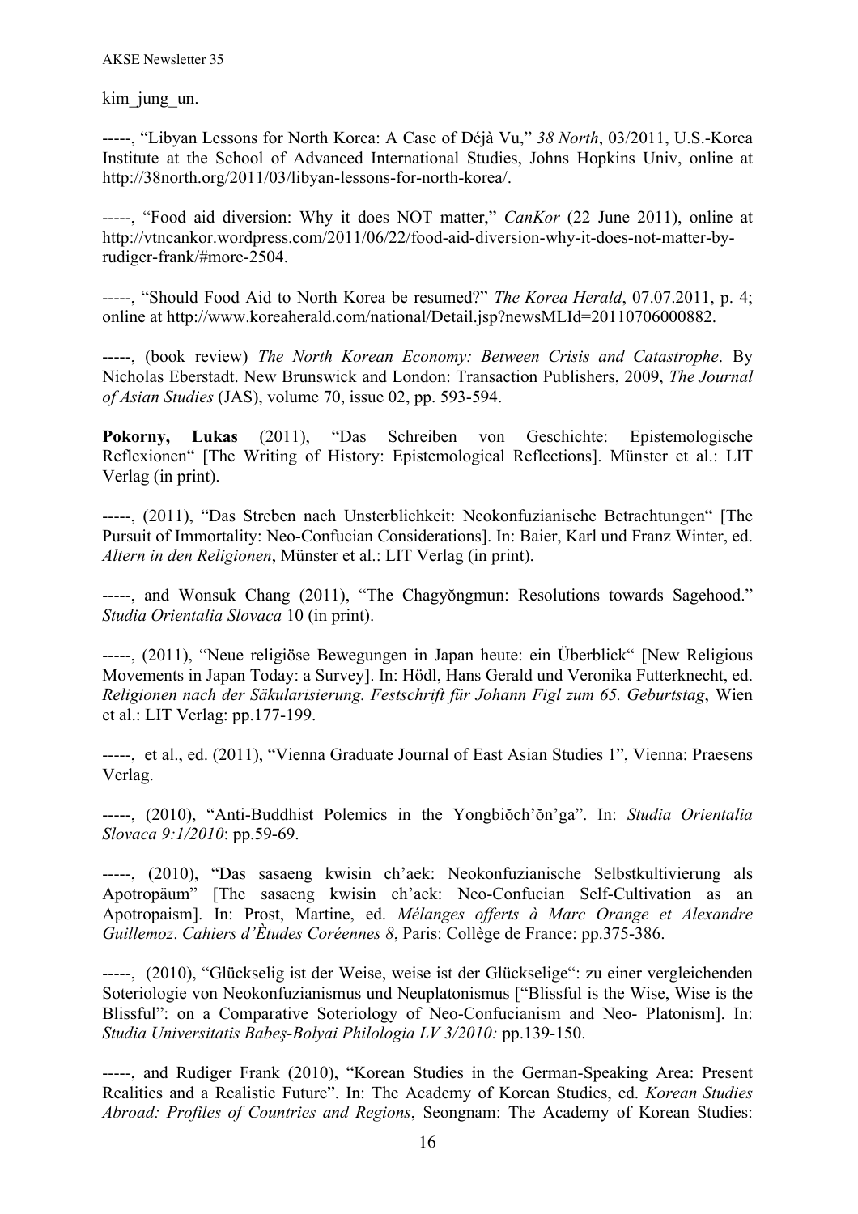kim_jung_un.

-----, "Libyan Lessons for North Korea: A Case of Déjà Vu," *38 North*, 03/2011, U.S.-Korea Institute at the School of Advanced International Studies, Johns Hopkins Univ, online at http://38north.org/2011/03/libyan-lessons-for-north-korea/.

-----, "Food aid diversion: Why it does NOT matter," *CanKor* (22 June 2011), online at http://vtncankor.wordpress.com/2011/06/22/food-aid-diversion-why-it-does-not-matter-by-rudiger-frank/#more-2504.

-----, "Should Food Aid to North Korea be resumed?" *The Korea Herald*, 07.07.2011, p. 4; online at http://www.koreaherald.com/national/Detail.jsp?newsMLId=20110706000882.

-----, (book review) *The North Korean Economy: Between Crisis and Catastrophe*. By Nicholas Eberstadt. New Brunswick and London: Transaction Publishers, 2009, *The Journal of Asian Studies* (JAS), volume 70, issue 02, pp. 593-594.

**Pokorny, Lukas** (2011), "Das Schreiben von Geschichte: Epistemologische Reflexionen" [The Writing of History: Epistemological Reflections]. Münster et al.: LIT Verlag (in print).

-----, (2011), "Das Streben nach Unsterblichkeit: Neokonfuzianische Betrachtungen" [The Pursuit of Immortality: Neo-Confucian Considerations]. In: Baier, Karl und Franz Winter, ed. *Altern in den Religionen*, Münster et al.: LIT Verlag (in print).

-----, and Wonsuk Chang (2011), "The Chagyŏngmun: Resolutions towards Sagehood." *Studia Orientalia Slovaca* 10 (in print).

-----, (2011), "Neue religiöse Bewegungen in Japan heute: ein Überblick" [New Religious Movements in Japan Today: a Survey]. In: Hödl, Hans Gerald und Veronika Futterknecht, ed. *Religionen nach der Säkularisierung. Festschrift für Johann Figl zum 65. Geburtstag*, Wien et al.: LIT Verlag: pp.177-199.

-----, et al., ed. (2011), "Vienna Graduate Journal of East Asian Studies 1", Vienna: Praesens Verlag.

-----, (2010), "Anti-Buddhist Polemics in the Yongbiŏch'ŏn'ga". In: *Studia Orientalia Slovaca 9:1/2010*: pp.59-69.

-----, (2010), "Das sasaeng kwisin ch'aek: Neokonfuzianische Selbstkultivierung als Apotropäum" [The sasaeng kwisin ch'aek: Neo-Confucian Self-Cultivation as an Apotropaism]. In: Prost, Martine, ed. *Mélanges offerts à Marc Orange et Alexandre Guillemoz*. *Cahiers d'Ètudes Coréennes 8*, Paris: Collège de France: pp.375-386.

-----, (2010), "Glückselig ist der Weise, weise ist der Glückselige": zu einer vergleichenden Soteriologie von Neokonfuzianismus und Neuplatonismus ["Blissful is the Wise, Wise is the Blissful": on a Comparative Soteriology of Neo-Confucianism and Neo- Platonism]. In: *Studia Universitatis Babeş-Bolyai Philologia LV 3/2010:* pp.139-150.

-----, and Rudiger Frank (2010), "Korean Studies in the German-Speaking Area: Present Realities and a Realistic Future". In: The Academy of Korean Studies, ed. *Korean Studies Abroad: Profiles of Countries and Regions*, Seongnam: The Academy of Korean Studies: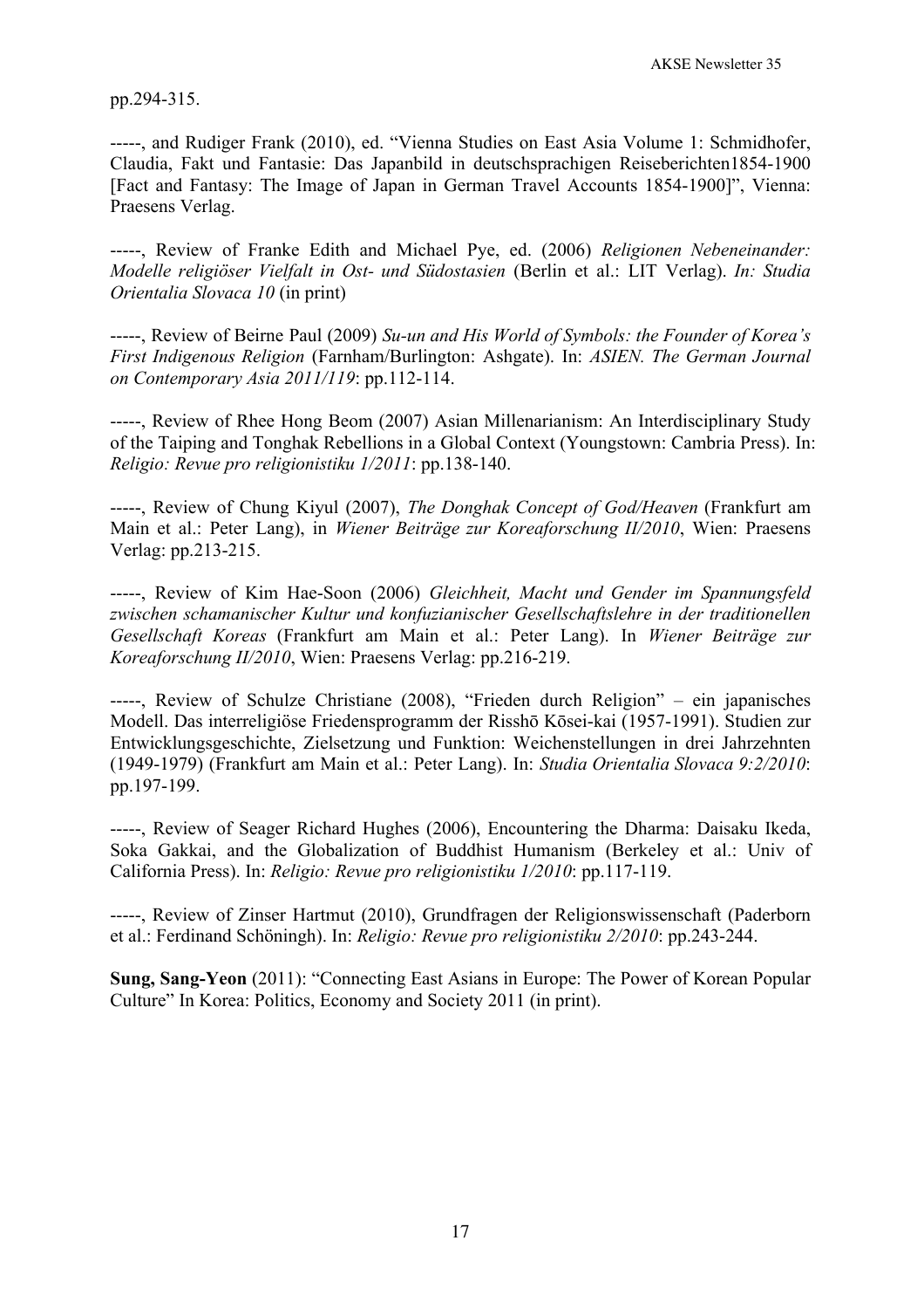pp.294-315.

-----, and Rudiger Frank (2010), ed. "Vienna Studies on East Asia Volume 1: Schmidhofer, Claudia, Fakt und Fantasie: Das Japanbild in deutschsprachigen Reiseberichten1854-1900 [Fact and Fantasy: The Image of Japan in German Travel Accounts 1854-1900]", Vienna: Praesens Verlag.

-----, Review of Franke Edith and Michael Pye, ed. (2006) *Religionen Nebeneinander: Modelle religiöser Vielfalt in Ost- und Südostasien* (Berlin et al.: LIT Verlag). *In: Studia Orientalia Slovaca 10* (in print)

-----, Review of Beirne Paul (2009) *Su-un and His World of Symbols: the Founder of Korea's First Indigenous Religion* (Farnham/Burlington: Ashgate). In: *ASIEN. The German Journal on Contemporary Asia 2011/119*: pp.112-114.

-----, Review of Rhee Hong Beom (2007) Asian Millenarianism: An Interdisciplinary Study of the Taiping and Tonghak Rebellions in a Global Context (Youngstown: Cambria Press). In: *Religio: Revue pro religionistiku 1/2011*: pp.138-140.

-----, Review of Chung Kiyul (2007), *The Donghak Concept of God/Heaven* (Frankfurt am Main et al.: Peter Lang), in *Wiener Beiträge zur Koreaforschung II/2010*, Wien: Praesens Verlag: pp.213-215.

-----, Review of Kim Hae-Soon (2006) *Gleichheit, Macht und Gender im Spannungsfeld zwischen schamanischer Kultur und konfuzianischer Gesellschaftslehre in der traditionellen Gesellschaft Koreas* (Frankfurt am Main et al.: Peter Lang). In *Wiener Beiträge zur Koreaforschung II/2010*, Wien: Praesens Verlag: pp.216-219.

-----, Review of Schulze Christiane (2008), "Frieden durch Religion" – ein japanisches Modell. Das interreligiöse Friedensprogramm der Risshō Kōsei-kai (1957-1991). Studien zur Entwicklungsgeschichte, Zielsetzung und Funktion: Weichenstellungen in drei Jahrzehnten (1949-1979) (Frankfurt am Main et al.: Peter Lang). In: *Studia Orientalia Slovaca 9:2/2010*: pp.197-199.

-----, Review of Seager Richard Hughes (2006), Encountering the Dharma: Daisaku Ikeda, Soka Gakkai, and the Globalization of Buddhist Humanism (Berkeley et al.: Univ of California Press). In: *Religio: Revue pro religionistiku 1/2010*: pp.117-119.

-----, Review of Zinser Hartmut (2010), Grundfragen der Religionswissenschaft (Paderborn et al.: Ferdinand Schöningh). In: *Religio: Revue pro religionistiku 2/2010*: pp.243-244.

**Sung, Sang-Yeon** (2011): "Connecting East Asians in Europe: The Power of Korean Popular Culture" In Korea: Politics, Economy and Society 2011 (in print).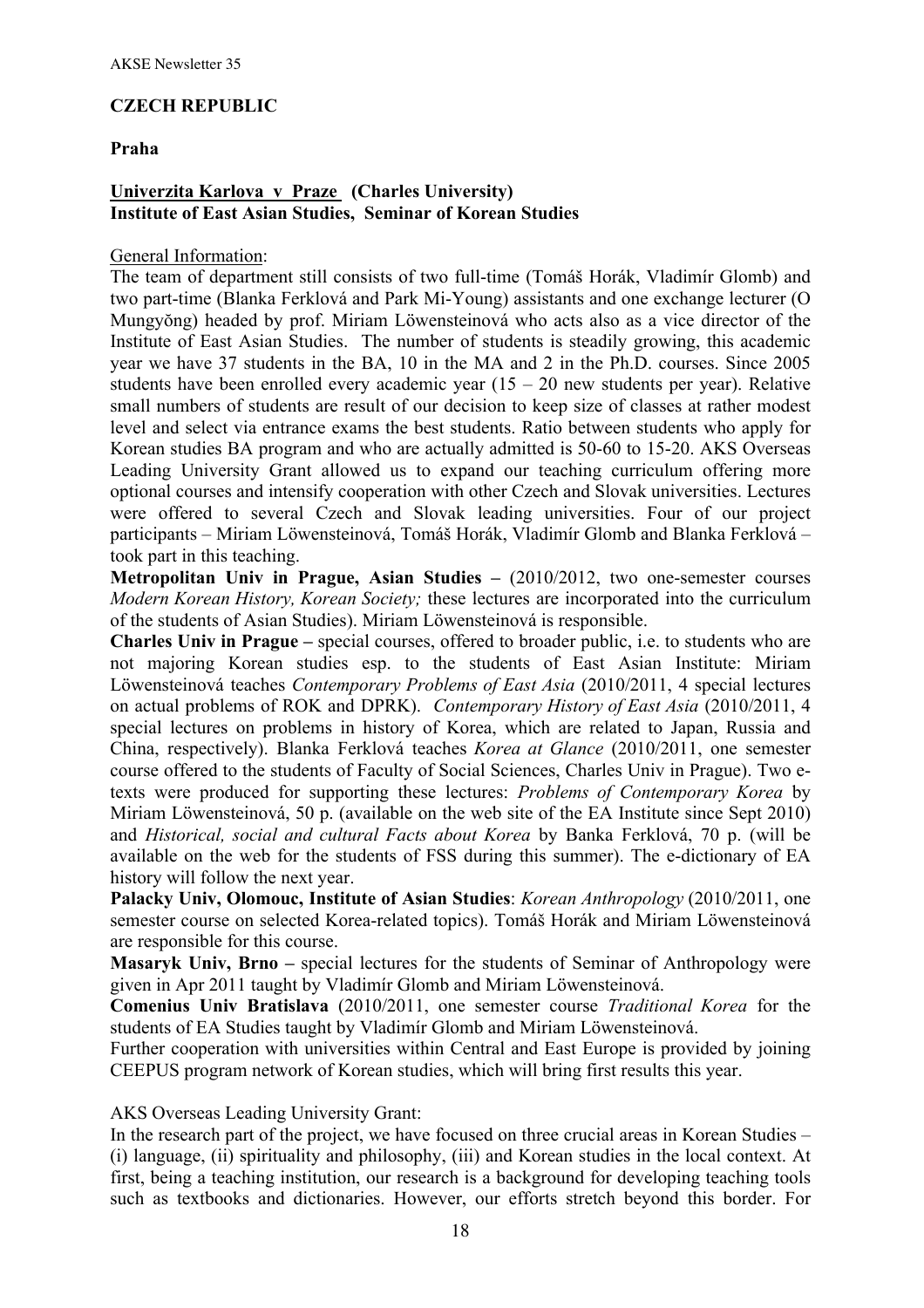## CZECH REPUBLIC

### Praha

**Univerzita Karlova v Praze (Charles University)**
**Institute of East Asian Studies, Seminar of Korean Studies**

General Information:

The team of department still consists of two full-time (Tomáš Horák, Vladimír Glomb) and two part-time (Blanka Ferklová and Park Mi-Young) assistants and one exchange lecturer (O Mungyŏng) headed by prof. Miriam Löwensteinová who acts also as a vice director of the Institute of East Asian Studies. The number of students is steadily growing, this academic year we have 37 students in the BA, 10 in the MA and 2 in the Ph.D. courses. Since 2005 students have been enrolled every academic year (15 – 20 new students per year). Relative small numbers of students are result of our decision to keep size of classes at rather modest level and select via entrance exams the best students. Ratio between students who apply for Korean studies BA program and who are actually admitted is 50-60 to 15-20. AKS Overseas Leading University Grant allowed us to expand our teaching curriculum offering more optional courses and intensify cooperation with other Czech and Slovak universities. Lectures were offered to several Czech and Slovak leading universities. Four of our project participants – Miriam Löwensteinová, Tomáš Horák, Vladimír Glomb and Blanka Ferklová – took part in this teaching.

**Metropolitan Univ in Prague, Asian Studies –** (2010/2012, two one-semester courses *Modern Korean History, Korean Society;* these lectures are incorporated into the curriculum of the students of Asian Studies). Miriam Löwensteinová is responsible.

**Charles Univ in Prague –** special courses, offered to broader public, i.e. to students who are not majoring Korean studies esp. to the students of East Asian Institute: Miriam Löwensteinová teaches *Contemporary Problems of East Asia* (2010/2011, 4 special lectures on actual problems of ROK and DPRK). *Contemporary History of East Asia* (2010/2011, 4 special lectures on problems in history of Korea, which are related to Japan, Russia and China, respectively). Blanka Ferklová teaches *Korea at Glance* (2010/2011, one semester course offered to the students of Faculty of Social Sciences, Charles Univ in Prague). Two e-texts were produced for supporting these lectures: *Problems of Contemporary Korea* by Miriam Löwensteinová, 50 p. (available on the web site of the EA Institute since Sept 2010) and *Historical, social and cultural Facts about Korea* by Banka Ferklová, 70 p. (will be available on the web for the students of FSS during this summer). The e-dictionary of EA history will follow the next year.

**Palacky Univ, Olomouc, Institute of Asian Studies**: *Korean Anthropology* (2010/2011, one semester course on selected Korea-related topics). Tomáš Horák and Miriam Löwensteinová are responsible for this course.

**Masaryk Univ, Brno –** special lectures for the students of Seminar of Anthropology were given in Apr 2011 taught by Vladimír Glomb and Miriam Löwensteinová.

**Comenius Univ Bratislava** (2010/2011, one semester course *Traditional Korea* for the students of EA Studies taught by Vladimír Glomb and Miriam Löwensteinová.

Further cooperation with universities within Central and East Europe is provided by joining CEEPUS program network of Korean studies, which will bring first results this year.

AKS Overseas Leading University Grant:

In the research part of the project, we have focused on three crucial areas in Korean Studies – (i) language, (ii) spirituality and philosophy, (iii) and Korean studies in the local context. At first, being a teaching institution, our research is a background for developing teaching tools such as textbooks and dictionaries. However, our efforts stretch beyond this border. For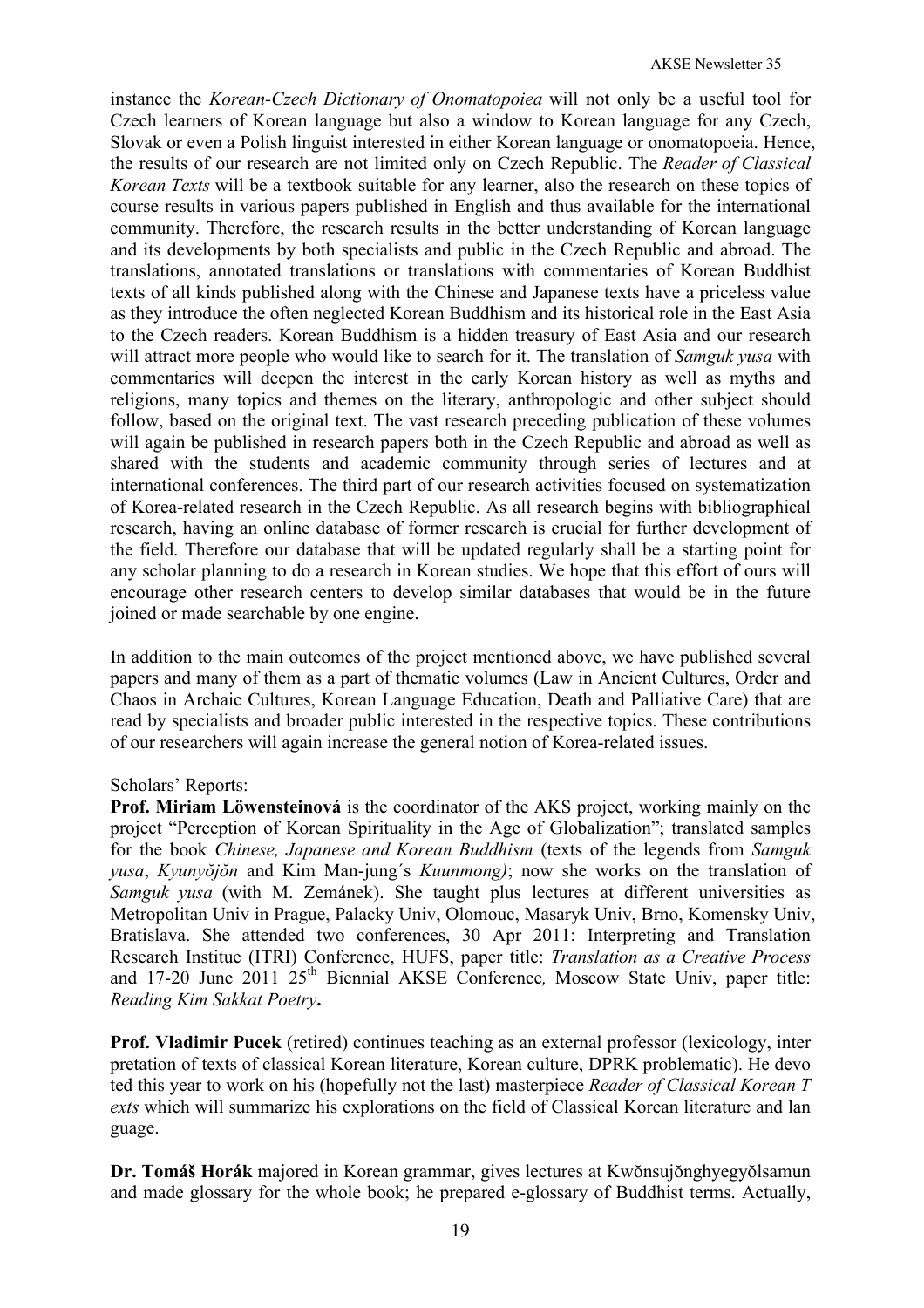instance the *Korean-Czech Dictionary of Onomatopoiea* will not only be a useful tool for Czech learners of Korean language but also a window to Korean language for any Czech, Slovak or even a Polish linguist interested in either Korean language or onomatopoeia. Hence, the results of our research are not limited only on Czech Republic. The *Reader of Classical Korean Texts* will be a textbook suitable for any learner, also the research on these topics of course results in various papers published in English and thus available for the international community. Therefore, the research results in the better understanding of Korean language and its developments by both specialists and public in the Czech Republic and abroad. The translations, annotated translations or translations with commentaries of Korean Buddhist texts of all kinds published along with the Chinese and Japanese texts have a priceless value as they introduce the often neglected Korean Buddhism and its historical role in the East Asia to the Czech readers. Korean Buddhism is a hidden treasury of East Asia and our research will attract more people who would like to search for it. The translation of *Samguk yusa* with commentaries will deepen the interest in the early Korean history as well as myths and religions, many topics and themes on the literary, anthropologic and other subject should follow, based on the original text. The vast research preceding publication of these volumes will again be published in research papers both in the Czech Republic and abroad as well as shared with the students and academic community through series of lectures and at international conferences. The third part of our research activities focused on systematization of Korea-related research in the Czech Republic. As all research begins with bibliographical research, having an online database of former research is crucial for further development of the field. Therefore our database that will be updated regularly shall be a starting point for any scholar planning to do a research in Korean studies. We hope that this effort of ours will encourage other research centers to develop similar databases that would be in the future joined or made searchable by one engine.

In addition to the main outcomes of the project mentioned above, we have published several papers and many of them as a part of thematic volumes (Law in Ancient Cultures, Order and Chaos in Archaic Cultures, Korean Language Education, Death and Palliative Care) that are read by specialists and broader public interested in the respective topics. These contributions of our researchers will again increase the general notion of Korea-related issues.

Scholars' Reports:

**Prof. Miriam Löwensteinová** is the coordinator of the AKS project, working mainly on the project "Perception of Korean Spirituality in the Age of Globalization"; translated samples for the book *Chinese, Japanese and Korean Buddhism* (texts of the legends from *Samguk yusa*, *Kyunyŏjŏn* and Kim Man-jung´s *Kuunmong)*; now she works on the translation of *Samguk yusa* (with M. Zemánek). She taught plus lectures at different universities as Metropolitan Univ in Prague, Palacky Univ, Olomouc, Masaryk Univ, Brno, Komensky Univ, Bratislava. She attended two conferences, 30 Apr 2011: Interpreting and Translation Research Institue (ITRI) Conference, HUFS, paper title: *Translation as a Creative Process* and 17-20 June 2011 25th Biennial AKSE Conference*,* Moscow State Univ, paper title: *Reading Kim Sakkat Poetry***.**

**Prof. Vladimir Pucek** (retired) continues teaching as an external professor (lexicology, inter pretation of texts of classical Korean literature, Korean culture, DPRK problematic). He devo ted this year to work on his (hopefully not the last) masterpiece *Reader of Classical Korean T exts* which will summarize his explorations on the field of Classical Korean literature and lan guage.

**Dr. Tomáš Horák** majored in Korean grammar, gives lectures at Kwŏnsujŏnghyegyŏlsamun and made glossary for the whole book; he prepared e-glossary of Buddhist terms. Actually,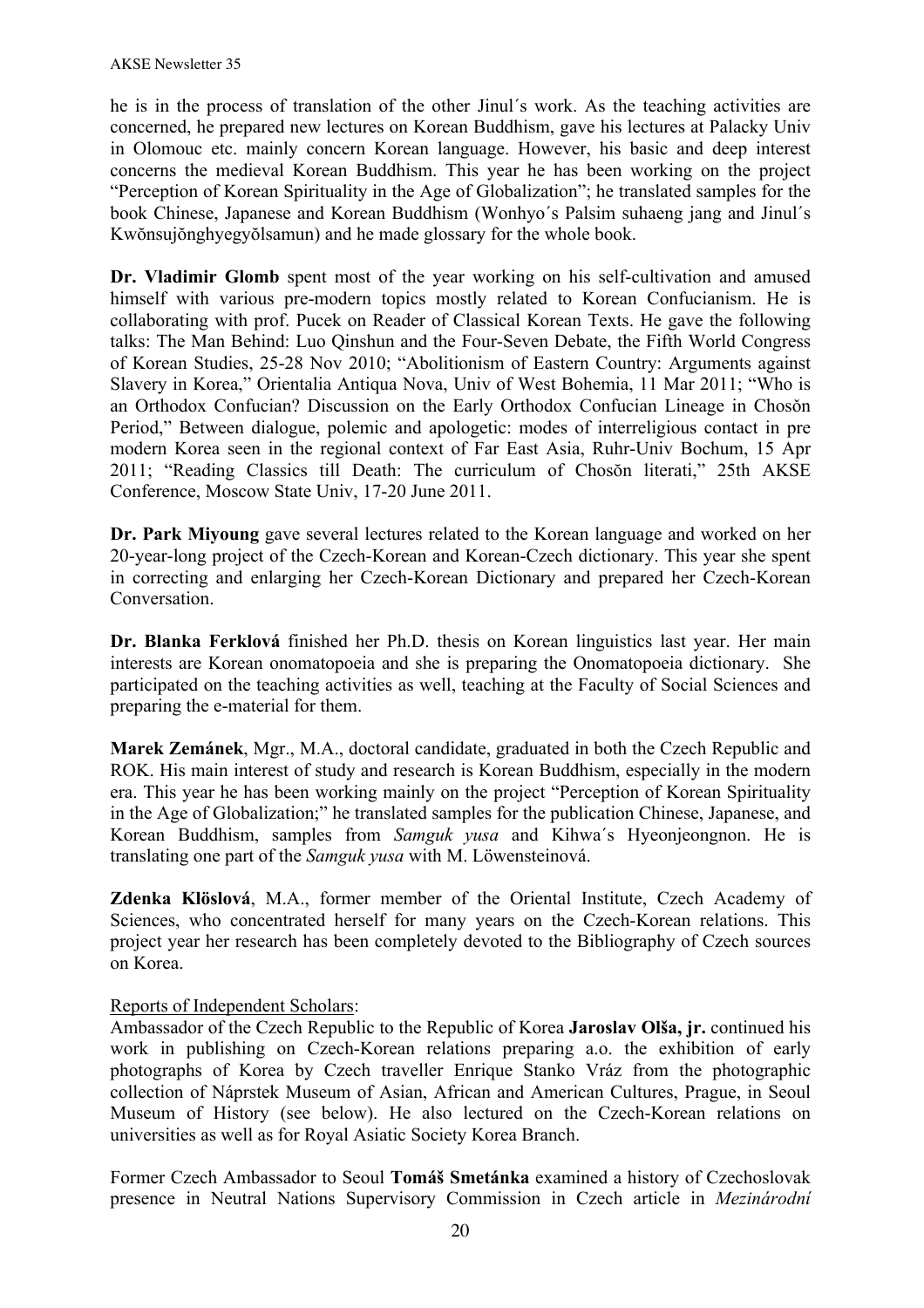he is in the process of translation of the other Jinul´s work. As the teaching activities are concerned, he prepared new lectures on Korean Buddhism, gave his lectures at Palacky Univ in Olomouc etc. mainly concern Korean language. However, his basic and deep interest concerns the medieval Korean Buddhism. This year he has been working on the project "Perception of Korean Spirituality in the Age of Globalization"; he translated samples for the book Chinese, Japanese and Korean Buddhism (Wonhyo´s Palsim suhaeng jang and Jinul´s Kwŏnsujŏnghyegyŏlsamun) and he made glossary for the whole book.

**Dr. Vladimir Glomb** spent most of the year working on his self-cultivation and amused himself with various pre-modern topics mostly related to Korean Confucianism. He is collaborating with prof. Pucek on Reader of Classical Korean Texts. He gave the following talks: The Man Behind: Luo Qinshun and the Four-Seven Debate, the Fifth World Congress of Korean Studies, 25-28 Nov 2010; "Abolitionism of Eastern Country: Arguments against Slavery in Korea," Orientalia Antiqua Nova, Univ of West Bohemia, 11 Mar 2011; "Who is an Orthodox Confucian? Discussion on the Early Orthodox Confucian Lineage in Chosŏn Period," Between dialogue, polemic and apologetic: modes of interreligious contact in pre modern Korea seen in the regional context of Far East Asia, Ruhr-Univ Bochum, 15 Apr 2011; "Reading Classics till Death: The curriculum of Chosŏn literati," 25th AKSE Conference, Moscow State Univ, 17-20 June 2011.

**Dr. Park Miyoung** gave several lectures related to the Korean language and worked on her 20-year-long project of the Czech-Korean and Korean-Czech dictionary. This year she spent in correcting and enlarging her Czech-Korean Dictionary and prepared her Czech-Korean Conversation.

**Dr. Blanka Ferklová** finished her Ph.D. thesis on Korean linguistics last year. Her main interests are Korean onomatopoeia and she is preparing the Onomatopoeia dictionary. She participated on the teaching activities as well, teaching at the Faculty of Social Sciences and preparing the e-material for them.

**Marek Zemánek**, Mgr., M.A., doctoral candidate, graduated in both the Czech Republic and ROK. His main interest of study and research is Korean Buddhism, especially in the modern era. This year he has been working mainly on the project "Perception of Korean Spirituality in the Age of Globalization;" he translated samples for the publication Chinese, Japanese, and Korean Buddhism, samples from *Samguk yusa* and Kihwa´s Hyeonjeongnon. He is translating one part of the *Samguk yusa* with M. Löwensteinová.

**Zdenka Klöslová**, M.A., former member of the Oriental Institute, Czech Academy of Sciences, who concentrated herself for many years on the Czech-Korean relations. This project year her research has been completely devoted to the Bibliography of Czech sources on Korea.

Reports of Independent Scholars:

Ambassador of the Czech Republic to the Republic of Korea **Jaroslav Olša, jr.** continued his work in publishing on Czech-Korean relations preparing a.o. the exhibition of early photographs of Korea by Czech traveller Enrique Stanko Vráz from the photographic collection of Náprstek Museum of Asian, African and American Cultures, Prague, in Seoul Museum of History (see below). He also lectured on the Czech-Korean relations on universities as well as for Royal Asiatic Society Korea Branch.

Former Czech Ambassador to Seoul **Tomáš Smetánka** examined a history of Czechoslovak presence in Neutral Nations Supervisory Commission in Czech article in *Mezinárodní*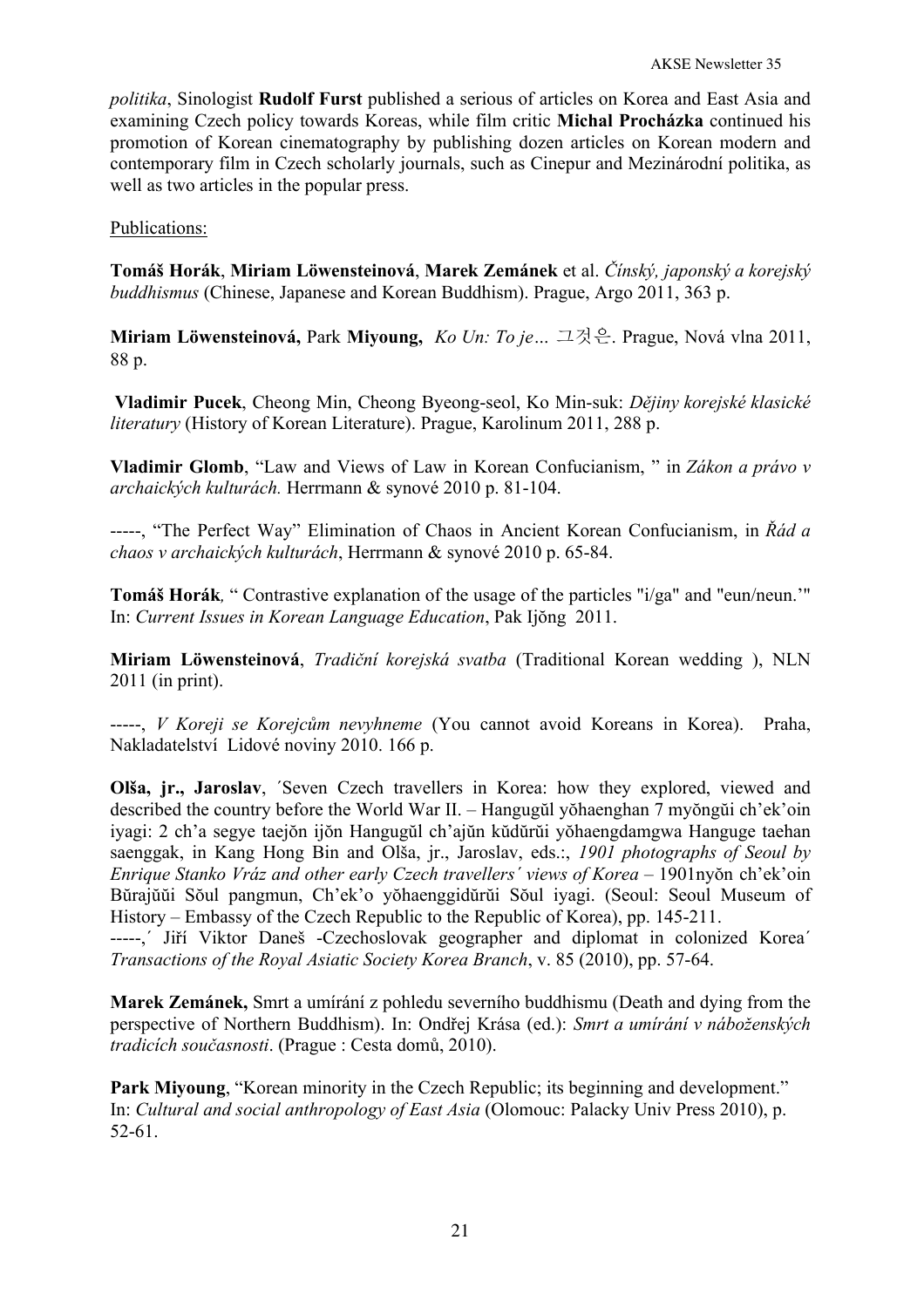*politika*, Sinologist **Rudolf Furst** published a serious of articles on Korea and East Asia and examining Czech policy towards Koreas, while film critic **Michal Procházka** continued his promotion of Korean cinematography by publishing dozen articles on Korean modern and contemporary film in Czech scholarly journals, such as Cinepur and Mezinárodní politika, as well as two articles in the popular press.

Publications:

**Tomáš Horák**, **Miriam Löwensteinová**, **Marek Zemánek** et al. *Čínský, japonský a korejský buddhismus* (Chinese, Japanese and Korean Buddhism). Prague, Argo 2011, 363 p.

**Miriam Löwensteinová,** Park **Miyoung,** *Ko Un: To je… 그것은*. Prague, Nová vlna 2011, 88 p.

**Vladimir Pucek**, Cheong Min, Cheong Byeong-seol, Ko Min-suk: *Dějiny korejské klasické literatury* (History of Korean Literature). Prague, Karolinum 2011, 288 p.

**Vladimir Glomb**, "Law and Views of Law in Korean Confucianism, " in *Zákon a právo v archaických kulturách.* Herrmann & synové 2010 p. 81-104.

-----, "The Perfect Way" Elimination of Chaos in Ancient Korean Confucianism, in *Řád a chaos v archaických kulturách*, Herrmann & synové 2010 p. 65-84.

**Tomáš Horák***,* " Contrastive explanation of the usage of the particles "i/ga" and "eun/neun.'" In: *Current Issues in Korean Language Education*, Pak Ijŏng 2011.

**Miriam Löwensteinová**, *Tradiční korejská svatba* (Traditional Korean wedding ), NLN 2011 (in print).

-----, *V Koreji se Korejcům nevyhneme* (You cannot avoid Koreans in Korea). Praha, Nakladatelství Lidové noviny 2010. 166 p.

**Olša, jr., Jaroslav**, ´Seven Czech travellers in Korea: how they explored, viewed and described the country before the World War II. – Hangugŭl yŏhaenghan 7 myŏngŭi ch'ek'oin iyagi: 2 ch'a segye taejŏn ijŏn Hangugŭl ch'ajŭn kŭdŭrŭi yŏhaengdamgwa Hanguge taehan saenggak, in Kang Hong Bin and Olša, jr., Jaroslav, eds.:, *1901 photographs of Seoul by Enrique Stanko Vráz and other early Czech travellers´ views of Korea* – 1901nyŏn ch'ek'oin Bŭrajŭŭi Sŏul pangmun, Ch'ek'o yŏhaenggidŭrŭi Sŏul iyagi. (Seoul: Seoul Museum of History – Embassy of the Czech Republic to the Republic of Korea), pp. 145-211.

-----,´ Jiří Viktor Daneš -Czechoslovak geographer and diplomat in colonized Korea´ *Transactions of the Royal Asiatic Society Korea Branch*, v. 85 (2010), pp. 57-64.

**Marek Zemánek,** Smrt a umírání z pohledu severního buddhismu (Death and dying from the perspective of Northern Buddhism). In: Ondřej Krása (ed.): *Smrt a umírání v náboženských tradicích současnosti*. (Prague : Cesta domů, 2010).

**Park Miyoung**, "Korean minority in the Czech Republic; its beginning and development." In: *Cultural and social anthropology of East Asia* (Olomouc: Palacky Univ Press 2010), p. 52-61.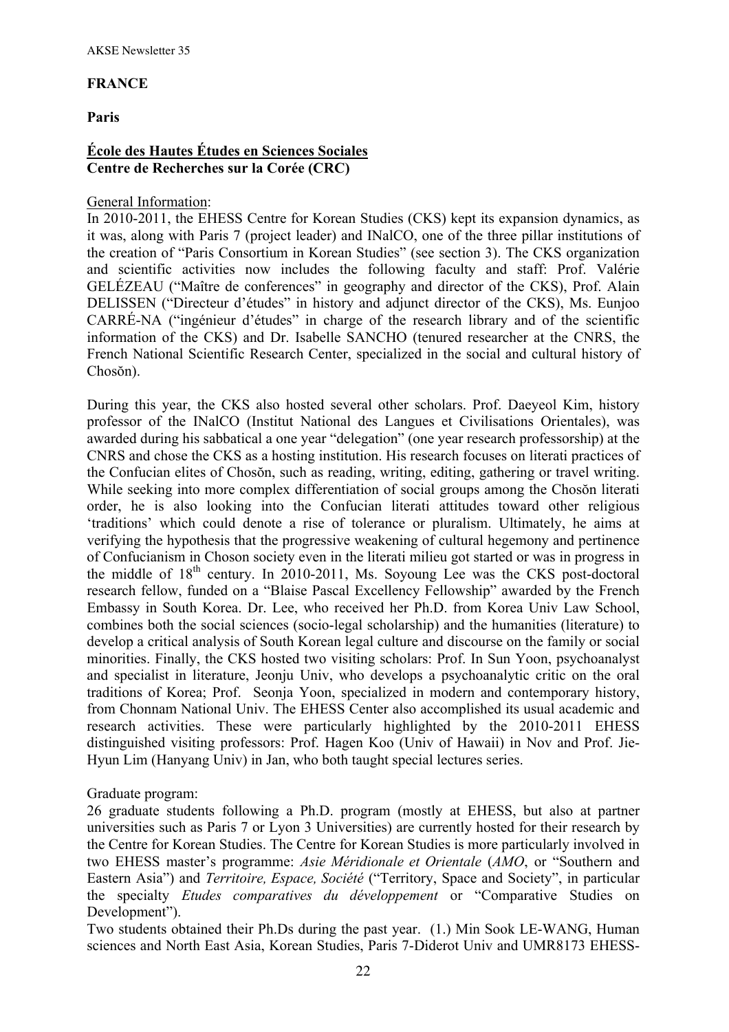**FRANCE**

**Paris**

**<u>École des Hautes Études en Sciences Sociales</u>**
**Centre de Recherches sur la Corée (CRC)**

<u>General Information</u>:
In 2010-2011, the EHESS Centre for Korean Studies (CKS) kept its expansion dynamics, as it was, along with Paris 7 (project leader) and INalCO, one of the three pillar institutions of the creation of "Paris Consortium in Korean Studies" (see section 3). The CKS organization and scientific activities now includes the following faculty and staff: Prof. Valérie GELÉZEAU ("Maître de conferences" in geography and director of the CKS), Prof. Alain DELISSEN ("Directeur d'études" in history and adjunct director of the CKS), Ms. Eunjoo CARRÉ-NA ("ingénieur d'études" in charge of the research library and of the scientific information of the CKS) and Dr. Isabelle SANCHO (tenured researcher at the CNRS, the French National Scientific Research Center, specialized in the social and cultural history of Chosŏn).

During this year, the CKS also hosted several other scholars. Prof. Daeyeol Kim, history professor of the INalCO (Institut National des Langues et Civilisations Orientales), was awarded during his sabbatical a one year "delegation" (one year research professorship) at the CNRS and chose the CKS as a hosting institution. His research focuses on literati practices of the Confucian elites of Chosŏn, such as reading, writing, editing, gathering or travel writing. While seeking into more complex differentiation of social groups among the Chosŏn literati order, he is also looking into the Confucian literati attitudes toward other religious 'traditions' which could denote a rise of tolerance or pluralism. Ultimately, he aims at verifying the hypothesis that the progressive weakening of cultural hegemony and pertinence of Confucianism in Choson society even in the literati milieu got started or was in progress in the middle of 18th century. In 2010-2011, Ms. Soyoung Lee was the CKS post-doctoral research fellow, funded on a "Blaise Pascal Excellency Fellowship" awarded by the French Embassy in South Korea. Dr. Lee, who received her Ph.D. from Korea Univ Law School, combines both the social sciences (socio-legal scholarship) and the humanities (literature) to develop a critical analysis of South Korean legal culture and discourse on the family or social minorities. Finally, the CKS hosted two visiting scholars: Prof. In Sun Yoon, psychoanalyst and specialist in literature, Jeonju Univ, who develops a psychoanalytic critic on the oral traditions of Korea; Prof. Seonja Yoon, specialized in modern and contemporary history, from Chonnam National Univ. The EHESS Center also accomplished its usual academic and research activities. These were particularly highlighted by the 2010-2011 EHESS distinguished visiting professors: Prof. Hagen Koo (Univ of Hawaii) in Nov and Prof. Jie-Hyun Lim (Hanyang Univ) in Jan, who both taught special lectures series.

Graduate program:
26 graduate students following a Ph.D. program (mostly at EHESS, but also at partner universities such as Paris 7 or Lyon 3 Universities) are currently hosted for their research by the Centre for Korean Studies. The Centre for Korean Studies is more particularly involved in two EHESS master's programme: *Asie Méridionale et Orientale* (*AMO*, or "Southern and Eastern Asia") and *Territoire, Espace, Société* ("Territory, Space and Society", in particular the specialty *Etudes comparatives du développement* or "Comparative Studies on Development").

Two students obtained their Ph.Ds during the past year. (1.) Min Sook LE-WANG, Human sciences and North East Asia, Korean Studies, Paris 7-Diderot Univ and UMR8173 EHESS-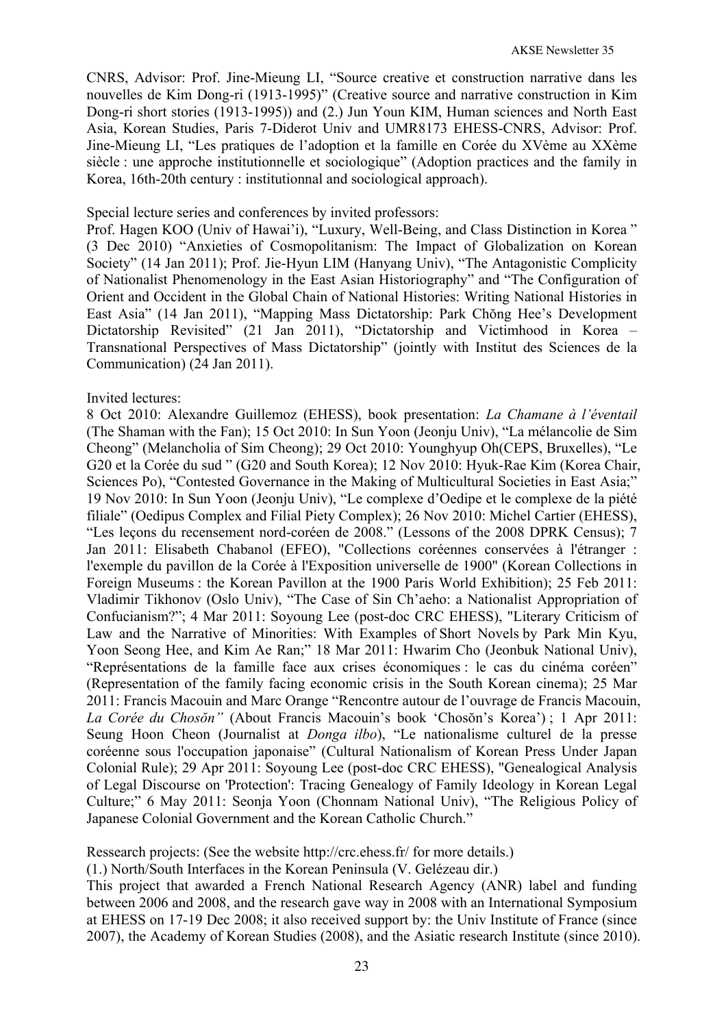CNRS, Advisor: Prof. Jine-Mieung LI, "Source creative et construction narrative dans les nouvelles de Kim Dong-ri (1913-1995)" (Creative source and narrative construction in Kim Dong-ri short stories (1913-1995)) and (2.) Jun Youn KIM, Human sciences and North East Asia, Korean Studies, Paris 7-Diderot Univ and UMR8173 EHESS-CNRS, Advisor: Prof. Jine-Mieung LI, "Les pratiques de l'adoption et la famille en Corée du XVème au XXème siècle : une approche institutionnelle et sociologique" (Adoption practices and the family in Korea, 16th-20th century : institutionnal and sociological approach).

Special lecture series and conferences by invited professors:
Prof. Hagen KOO (Univ of Hawai'i), "Luxury, Well-Being, and Class Distinction in Korea " (3 Dec 2010) "Anxieties of Cosmopolitanism: The Impact of Globalization on Korean Society" (14 Jan 2011); Prof. Jie-Hyun LIM (Hanyang Univ), "The Antagonistic Complicity of Nationalist Phenomenology in the East Asian Historiography" and "The Configuration of Orient and Occident in the Global Chain of National Histories: Writing National Histories in East Asia" (14 Jan 2011), "Mapping Mass Dictatorship: Park Chŏng Hee's Development Dictatorship Revisited" (21 Jan 2011), "Dictatorship and Victimhood in Korea – Transnational Perspectives of Mass Dictatorship" (jointly with Institut des Sciences de la Communication) (24 Jan 2011).

Invited lectures:
8 Oct 2010: Alexandre Guillemoz (EHESS), book presentation: *La Chamane à l'éventail* (The Shaman with the Fan); 15 Oct 2010: In Sun Yoon (Jeonju Univ), "La mélancolie de Sim Cheong" (Melancholia of Sim Cheong); 29 Oct 2010: Younghyup Oh(CEPS, Bruxelles), "Le G20 et la Corée du sud " (G20 and South Korea); 12 Nov 2010: Hyuk-Rae Kim (Korea Chair, Sciences Po), "Contested Governance in the Making of Multicultural Societies in East Asia;" 19 Nov 2010: In Sun Yoon (Jeonju Univ), "Le complexe d'Oedipe et le complexe de la piété filiale" (Oedipus Complex and Filial Piety Complex); 26 Nov 2010: Michel Cartier (EHESS), "Les leçons du recensement nord-coréen de 2008." (Lessons of the 2008 DPRK Census); 7 Jan 2011: Elisabeth Chabanol (EFEO), "Collections coréennes conservées à l'étranger : l'exemple du pavillon de la Corée à l'Exposition universelle de 1900" (Korean Collections in Foreign Museums : the Korean Pavillon at the 1900 Paris World Exhibition); 25 Feb 2011: Vladimir Tikhonov (Oslo Univ), "The Case of Sin Ch'aeho: a Nationalist Appropriation of Confucianism?"; 4 Mar 2011: Soyoung Lee (post-doc CRC EHESS), "Literary Criticism of Law and the Narrative of Minorities: With Examples of Short Novels by Park Min Kyu, Yoon Seong Hee, and Kim Ae Ran;" 18 Mar 2011: Hwarim Cho (Jeonbuk National Univ), "Représentations de la famille face aux crises économiques : le cas du cinéma coréen" (Representation of the family facing economic crisis in the South Korean cinema); 25 Mar 2011: Francis Macouin and Marc Orange "Rencontre autour de l'ouvrage de Francis Macouin, *La Corée du Chosŏn"* (About Francis Macouin's book 'Chosŏn's Korea') ; 1 Apr 2011: Seung Hoon Cheon (Journalist at *Donga ilbo*), "Le nationalisme culturel de la presse coréenne sous l'occupation japonaise" (Cultural Nationalism of Korean Press Under Japan Colonial Rule); 29 Apr 2011: Soyoung Lee (post-doc CRC EHESS), "Genealogical Analysis of Legal Discourse on 'Protection': Tracing Genealogy of Family Ideology in Korean Legal Culture;" 6 May 2011: Seonja Yoon (Chonnam National Univ), "The Religious Policy of Japanese Colonial Government and the Korean Catholic Church."

Ressearch projects: (See the website http://crc.ehess.fr/ for more details.)
(1.) North/South Interfaces in the Korean Peninsula (V. Gelézeau dir.)
This project that awarded a French National Research Agency (ANR) label and funding between 2006 and 2008, and the research gave way in 2008 with an International Symposium at EHESS on 17-19 Dec 2008; it also received support by: the Univ Institute of France (since 2007), the Academy of Korean Studies (2008), and the Asiatic research Institute (since 2010).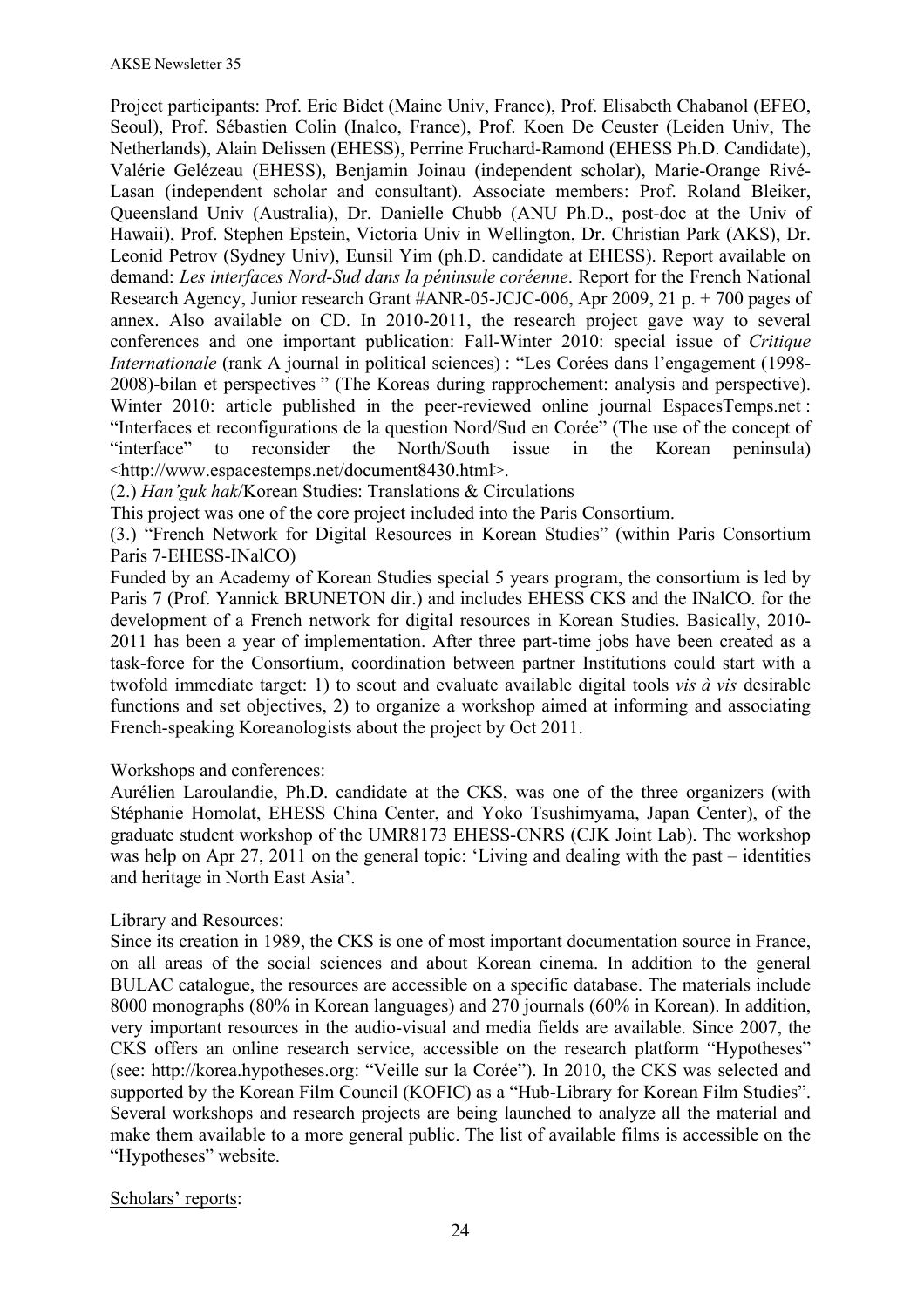Project participants: Prof. Eric Bidet (Maine Univ, France), Prof. Elisabeth Chabanol (EFEO, Seoul), Prof. Sébastien Colin (Inalco, France), Prof. Koen De Ceuster (Leiden Univ, The Netherlands), Alain Delissen (EHESS), Perrine Fruchard-Ramond (EHESS Ph.D. Candidate), Valérie Gelézeau (EHESS), Benjamin Joinau (independent scholar), Marie-Orange Rivé-Lasan (independent scholar and consultant). Associate members: Prof. Roland Bleiker, Queensland Univ (Australia), Dr. Danielle Chubb (ANU Ph.D., post-doc at the Univ of Hawaii), Prof. Stephen Epstein, Victoria Univ in Wellington, Dr. Christian Park (AKS), Dr. Leonid Petrov (Sydney Univ), Eunsil Yim (ph.D. candidate at EHESS). Report available on demand: *Les interfaces Nord-Sud dans la péninsule coréenne*. Report for the French National Research Agency, Junior research Grant #ANR-05-JCJC-006, Apr 2009, 21 p. + 700 pages of annex. Also available on CD. In 2010-2011, the research project gave way to several conferences and one important publication: Fall-Winter 2010: special issue of *Critique Internationale* (rank A journal in political sciences) : "Les Corées dans l'engagement (1998-2008)-bilan et perspectives " (The Koreas during rapprochement: analysis and perspective). Winter 2010: article published in the peer-reviewed online journal EspacesTemps.net : "Interfaces et reconfigurations de la question Nord/Sud en Corée" (The use of the concept of "interface" to reconsider the North/South issue in the Korean peninsula) <http://www.espacestemps.net/document8430.html>.

(2.) *Han'guk hak*/Korean Studies: Translations & Circulations

This project was one of the core project included into the Paris Consortium.

(3.) "French Network for Digital Resources in Korean Studies" (within Paris Consortium Paris 7-EHESS-INalCO)

Funded by an Academy of Korean Studies special 5 years program, the consortium is led by Paris 7 (Prof. Yannick BRUNETON dir.) and includes EHESS CKS and the INalCO. for the development of a French network for digital resources in Korean Studies. Basically, 2010-2011 has been a year of implementation. After three part-time jobs have been created as a task-force for the Consortium, coordination between partner Institutions could start with a twofold immediate target: 1) to scout and evaluate available digital tools *vis à vis* desirable functions and set objectives, 2) to organize a workshop aimed at informing and associating French-speaking Koreanologists about the project by Oct 2011.

Workshops and conferences:

Aurélien Laroulandie, Ph.D. candidate at the CKS, was one of the three organizers (with Stéphanie Homolat, EHESS China Center, and Yoko Tsushimyama, Japan Center), of the graduate student workshop of the UMR8173 EHESS-CNRS (CJK Joint Lab). The workshop was help on Apr 27, 2011 on the general topic: 'Living and dealing with the past – identities and heritage in North East Asia'.

Library and Resources:

Since its creation in 1989, the CKS is one of most important documentation source in France, on all areas of the social sciences and about Korean cinema. In addition to the general BULAC catalogue, the resources are accessible on a specific database. The materials include 8000 monographs (80% in Korean languages) and 270 journals (60% in Korean). In addition, very important resources in the audio-visual and media fields are available. Since 2007, the CKS offers an online research service, accessible on the research platform "Hypotheses" (see: http://korea.hypotheses.org: "Veille sur la Corée"). In 2010, the CKS was selected and supported by the Korean Film Council (KOFIC) as a "Hub-Library for Korean Film Studies". Several workshops and research projects are being launched to analyze all the material and make them available to a more general public. The list of available films is accessible on the "Hypotheses" website.

<u>Scholars' reports</u>: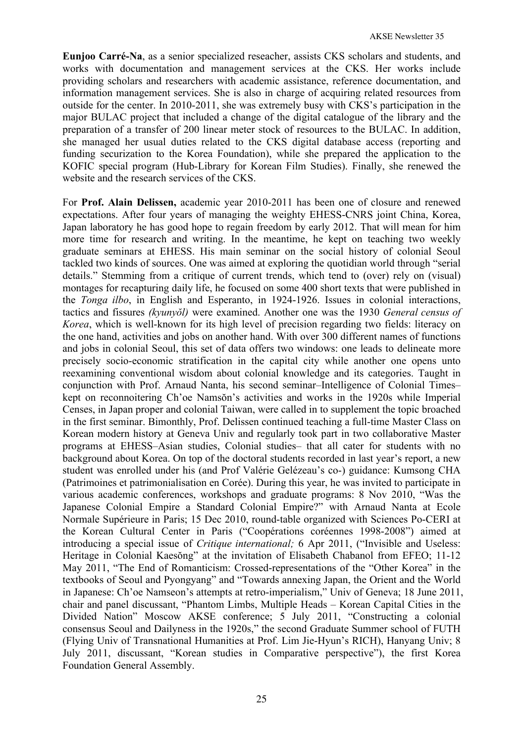**Eunjoo Carré-Na**, as a senior specialized reseacher, assists CKS scholars and students, and works with documentation and management services at the CKS. Her works include providing scholars and researchers with academic assistance, reference documentation, and information management services. She is also in charge of acquiring related resources from outside for the center. In 2010-2011, she was extremely busy with CKS's participation in the major BULAC project that included a change of the digital catalogue of the library and the preparation of a transfer of 200 linear meter stock of resources to the BULAC. In addition, she managed her usual duties related to the CKS digital database access (reporting and funding securization to the Korea Foundation), while she prepared the application to the KOFIC special program (Hub-Library for Korean Film Studies). Finally, she renewed the website and the research services of the CKS.

For **Prof. Alain Delissen,** academic year 2010-2011 has been one of closure and renewed expectations. After four years of managing the weighty EHESS-CNRS joint China, Korea, Japan laboratory he has good hope to regain freedom by early 2012. That will mean for him more time for research and writing. In the meantime, he kept on teaching two weekly graduate seminars at EHESS. His main seminar on the social history of colonial Seoul tackled two kinds of sources. One was aimed at exploring the quotidian world through "serial details." Stemming from a critique of current trends, which tend to (over) rely on (visual) montages for recapturing daily life, he focused on some 400 short texts that were published in the *Tonga ilbo*, in English and Esperanto, in 1924-1926. Issues in colonial interactions, tactics and fissures *(kyunyŏl)* were examined. Another one was the 1930 *General census of Korea*, which is well-known for its high level of precision regarding two fields: literacy on the one hand, activities and jobs on another hand. With over 300 different names of functions and jobs in colonial Seoul, this set of data offers two windows: one leads to delineate more precisely socio-economic stratification in the capital city while another one opens unto reexamining conventional wisdom about colonial knowledge and its categories. Taught in conjunction with Prof. Arnaud Nanta, his second seminar–Intelligence of Colonial Times– kept on reconnoitering Ch'oe Namsŏn's activities and works in the 1920s while Imperial Censes, in Japan proper and colonial Taiwan, were called in to supplement the topic broached in the first seminar. Bimonthly, Prof. Delissen continued teaching a full-time Master Class on Korean modern history at Geneva Univ and regularly took part in two collaborative Master programs at EHESS–Asian studies, Colonial studies– that all cater for students with no background about Korea. On top of the doctoral students recorded in last year's report, a new student was enrolled under his (and Prof Valérie Gelézeau's co-) guidance: Kumsong CHA (Patrimoines et patrimonialisation en Corée). During this year, he was invited to participate in various academic conferences, workshops and graduate programs: 8 Nov 2010, "Was the Japanese Colonial Empire a Standard Colonial Empire?" with Arnaud Nanta at Ecole Normale Supérieure in Paris; 15 Dec 2010, round-table organized with Sciences Po-CERI at the Korean Cultural Center in Paris ("Coopérations coréennes 1998-2008") aimed at introducing a special issue of *Critique international;* 6 Apr 2011, ("Invisible and Useless: Heritage in Colonial Kaesŏng" at the invitation of Elisabeth Chabanol from EFEO; 11-12 May 2011, "The End of Romanticism: Crossed-representations of the "Other Korea" in the textbooks of Seoul and Pyongyang" and "Towards annexing Japan, the Orient and the World in Japanese: Ch'oe Namseon's attempts at retro-imperialism," Univ of Geneva; 18 June 2011, chair and panel discussant, "Phantom Limbs, Multiple Heads – Korean Capital Cities in the Divided Nation" Moscow AKSE conference; 5 July 2011, "Constructing a colonial consensus Seoul and Dailyness in the 1920s," the second Graduate Summer school of FUTH (Flying Univ of Transnational Humanities at Prof. Lim Jie-Hyun's RICH), Hanyang Univ; 8 July 2011, discussant, "Korean studies in Comparative perspective"), the first Korea Foundation General Assembly.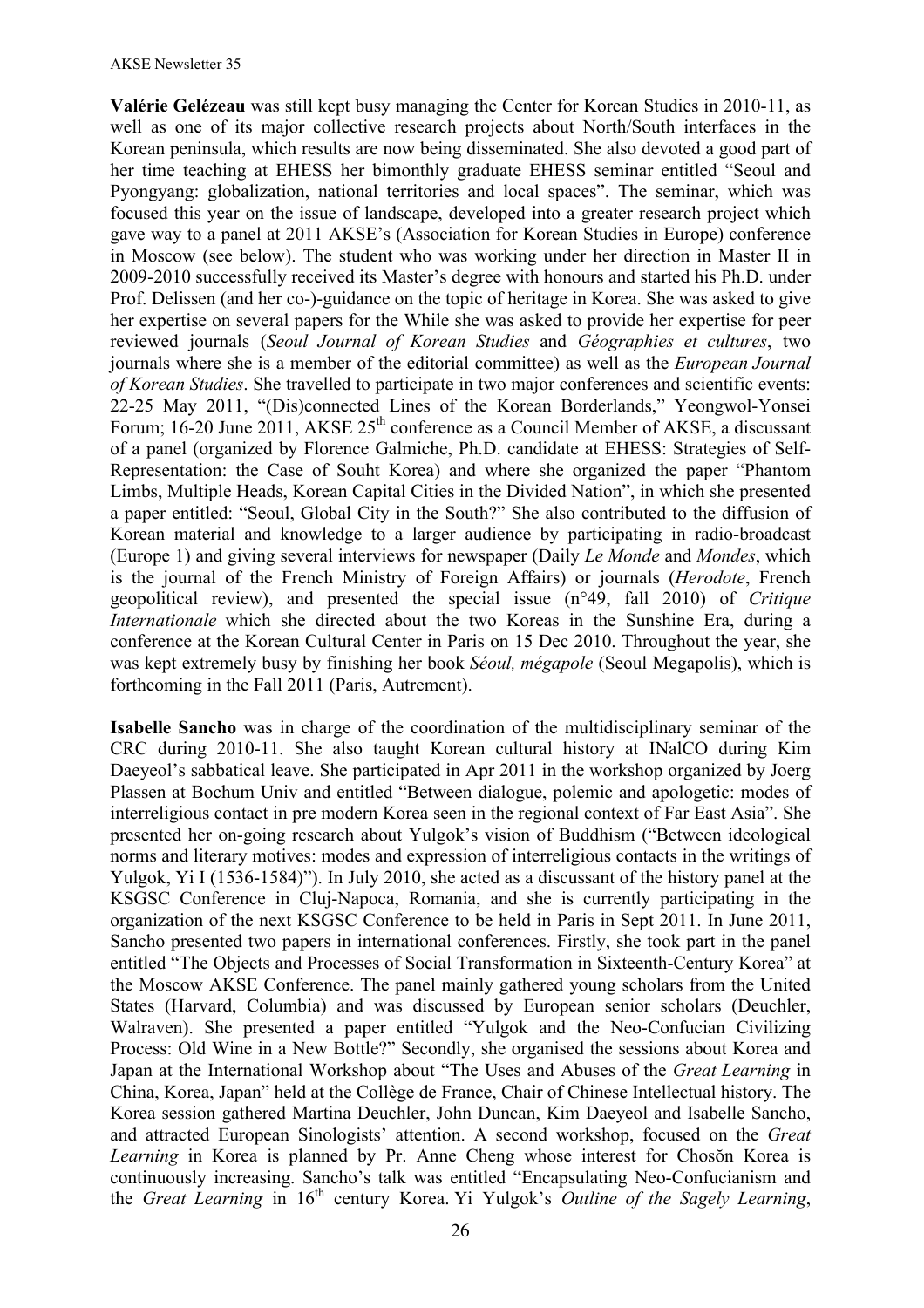**Valérie Gelézeau** was still kept busy managing the Center for Korean Studies in 2010-11, as well as one of its major collective research projects about North/South interfaces in the Korean peninsula, which results are now being disseminated. She also devoted a good part of her time teaching at EHESS her bimonthly graduate EHESS seminar entitled "Seoul and Pyongyang: globalization, national territories and local spaces". The seminar, which was focused this year on the issue of landscape, developed into a greater research project which gave way to a panel at 2011 AKSE's (Association for Korean Studies in Europe) conference in Moscow (see below). The student who was working under her direction in Master II in 2009-2010 successfully received its Master's degree with honours and started his Ph.D. under Prof. Delissen (and her co-)-guidance on the topic of heritage in Korea. She was asked to give her expertise on several papers for the While she was asked to provide her expertise for peer reviewed journals (*Seoul Journal of Korean Studies* and *Géographies et cultures*, two journals where she is a member of the editorial committee) as well as the *European Journal of Korean Studies*. She travelled to participate in two major conferences and scientific events: 22-25 May 2011, "(Dis)connected Lines of the Korean Borderlands," Yeongwol-Yonsei Forum; 16-20 June 2011, AKSE 25th conference as a Council Member of AKSE, a discussant of a panel (organized by Florence Galmiche, Ph.D. candidate at EHESS: Strategies of Self-Representation: the Case of Souht Korea) and where she organized the paper "Phantom Limbs, Multiple Heads, Korean Capital Cities in the Divided Nation", in which she presented a paper entitled: "Seoul, Global City in the South?" She also contributed to the diffusion of Korean material and knowledge to a larger audience by participating in radio-broadcast (Europe 1) and giving several interviews for newspaper (Daily *Le Monde* and *Mondes*, which is the journal of the French Ministry of Foreign Affairs) or journals (*Herodote*, French geopolitical review), and presented the special issue (n°49, fall 2010) of *Critique Internationale* which she directed about the two Koreas in the Sunshine Era, during a conference at the Korean Cultural Center in Paris on 15 Dec 2010. Throughout the year, she was kept extremely busy by finishing her book *Séoul, mégapole* (Seoul Megapolis), which is forthcoming in the Fall 2011 (Paris, Autrement).

**Isabelle Sancho** was in charge of the coordination of the multidisciplinary seminar of the CRC during 2010-11. She also taught Korean cultural history at INalCO during Kim Daeyeol's sabbatical leave. She participated in Apr 2011 in the workshop organized by Joerg Plassen at Bochum Univ and entitled "Between dialogue, polemic and apologetic: modes of interreligious contact in pre modern Korea seen in the regional context of Far East Asia". She presented her on-going research about Yulgok's vision of Buddhism ("Between ideological norms and literary motives: modes and expression of interreligious contacts in the writings of Yulgok, Yi I (1536-1584)"). In July 2010, she acted as a discussant of the history panel at the KSGSC Conference in Cluj-Napoca, Romania, and she is currently participating in the organization of the next KSGSC Conference to be held in Paris in Sept 2011. In June 2011, Sancho presented two papers in international conferences. Firstly, she took part in the panel entitled "The Objects and Processes of Social Transformation in Sixteenth-Century Korea" at the Moscow AKSE Conference. The panel mainly gathered young scholars from the United States (Harvard, Columbia) and was discussed by European senior scholars (Deuchler, Walraven). She presented a paper entitled "Yulgok and the Neo-Confucian Civilizing Process: Old Wine in a New Bottle?" Secondly, she organised the sessions about Korea and Japan at the International Workshop about "The Uses and Abuses of the *Great Learning* in China, Korea, Japan" held at the Collège de France, Chair of Chinese Intellectual history. The Korea session gathered Martina Deuchler, John Duncan, Kim Daeyeol and Isabelle Sancho, and attracted European Sinologists' attention. A second workshop, focused on the *Great Learning* in Korea is planned by Pr. Anne Cheng whose interest for Chosŏn Korea is continuously increasing. Sancho's talk was entitled "Encapsulating Neo-Confucianism and the *Great Learning* in 16th century Korea. Yi Yulgok's *Outline of the Sagely Learning*,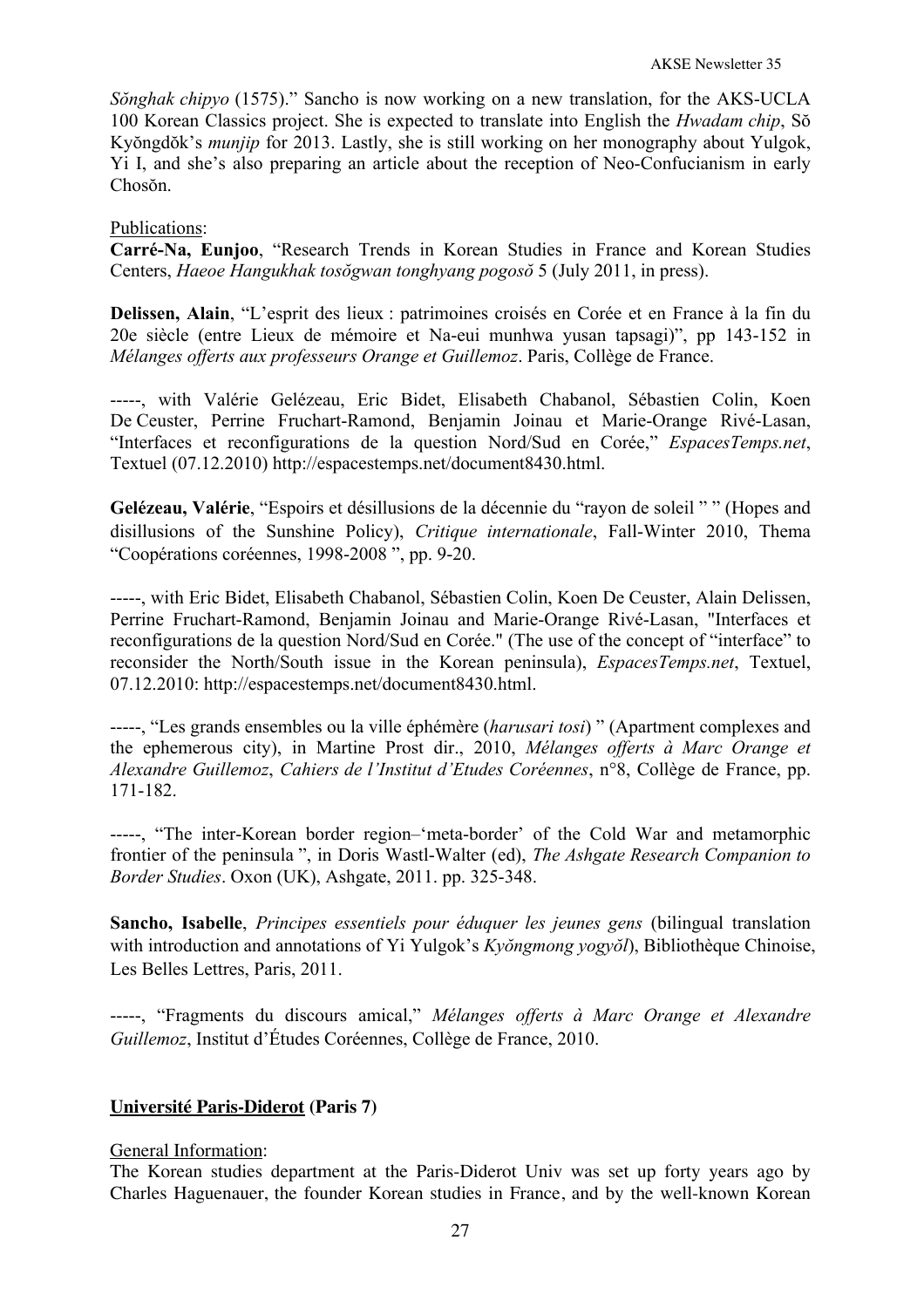*Sŏnghak chipyo* (1575)." Sancho is now working on a new translation, for the AKS-UCLA 100 Korean Classics project. She is expected to translate into English the *Hwadam chip*, Sŏ Kyŏngdŏk's *munjip* for 2013. Lastly, she is still working on her monography about Yulgok, Yi I, and she's also preparing an article about the reception of Neo-Confucianism in early Chosŏn.

Publications:

**Carré-Na, Eunjoo**, "Research Trends in Korean Studies in France and Korean Studies Centers, *Haeoe Hangukhak tosŏgwan tonghyang pogosŏ* 5 (July 2011, in press).

**Delissen, Alain**, "L'esprit des lieux : patrimoines croisés en Corée et en France à la fin du 20e siècle (entre Lieux de mémoire et Na-eui munhwa yusan tapsagi)", pp 143-152 in *Mélanges offerts aux professeurs Orange et Guillemoz*. Paris, Collège de France.

-----, with Valérie Gelézeau, Eric Bidet, Elisabeth Chabanol, Sébastien Colin, Koen De Ceuster, Perrine Fruchart-Ramond, Benjamin Joinau et Marie-Orange Rivé-Lasan, "Interfaces et reconfigurations de la question Nord/Sud en Corée," *EspacesTemps.net*, Textuel (07.12.2010) http://espacestemps.net/document8430.html.

**Gelézeau, Valérie**, "Espoirs et désillusions de la décennie du "rayon de soleil " " (Hopes and disillusions of the Sunshine Policy), *Critique internationale*, Fall-Winter 2010, Thema "Coopérations coréennes, 1998-2008 ", pp. 9-20.

-----, with Eric Bidet, Elisabeth Chabanol, Sébastien Colin, Koen De Ceuster, Alain Delissen, Perrine Fruchart-Ramond, Benjamin Joinau and Marie-Orange Rivé-Lasan, "Interfaces et reconfigurations de la question Nord/Sud en Corée." (The use of the concept of "interface" to reconsider the North/South issue in the Korean peninsula), *EspacesTemps.net*, Textuel, 07.12.2010: http://espacestemps.net/document8430.html.

-----, "Les grands ensembles ou la ville éphémère (*harusari tosi*) " (Apartment complexes and the ephemerous city), in Martine Prost dir., 2010, *Mélanges offerts à Marc Orange et Alexandre Guillemoz*, *Cahiers de l'Institut d'Etudes Coréennes*, n°8, Collège de France, pp. 171-182.

-----, "The inter-Korean border region–'meta-border' of the Cold War and metamorphic frontier of the peninsula ", in Doris Wastl-Walter (ed), *The Ashgate Research Companion to Border Studies*. Oxon (UK), Ashgate, 2011. pp. 325-348.

**Sancho, Isabelle**, *Principes essentiels pour éduquer les jeunes gens* (bilingual translation with introduction and annotations of Yi Yulgok's *Kyŏngmong yogyŏl*), Bibliothèque Chinoise, Les Belles Lettres, Paris, 2011.

-----, "Fragments du discours amical," *Mélanges offerts à Marc Orange et Alexandre Guillemoz*, Institut d'Études Coréennes, Collège de France, 2010.

## **Université Paris-Diderot (Paris 7)**

General Information:

The Korean studies department at the Paris-Diderot Univ was set up forty years ago by Charles Haguenauer, the founder Korean studies in France, and by the well-known Korean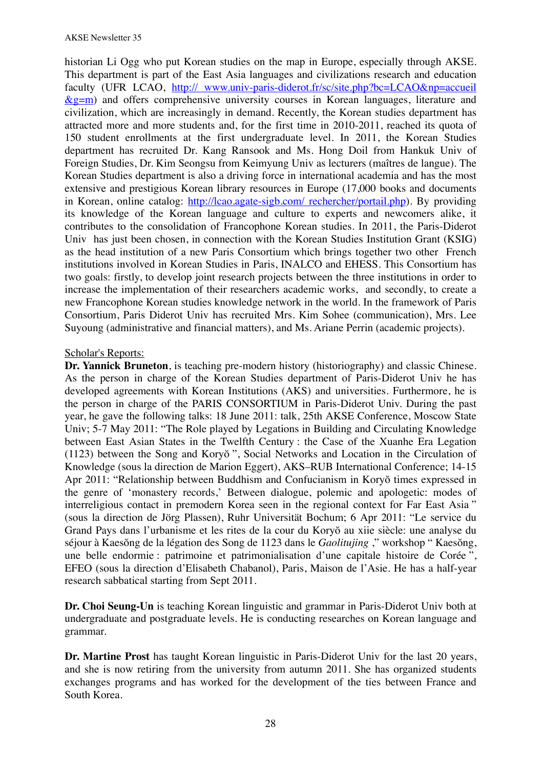historian Li Ogg who put Korean studies on the map in Europe, especially through AKSE. This department is part of the East Asia languages and civilizations research and education faculty (UFR LCAO, http:// www.univ-paris-diderot.fr/sc/site.php?bc=LCAO&np=accueil&g=m) and offers comprehensive university courses in Korean languages, literature and civilization, which are increasingly in demand. Recently, the Korean studies department has attracted more and more students and, for the first time in 2010-2011, reached its quota of 150 student enrollments at the first undergraduate level. In 2011, the Korean Studies department has recruited Dr. Kang Ransook and Ms. Hong Doil from Hankuk Univ of Foreign Studies, Dr. Kim Seongsu from Keimyung Univ as lecturers (maîtres de langue). The Korean Studies department is also a driving force in international academia and has the most extensive and prestigious Korean library resources in Europe (17,000 books and documents in Korean, online catalog: http://lcao.agate-sigb.com/ rechercher/portail.php). By providing its knowledge of the Korean language and culture to experts and newcomers alike, it contributes to the consolidation of Francophone Korean studies. In 2011, the Paris-Diderot Univ has just been chosen, in connection with the Korean Studies Institution Grant (KSIG) as the head institution of a new Paris Consortium which brings together two other French institutions involved in Korean Studies in Paris, INALCO and EHESS. This Consortium has two goals: firstly, to develop joint research projects between the three institutions in order to increase the implementation of their researchers academic works, and secondly, to create a new Francophone Korean studies knowledge network in the world. In the framework of Paris Consortium, Paris Diderot Univ has recruited Mrs. Kim Sohee (communication), Mrs. Lee Suyoung (administrative and financial matters), and Ms. Ariane Perrin (academic projects).

Scholar's Reports:

**Dr. Yannick Bruneton**, is teaching pre-modern history (historiography) and classic Chinese. As the person in charge of the Korean Studies department of Paris-Diderot Univ he has developed agreements with Korean Institutions (AKS) and universities. Furthermore, he is the person in charge of the PARIS CONSORTIUM in Paris-Diderot Univ. During the past year, he gave the following talks: 18 June 2011: talk, 25th AKSE Conference, Moscow State Univ; 5-7 May 2011: "The Role played by Legations in Building and Circulating Knowledge between East Asian States in the Twelfth Century : the Case of the Xuanhe Era Legation (1123) between the Song and Koryŏ ", Social Networks and Location in the Circulation of Knowledge (sous la direction de Marion Eggert), AKS–RUB International Conference; 14-15 Apr 2011: "Relationship between Buddhism and Confucianism in Koryŏ times expressed in the genre of 'monastery records,' Between dialogue, polemic and apologetic: modes of interreligious contact in premodern Korea seen in the regional context for Far East Asia " (sous la direction de Jörg Plassen), Ruhr Universität Bochum; 6 Apr 2011: "Le service du Grand Pays dans l'urbanisme et les rites de la cour du Koryŏ au xiie siècle: une analyse du séjour à Kaesŏng de la légation des Song de 1123 dans le *Gaolitujing* ," workshop " Kaesŏng, une belle endormie : patrimoine et patrimonialisation d'une capitale histoire de Corée ", EFEO (sous la direction d'Elisabeth Chabanol), Paris, Maison de l'Asie. He has a half-year research sabbatical starting from Sept 2011.

**Dr. Choi Seung-Un** is teaching Korean linguistic and grammar in Paris-Diderot Univ both at undergraduate and postgraduate levels. He is conducting researches on Korean language and grammar.

**Dr. Martine Prost** has taught Korean linguistic in Paris-Diderot Univ for the last 20 years, and she is now retiring from the university from autumn 2011. She has organized students exchanges programs and has worked for the development of the ties between France and South Korea.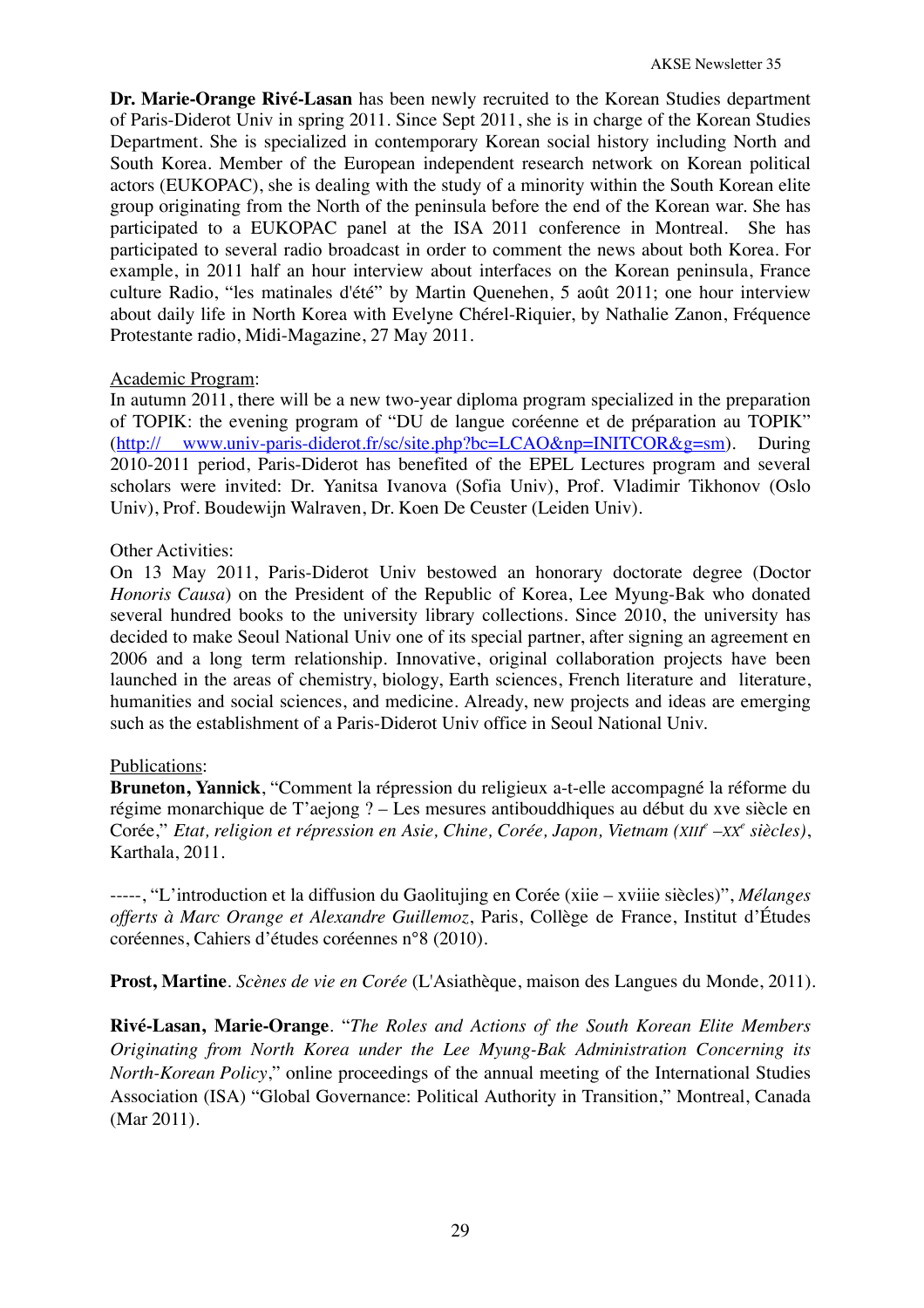**Dr. Marie-Orange Rivé-Lasan** has been newly recruited to the Korean Studies department of Paris-Diderot Univ in spring 2011. Since Sept 2011, she is in charge of the Korean Studies Department. She is specialized in contemporary Korean social history including North and South Korea. Member of the European independent research network on Korean political actors (EUKOPAC), she is dealing with the study of a minority within the South Korean elite group originating from the North of the peninsula before the end of the Korean war. She has participated to a EUKOPAC panel at the ISA 2011 conference in Montreal. She has participated to several radio broadcast in order to comment the news about both Korea. For example, in 2011 half an hour interview about interfaces on the Korean peninsula, France culture Radio, "les matinales d'été" by Martin Quenehen, 5 août 2011; one hour interview about daily life in North Korea with Evelyne Chérel-Riquier, by Nathalie Zanon, Fréquence Protestante radio, Midi-Magazine, 27 May 2011.

Academic Program:
In autumn 2011, there will be a new two-year diploma program specialized in the preparation of TOPIK: the evening program of "DU de langue coréenne et de préparation au TOPIK" (http:// www.univ-paris-diderot.fr/sc/site.php?bc=LCAO&np=INITCOR&g=sm). During 2010-2011 period, Paris-Diderot has benefited of the EPEL Lectures program and several scholars were invited: Dr. Yanitsa Ivanova (Sofia Univ), Prof. Vladimir Tikhonov (Oslo Univ), Prof. Boudewijn Walraven, Dr. Koen De Ceuster (Leiden Univ).

Other Activities:
On 13 May 2011, Paris-Diderot Univ bestowed an honorary doctorate degree (Doctor *Honoris Causa*) on the President of the Republic of Korea, Lee Myung-Bak who donated several hundred books to the university library collections. Since 2010, the university has decided to make Seoul National Univ one of its special partner, after signing an agreement en 2006 and a long term relationship. Innovative, original collaboration projects have been launched in the areas of chemistry, biology, Earth sciences, French literature and literature, humanities and social sciences, and medicine. Already, new projects and ideas are emerging such as the establishment of a Paris-Diderot Univ office in Seoul National Univ.

Publications:
**Bruneton, Yannick**, "Comment la répression du religieux a-t-elle accompagné la réforme du régime monarchique de T'aejong ? – Les mesures antibouddhiques au début du xve siècle en Corée," *Etat, religion et répression en Asie, Chine, Corée, Japon, Vietnam (XIII$^{e}$ –XX$^{e}$ siècles)*, Karthala, 2011.

-----, "L'introduction et la diffusion du Gaolitujing en Corée (xiie – xviiie siècles)", *Mélanges offerts à Marc Orange et Alexandre Guillemoz*, Paris, Collège de France, Institut d'Études coréennes, Cahiers d'études coréennes n°8 (2010).

**Prost, Martine**. *Scènes de vie en Corée* (L'Asiathèque, maison des Langues du Monde, 2011).

**Rivé-Lasan, Marie-Orange**. "*The Roles and Actions of the South Korean Elite Members Originating from North Korea under the Lee Myung-Bak Administration Concerning its North-Korean Policy*," online proceedings of the annual meeting of the International Studies Association (ISA) "Global Governance: Political Authority in Transition," Montreal, Canada (Mar 2011).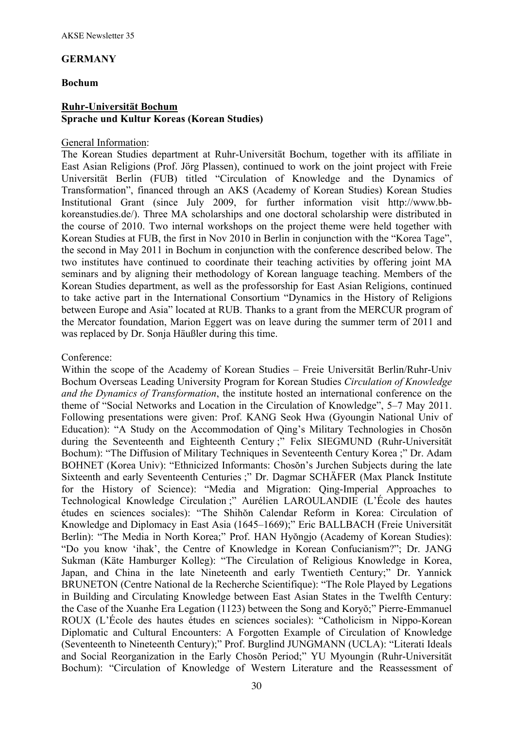## GERMANY

### Bochum

#### Ruhr-Universität Bochum
#### Sprache und Kultur Koreas (Korean Studies)

General Information:

The Korean Studies department at Ruhr-Universität Bochum, together with its affiliate in East Asian Religions (Prof. Jörg Plassen), continued to work on the joint project with Freie Universität Berlin (FUB) titled "Circulation of Knowledge and the Dynamics of Transformation", financed through an AKS (Academy of Korean Studies) Korean Studies Institutional Grant (since July 2009, for further information visit http://www.bb-koreanstudies.de/). Three MA scholarships and one doctoral scholarship were distributed in the course of 2010. Two internal workshops on the project theme were held together with Korean Studies at FUB, the first in Nov 2010 in Berlin in conjunction with the "Korea Tage", the second in May 2011 in Bochum in conjunction with the conference described below. The two institutes have continued to coordinate their teaching activities by offering joint MA seminars and by aligning their methodology of Korean language teaching. Members of the Korean Studies department, as well as the professorship for East Asian Religions, continued to take active part in the International Consortium "Dynamics in the History of Religions between Europe and Asia" located at RUB. Thanks to a grant from the MERCUR program of the Mercator foundation, Marion Eggert was on leave during the summer term of 2011 and was replaced by Dr. Sonja Häußler during this time.

Conference:

Within the scope of the Academy of Korean Studies – Freie Universität Berlin/Ruhr-Univ Bochum Overseas Leading University Program for Korean Studies *Circulation of Knowledge and the Dynamics of Transformation*, the institute hosted an international conference on the theme of "Social Networks and Location in the Circulation of Knowledge", 5–7 May 2011. Following presentations were given: Prof. KANG Seok Hwa (Gyoungin National Univ of Education): "A Study on the Accommodation of Qing's Military Technologies in Chosŏn during the Seventeenth and Eighteenth Century ;" Felix SIEGMUND (Ruhr-Universität Bochum): "The Diffusion of Military Techniques in Seventeenth Century Korea ;" Dr. Adam BOHNET (Korea Univ): "Ethnicized Informants: Chosŏn's Jurchen Subjects during the late Sixteenth and early Seventeenth Centuries ;" Dr. Dagmar SCHÄFER (Max Planck Institute for the History of Science): "Media and Migration: Qing-Imperial Approaches to Technological Knowledge Circulation ;" Aurélien LAROULANDIE (L'École des hautes études en sciences sociales): "The Shihŏn Calendar Reform in Korea: Circulation of Knowledge and Diplomacy in East Asia (1645–1669);" Eric BALLBACH (Freie Universität Berlin): "The Media in North Korea;" Prof. HAN Hyŏngjo (Academy of Korean Studies): "Do you know 'ihak', the Centre of Knowledge in Korean Confucianism?"; Dr. JANG Sukman (Käte Hamburger Kolleg): "The Circulation of Religious Knowledge in Korea, Japan, and China in the late Nineteenth and early Twentieth Century;" Dr. Yannick BRUNETON (Centre National de la Recherche Scientifique): "The Role Played by Legations in Building and Circulating Knowledge between East Asian States in the Twelfth Century: the Case of the Xuanhe Era Legation (1123) between the Song and Koryŏ;" Pierre-Emmanuel ROUX (L'École des hautes études en sciences sociales): "Catholicism in Nippo-Korean Diplomatic and Cultural Encounters: A Forgotten Example of Circulation of Knowledge (Seventeenth to Nineteenth Century);" Prof. Burglind JUNGMANN (UCLA): "Literati Ideals and Social Reorganization in the Early Chosŏn Period;" YU Myoungin (Ruhr-Universität Bochum): "Circulation of Knowledge of Western Literature and the Reassessment of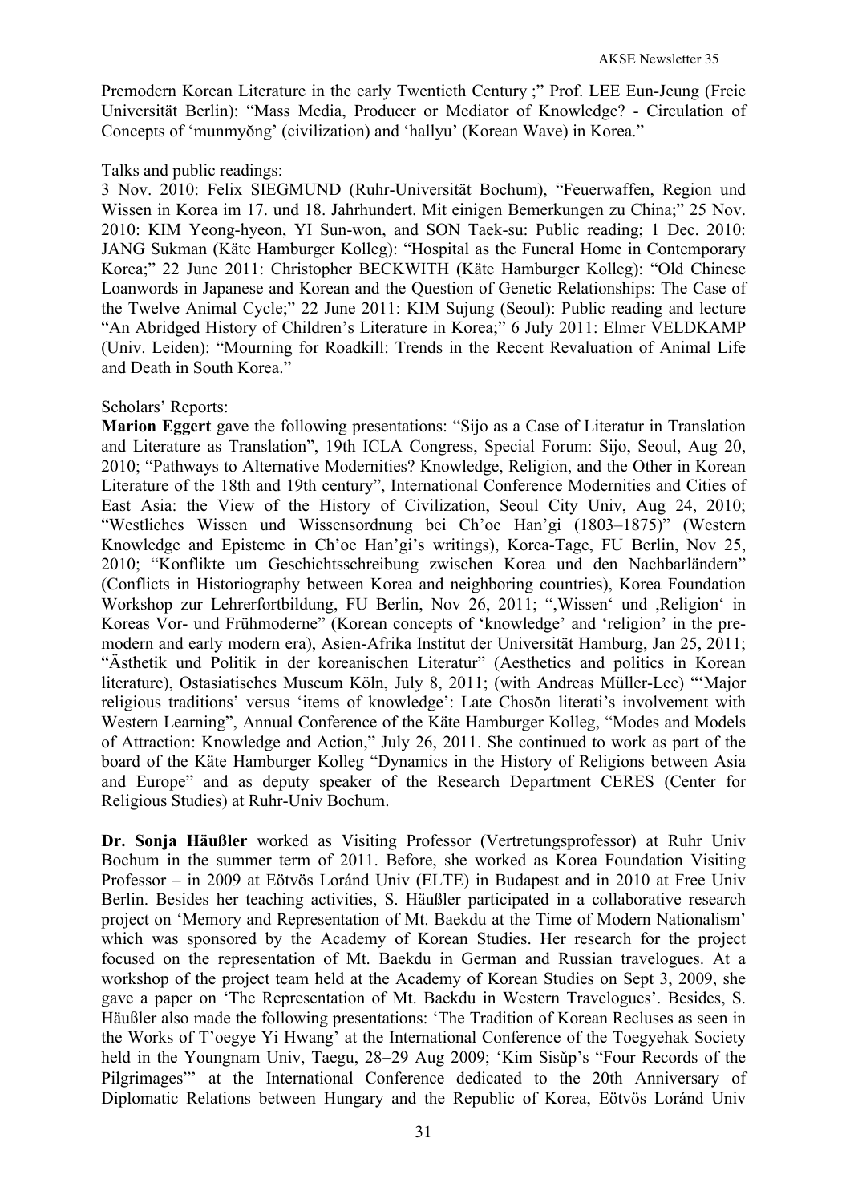Premodern Korean Literature in the early Twentieth Century ;" Prof. LEE Eun-Jeung (Freie Universität Berlin): "Mass Media, Producer or Mediator of Knowledge? - Circulation of Concepts of 'munmyŏng' (civilization) and 'hallyu' (Korean Wave) in Korea."

Talks and public readings:
3 Nov. 2010: Felix SIEGMUND (Ruhr-Universität Bochum), "Feuerwaffen, Region und Wissen in Korea im 17. und 18. Jahrhundert. Mit einigen Bemerkungen zu China;" 25 Nov. 2010: KIM Yeong-hyeon, YI Sun-won, and SON Taek-su: Public reading; 1 Dec. 2010: JANG Sukman (Käte Hamburger Kolleg): "Hospital as the Funeral Home in Contemporary Korea;" 22 June 2011: Christopher BECKWITH (Käte Hamburger Kolleg): "Old Chinese Loanwords in Japanese and Korean and the Question of Genetic Relationships: The Case of the Twelve Animal Cycle;" 22 June 2011: KIM Sujung (Seoul): Public reading and lecture "An Abridged History of Children's Literature in Korea;" 6 July 2011: Elmer VELDKAMP (Univ. Leiden): "Mourning for Roadkill: Trends in the Recent Revaluation of Animal Life and Death in South Korea."

Scholars' Reports:
**Marion Eggert** gave the following presentations: "Sijo as a Case of Literatur in Translation and Literature as Translation", 19th ICLA Congress, Special Forum: Sijo, Seoul, Aug 20, 2010; "Pathways to Alternative Modernities? Knowledge, Religion, and the Other in Korean Literature of the 18th and 19th century", International Conference Modernities and Cities of East Asia: the View of the History of Civilization, Seoul City Univ, Aug 24, 2010; "Westliches Wissen und Wissensordnung bei Ch'oe Han'gi (1803–1875)" (Western Knowledge and Episteme in Ch'oe Han'gi's writings), Korea-Tage, FU Berlin, Nov 25, 2010; "Konflikte um Geschichtsschreibung zwischen Korea und den Nachbarländern" (Conflicts in Historiography between Korea and neighboring countries), Korea Foundation Workshop zur Lehrerfortbildung, FU Berlin, Nov 26, 2011; ",Wissen' und ,Religion' in Koreas Vor- und Frühmoderne" (Korean concepts of 'knowledge' and 'religion' in the pre-modern and early modern era), Asien-Afrika Institut der Universität Hamburg, Jan 25, 2011; "Ästhetik und Politik in der koreanischen Literatur" (Aesthetics and politics in Korean literature), Ostasiatisches Museum Köln, July 8, 2011; (with Andreas Müller-Lee) "'Major religious traditions' versus 'items of knowledge': Late Chosŏn literati's involvement with Western Learning", Annual Conference of the Käte Hamburger Kolleg, "Modes and Models of Attraction: Knowledge and Action," July 26, 2011. She continued to work as part of the board of the Käte Hamburger Kolleg "Dynamics in the History of Religions between Asia and Europe" and as deputy speaker of the Research Department CERES (Center for Religious Studies) at Ruhr-Univ Bochum.

**Dr. Sonja Häußler** worked as Visiting Professor (Vertretungsprofessor) at Ruhr Univ Bochum in the summer term of 2011. Before, she worked as Korea Foundation Visiting Professor – in 2009 at Eötvös Loránd Univ (ELTE) in Budapest and in 2010 at Free Univ Berlin. Besides her teaching activities, S. Häußler participated in a collaborative research project on 'Memory and Representation of Mt. Baekdu at the Time of Modern Nationalism' which was sponsored by the Academy of Korean Studies. Her research for the project focused on the representation of Mt. Baekdu in German and Russian travelogues. At a workshop of the project team held at the Academy of Korean Studies on Sept 3, 2009, she gave a paper on 'The Representation of Mt. Baekdu in Western Travelogues'. Besides, S. Häußler also made the following presentations: 'The Tradition of Korean Recluses as seen in the Works of T'oegye Yi Hwang' at the International Conference of the Toegyehak Society held in the Youngnam Univ, Taegu, 28–29 Aug 2009; 'Kim Sisŭp's "Four Records of the Pilgrimages"' at the International Conference dedicated to the 20th Anniversary of Diplomatic Relations between Hungary and the Republic of Korea, Eötvös Loránd Univ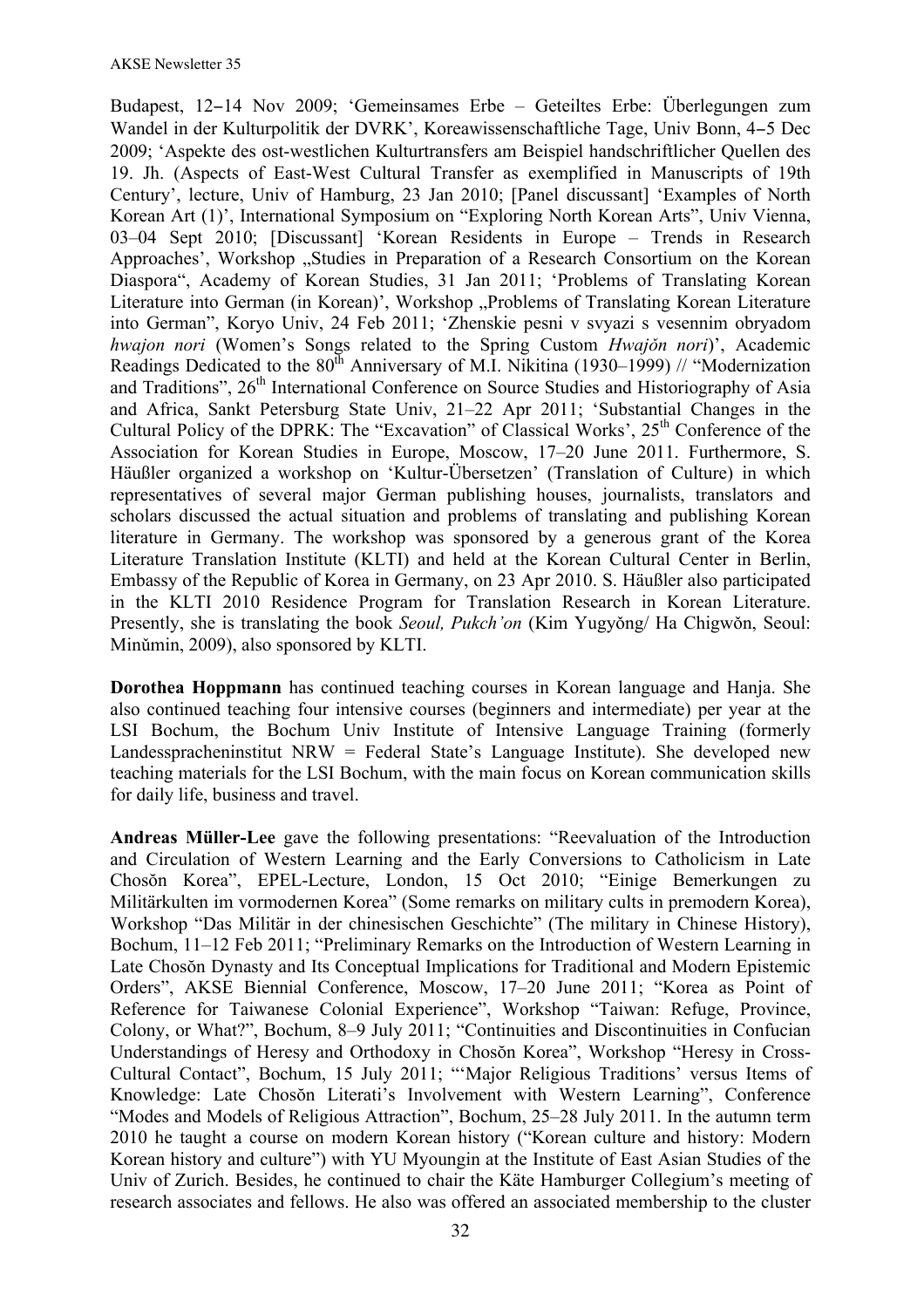Budapest, 12–14 Nov 2009; 'Gemeinsames Erbe – Geteiltes Erbe: Überlegungen zum Wandel in der Kulturpolitik der DVRK', Koreawissenschaftliche Tage, Univ Bonn, 4–5 Dec 2009; 'Aspekte des ost-westlichen Kulturtransfers am Beispiel handschriftlicher Quellen des 19. Jh. (Aspects of East-West Cultural Transfer as exemplified in Manuscripts of 19th Century', lecture, Univ of Hamburg, 23 Jan 2010; [Panel discussant] 'Examples of North Korean Art (1)', International Symposium on "Exploring North Korean Arts", Univ Vienna, 03–04 Sept 2010; [Discussant] 'Korean Residents in Europe – Trends in Research Approaches', Workshop „Studies in Preparation of a Research Consortium on the Korean Diaspora", Academy of Korean Studies, 31 Jan 2011; 'Problems of Translating Korean Literature into German (in Korean)', Workshop „Problems of Translating Korean Literature into German", Koryo Univ, 24 Feb 2011; 'Zhenskie pesni v svyazi s vesennim obryadom *hwajon nori* (Women's Songs related to the Spring Custom *Hwajŏn nori*)', Academic Readings Dedicated to the 80th Anniversary of M.I. Nikitina (1930–1999) // "Modernization and Traditions", 26th International Conference on Source Studies and Historiography of Asia and Africa, Sankt Petersburg State Univ, 21–22 Apr 2011; 'Substantial Changes in the Cultural Policy of the DPRK: The "Excavation" of Classical Works', 25th Conference of the Association for Korean Studies in Europe, Moscow, 17–20 June 2011. Furthermore, S. Häußler organized a workshop on 'Kultur-Übersetzen' (Translation of Culture) in which representatives of several major German publishing houses, journalists, translators and scholars discussed the actual situation and problems of translating and publishing Korean literature in Germany. The workshop was sponsored by a generous grant of the Korea Literature Translation Institute (KLTI) and held at the Korean Cultural Center in Berlin, Embassy of the Republic of Korea in Germany, on 23 Apr 2010. S. Häußler also participated in the KLTI 2010 Residence Program for Translation Research in Korean Literature. Presently, she is translating the book *Seoul, Pukch'on* (Kim Yugyŏng/ Ha Chigwŏn, Seoul: Minŭmin, 2009), also sponsored by KLTI.

**Dorothea Hoppmann** has continued teaching courses in Korean language and Hanja. She also continued teaching four intensive courses (beginners and intermediate) per year at the LSI Bochum, the Bochum Univ Institute of Intensive Language Training (formerly Landesspracheninstitut NRW = Federal State's Language Institute). She developed new teaching materials for the LSI Bochum, with the main focus on Korean communication skills for daily life, business and travel.

**Andreas Müller-Lee** gave the following presentations: "Reevaluation of the Introduction and Circulation of Western Learning and the Early Conversions to Catholicism in Late Chosŏn Korea", EPEL-Lecture, London, 15 Oct 2010; "Einige Bemerkungen zu Militärkulten im vormodernen Korea" (Some remarks on military cults in premodern Korea), Workshop "Das Militär in der chinesischen Geschichte" (The military in Chinese History), Bochum, 11–12 Feb 2011; "Preliminary Remarks on the Introduction of Western Learning in Late Chosŏn Dynasty and Its Conceptual Implications for Traditional and Modern Epistemic Orders", AKSE Biennial Conference, Moscow, 17–20 June 2011; "Korea as Point of Reference for Taiwanese Colonial Experience", Workshop "Taiwan: Refuge, Province, Colony, or What?", Bochum, 8–9 July 2011; "Continuities and Discontinuities in Confucian Understandings of Heresy and Orthodoxy in Chosŏn Korea", Workshop "Heresy in Cross-Cultural Contact", Bochum, 15 July 2011; "'Major Religious Traditions' versus Items of Knowledge: Late Chosŏn Literati's Involvement with Western Learning", Conference "Modes and Models of Religious Attraction", Bochum, 25–28 July 2011. In the autumn term 2010 he taught a course on modern Korean history ("Korean culture and history: Modern Korean history and culture") with YU Myoungin at the Institute of East Asian Studies of the Univ of Zurich. Besides, he continued to chair the Käte Hamburger Collegium's meeting of research associates and fellows. He also was offered an associated membership to the cluster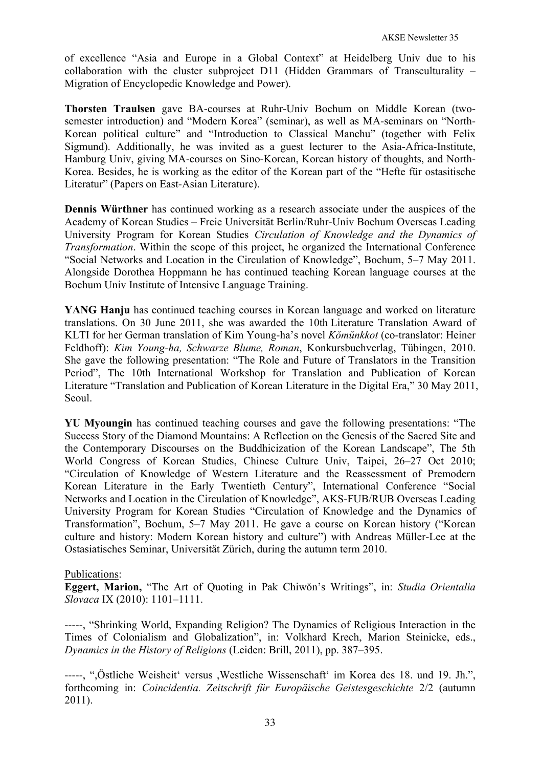of excellence "Asia and Europe in a Global Context" at Heidelberg Univ due to his collaboration with the cluster subproject D11 (Hidden Grammars of Transculturality – Migration of Encyclopedic Knowledge and Power).

**Thorsten Traulsen** gave BA-courses at Ruhr-Univ Bochum on Middle Korean (two-semester introduction) and "Modern Korea" (seminar), as well as MA-seminars on "North-Korean political culture" and "Introduction to Classical Manchu" (together with Felix Sigmund). Additionally, he was invited as a guest lecturer to the Asia-Africa-Institute, Hamburg Univ, giving MA-courses on Sino-Korean, Korean history of thoughts, and North-Korea. Besides, he is working as the editor of the Korean part of the "Hefte für ostasitische Literatur" (Papers on East-Asian Literature).

**Dennis Würthner** has continued working as a research associate under the auspices of the Academy of Korean Studies – Freie Universität Berlin/Ruhr-Univ Bochum Overseas Leading University Program for Korean Studies *Circulation of Knowledge and the Dynamics of Transformation*. Within the scope of this project, he organized the International Conference "Social Networks and Location in the Circulation of Knowledge", Bochum, 5–7 May 2011. Alongside Dorothea Hoppmann he has continued teaching Korean language courses at the Bochum Univ Institute of Intensive Language Training.

**YANG Hanju** has continued teaching courses in Korean language and worked on literature translations. On 30 June 2011, she was awarded the 10th Literature Translation Award of KLTI for her German translation of Kim Young-ha's novel *Kŏmŭnkkot* (co-translator: Heiner Feldhoff): *Kim Young-ha, Schwarze Blume, Roman*, Konkursbuchverlag, Tübingen, 2010. She gave the following presentation: "The Role and Future of Translators in the Transition Period", The 10th International Workshop for Translation and Publication of Korean Literature "Translation and Publication of Korean Literature in the Digital Era," 30 May 2011, Seoul.

**YU Myoungin** has continued teaching courses and gave the following presentations: "The Success Story of the Diamond Mountains: A Reflection on the Genesis of the Sacred Site and the Contemporary Discourses on the Buddhicization of the Korean Landscape", The 5th World Congress of Korean Studies, Chinese Culture Univ, Taipei, 26–27 Oct 2010; "Circulation of Knowledge of Western Literature and the Reassessment of Premodern Korean Literature in the Early Twentieth Century", International Conference "Social Networks and Location in the Circulation of Knowledge", AKS-FUB/RUB Overseas Leading University Program for Korean Studies "Circulation of Knowledge and the Dynamics of Transformation", Bochum, 5–7 May 2011. He gave a course on Korean history ("Korean culture and history: Modern Korean history and culture") with Andreas Müller-Lee at the Ostasiatisches Seminar, Universität Zürich, during the autumn term 2010.

Publications:

**Eggert, Marion,** "The Art of Quoting in Pak Chiwŏn's Writings", in: *Studia Orientalia Slovaca* IX (2010): 1101–1111.

-----, "Shrinking World, Expanding Religion? The Dynamics of Religious Interaction in the Times of Colonialism and Globalization", in: Volkhard Krech, Marion Steinicke, eds., *Dynamics in the History of Religions* (Leiden: Brill, 2011), pp. 387–395.

-----, "‚Östliche Weisheit' versus ‚Westliche Wissenschaft' im Korea des 18. und 19. Jh.", forthcoming in: *Coincidentia. Zeitschrift für Europäische Geistesgeschichte* 2/2 (autumn 2011).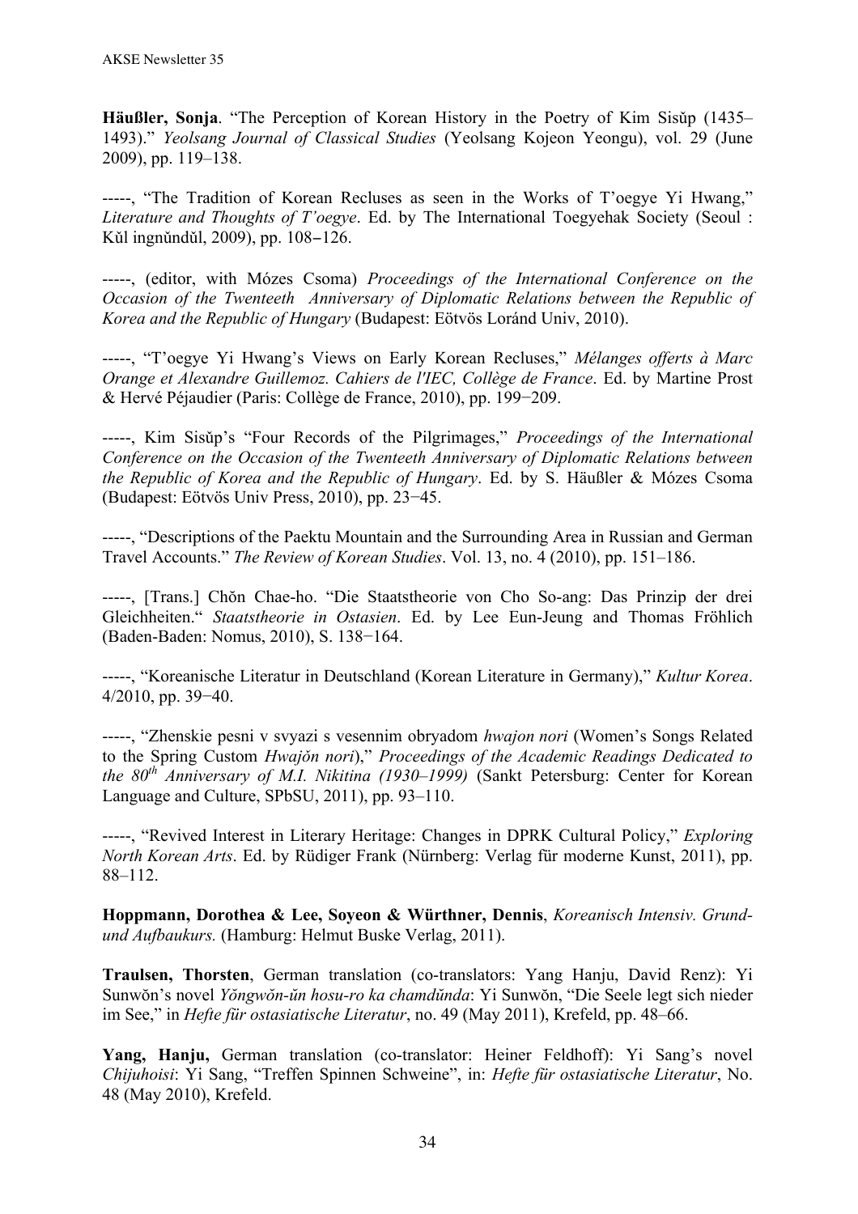**Häußler, Sonja**. "The Perception of Korean History in the Poetry of Kim Sisŭp (1435–1493)." *Yeolsang Journal of Classical Studies* (Yeolsang Kojeon Yeongu), vol. 29 (June 2009), pp. 119–138.

-----, "The Tradition of Korean Recluses as seen in the Works of T'oegye Yi Hwang," *Literature and Thoughts of T'oegye*. Ed. by The International Toegyehak Society (Seoul : Kŭl ingnŭndŭl, 2009), pp. 108–126.

-----, (editor, with Mózes Csoma) *Proceedings of the International Conference on the Occasion of the Twenteeth Anniversary of Diplomatic Relations between the Republic of Korea and the Republic of Hungary* (Budapest: Eötvös Loránd Univ, 2010).

-----, "T'oegye Yi Hwang's Views on Early Korean Recluses," *Mélanges offerts à Marc Orange et Alexandre Guillemoz. Cahiers de l'IEC, Collège de France*. Ed. by Martine Prost & Hervé Péjaudier (Paris: Collège de France, 2010), pp. 199−209.

-----, Kim Sisŭp's "Four Records of the Pilgrimages," *Proceedings of the International Conference on the Occasion of the Twenteeth Anniversary of Diplomatic Relations between the Republic of Korea and the Republic of Hungary*. Ed. by S. Häußler & Mózes Csoma (Budapest: Eötvös Univ Press, 2010), pp. 23−45.

-----, "Descriptions of the Paektu Mountain and the Surrounding Area in Russian and German Travel Accounts." *The Review of Korean Studies*. Vol. 13, no. 4 (2010), pp. 151–186.

-----, [Trans.] Chŏn Chae-ho. "Die Staatstheorie von Cho So-ang: Das Prinzip der drei Gleichheiten." *Staatstheorie in Ostasien*. Ed. by Lee Eun-Jeung and Thomas Fröhlich (Baden-Baden: Nomus, 2010), S. 138−164.

-----, "Koreanische Literatur in Deutschland (Korean Literature in Germany)," *Kultur Korea*. 4/2010, pp. 39−40.

-----, "Zhenskie pesni v svyazi s vesennim obryadom *hwajon nori* (Women's Songs Related to the Spring Custom *Hwajŏn nori*)," *Proceedings of the Academic Readings Dedicated to the 80th Anniversary of M.I. Nikitina (1930–1999)* (Sankt Petersburg: Center for Korean Language and Culture, SPbSU, 2011), pp. 93–110.

-----, "Revived Interest in Literary Heritage: Changes in DPRK Cultural Policy," *Exploring North Korean Arts*. Ed. by Rüdiger Frank (Nürnberg: Verlag für moderne Kunst, 2011), pp. 88–112.

**Hoppmann, Dorothea & Lee, Soyeon & Würthner, Dennis**, *Koreanisch Intensiv. Grund- und Aufbaukurs.* (Hamburg: Helmut Buske Verlag, 2011).

**Traulsen, Thorsten**, German translation (co-translators: Yang Hanju, David Renz): Yi Sunwŏn's novel *Yŏngwŏn-ŭn hosu-ro ka chamdŭnda*: Yi Sunwŏn, "Die Seele legt sich nieder im See," in *Hefte für ostasiatische Literatur*, no. 49 (May 2011), Krefeld, pp. 48–66.

**Yang, Hanju,** German translation (co-translator: Heiner Feldhoff): Yi Sang's novel *Chijuhoisi*: Yi Sang, "Treffen Spinnen Schweine", in: *Hefte für ostasiatische Literatur*, No. 48 (May 2010), Krefeld.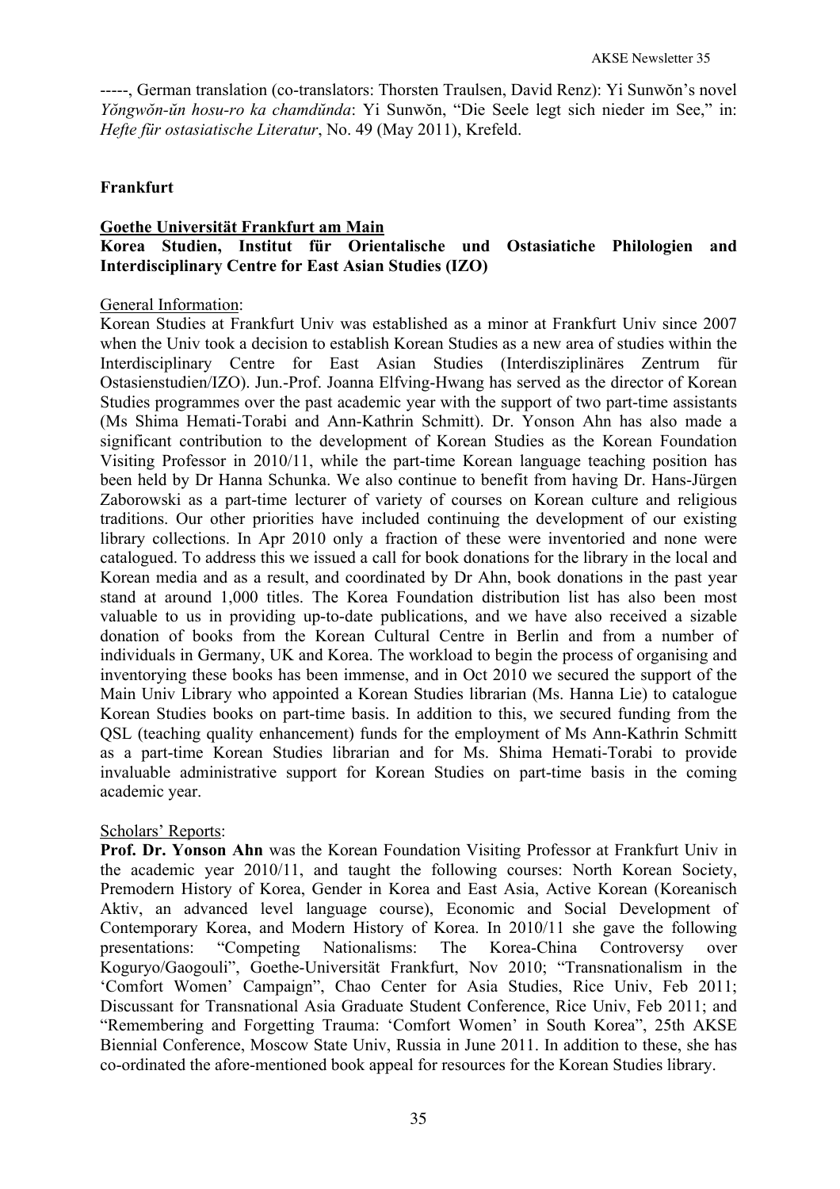-----, German translation (co-translators: Thorsten Traulsen, David Renz): Yi Sunwŏn's novel *Yŏngwŏn-ŭn hosu-ro ka chamdŭnda*: Yi Sunwŏn, "Die Seele legt sich nieder im See," in: *Hefte für ostasiatische Literatur*, No. 49 (May 2011), Krefeld.

## Frankfurt

### Goethe Universität Frankfurt am Main

**Korea Studien, Institut für Orientalische und Ostasiatiche Philologien and Interdisciplinary Centre for East Asian Studies (IZO)**

General Information:

Korean Studies at Frankfurt Univ was established as a minor at Frankfurt Univ since 2007 when the Univ took a decision to establish Korean Studies as a new area of studies within the Interdisciplinary Centre for East Asian Studies (Interdisziplinäres Zentrum für Ostasienstudien/IZO). Jun.-Prof. Joanna Elfving-Hwang has served as the director of Korean Studies programmes over the past academic year with the support of two part-time assistants (Ms Shima Hemati-Torabi and Ann-Kathrin Schmitt). Dr. Yonson Ahn has also made a significant contribution to the development of Korean Studies as the Korean Foundation Visiting Professor in 2010/11, while the part-time Korean language teaching position has been held by Dr Hanna Schunka. We also continue to benefit from having Dr. Hans-Jürgen Zaborowski as a part-time lecturer of variety of courses on Korean culture and religious traditions. Our other priorities have included continuing the development of our existing library collections. In Apr 2010 only a fraction of these were inventoried and none were catalogued. To address this we issued a call for book donations for the library in the local and Korean media and as a result, and coordinated by Dr Ahn, book donations in the past year stand at around 1,000 titles. The Korea Foundation distribution list has also been most valuable to us in providing up-to-date publications, and we have also received a sizable donation of books from the Korean Cultural Centre in Berlin and from a number of individuals in Germany, UK and Korea. The workload to begin the process of organising and inventorying these books has been immense, and in Oct 2010 we secured the support of the Main Univ Library who appointed a Korean Studies librarian (Ms. Hanna Lie) to catalogue Korean Studies books on part-time basis. In addition to this, we secured funding from the QSL (teaching quality enhancement) funds for the employment of Ms Ann-Kathrin Schmitt as a part-time Korean Studies librarian and for Ms. Shima Hemati-Torabi to provide invaluable administrative support for Korean Studies on part-time basis in the coming academic year.

Scholars' Reports:

**Prof. Dr. Yonson Ahn** was the Korean Foundation Visiting Professor at Frankfurt Univ in the academic year 2010/11, and taught the following courses: North Korean Society, Premodern History of Korea, Gender in Korea and East Asia, Active Korean (Koreanisch Aktiv, an advanced level language course), Economic and Social Development of Contemporary Korea, and Modern History of Korea. In 2010/11 she gave the following presentations: "Competing Nationalisms: The Korea-China Controversy over Koguryo/Gaogouli", Goethe-Universität Frankfurt, Nov 2010; "Transnationalism in the 'Comfort Women' Campaign", Chao Center for Asia Studies, Rice Univ, Feb 2011; Discussant for Transnational Asia Graduate Student Conference, Rice Univ, Feb 2011; and "Remembering and Forgetting Trauma: 'Comfort Women' in South Korea", 25th AKSE Biennial Conference, Moscow State Univ, Russia in June 2011. In addition to these, she has co-ordinated the afore-mentioned book appeal for resources for the Korean Studies library.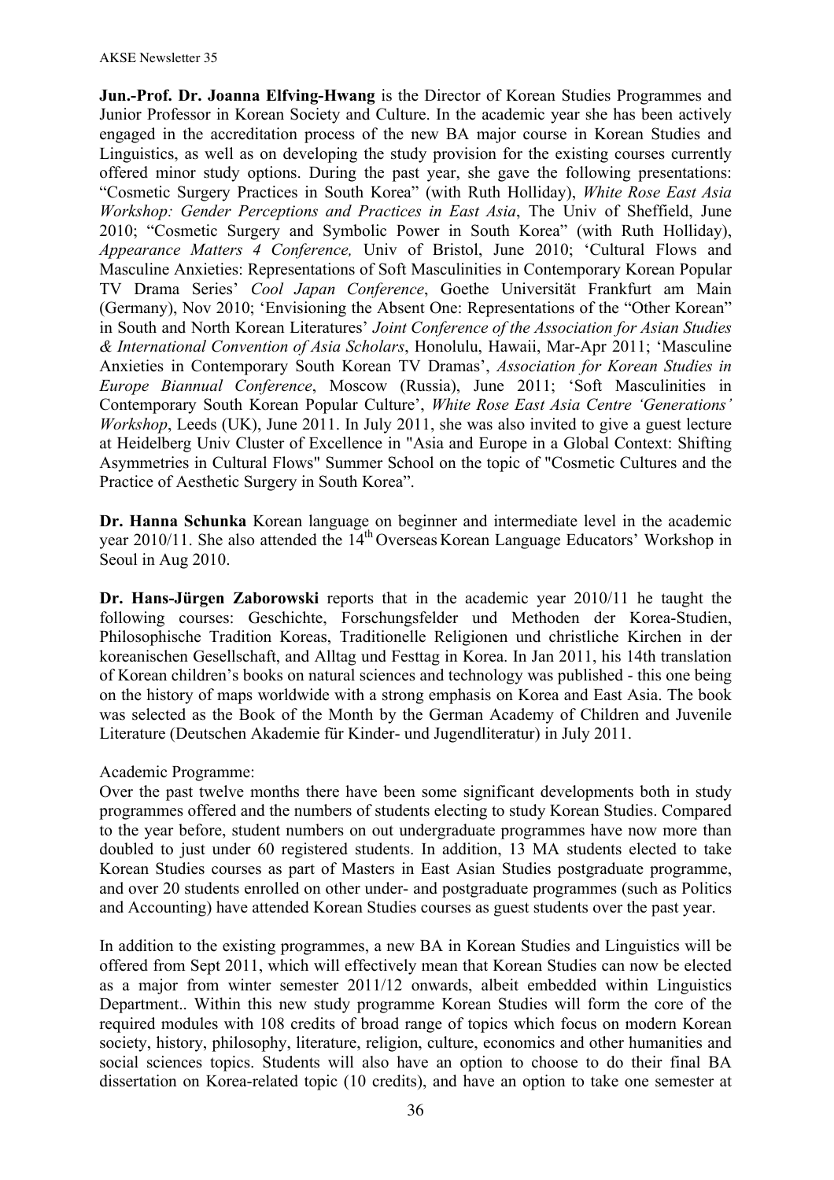**Jun.-Prof. Dr. Joanna Elfving-Hwang** is the Director of Korean Studies Programmes and Junior Professor in Korean Society and Culture. In the academic year she has been actively engaged in the accreditation process of the new BA major course in Korean Studies and Linguistics, as well as on developing the study provision for the existing courses currently offered minor study options. During the past year, she gave the following presentations: "Cosmetic Surgery Practices in South Korea" (with Ruth Holliday), *White Rose East Asia Workshop: Gender Perceptions and Practices in East Asia*, The Univ of Sheffield, June 2010; "Cosmetic Surgery and Symbolic Power in South Korea" (with Ruth Holliday), *Appearance Matters 4 Conference,* Univ of Bristol, June 2010; 'Cultural Flows and Masculine Anxieties: Representations of Soft Masculinities in Contemporary Korean Popular TV Drama Series' *Cool Japan Conference*, Goethe Universität Frankfurt am Main (Germany), Nov 2010; 'Envisioning the Absent One: Representations of the "Other Korean" in South and North Korean Literatures' *Joint Conference of the Association for Asian Studies & International Convention of Asia Scholars*, Honolulu, Hawaii, Mar-Apr 2011; 'Masculine Anxieties in Contemporary South Korean TV Dramas', *Association for Korean Studies in Europe Biannual Conference*, Moscow (Russia), June 2011; 'Soft Masculinities in Contemporary South Korean Popular Culture', *White Rose East Asia Centre 'Generations' Workshop*, Leeds (UK), June 2011. In July 2011, she was also invited to give a guest lecture at Heidelberg Univ Cluster of Excellence in "Asia and Europe in a Global Context: Shifting Asymmetries in Cultural Flows" Summer School on the topic of "Cosmetic Cultures and the Practice of Aesthetic Surgery in South Korea".

**Dr. Hanna Schunka** Korean language on beginner and intermediate level in the academic year 2010/11. She also attended the 14th Overseas Korean Language Educators' Workshop in Seoul in Aug 2010.

**Dr. Hans-Jürgen Zaborowski** reports that in the academic year 2010/11 he taught the following courses: Geschichte, Forschungsfelder und Methoden der Korea-Studien, Philosophische Tradition Koreas, Traditionelle Religionen und christliche Kirchen in der koreanischen Gesellschaft, and Alltag und Festtag in Korea. In Jan 2011, his 14th translation of Korean children's books on natural sciences and technology was published - this one being on the history of maps worldwide with a strong emphasis on Korea and East Asia. The book was selected as the Book of the Month by the German Academy of Children and Juvenile Literature (Deutschen Akademie für Kinder- und Jugendliteratur) in July 2011.

Academic Programme:

Over the past twelve months there have been some significant developments both in study programmes offered and the numbers of students electing to study Korean Studies. Compared to the year before, student numbers on out undergraduate programmes have now more than doubled to just under 60 registered students. In addition, 13 MA students elected to take Korean Studies courses as part of Masters in East Asian Studies postgraduate programme, and over 20 students enrolled on other under- and postgraduate programmes (such as Politics and Accounting) have attended Korean Studies courses as guest students over the past year.

In addition to the existing programmes, a new BA in Korean Studies and Linguistics will be offered from Sept 2011, which will effectively mean that Korean Studies can now be elected as a major from winter semester 2011/12 onwards, albeit embedded within Linguistics Department.. Within this new study programme Korean Studies will form the core of the required modules with 108 credits of broad range of topics which focus on modern Korean society, history, philosophy, literature, religion, culture, economics and other humanities and social sciences topics. Students will also have an option to choose to do their final BA dissertation on Korea-related topic (10 credits), and have an option to take one semester at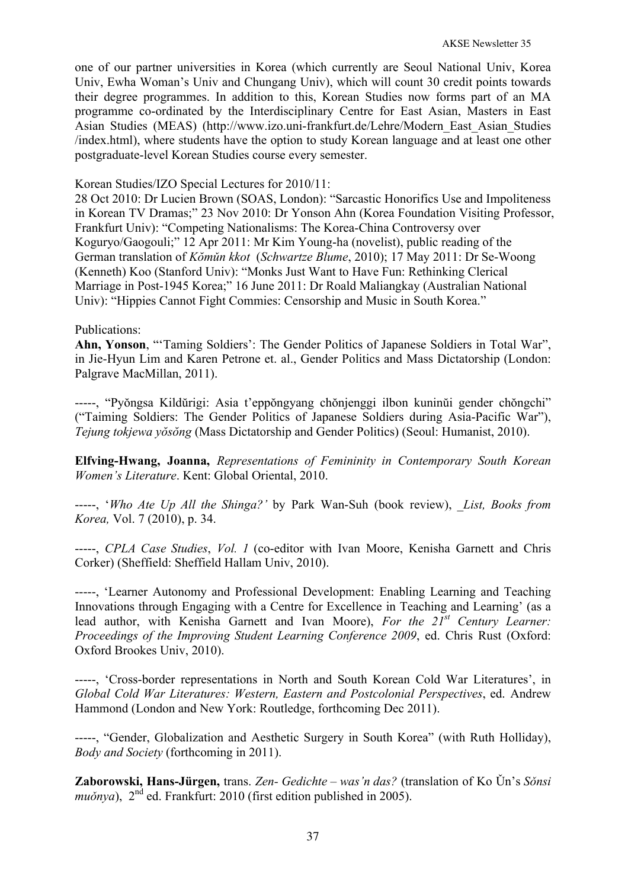one of our partner universities in Korea (which currently are Seoul National Univ, Korea Univ, Ewha Woman's Univ and Chungang Univ), which will count 30 credit points towards their degree programmes. In addition to this, Korean Studies now forms part of an MA programme co-ordinated by the Interdisciplinary Centre for East Asian, Masters in East Asian Studies (MEAS) (http://www.izo.uni-frankfurt.de/Lehre/Modern_East_Asian_Studies/index.html), where students have the option to study Korean language and at least one other postgraduate-level Korean Studies course every semester.

Korean Studies/IZO Special Lectures for 2010/11:
28 Oct 2010: Dr Lucien Brown (SOAS, London): "Sarcastic Honorifics Use and Impoliteness in Korean TV Dramas;" 23 Nov 2010: Dr Yonson Ahn (Korea Foundation Visiting Professor, Frankfurt Univ): "Competing Nationalisms: The Korea-China Controversy over Koguryo/Gaogouli;" 12 Apr 2011: Mr Kim Young-ha (novelist), public reading of the German translation of *Kŏmŭn kkot* (*Schwartze Blume*, 2010); 17 May 2011: Dr Se-Woong (Kenneth) Koo (Stanford Univ): "Monks Just Want to Have Fun: Rethinking Clerical Marriage in Post-1945 Korea;" 16 June 2011: Dr Roald Maliangkay (Australian National Univ): "Hippies Cannot Fight Commies: Censorship and Music in South Korea."

Publications:
**Ahn, Yonson**, "'Taming Soldiers': The Gender Politics of Japanese Soldiers in Total War", in Jie-Hyun Lim and Karen Petrone et. al., Gender Politics and Mass Dictatorship (London: Palgrave MacMillan, 2011).

-----, "Pyŏngsa Kildŭrigi: Asia t'eppŏngyang chŏnjenggi ilbon kuninŭi gender chŏngchi" ("Taiming Soldiers: The Gender Politics of Japanese Soldiers during Asia-Pacific War"), *Tejung tokjewa yŏsŏng* (Mass Dictatorship and Gender Politics) (Seoul: Humanist, 2010).

**Elfving-Hwang, Joanna,** *Representations of Femininity in Contemporary South Korean Women's Literature*. Kent: Global Oriental, 2010.

-----, '*Who Ate Up All the Shinga?'* by Park Wan-Suh (book review), *_List, Books from Korea,* Vol. 7 (2010), p. 34.

-----, *CPLA Case Studies*, *Vol. 1* (co-editor with Ivan Moore, Kenisha Garnett and Chris Corker) (Sheffield: Sheffield Hallam Univ, 2010).

-----, 'Learner Autonomy and Professional Development: Enabling Learning and Teaching Innovations through Engaging with a Centre for Excellence in Teaching and Learning' (as a lead author, with Kenisha Garnett and Ivan Moore), *For the 21st Century Learner: Proceedings of the Improving Student Learning Conference 2009*, ed. Chris Rust (Oxford: Oxford Brookes Univ, 2010).

-----, 'Cross-border representations in North and South Korean Cold War Literatures', in *Global Cold War Literatures: Western, Eastern and Postcolonial Perspectives*, ed. Andrew Hammond (London and New York: Routledge, forthcoming Dec 2011).

-----, "Gender, Globalization and Aesthetic Surgery in South Korea" (with Ruth Holliday), *Body and Society* (forthcoming in 2011).

**Zaborowski, Hans-Jürgen,** trans. *Zen- Gedichte – was'n das?* (translation of Ko Ŭn's *Sŏnsi muŏnya*), 2nd ed. Frankfurt: 2010 (first edition published in 2005).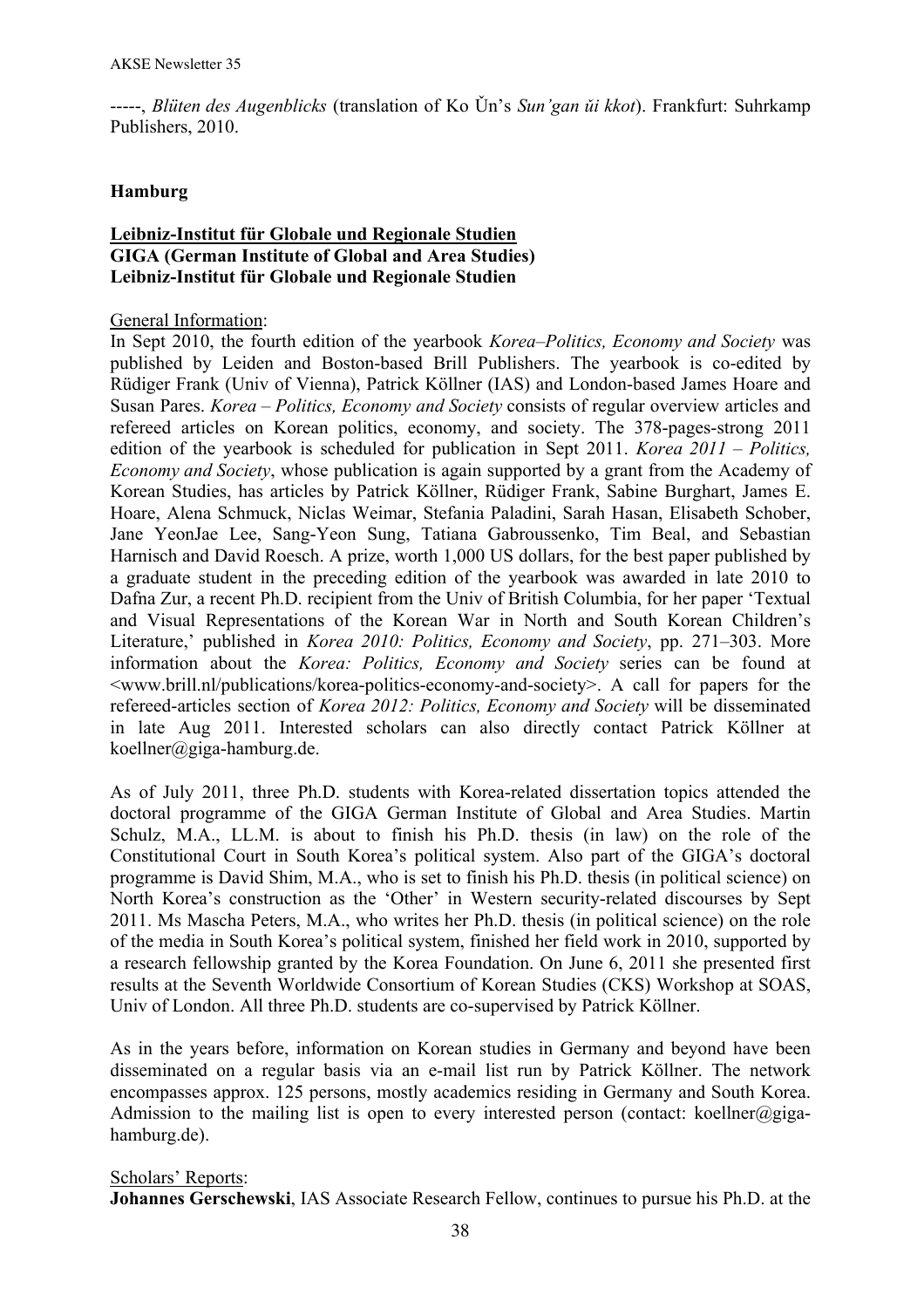-----, *Blüten des Augenblicks* (translation of Ko Ŭn's *Sun'gan ŭi kkot*). Frankfurt: Suhrkamp Publishers, 2010.

## Hamburg

### <u>Leibniz-Institut für Globale und Regionale Studien</u>
**GIGA (German Institute of Global and Area Studies)**
**Leibniz-Institut für Globale und Regionale Studien**

<u>General Information</u>:

In Sept 2010, the fourth edition of the yearbook *Korea–Politics, Economy and Society* was published by Leiden and Boston-based Brill Publishers. The yearbook is co-edited by Rüdiger Frank (Univ of Vienna), Patrick Köllner (IAS) and London-based James Hoare and Susan Pares. *Korea – Politics, Economy and Society* consists of regular overview articles and refereed articles on Korean politics, economy, and society. The 378-pages-strong 2011 edition of the yearbook is scheduled for publication in Sept 2011. *Korea 2011 – Politics, Economy and Society*, whose publication is again supported by a grant from the Academy of Korean Studies, has articles by Patrick Köllner, Rüdiger Frank, Sabine Burghart, James E. Hoare, Alena Schmuck, Niclas Weimar, Stefania Paladini, Sarah Hasan, Elisabeth Schober, Jane YeonJae Lee, Sang-Yeon Sung, Tatiana Gabroussenko, Tim Beal, and Sebastian Harnisch and David Roesch. A prize, worth 1,000 US dollars, for the best paper published by a graduate student in the preceding edition of the yearbook was awarded in late 2010 to Dafna Zur, a recent Ph.D. recipient from the Univ of British Columbia, for her paper 'Textual and Visual Representations of the Korean War in North and South Korean Children's Literature,' published in *Korea 2010: Politics, Economy and Society*, pp. 271–303. More information about the *Korea: Politics, Economy and Society* series can be found at <www.brill.nl/publications/korea-politics-economy-and-society>. A call for papers for the refereed-articles section of *Korea 2012: Politics, Economy and Society* will be disseminated in late Aug 2011. Interested scholars can also directly contact Patrick Köllner at koellner@giga-hamburg.de.

As of July 2011, three Ph.D. students with Korea-related dissertation topics attended the doctoral programme of the GIGA German Institute of Global and Area Studies. Martin Schulz, M.A., LL.M. is about to finish his Ph.D. thesis (in law) on the role of the Constitutional Court in South Korea's political system. Also part of the GIGA's doctoral programme is David Shim, M.A., who is set to finish his Ph.D. thesis (in political science) on North Korea's construction as the 'Other' in Western security-related discourses by Sept 2011. Ms Mascha Peters, M.A., who writes her Ph.D. thesis (in political science) on the role of the media in South Korea's political system, finished her field work in 2010, supported by a research fellowship granted by the Korea Foundation. On June 6, 2011 she presented first results at the Seventh Worldwide Consortium of Korean Studies (CKS) Workshop at SOAS, Univ of London. All three Ph.D. students are co-supervised by Patrick Köllner.

As in the years before, information on Korean studies in Germany and beyond have been disseminated on a regular basis via an e-mail list run by Patrick Köllner. The network encompasses approx. 125 persons, mostly academics residing in Germany and South Korea. Admission to the mailing list is open to every interested person (contact: koellner@giga-hamburg.de).

<u>Scholars' Reports</u>:

**Johannes Gerschewski**, IAS Associate Research Fellow, continues to pursue his Ph.D. at the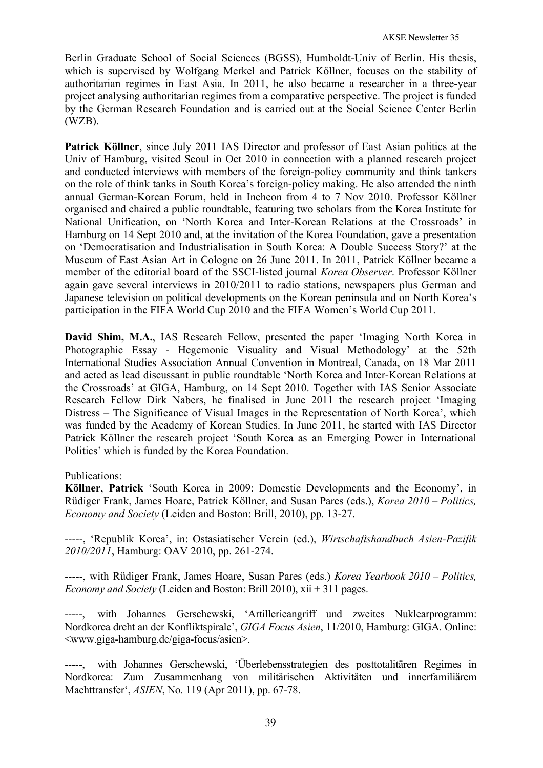Berlin Graduate School of Social Sciences (BGSS), Humboldt-Univ of Berlin. His thesis, which is supervised by Wolfgang Merkel and Patrick Köllner, focuses on the stability of authoritarian regimes in East Asia. In 2011, he also became a researcher in a three-year project analysing authoritarian regimes from a comparative perspective. The project is funded by the German Research Foundation and is carried out at the Social Science Center Berlin (WZB).

**Patrick Köllner**, since July 2011 IAS Director and professor of East Asian politics at the Univ of Hamburg, visited Seoul in Oct 2010 in connection with a planned research project and conducted interviews with members of the foreign-policy community and think tankers on the role of think tanks in South Korea's foreign-policy making. He also attended the ninth annual German-Korean Forum, held in Incheon from 4 to 7 Nov 2010. Professor Köllner organised and chaired a public roundtable, featuring two scholars from the Korea Institute for National Unification, on 'North Korea and Inter-Korean Relations at the Crossroads' in Hamburg on 14 Sept 2010 and, at the invitation of the Korea Foundation, gave a presentation on 'Democratisation and Industrialisation in South Korea: A Double Success Story?' at the Museum of East Asian Art in Cologne on 26 June 2011. In 2011, Patrick Köllner became a member of the editorial board of the SSCI-listed journal *Korea Observer*. Professor Köllner again gave several interviews in 2010/2011 to radio stations, newspapers plus German and Japanese television on political developments on the Korean peninsula and on North Korea's participation in the FIFA World Cup 2010 and the FIFA Women's World Cup 2011.

**David Shim, M.A.**, IAS Research Fellow, presented the paper 'Imaging North Korea in Photographic Essay - Hegemonic Visuality and Visual Methodology' at the 52th International Studies Association Annual Convention in Montreal, Canada, on 18 Mar 2011 and acted as lead discussant in public roundtable 'North Korea and Inter-Korean Relations at the Crossroads' at GIGA, Hamburg, on 14 Sept 2010. Together with IAS Senior Associate Research Fellow Dirk Nabers, he finalised in June 2011 the research project 'Imaging Distress – The Significance of Visual Images in the Representation of North Korea', which was funded by the Academy of Korean Studies. In June 2011, he started with IAS Director Patrick Köllner the research project 'South Korea as an Emerging Power in International Politics' which is funded by the Korea Foundation.

Publications:

**Köllner**, **Patrick** 'South Korea in 2009: Domestic Developments and the Economy', in Rüdiger Frank, James Hoare, Patrick Köllner, and Susan Pares (eds.), *Korea 2010 – Politics, Economy and Society* (Leiden and Boston: Brill, 2010), pp. 13-27.

-----, 'Republik Korea', in: Ostasiatischer Verein (ed.), *Wirtschaftshandbuch Asien-Pazifik 2010/2011*, Hamburg: OAV 2010, pp. 261-274.

-----, with Rüdiger Frank, James Hoare, Susan Pares (eds.) *Korea Yearbook 2010 – Politics, Economy and Society* (Leiden and Boston: Brill 2010), xii + 311 pages.

-----, with Johannes Gerschewski, 'Artillerieangriff und zweites Nuklearprogramm: Nordkorea dreht an der Konfliktspirale', *GIGA Focus Asien*, 11/2010, Hamburg: GIGA. Online: <www.giga-hamburg.de/giga-focus/asien>.

-----, with Johannes Gerschewski, 'Überlebensstrategien des posttotalitären Regimes in Nordkorea: Zum Zusammenhang von militärischen Aktivitäten und innerfamiliärem Machttransfer', *ASIEN*, No. 119 (Apr 2011), pp. 67-78.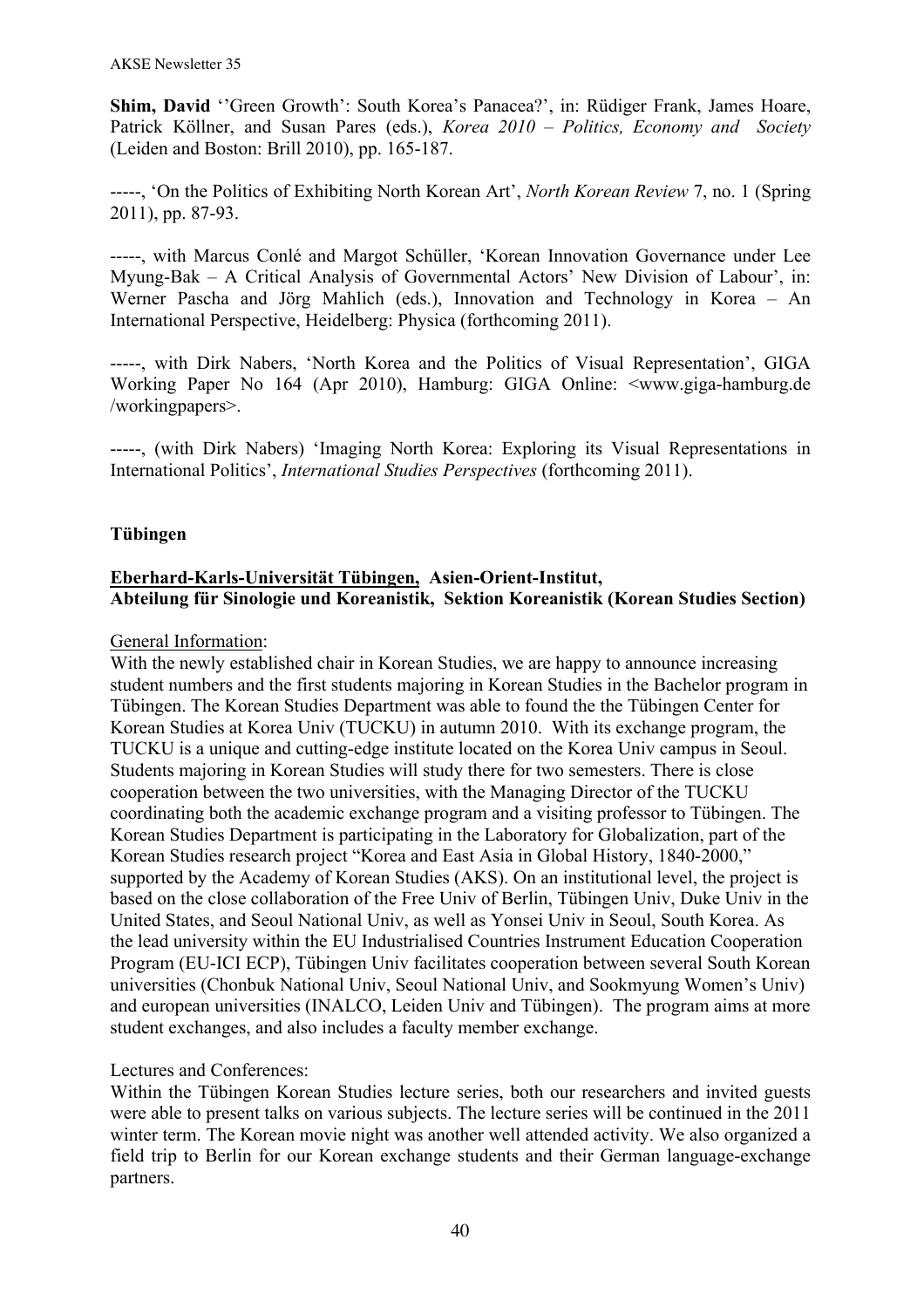**Shim, David** ''Green Growth': South Korea's Panacea?', in: Rüdiger Frank, James Hoare, Patrick Köllner, and Susan Pares (eds.), *Korea 2010 – Politics, Economy and Society* (Leiden and Boston: Brill 2010), pp. 165-187.

-----, 'On the Politics of Exhibiting North Korean Art', *North Korean Review* 7, no. 1 (Spring 2011), pp. 87-93.

-----, with Marcus Conlé and Margot Schüller, 'Korean Innovation Governance under Lee Myung-Bak – A Critical Analysis of Governmental Actors' New Division of Labour', in: Werner Pascha and Jörg Mahlich (eds.), Innovation and Technology in Korea – An International Perspective, Heidelberg: Physica (forthcoming 2011).

-----, with Dirk Nabers, 'North Korea and the Politics of Visual Representation', GIGA Working Paper No 164 (Apr 2010), Hamburg: GIGA Online: <www.giga-hamburg.de /workingpapers>.

-----, (with Dirk Nabers) 'Imaging North Korea: Exploring its Visual Representations in International Politics', *International Studies Perspectives* (forthcoming 2011).

### Tübingen

**<u>Eberhard-Karls-Universität Tübingen,</u> Asien-Orient-Institut, Abteilung für Sinologie und Koreanistik, Sektion Koreanistik (Korean Studies Section)**

<u>General Information</u>:
With the newly established chair in Korean Studies, we are happy to announce increasing student numbers and the first students majoring in Korean Studies in the Bachelor program in Tübingen. The Korean Studies Department was able to found the the Tübingen Center for Korean Studies at Korea Univ (TUCKU) in autumn 2010. With its exchange program, the TUCKU is a unique and cutting-edge institute located on the Korea Univ campus in Seoul. Students majoring in Korean Studies will study there for two semesters. There is close cooperation between the two universities, with the Managing Director of the TUCKU coordinating both the academic exchange program and a visiting professor to Tübingen. The Korean Studies Department is participating in the Laboratory for Globalization, part of the Korean Studies research project "Korea and East Asia in Global History, 1840-2000," supported by the Academy of Korean Studies (AKS). On an institutional level, the project is based on the close collaboration of the Free Univ of Berlin, Tübingen Univ, Duke Univ in the United States, and Seoul National Univ, as well as Yonsei Univ in Seoul, South Korea. As the lead university within the EU Industrialised Countries Instrument Education Cooperation Program (EU-ICI ECP), Tübingen Univ facilitates cooperation between several South Korean universities (Chonbuk National Univ, Seoul National Univ, and Sookmyung Women's Univ) and european universities (INALCO, Leiden Univ and Tübingen). The program aims at more student exchanges, and also includes a faculty member exchange.

Lectures and Conferences:
Within the Tübingen Korean Studies lecture series, both our researchers and invited guests were able to present talks on various subjects. The lecture series will be continued in the 2011 winter term. The Korean movie night was another well attended activity. We also organized a field trip to Berlin for our Korean exchange students and their German language-exchange partners.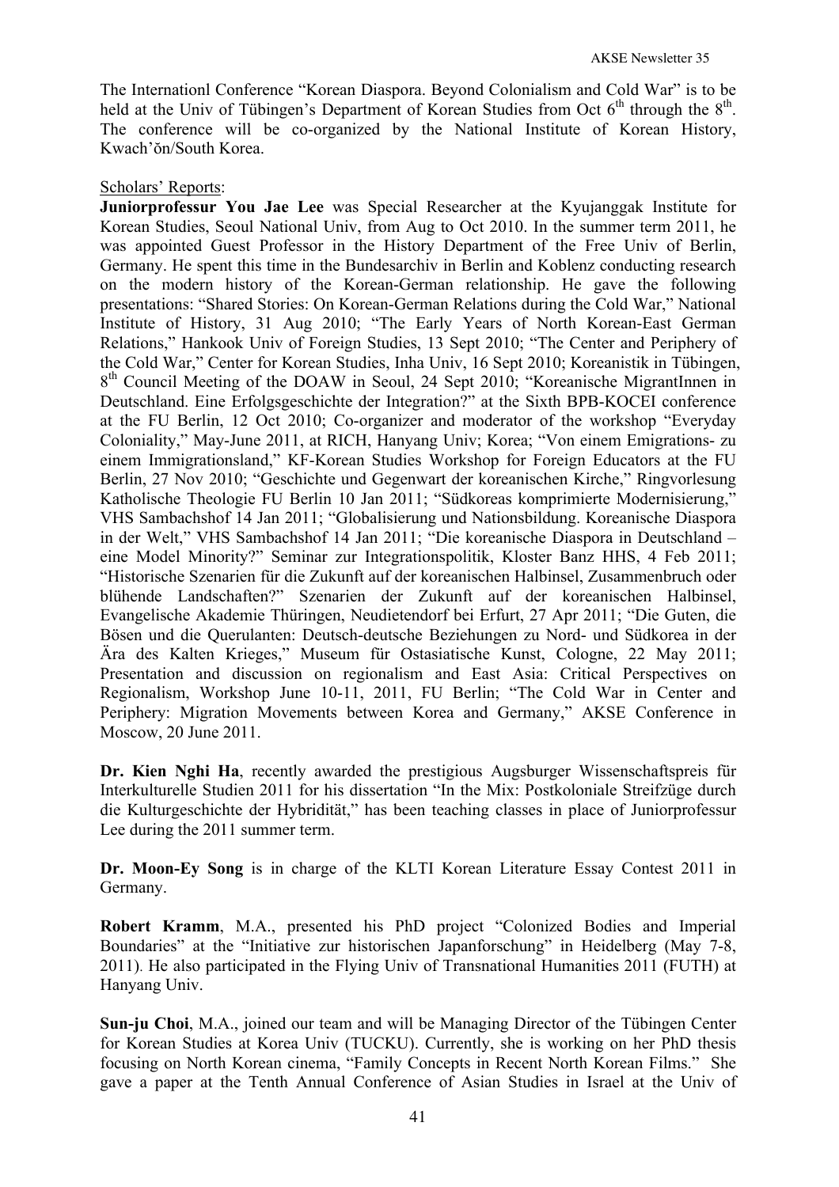The Internationl Conference "Korean Diaspora. Beyond Colonialism and Cold War" is to be held at the Univ of Tübingen's Department of Korean Studies from Oct 6th through the 8th. The conference will be co-organized by the National Institute of Korean History, Kwach'ŏn/South Korea.

Scholars' Reports:

**Juniorprofessur You Jae Lee** was Special Researcher at the Kyujanggak Institute for Korean Studies, Seoul National Univ, from Aug to Oct 2010. In the summer term 2011, he was appointed Guest Professor in the History Department of the Free Univ of Berlin, Germany. He spent this time in the Bundesarchiv in Berlin and Koblenz conducting research on the modern history of the Korean-German relationship. He gave the following presentations: "Shared Stories: On Korean-German Relations during the Cold War," National Institute of History, 31 Aug 2010; "The Early Years of North Korean-East German Relations," Hankook Univ of Foreign Studies, 13 Sept 2010; "The Center and Periphery of the Cold War," Center for Korean Studies, Inha Univ, 16 Sept 2010; Koreanistik in Tübingen, 8th Council Meeting of the DOAW in Seoul, 24 Sept 2010; "Koreanische MigrantInnen in Deutschland. Eine Erfolgsgeschichte der Integration?" at the Sixth BPB-KOCEI conference at the FU Berlin, 12 Oct 2010; Co-organizer and moderator of the workshop "Everyday Coloniality," May-June 2011, at RICH, Hanyang Univ; Korea; "Von einem Emigrations- zu einem Immigrationsland," KF-Korean Studies Workshop for Foreign Educators at the FU Berlin, 27 Nov 2010; "Geschichte und Gegenwart der koreanischen Kirche," Ringvorlesung Katholische Theologie FU Berlin 10 Jan 2011; "Südkoreas komprimierte Modernisierung," VHS Sambachshof 14 Jan 2011; "Globalisierung und Nationsbildung. Koreanische Diaspora in der Welt," VHS Sambachshof 14 Jan 2011; "Die koreanische Diaspora in Deutschland – eine Model Minority?" Seminar zur Integrationspolitik, Kloster Banz HHS, 4 Feb 2011; "Historische Szenarien für die Zukunft auf der koreanischen Halbinsel, Zusammenbruch oder blühende Landschaften?" Szenarien der Zukunft auf der koreanischen Halbinsel, Evangelische Akademie Thüringen, Neudietendorf bei Erfurt, 27 Apr 2011; "Die Guten, die Bösen und die Querulanten: Deutsch-deutsche Beziehungen zu Nord- und Südkorea in der Ära des Kalten Krieges," Museum für Ostasiatische Kunst, Cologne, 22 May 2011; Presentation and discussion on regionalism and East Asia: Critical Perspectives on Regionalism, Workshop June 10-11, 2011, FU Berlin; "The Cold War in Center and Periphery: Migration Movements between Korea and Germany," AKSE Conference in Moscow, 20 June 2011.

**Dr. Kien Nghi Ha**, recently awarded the prestigious Augsburger Wissenschaftspreis für Interkulturelle Studien 2011 for his dissertation "In the Mix: Postkoloniale Streifzüge durch die Kulturgeschichte der Hybridität," has been teaching classes in place of Juniorprofessur Lee during the 2011 summer term.

**Dr. Moon-Ey Song** is in charge of the KLTI Korean Literature Essay Contest 2011 in Germany.

**Robert Kramm**, M.A., presented his PhD project "Colonized Bodies and Imperial Boundaries" at the "Initiative zur historischen Japanforschung" in Heidelberg (May 7-8, 2011). He also participated in the Flying Univ of Transnational Humanities 2011 (FUTH) at Hanyang Univ.

**Sun-ju Choi**, M.A., joined our team and will be Managing Director of the Tübingen Center for Korean Studies at Korea Univ (TUCKU). Currently, she is working on her PhD thesis focusing on North Korean cinema, "Family Concepts in Recent North Korean Films." She gave a paper at the Tenth Annual Conference of Asian Studies in Israel at the Univ of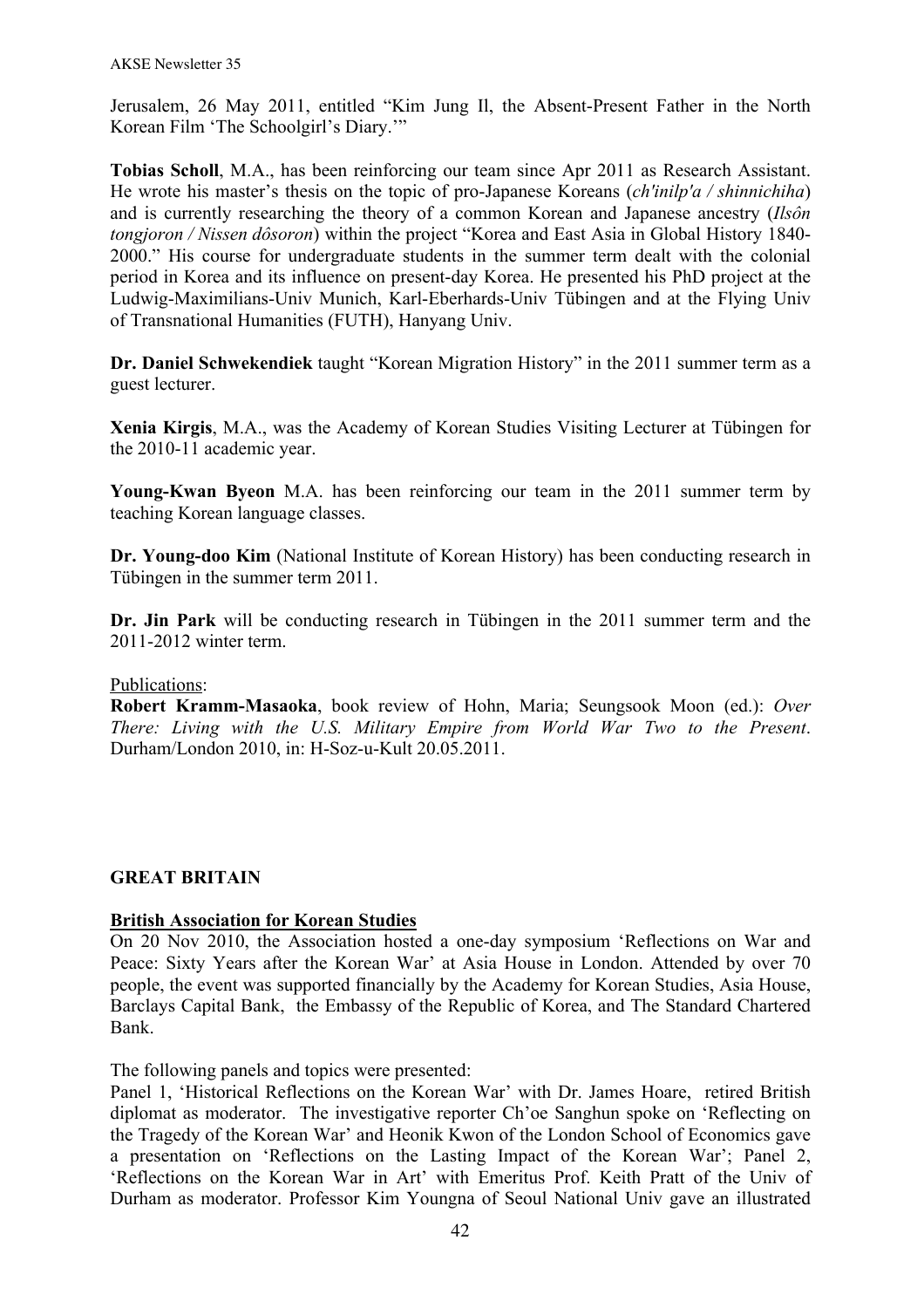Jerusalem, 26 May 2011, entitled "Kim Jung Il, the Absent-Present Father in the North Korean Film 'The Schoolgirl's Diary.'"

**Tobias Scholl**, M.A., has been reinforcing our team since Apr 2011 as Research Assistant. He wrote his master's thesis on the topic of pro-Japanese Koreans (*ch'inilp'a / shinnichiha*) and is currently researching the theory of a common Korean and Japanese ancestry (*Ilsôn tongjoron / Nissen dôsoron*) within the project "Korea and East Asia in Global History 1840-2000." His course for undergraduate students in the summer term dealt with the colonial period in Korea and its influence on present-day Korea. He presented his PhD project at the Ludwig-Maximilians-Univ Munich, Karl-Eberhards-Univ Tübingen and at the Flying Univ of Transnational Humanities (FUTH), Hanyang Univ.

**Dr. Daniel Schwekendiek** taught "Korean Migration History" in the 2011 summer term as a guest lecturer.

**Xenia Kirgis**, M.A., was the Academy of Korean Studies Visiting Lecturer at Tübingen for the 2010-11 academic year.

**Young-Kwan Byeon** M.A. has been reinforcing our team in the 2011 summer term by teaching Korean language classes.

**Dr. Young-doo Kim** (National Institute of Korean History) has been conducting research in Tübingen in the summer term 2011.

**Dr. Jin Park** will be conducting research in Tübingen in the 2011 summer term and the 2011-2012 winter term.

Publications:

**Robert Kramm-Masaoka**, book review of Hohn, Maria; Seungsook Moon (ed.): *Over There: Living with the U.S. Military Empire from World War Two to the Present*. Durham/London 2010, in: H-Soz-u-Kult 20.05.2011.

## GREAT BRITAIN

### British Association for Korean Studies

On 20 Nov 2010, the Association hosted a one-day symposium 'Reflections on War and Peace: Sixty Years after the Korean War' at Asia House in London. Attended by over 70 people, the event was supported financially by the Academy for Korean Studies, Asia House, Barclays Capital Bank, the Embassy of the Republic of Korea, and The Standard Chartered Bank.

The following panels and topics were presented:

Panel 1, 'Historical Reflections on the Korean War' with Dr. James Hoare, retired British diplomat as moderator. The investigative reporter Ch'oe Sanghun spoke on 'Reflecting on the Tragedy of the Korean War' and Heonik Kwon of the London School of Economics gave a presentation on 'Reflections on the Lasting Impact of the Korean War'; Panel 2, 'Reflections on the Korean War in Art' with Emeritus Prof. Keith Pratt of the Univ of Durham as moderator. Professor Kim Youngna of Seoul National Univ gave an illustrated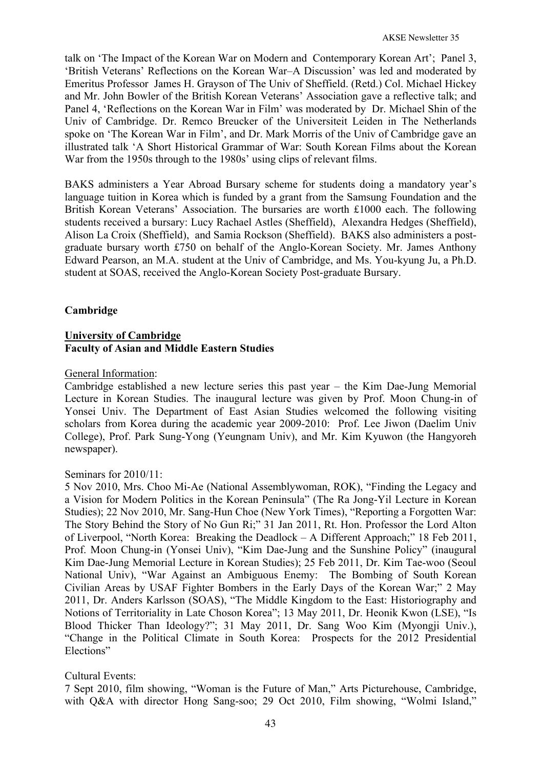talk on 'The Impact of the Korean War on Modern and Contemporary Korean Art'; Panel 3, 'British Veterans' Reflections on the Korean War–A Discussion' was led and moderated by Emeritus Professor James H. Grayson of The Univ of Sheffield. (Retd.) Col. Michael Hickey and Mr. John Bowler of the British Korean Veterans' Association gave a reflective talk; and Panel 4, 'Reflections on the Korean War in Film' was moderated by Dr. Michael Shin of the Univ of Cambridge. Dr. Remco Breucker of the Universiteit Leiden in The Netherlands spoke on 'The Korean War in Film', and Dr. Mark Morris of the Univ of Cambridge gave an illustrated talk 'A Short Historical Grammar of War: South Korean Films about the Korean War from the 1950s through to the 1980s' using clips of relevant films.

BAKS administers a Year Abroad Bursary scheme for students doing a mandatory year's language tuition in Korea which is funded by a grant from the Samsung Foundation and the British Korean Veterans' Association. The bursaries are worth £1000 each. The following students received a bursary: Lucy Rachael Astles (Sheffield), Alexandra Hedges (Sheffield), Alison La Croix (Sheffield), and Samia Rockson (Sheffield). BAKS also administers a post-graduate bursary worth £750 on behalf of the Anglo-Korean Society. Mr. James Anthony Edward Pearson, an M.A. student at the Univ of Cambridge, and Ms. You-kyung Ju, a Ph.D. student at SOAS, received the Anglo-Korean Society Post-graduate Bursary.

## Cambridge

### University of Cambridge
**Faculty of Asian and Middle Eastern Studies**

General Information:
Cambridge established a new lecture series this past year – the Kim Dae-Jung Memorial Lecture in Korean Studies. The inaugural lecture was given by Prof. Moon Chung-in of Yonsei Univ. The Department of East Asian Studies welcomed the following visiting scholars from Korea during the academic year 2009-2010: Prof. Lee Jiwon (Daelim Univ College), Prof. Park Sung-Yong (Yeungnam Univ), and Mr. Kim Kyuwon (the Hangyoreh newspaper).

Seminars for 2010/11:
5 Nov 2010, Mrs. Choo Mi-Ae (National Assemblywoman, ROK), "Finding the Legacy and a Vision for Modern Politics in the Korean Peninsula" (The Ra Jong-Yil Lecture in Korean Studies); 22 Nov 2010, Mr. Sang-Hun Choe (New York Times), "Reporting a Forgotten War: The Story Behind the Story of No Gun Ri;" 31 Jan 2011, Rt. Hon. Professor the Lord Alton of Liverpool, "North Korea: Breaking the Deadlock – A Different Approach;" 18 Feb 2011, Prof. Moon Chung-in (Yonsei Univ), "Kim Dae-Jung and the Sunshine Policy" (inaugural Kim Dae-Jung Memorial Lecture in Korean Studies); 25 Feb 2011, Dr. Kim Tae-woo (Seoul National Univ), "War Against an Ambiguous Enemy: The Bombing of South Korean Civilian Areas by USAF Fighter Bombers in the Early Days of the Korean War;" 2 May 2011, Dr. Anders Karlsson (SOAS), "The Middle Kingdom to the East: Historiography and Notions of Territoriality in Late Choson Korea"; 13 May 2011, Dr. Heonik Kwon (LSE), "Is Blood Thicker Than Ideology?"; 31 May 2011, Dr. Sang Woo Kim (Myongji Univ.), "Change in the Political Climate in South Korea: Prospects for the 2012 Presidential Elections"

Cultural Events:
7 Sept 2010, film showing, "Woman is the Future of Man," Arts Picturehouse, Cambridge, with Q&A with director Hong Sang-soo; 29 Oct 2010, Film showing, "Wolmi Island,"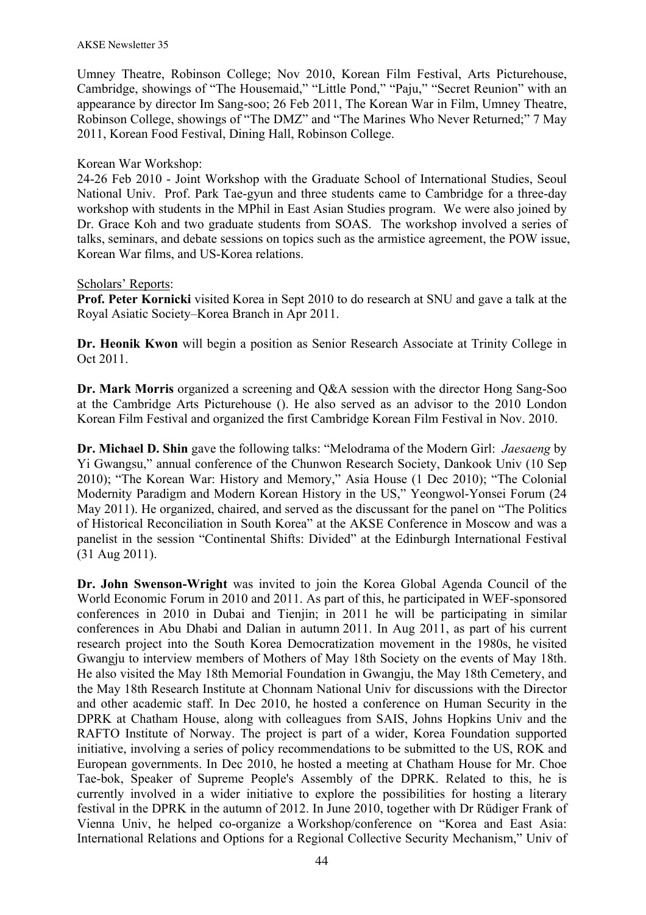Umney Theatre, Robinson College; Nov 2010, Korean Film Festival, Arts Picturehouse, Cambridge, showings of "The Housemaid," "Little Pond," "Paju," "Secret Reunion" with an appearance by director Im Sang-soo; 26 Feb 2011, The Korean War in Film, Umney Theatre, Robinson College, showings of "The DMZ" and "The Marines Who Never Returned;" 7 May 2011, Korean Food Festival, Dining Hall, Robinson College.

Korean War Workshop:
24-26 Feb 2010 - Joint Workshop with the Graduate School of International Studies, Seoul National Univ. Prof. Park Tae-gyun and three students came to Cambridge for a three-day workshop with students in the MPhil in East Asian Studies program. We were also joined by Dr. Grace Koh and two graduate students from SOAS. The workshop involved a series of talks, seminars, and debate sessions on topics such as the armistice agreement, the POW issue, Korean War films, and US-Korea relations.

Scholars' Reports:

**Prof. Peter Kornicki** visited Korea in Sept 2010 to do research at SNU and gave a talk at the Royal Asiatic Society–Korea Branch in Apr 2011.

**Dr. Heonik Kwon** will begin a position as Senior Research Associate at Trinity College in Oct 2011.

**Dr. Mark Morris** organized a screening and Q&A session with the director Hong Sang-Soo at the Cambridge Arts Picturehouse (). He also served as an advisor to the 2010 London Korean Film Festival and organized the first Cambridge Korean Film Festival in Nov. 2010.

**Dr. Michael D. Shin** gave the following talks: "Melodrama of the Modern Girl: *Jaesaeng* by Yi Gwangsu," annual conference of the Chunwon Research Society, Dankook Univ (10 Sep 2010); "The Korean War: History and Memory," Asia House (1 Dec 2010); "The Colonial Modernity Paradigm and Modern Korean History in the US," Yeongwol-Yonsei Forum (24 May 2011). He organized, chaired, and served as the discussant for the panel on "The Politics of Historical Reconciliation in South Korea" at the AKSE Conference in Moscow and was a panelist in the session "Continental Shifts: Divided" at the Edinburgh International Festival (31 Aug 2011).

**Dr. John Swenson-Wright** was invited to join the Korea Global Agenda Council of the World Economic Forum in 2010 and 2011. As part of this, he participated in WEF-sponsored conferences in 2010 in Dubai and Tienjin; in 2011 he will be participating in similar conferences in Abu Dhabi and Dalian in autumn 2011. In Aug 2011, as part of his current research project into the South Korea Democratization movement in the 1980s, he visited Gwangju to interview members of Mothers of May 18th Society on the events of May 18th. He also visited the May 18th Memorial Foundation in Gwangju, the May 18th Cemetery, and the May 18th Research Institute at Chonnam National Univ for discussions with the Director and other academic staff. In Dec 2010, he hosted a conference on Human Security in the DPRK at Chatham House, along with colleagues from SAIS, Johns Hopkins Univ and the RAFTO Institute of Norway. The project is part of a wider, Korea Foundation supported initiative, involving a series of policy recommendations to be submitted to the US, ROK and European governments. In Dec 2010, he hosted a meeting at Chatham House for Mr. Choe Tae-bok, Speaker of Supreme People's Assembly of the DPRK. Related to this, he is currently involved in a wider initiative to explore the possibilities for hosting a literary festival in the DPRK in the autumn of 2012. In June 2010, together with Dr Rüdiger Frank of Vienna Univ, he helped co-organize a Workshop/conference on "Korea and East Asia: International Relations and Options for a Regional Collective Security Mechanism," Univ of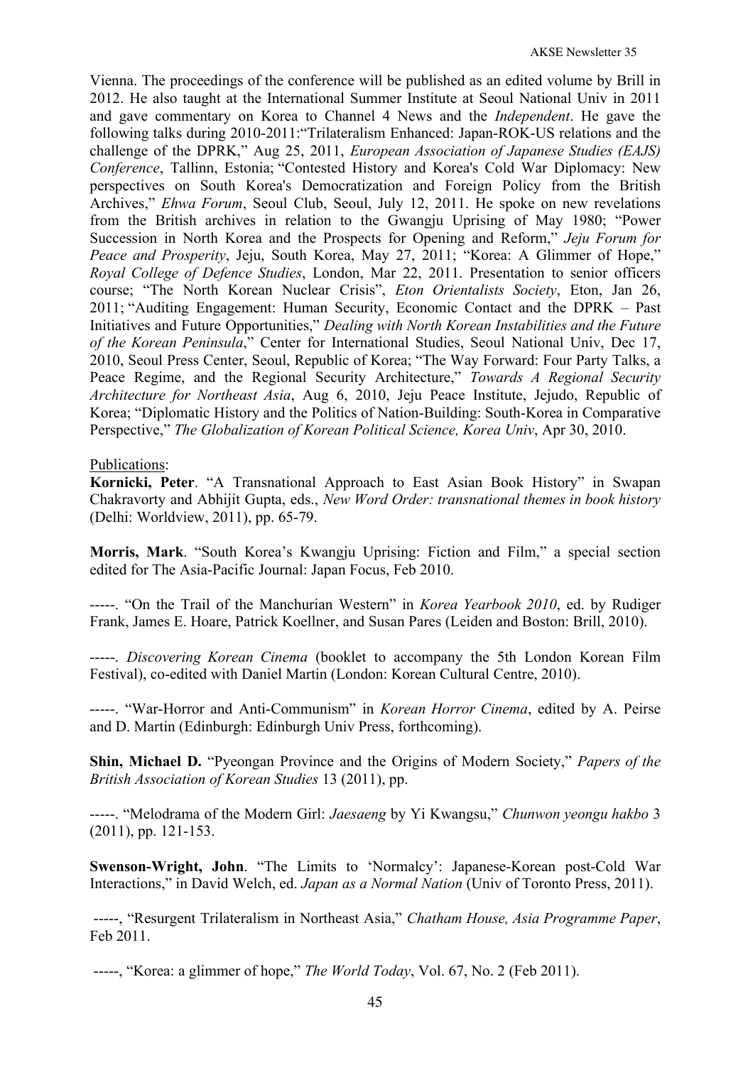Vienna. The proceedings of the conference will be published as an edited volume by Brill in 2012. He also taught at the International Summer Institute at Seoul National Univ in 2011 and gave commentary on Korea to Channel 4 News and the *Independent*. He gave the following talks during 2010-2011:"Trilateralism Enhanced: Japan-ROK-US relations and the challenge of the DPRK," Aug 25, 2011, *European Association of Japanese Studies (EAJS) Conference*, Tallinn, Estonia; "Contested History and Korea's Cold War Diplomacy: New perspectives on South Korea's Democratization and Foreign Policy from the British Archives," *Ehwa Forum*, Seoul Club, Seoul, July 12, 2011. He spoke on new revelations from the British archives in relation to the Gwangju Uprising of May 1980; "Power Succession in North Korea and the Prospects for Opening and Reform," *Jeju Forum for Peace and Prosperity*, Jeju, South Korea, May 27, 2011; "Korea: A Glimmer of Hope," *Royal College of Defence Studies*, London, Mar 22, 2011. Presentation to senior officers course; "The North Korean Nuclear Crisis", *Eton Orientalists Society*, Eton, Jan 26, 2011; "Auditing Engagement: Human Security, Economic Contact and the DPRK – Past Initiatives and Future Opportunities," *Dealing with North Korean Instabilities and the Future of the Korean Peninsula*," Center for International Studies, Seoul National Univ, Dec 17, 2010, Seoul Press Center, Seoul, Republic of Korea; "The Way Forward: Four Party Talks, a Peace Regime, and the Regional Security Architecture," *Towards A Regional Security Architecture for Northeast Asia*, Aug 6, 2010, Jeju Peace Institute, Jejudo, Republic of Korea; "Diplomatic History and the Politics of Nation-Building: South-Korea in Comparative Perspective," *The Globalization of Korean Political Science, Korea Univ*, Apr 30, 2010.

Publications:

**Kornicki, Peter**. "A Transnational Approach to East Asian Book History" in Swapan Chakravorty and Abhijit Gupta, eds., *New Word Order: transnational themes in book history* (Delhi: Worldview, 2011), pp. 65-79.

**Morris, Mark**. "South Korea's Kwangju Uprising: Fiction and Film," a special section edited for The Asia-Pacific Journal: Japan Focus, Feb 2010.

-----. "On the Trail of the Manchurian Western" in *Korea Yearbook 2010*, ed. by Rudiger Frank, James E. Hoare, Patrick Koellner, and Susan Pares (Leiden and Boston: Brill, 2010).

-----. *Discovering Korean Cinema* (booklet to accompany the 5th London Korean Film Festival), co-edited with Daniel Martin (London: Korean Cultural Centre, 2010).

-----. "War-Horror and Anti-Communism" in *Korean Horror Cinema*, edited by A. Peirse and D. Martin (Edinburgh: Edinburgh Univ Press, forthcoming).

**Shin, Michael D.** "Pyeongan Province and the Origins of Modern Society," *Papers of the British Association of Korean Studies* 13 (2011), pp.

-----. "Melodrama of the Modern Girl: *Jaesaeng* by Yi Kwangsu," *Chunwon yeongu hakbo* 3 (2011), pp. 121-153.

**Swenson-Wright, John**. "The Limits to 'Normalcy': Japanese-Korean post-Cold War Interactions," in David Welch, ed. *Japan as a Normal Nation* (Univ of Toronto Press, 2011).

-----, "Resurgent Trilateralism in Northeast Asia," *Chatham House, Asia Programme Paper*, Feb 2011.

-----, "Korea: a glimmer of hope," *The World Today*, Vol. 67, No. 2 (Feb 2011).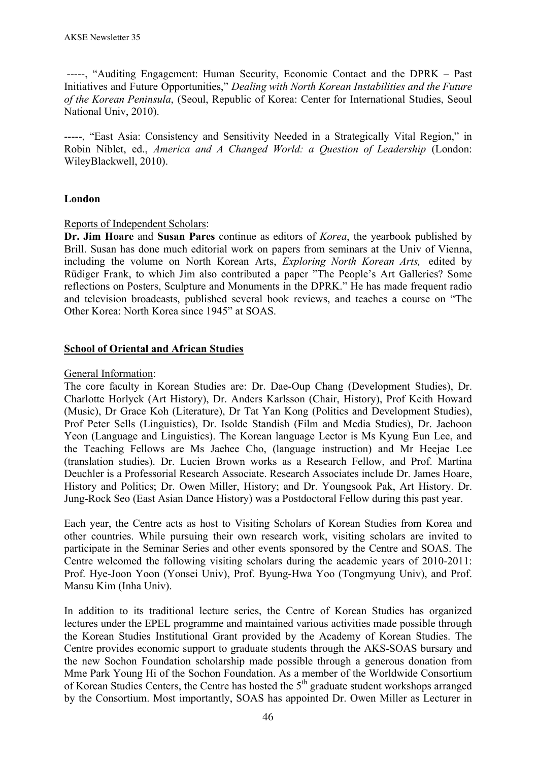-----, "Auditing Engagement: Human Security, Economic Contact and the DPRK – Past Initiatives and Future Opportunities," *Dealing with North Korean Instabilities and the Future of the Korean Peninsula*, (Seoul, Republic of Korea: Center for International Studies, Seoul National Univ, 2010).

-----, "East Asia: Consistency and Sensitivity Needed in a Strategically Vital Region," in Robin Niblet, ed., *America and A Changed World: a Question of Leadership* (London: WileyBlackwell, 2010).

**London**

Reports of Independent Scholars:

**Dr. Jim Hoare** and **Susan Pares** continue as editors of *Korea*, the yearbook published by Brill. Susan has done much editorial work on papers from seminars at the Univ of Vienna, including the volume on North Korean Arts, *Exploring North Korean Arts,* edited by Rüdiger Frank, to which Jim also contributed a paper "The People's Art Galleries? Some reflections on Posters, Sculpture and Monuments in the DPRK." He has made frequent radio and television broadcasts, published several book reviews, and teaches a course on "The Other Korea: North Korea since 1945" at SOAS.

**School of Oriental and African Studies**

General Information:

The core faculty in Korean Studies are: Dr. Dae-Oup Chang (Development Studies), Dr. Charlotte Horlyck (Art History), Dr. Anders Karlsson (Chair, History), Prof Keith Howard (Music), Dr Grace Koh (Literature), Dr Tat Yan Kong (Politics and Development Studies), Prof Peter Sells (Linguistics), Dr. Isolde Standish (Film and Media Studies), Dr. Jaehoon Yeon (Language and Linguistics). The Korean language Lector is Ms Kyung Eun Lee, and the Teaching Fellows are Ms Jaehee Cho, (language instruction) and Mr Heejae Lee (translation studies). Dr. Lucien Brown works as a Research Fellow, and Prof. Martina Deuchler is a Professorial Research Associate. Research Associates include Dr. James Hoare, History and Politics; Dr. Owen Miller, History; and Dr. Youngsook Pak, Art History. Dr. Jung-Rock Seo (East Asian Dance History) was a Postdoctoral Fellow during this past year.

Each year, the Centre acts as host to Visiting Scholars of Korean Studies from Korea and other countries. While pursuing their own research work, visiting scholars are invited to participate in the Seminar Series and other events sponsored by the Centre and SOAS. The Centre welcomed the following visiting scholars during the academic years of 2010-2011: Prof. Hye-Joon Yoon (Yonsei Univ), Prof. Byung-Hwa Yoo (Tongmyung Univ), and Prof. Mansu Kim (Inha Univ).

In addition to its traditional lecture series, the Centre of Korean Studies has organized lectures under the EPEL programme and maintained various activities made possible through the Korean Studies Institutional Grant provided by the Academy of Korean Studies. The Centre provides economic support to graduate students through the AKS-SOAS bursary and the new Sochon Foundation scholarship made possible through a generous donation from Mme Park Young Hi of the Sochon Foundation. As a member of the Worldwide Consortium of Korean Studies Centers, the Centre has hosted the 5th graduate student workshops arranged by the Consortium. Most importantly, SOAS has appointed Dr. Owen Miller as Lecturer in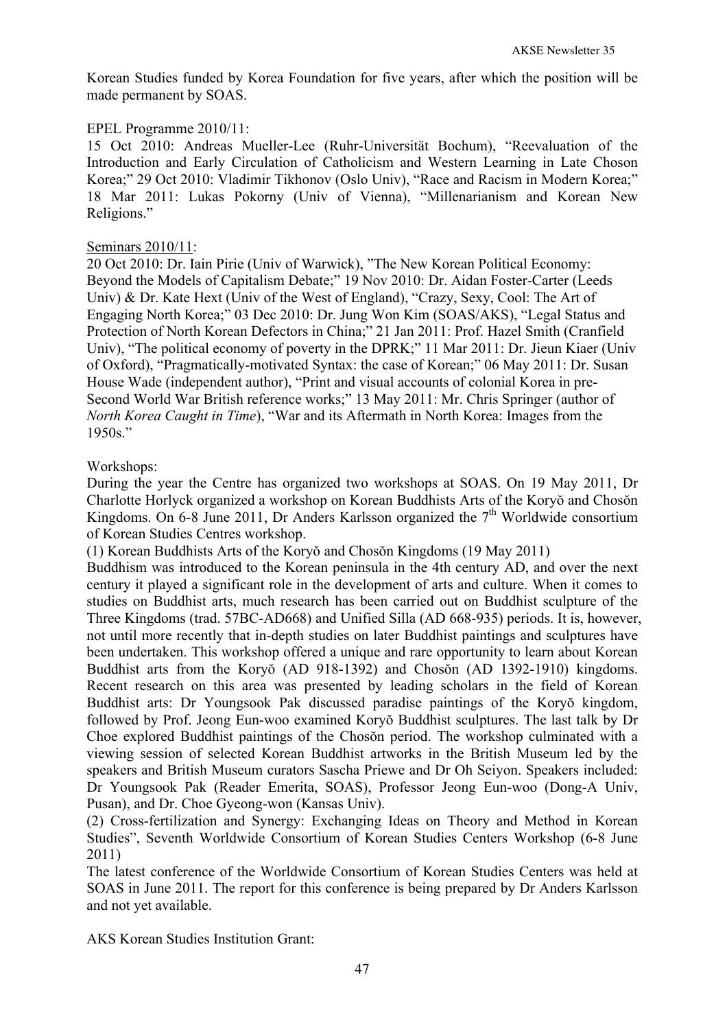Korean Studies funded by Korea Foundation for five years, after which the position will be made permanent by SOAS.

EPEL Programme 2010/11:

15 Oct 2010: Andreas Mueller-Lee (Ruhr-Universität Bochum), "Reevaluation of the Introduction and Early Circulation of Catholicism and Western Learning in Late Choson Korea;" 29 Oct 2010: Vladimir Tikhonov (Oslo Univ), "Race and Racism in Modern Korea;" 18 Mar 2011: Lukas Pokorny (Univ of Vienna), "Millenarianism and Korean New Religions."

Seminars 2010/11:

20 Oct 2010: Dr. Iain Pirie (Univ of Warwick), "The New Korean Political Economy: Beyond the Models of Capitalism Debate;" 19 Nov 2010: Dr. Aidan Foster-Carter (Leeds Univ) & Dr. Kate Hext (Univ of the West of England), "Crazy, Sexy, Cool: The Art of Engaging North Korea;" 03 Dec 2010: Dr. Jung Won Kim (SOAS/AKS), "Legal Status and Protection of North Korean Defectors in China;" 21 Jan 2011: Prof. Hazel Smith (Cranfield Univ), "The political economy of poverty in the DPRK;" 11 Mar 2011: Dr. Jieun Kiaer (Univ of Oxford), "Pragmatically-motivated Syntax: the case of Korean;" 06 May 2011: Dr. Susan House Wade (independent author), "Print and visual accounts of colonial Korea in pre-Second World War British reference works;" 13 May 2011: Mr. Chris Springer (author of *North Korea Caught in Time*), "War and its Aftermath in North Korea: Images from the 1950s."

Workshops:

During the year the Centre has organized two workshops at SOAS. On 19 May 2011, Dr Charlotte Horlyck organized a workshop on Korean Buddhists Arts of the Koryŏ and Chosŏn Kingdoms. On 6-8 June 2011, Dr Anders Karlsson organized the 7th Worldwide consortium of Korean Studies Centres workshop.

(1) Korean Buddhists Arts of the Koryŏ and Chosŏn Kingdoms (19 May 2011)

Buddhism was introduced to the Korean peninsula in the 4th century AD, and over the next century it played a significant role in the development of arts and culture. When it comes to studies on Buddhist arts, much research has been carried out on Buddhist sculpture of the Three Kingdoms (trad. 57BC-AD668) and Unified Silla (AD 668-935) periods. It is, however, not until more recently that in-depth studies on later Buddhist paintings and sculptures have been undertaken. This workshop offered a unique and rare opportunity to learn about Korean Buddhist arts from the Koryŏ (AD 918-1392) and Chosŏn (AD 1392-1910) kingdoms. Recent research on this area was presented by leading scholars in the field of Korean Buddhist arts: Dr Youngsook Pak discussed paradise paintings of the Koryŏ kingdom, followed by Prof. Jeong Eun-woo examined Koryŏ Buddhist sculptures. The last talk by Dr Choe explored Buddhist paintings of the Chosŏn period. The workshop culminated with a viewing session of selected Korean Buddhist artworks in the British Museum led by the speakers and British Museum curators Sascha Priewe and Dr Oh Seiyon. Speakers included: Dr Youngsook Pak (Reader Emerita, SOAS), Professor Jeong Eun-woo (Dong-A Univ, Pusan), and Dr. Choe Gyeong-won (Kansas Univ).

(2) Cross-fertilization and Synergy: Exchanging Ideas on Theory and Method in Korean Studies", Seventh Worldwide Consortium of Korean Studies Centers Workshop (6-8 June 2011)

The latest conference of the Worldwide Consortium of Korean Studies Centers was held at SOAS in June 2011. The report for this conference is being prepared by Dr Anders Karlsson and not yet available.

AKS Korean Studies Institution Grant: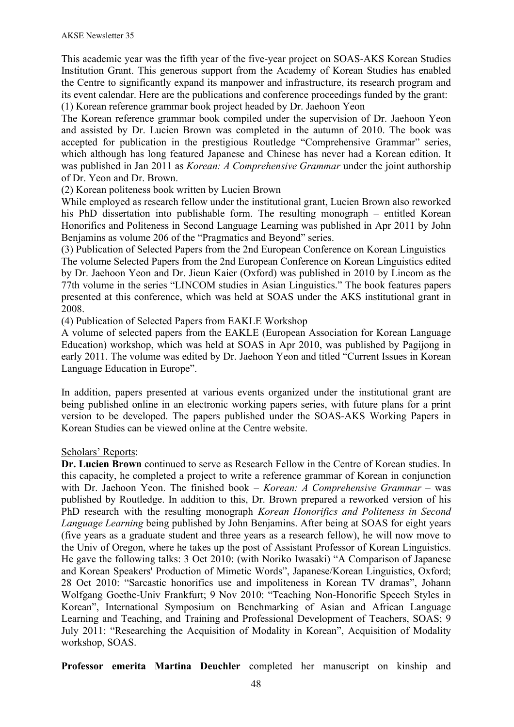This academic year was the fifth year of the five-year project on SOAS-AKS Korean Studies Institution Grant. This generous support from the Academy of Korean Studies has enabled the Centre to significantly expand its manpower and infrastructure, its research program and its event calendar. Here are the publications and conference proceedings funded by the grant:

(1) Korean reference grammar book project headed by Dr. Jaehoon Yeon

The Korean reference grammar book compiled under the supervision of Dr. Jaehoon Yeon and assisted by Dr. Lucien Brown was completed in the autumn of 2010. The book was accepted for publication in the prestigious Routledge "Comprehensive Grammar" series, which although has long featured Japanese and Chinese has never had a Korean edition. It was published in Jan 2011 as *Korean: A Comprehensive Grammar* under the joint authorship of Dr. Yeon and Dr. Brown.

(2) Korean politeness book written by Lucien Brown

While employed as research fellow under the institutional grant, Lucien Brown also reworked his PhD dissertation into publishable form. The resulting monograph – entitled Korean Honorifics and Politeness in Second Language Learning was published in Apr 2011 by John Benjamins as volume 206 of the "Pragmatics and Beyond" series.

(3) Publication of Selected Papers from the 2nd European Conference on Korean Linguistics

The volume Selected Papers from the 2nd European Conference on Korean Linguistics edited by Dr. Jaehoon Yeon and Dr. Jieun Kaier (Oxford) was published in 2010 by Lincom as the 77th volume in the series "LINCOM studies in Asian Linguistics." The book features papers presented at this conference, which was held at SOAS under the AKS institutional grant in 2008.

(4) Publication of Selected Papers from EAKLE Workshop

A volume of selected papers from the EAKLE (European Association for Korean Language Education) workshop, which was held at SOAS in Apr 2010, was published by Pagijong in early 2011. The volume was edited by Dr. Jaehoon Yeon and titled "Current Issues in Korean Language Education in Europe".

In addition, papers presented at various events organized under the institutional grant are being published online in an electronic working papers series, with future plans for a print version to be developed. The papers published under the SOAS-AKS Working Papers in Korean Studies can be viewed online at the Centre website.

Scholars' Reports:

**Dr. Lucien Brown** continued to serve as Research Fellow in the Centre of Korean studies. In this capacity, he completed a project to write a reference grammar of Korean in conjunction with Dr. Jaehoon Yeon. The finished book – *Korean: A Comprehensive Grammar* – was published by Routledge. In addition to this, Dr. Brown prepared a reworked version of his PhD research with the resulting monograph *Korean Honorifics and Politeness in Second Language Learning* being published by John Benjamins. After being at SOAS for eight years (five years as a graduate student and three years as a research fellow), he will now move to the Univ of Oregon, where he takes up the post of Assistant Professor of Korean Linguistics. He gave the following talks: 3 Oct 2010: (with Noriko Iwasaki) "A Comparison of Japanese and Korean Speakers' Production of Mimetic Words", Japanese/Korean Linguistics, Oxford; 28 Oct 2010: "Sarcastic honorifics use and impoliteness in Korean TV dramas", Johann Wolfgang Goethe-Univ Frankfurt; 9 Nov 2010: "Teaching Non-Honorific Speech Styles in Korean", International Symposium on Benchmarking of Asian and African Language Learning and Teaching, and Training and Professional Development of Teachers, SOAS; 9 July 2011: "Researching the Acquisition of Modality in Korean", Acquisition of Modality workshop, SOAS.

**Professor emerita Martina Deuchler** completed her manuscript on kinship and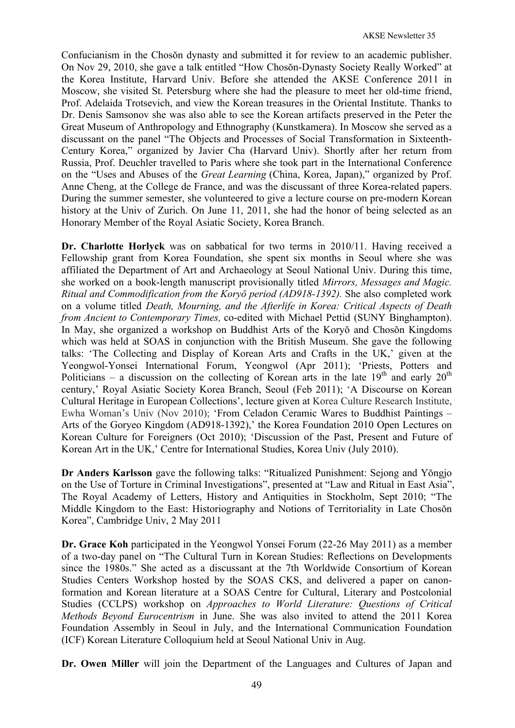Confucianism in the Chosŏn dynasty and submitted it for review to an academic publisher. On Nov 29, 2010, she gave a talk entitled "How Chosŏn-Dynasty Society Really Worked" at the Korea Institute, Harvard Univ. Before she attended the AKSE Conference 2011 in Moscow, she visited St. Petersburg where she had the pleasure to meet her old-time friend, Prof. Adelaida Trotsevich, and view the Korean treasures in the Oriental Institute. Thanks to Dr. Denis Samsonov she was also able to see the Korean artifacts preserved in the Peter the Great Museum of Anthropology and Ethnography (Kunstkamera). In Moscow she served as a discussant on the panel "The Objects and Processes of Social Transformation in Sixteenth-Century Korea," organized by Javier Cha (Harvard Univ). Shortly after her return from Russia, Prof. Deuchler travelled to Paris where she took part in the International Conference on the "Uses and Abuses of the *Great Learning* (China, Korea, Japan)," organized by Prof. Anne Cheng, at the College de France, and was the discussant of three Korea-related papers. During the summer semester, she volunteered to give a lecture course on pre-modern Korean history at the Univ of Zurich. On June 11, 2011, she had the honor of being selected as an Honorary Member of the Royal Asiatic Society, Korea Branch.

**Dr. Charlotte Horlyck** was on sabbatical for two terms in 2010/11. Having received a Fellowship grant from Korea Foundation, she spent six months in Seoul where she was affiliated the Department of Art and Archaeology at Seoul National Univ. During this time, she worked on a book-length manuscript provisionally titled *Mirrors, Messages and Magic. Ritual and Commodification from the Koryŏ period (AD918-1392).* She also completed work on a volume titled *Death, Mourning, and the Afterlife in Korea: Critical Aspects of Death from Ancient to Contemporary Times,* co-edited with Michael Pettid (SUNY Binghampton). In May, she organized a workshop on Buddhist Arts of the Koryŏ and Chosŏn Kingdoms which was held at SOAS in conjunction with the British Museum. She gave the following talks: 'The Collecting and Display of Korean Arts and Crafts in the UK,' given at the Yeongwol-Yonsei International Forum, Yeongwol (Apr 2011); 'Priests, Potters and Politicians – a discussion on the collecting of Korean arts in the late 19th and early 20th century,' Royal Asiatic Society Korea Branch, Seoul (Feb 2011); 'A Discourse on Korean Cultural Heritage in European Collections', lecture given at Korea Culture Research Institute, Ewha Woman's Univ (Nov 2010); 'From Celadon Ceramic Wares to Buddhist Paintings – Arts of the Goryeo Kingdom (AD918-1392),' the Korea Foundation 2010 Open Lectures on Korean Culture for Foreigners (Oct 2010); 'Discussion of the Past, Present and Future of Korean Art in the UK,' Centre for International Studies, Korea Univ (July 2010).

**Dr Anders Karlsson** gave the following talks: "Ritualized Punishment: Sejong and Yŏngjo on the Use of Torture in Criminal Investigations", presented at "Law and Ritual in East Asia", The Royal Academy of Letters, History and Antiquities in Stockholm, Sept 2010; "The Middle Kingdom to the East: Historiography and Notions of Territoriality in Late Chosŏn Korea", Cambridge Univ, 2 May 2011

**Dr. Grace Koh** participated in the Yeongwol Yonsei Forum (22-26 May 2011) as a member of a two-day panel on "The Cultural Turn in Korean Studies: Reflections on Developments since the 1980s." She acted as a discussant at the 7th Worldwide Consortium of Korean Studies Centers Workshop hosted by the SOAS CKS, and delivered a paper on canon-formation and Korean literature at a SOAS Centre for Cultural, Literary and Postcolonial Studies (CCLPS) workshop on *Approaches to World Literature: Questions of Critical Methods Beyond Eurocentrism* in June. She was also invited to attend the 2011 Korea Foundation Assembly in Seoul in July, and the International Communication Foundation (ICF) Korean Literature Colloquium held at Seoul National Univ in Aug.

**Dr. Owen Miller** will join the Department of the Languages and Cultures of Japan and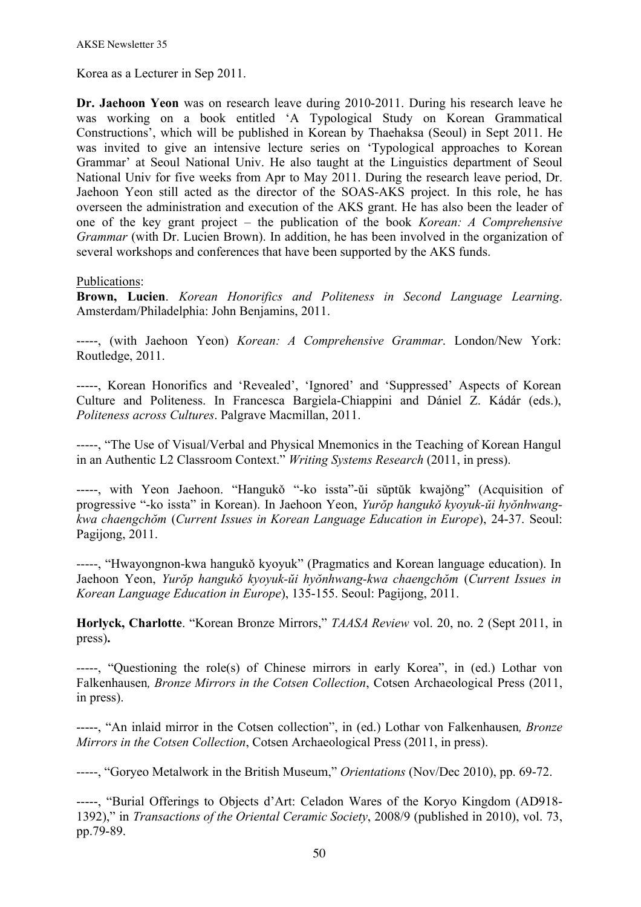Korea as a Lecturer in Sep 2011.

**Dr. Jaehoon Yeon** was on research leave during 2010-2011. During his research leave he was working on a book entitled 'A Typological Study on Korean Grammatical Constructions', which will be published in Korean by Thaehaksa (Seoul) in Sept 2011. He was invited to give an intensive lecture series on 'Typological approaches to Korean Grammar' at Seoul National Univ. He also taught at the Linguistics department of Seoul National Univ for five weeks from Apr to May 2011. During the research leave period, Dr. Jaehoon Yeon still acted as the director of the SOAS-AKS project. In this role, he has overseen the administration and execution of the AKS grant. He has also been the leader of one of the key grant project – the publication of the book *Korean: A Comprehensive Grammar* (with Dr. Lucien Brown). In addition, he has been involved in the organization of several workshops and conferences that have been supported by the AKS funds.

Publications:

**Brown, Lucien**. *Korean Honorifics and Politeness in Second Language Learning*. Amsterdam/Philadelphia: John Benjamins, 2011.

-----, (with Jaehoon Yeon) *Korean: A Comprehensive Grammar*. London/New York: Routledge, 2011.

-----, Korean Honorifics and 'Revealed', 'Ignored' and 'Suppressed' Aspects of Korean Culture and Politeness. In Francesca Bargiela-Chiappini and Dániel Z. Kádár (eds.), *Politeness across Cultures*. Palgrave Macmillan, 2011.

-----, "The Use of Visual/Verbal and Physical Mnemonics in the Teaching of Korean Hangul in an Authentic L2 Classroom Context." *Writing Systems Research* (2011, in press).

-----, with Yeon Jaehoon. "Hangukŏ "-ko issta"-ŭi sŭptŭk kwajŏng" (Acquisition of progressive "-ko issta" in Korean). In Jaehoon Yeon, *Yurŏp hangukŏ kyoyuk-ŭi hyŏnhwang-kwa chaengchŏm* (*Current Issues in Korean Language Education in Europe*), 24-37. Seoul: Pagijong, 2011.

-----, "Hwayongnon-kwa hangukŏ kyoyuk" (Pragmatics and Korean language education). In Jaehoon Yeon, *Yurŏp hangukŏ kyoyuk-ŭi hyŏnhwang-kwa chaengchŏm* (*Current Issues in Korean Language Education in Europe*), 135-155. Seoul: Pagijong, 2011.

**Horlyck, Charlotte**. "Korean Bronze Mirrors," *TAASA Review* vol. 20, no. 2 (Sept 2011, in press)**.**

-----, "Questioning the role(s) of Chinese mirrors in early Korea", in (ed.) Lothar von Falkenhausen*, Bronze Mirrors in the Cotsen Collection*, Cotsen Archaeological Press (2011, in press).

-----, "An inlaid mirror in the Cotsen collection", in (ed.) Lothar von Falkenhausen*, Bronze Mirrors in the Cotsen Collection*, Cotsen Archaeological Press (2011, in press).

-----, "Goryeo Metalwork in the British Museum," *Orientations* (Nov/Dec 2010), pp. 69-72.

-----, "Burial Offerings to Objects d'Art: Celadon Wares of the Koryo Kingdom (AD918-1392)," in *Transactions of the Oriental Ceramic Society*, 2008/9 (published in 2010), vol. 73, pp.79-89.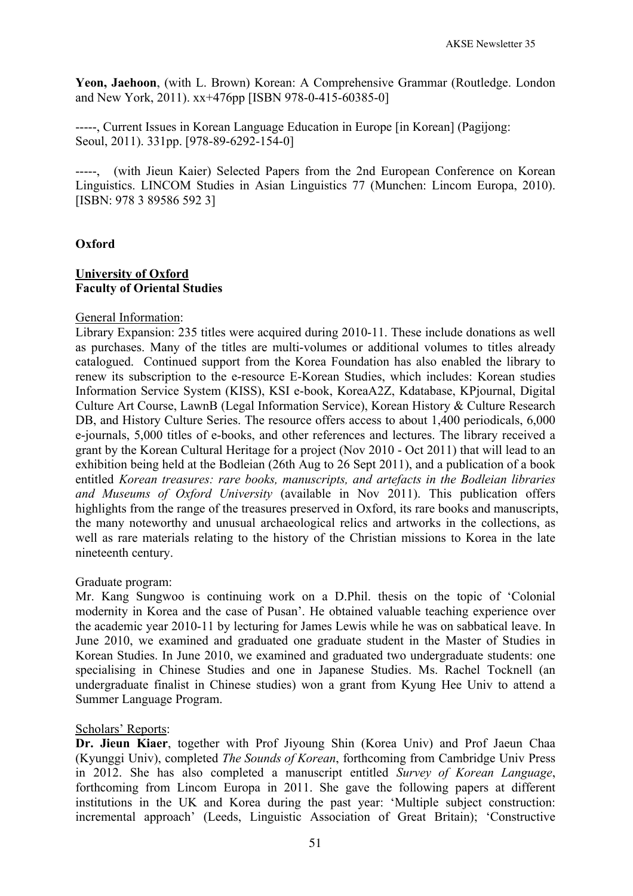**Yeon, Jaehoon**, (with L. Brown) Korean: A Comprehensive Grammar (Routledge. London and New York, 2011). xx+476pp [ISBN 978-0-415-60385-0]

-----, Current Issues in Korean Language Education in Europe [in Korean] (Pagijong: Seoul, 2011). 331pp. [978-89-6292-154-0]

-----, (with Jieun Kaier) Selected Papers from the 2nd European Conference on Korean Linguistics. LINCOM Studies in Asian Linguistics 77 (Munchen: Lincom Europa, 2010). [ISBN: 978 3 89586 592 3]

## Oxford

### <u>University of Oxford</u>
### Faculty of Oriental Studies

<u>General Information</u>:
Library Expansion: 235 titles were acquired during 2010-11. These include donations as well as purchases. Many of the titles are multi-volumes or additional volumes to titles already catalogued. Continued support from the Korea Foundation has also enabled the library to renew its subscription to the e-resource E-Korean Studies, which includes: Korean studies Information Service System (KISS), KSI e-book, KoreaA2Z, Kdatabase, KPjournal, Digital Culture Art Course, LawnB (Legal Information Service), Korean History & Culture Research DB, and History Culture Series. The resource offers access to about 1,400 periodicals, 6,000 e-journals, 5,000 titles of e-books, and other references and lectures. The library received a grant by the Korean Cultural Heritage for a project (Nov 2010 - Oct 2011) that will lead to an exhibition being held at the Bodleian (26th Aug to 26 Sept 2011), and a publication of a book entitled *Korean treasures: rare books, manuscripts, and artefacts in the Bodleian libraries and Museums of Oxford University* (available in Nov 2011). This publication offers highlights from the range of the treasures preserved in Oxford, its rare books and manuscripts, the many noteworthy and unusual archaeological relics and artworks in the collections, as well as rare materials relating to the history of the Christian missions to Korea in the late nineteenth century.

<u>Graduate program</u>:
Mr. Kang Sungwoo is continuing work on a D.Phil. thesis on the topic of 'Colonial modernity in Korea and the case of Pusan'. He obtained valuable teaching experience over the academic year 2010-11 by lecturing for James Lewis while he was on sabbatical leave. In June 2010, we examined and graduated one graduate student in the Master of Studies in Korean Studies. In June 2010, we examined and graduated two undergraduate students: one specialising in Chinese Studies and one in Japanese Studies. Ms. Rachel Tocknell (an undergraduate finalist in Chinese studies) won a grant from Kyung Hee Univ to attend a Summer Language Program.

<u>Scholars' Reports</u>:
**Dr. Jieun Kiaer**, together with Prof Jiyoung Shin (Korea Univ) and Prof Jaeun Chaa (Kyunggi Univ), completed *The Sounds of Korean*, forthcoming from Cambridge Univ Press in 2012. She has also completed a manuscript entitled *Survey of Korean Language*, forthcoming from Lincom Europa in 2011. She gave the following papers at different institutions in the UK and Korea during the past year: 'Multiple subject construction: incremental approach' (Leeds, Linguistic Association of Great Britain); 'Constructive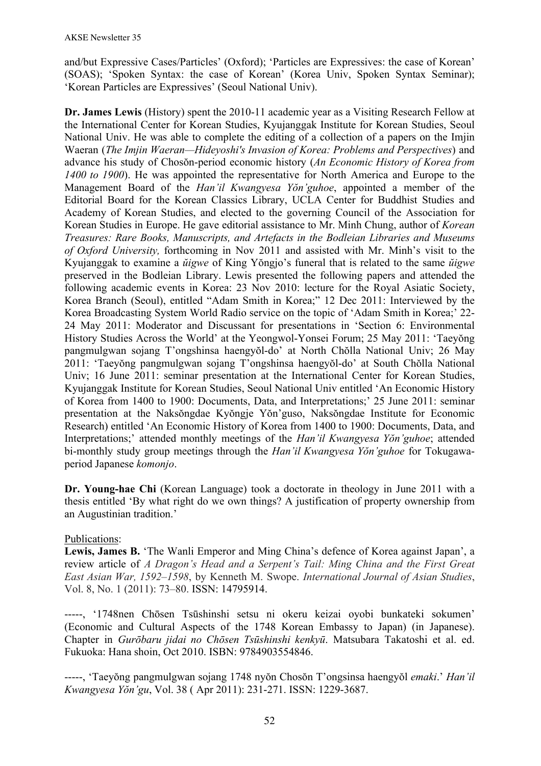and/but Expressive Cases/Particles' (Oxford); 'Particles are Expressives: the case of Korean' (SOAS); 'Spoken Syntax: the case of Korean' (Korea Univ, Spoken Syntax Seminar); 'Korean Particles are Expressives' (Seoul National Univ).

**Dr. James Lewis** (History) spent the 2010-11 academic year as a Visiting Research Fellow at the International Center for Korean Studies, Kyujanggak Institute for Korean Studies, Seoul National Univ. He was able to complete the editing of a collection of a papers on the Imjin Waeran (*The Imjin Waeran—Hideyoshi's Invasion of Korea: Problems and Perspectives*) and advance his study of Chosŏn-period economic history (*An Economic History of Korea from 1400 to 1900*). He was appointed the representative for North America and Europe to the Management Board of the *Han'il Kwangyesa Yŏn'guhoe*, appointed a member of the Editorial Board for the Korean Classics Library, UCLA Center for Buddhist Studies and Academy of Korean Studies, and elected to the governing Council of the Association for Korean Studies in Europe. He gave editorial assistance to Mr. Minh Chung, author of *Korean Treasures: Rare Books, Manuscripts, and Artefacts in the Bodleian Libraries and Museums of Oxford University,* forthcoming in Nov 2011 and assisted with Mr. Minh's visit to the Kyujanggak to examine a *ŭigwe* of King Yŏngjo's funeral that is related to the same *ŭigwe* preserved in the Bodleian Library. Lewis presented the following papers and attended the following academic events in Korea: 23 Nov 2010: lecture for the Royal Asiatic Society, Korea Branch (Seoul), entitled "Adam Smith in Korea;" 12 Dec 2011: Interviewed by the Korea Broadcasting System World Radio service on the topic of 'Adam Smith in Korea;' 22-24 May 2011: Moderator and Discussant for presentations in 'Section 6: Environmental History Studies Across the World' at the Yeongwol-Yonsei Forum; 25 May 2011: 'Taeyŏng pangmulgwan sojang T'ongshinsa haengyŏl-do' at North Chŏlla National Univ; 26 May 2011: 'Taeyŏng pangmulgwan sojang T'ongshinsa haengyŏl-do' at South Chŏlla National Univ; 16 June 2011: seminar presentation at the International Center for Korean Studies, Kyujanggak Institute for Korean Studies, Seoul National Univ entitled 'An Economic History of Korea from 1400 to 1900: Documents, Data, and Interpretations;' 25 June 2011: seminar presentation at the Naksŏngdae Kyŏngje Yŏn'guso, Naksŏngdae Institute for Economic Research) entitled 'An Economic History of Korea from 1400 to 1900: Documents, Data, and Interpretations;' attended monthly meetings of the *Han'il Kwangyesa Yŏn'guhoe*; attended bi-monthly study group meetings through the *Han'il Kwangyesa Yŏn'guhoe* for Tokugawa-period Japanese *komonjo*.

**Dr. Young-hae Chi** (Korean Language) took a doctorate in theology in June 2011 with a thesis entitled 'By what right do we own things? A justification of property ownership from an Augustinian tradition.'

Publications:

**Lewis, James B.** 'The Wanli Emperor and Ming China's defence of Korea against Japan', a review article of *A Dragon's Head and a Serpent's Tail: Ming China and the First Great East Asian War, 1592–1598*, by Kenneth M. Swope. *International Journal of Asian Studies*, Vol. 8, No. 1 (2011): 73–80. ISSN: 14795914.

-----, '1748nen Chōsen Tsūshinshi setsu ni okeru keizai oyobi bunkateki sokumen' (Economic and Cultural Aspects of the 1748 Korean Embassy to Japan) (in Japanese). Chapter in *Gurōbaru jidai no Chōsen Tsūshinshi kenkyū*. Matsubara Takatoshi et al. ed. Fukuoka: Hana shoin, Oct 2010. ISBN: 9784903554846.

-----, 'Taeyŏng pangmulgwan sojang 1748 nyŏn Chosŏn T'ongsinsa haengyŏl *emaki*.' *Han'il Kwangyesa Yŏn'gu*, Vol. 38 ( Apr 2011): 231-271. ISSN: 1229-3687.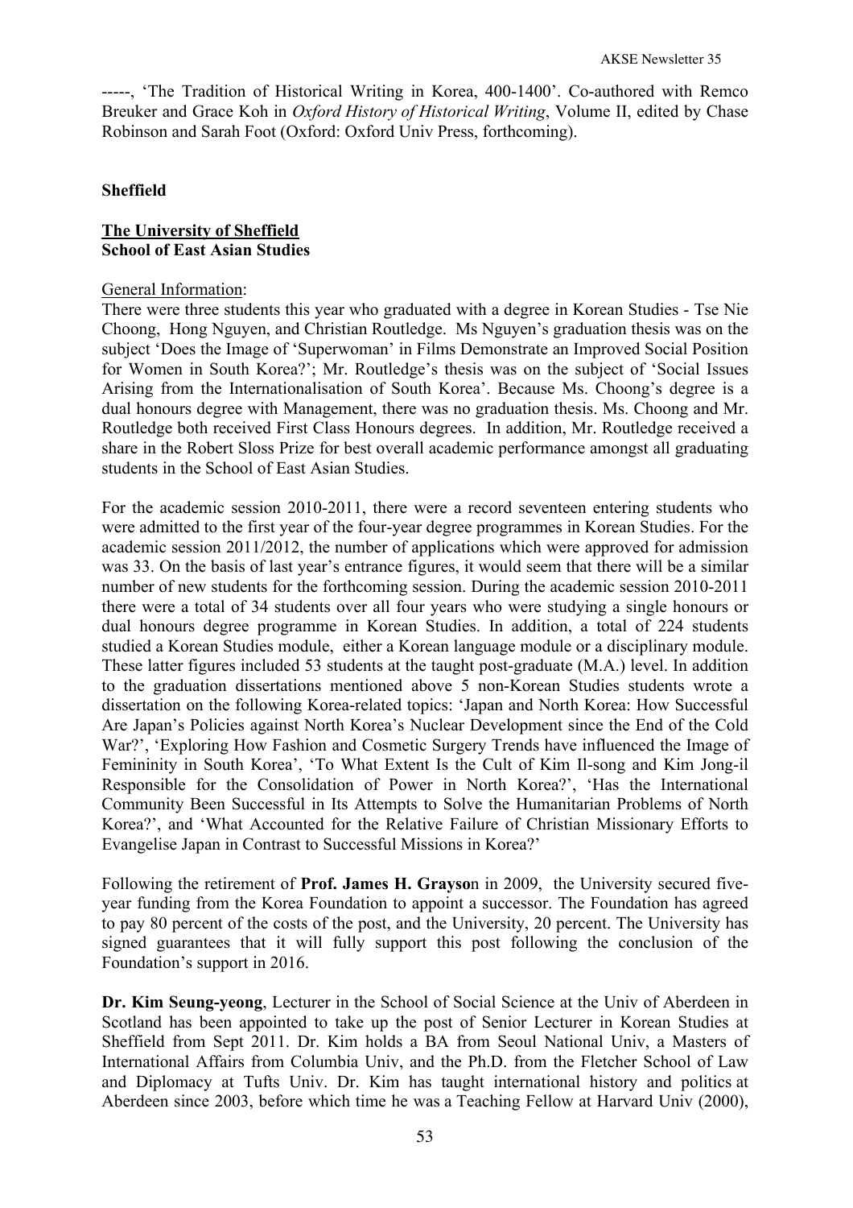-----, 'The Tradition of Historical Writing in Korea, 400-1400'. Co-authored with Remco Breuker and Grace Koh in *Oxford History of Historical Writing*, Volume II, edited by Chase Robinson and Sarah Foot (Oxford: Oxford Univ Press, forthcoming).

**Sheffield**

**The University of Sheffield**
**School of East Asian Studies**

General Information:

There were three students this year who graduated with a degree in Korean Studies - Tse Nie Choong, Hong Nguyen, and Christian Routledge. Ms Nguyen's graduation thesis was on the subject 'Does the Image of 'Superwoman' in Films Demonstrate an Improved Social Position for Women in South Korea?'; Mr. Routledge's thesis was on the subject of 'Social Issues Arising from the Internationalisation of South Korea'. Because Ms. Choong's degree is a dual honours degree with Management, there was no graduation thesis. Ms. Choong and Mr. Routledge both received First Class Honours degrees. In addition, Mr. Routledge received a share in the Robert Sloss Prize for best overall academic performance amongst all graduating students in the School of East Asian Studies.

For the academic session 2010-2011, there were a record seventeen entering students who were admitted to the first year of the four-year degree programmes in Korean Studies. For the academic session 2011/2012, the number of applications which were approved for admission was 33. On the basis of last year's entrance figures, it would seem that there will be a similar number of new students for the forthcoming session. During the academic session 2010-2011 there were a total of 34 students over all four years who were studying a single honours or dual honours degree programme in Korean Studies. In addition, a total of 224 students studied a Korean Studies module, either a Korean language module or a disciplinary module. These latter figures included 53 students at the taught post-graduate (M.A.) level. In addition to the graduation dissertations mentioned above 5 non-Korean Studies students wrote a dissertation on the following Korea-related topics: 'Japan and North Korea: How Successful Are Japan's Policies against North Korea's Nuclear Development since the End of the Cold War?', 'Exploring How Fashion and Cosmetic Surgery Trends have influenced the Image of Femininity in South Korea', 'To What Extent Is the Cult of Kim Il-song and Kim Jong-il Responsible for the Consolidation of Power in North Korea?', 'Has the International Community Been Successful in Its Attempts to Solve the Humanitarian Problems of North Korea?', and 'What Accounted for the Relative Failure of Christian Missionary Efforts to Evangelise Japan in Contrast to Successful Missions in Korea?'

Following the retirement of **Prof. James H. Grayson** in 2009, the University secured five-year funding from the Korea Foundation to appoint a successor. The Foundation has agreed to pay 80 percent of the costs of the post, and the University, 20 percent. The University has signed guarantees that it will fully support this post following the conclusion of the Foundation's support in 2016.

**Dr. Kim Seung-yeong**, Lecturer in the School of Social Science at the Univ of Aberdeen in Scotland has been appointed to take up the post of Senior Lecturer in Korean Studies at Sheffield from Sept 2011. Dr. Kim holds a BA from Seoul National Univ, a Masters of International Affairs from Columbia Univ, and the Ph.D. from the Fletcher School of Law and Diplomacy at Tufts Univ. Dr. Kim has taught international history and politics at Aberdeen since 2003, before which time he was a Teaching Fellow at Harvard Univ (2000),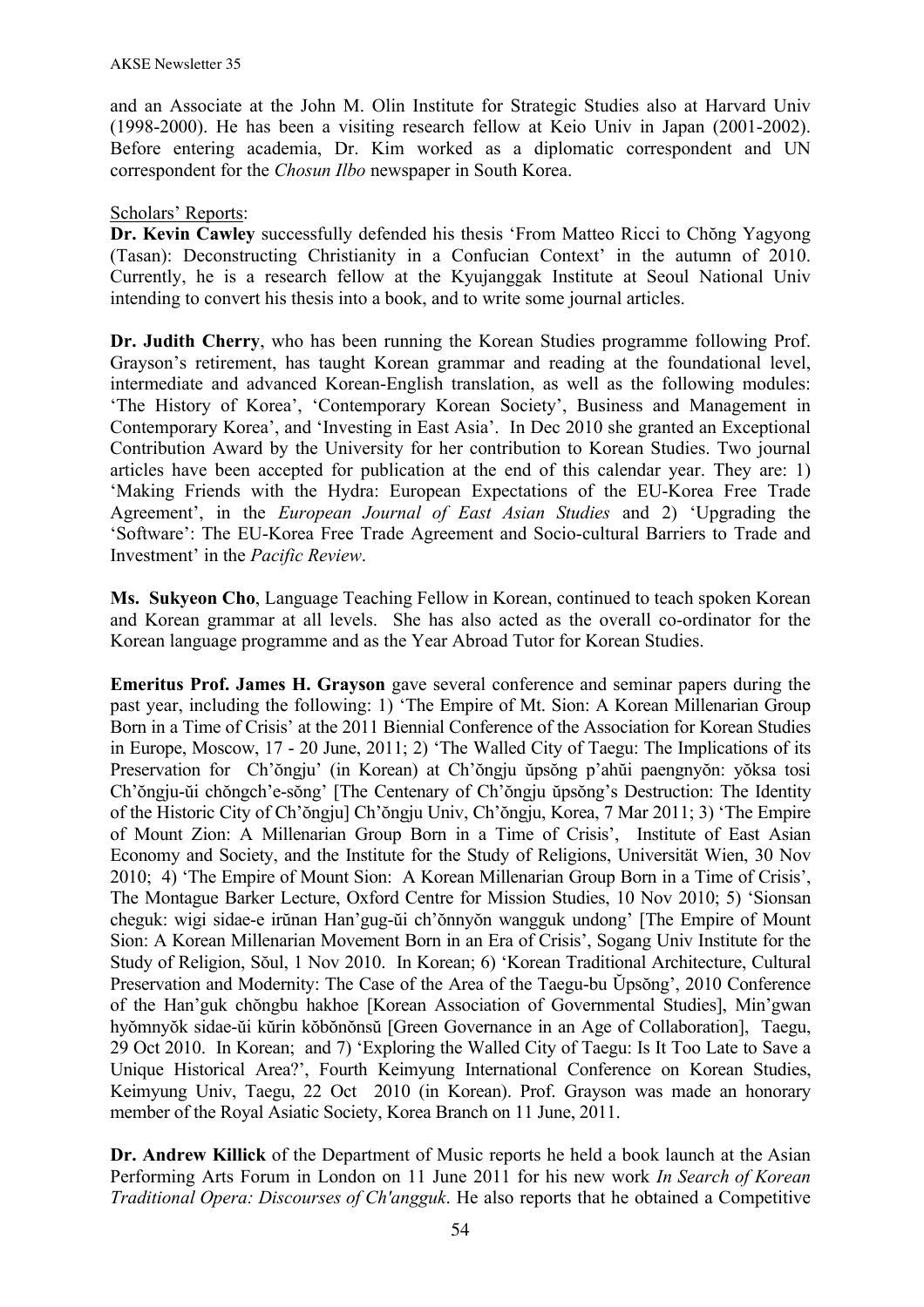and an Associate at the John M. Olin Institute for Strategic Studies also at Harvard Univ (1998-2000). He has been a visiting research fellow at Keio Univ in Japan (2001-2002). Before entering academia, Dr. Kim worked as a diplomatic correspondent and UN correspondent for the *Chosun Ilbo* newspaper in South Korea.

Scholars' Reports:

**Dr. Kevin Cawley** successfully defended his thesis 'From Matteo Ricci to Chŏng Yagyong (Tasan): Deconstructing Christianity in a Confucian Context' in the autumn of 2010. Currently, he is a research fellow at the Kyujanggak Institute at Seoul National Univ intending to convert his thesis into a book, and to write some journal articles.

**Dr. Judith Cherry**, who has been running the Korean Studies programme following Prof. Grayson's retirement, has taught Korean grammar and reading at the foundational level, intermediate and advanced Korean-English translation, as well as the following modules: 'The History of Korea', 'Contemporary Korean Society', Business and Management in Contemporary Korea', and 'Investing in East Asia'. In Dec 2010 she granted an Exceptional Contribution Award by the University for her contribution to Korean Studies. Two journal articles have been accepted for publication at the end of this calendar year. They are: 1) 'Making Friends with the Hydra: European Expectations of the EU-Korea Free Trade Agreement', in the *European Journal of East Asian Studies* and 2) 'Upgrading the 'Software': The EU-Korea Free Trade Agreement and Socio-cultural Barriers to Trade and Investment' in the *Pacific Review*.

**Ms. Sukyeon Cho**, Language Teaching Fellow in Korean, continued to teach spoken Korean and Korean grammar at all levels. She has also acted as the overall co-ordinator for the Korean language programme and as the Year Abroad Tutor for Korean Studies.

**Emeritus Prof. James H. Grayson** gave several conference and seminar papers during the past year, including the following: 1) 'The Empire of Mt. Sion: A Korean Millenarian Group Born in a Time of Crisis' at the 2011 Biennial Conference of the Association for Korean Studies in Europe, Moscow, 17 - 20 June, 2011; 2) 'The Walled City of Taegu: The Implications of its Preservation for Ch'ŏngju' (in Korean) at Ch'ŏngju ŭpsŏng p'ahŭi paengnyŏn: yŏksa tosi Ch'ŏngju-ŭi chŏngch'e-sŏng' [The Centenary of Ch'ŏngju ŭpsŏng's Destruction: The Identity of the Historic City of Ch'ŏngju] Ch'ŏngju Univ, Ch'ŏngju, Korea, 7 Mar 2011; 3) 'The Empire of Mount Zion: A Millenarian Group Born in a Time of Crisis', Institute of East Asian Economy and Society, and the Institute for the Study of Religions, Universität Wien, 30 Nov 2010; 4) 'The Empire of Mount Sion: A Korean Millenarian Group Born in a Time of Crisis', The Montague Barker Lecture, Oxford Centre for Mission Studies, 10 Nov 2010; 5) 'Sionsan cheguk: wigi sidae-e irŭnan Han'gug-ŭi ch'ŏnnyŏn wangguk undong' [The Empire of Mount Sion: A Korean Millenarian Movement Born in an Era of Crisis', Sogang Univ Institute for the Study of Religion, Sŏul, 1 Nov 2010. In Korean; 6) 'Korean Traditional Architecture, Cultural Preservation and Modernity: The Case of the Area of the Taegu-bu Ŭpsŏng', 2010 Conference of the Han'guk chŏngbu hakhoe [Korean Association of Governmental Studies], Min'gwan hyŏmnyŏk sidae-ŭi kŭrin kŏbŏnŏnsŭ [Green Governance in an Age of Collaboration], Taegu, 29 Oct 2010. In Korean; and 7) 'Exploring the Walled City of Taegu: Is It Too Late to Save a Unique Historical Area?', Fourth Keimyung International Conference on Korean Studies, Keimyung Univ, Taegu, 22 Oct 2010 (in Korean). Prof. Grayson was made an honorary member of the Royal Asiatic Society, Korea Branch on 11 June, 2011.

**Dr. Andrew Killick** of the Department of Music reports he held a book launch at the Asian Performing Arts Forum in London on 11 June 2011 for his new work *In Search of Korean Traditional Opera: Discourses of Ch'angguk*. He also reports that he obtained a Competitive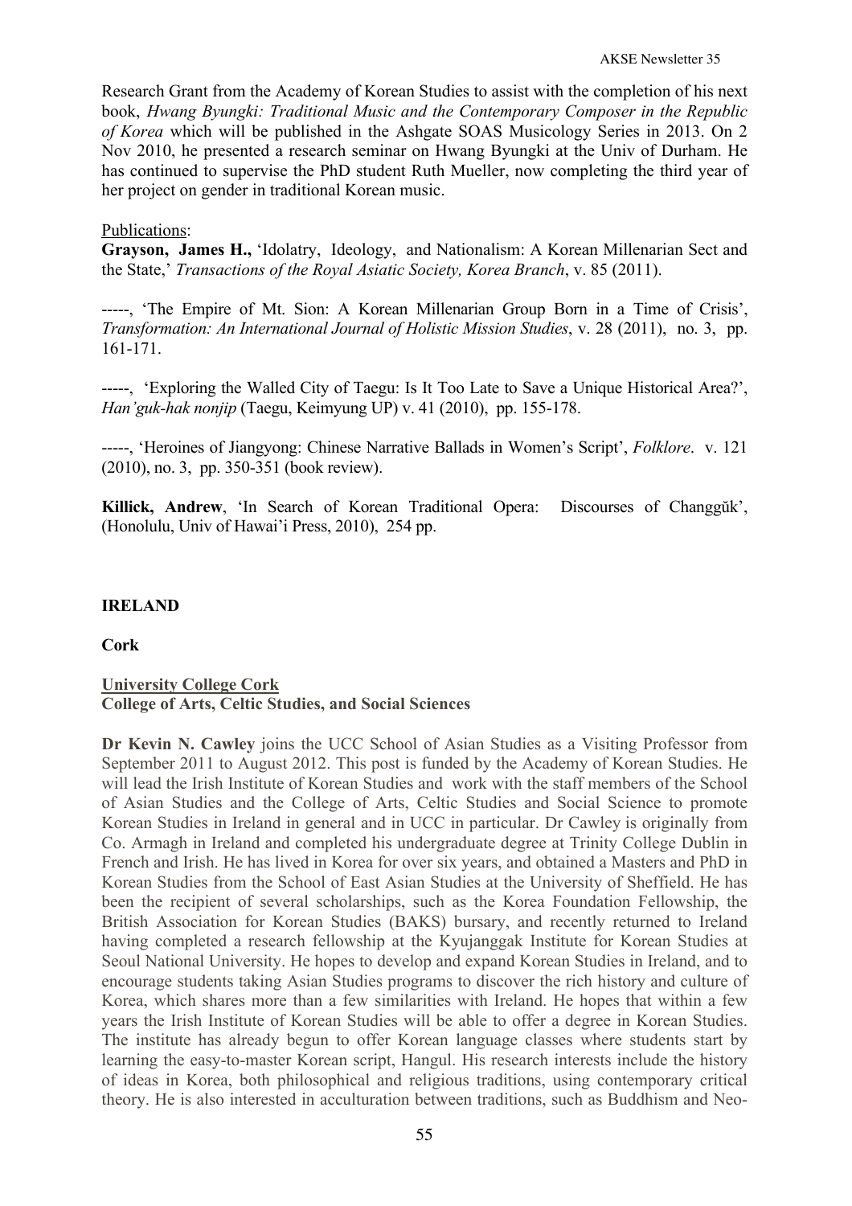Research Grant from the Academy of Korean Studies to assist with the completion of his next book, *Hwang Byungki: Traditional Music and the Contemporary Composer in the Republic of Korea* which will be published in the Ashgate SOAS Musicology Series in 2013. On 2 Nov 2010, he presented a research seminar on Hwang Byungki at the Univ of Durham. He has continued to supervise the PhD student Ruth Mueller, now completing the third year of her project on gender in traditional Korean music.

Publications:

**Grayson, James H.,** 'Idolatry, Ideology, and Nationalism: A Korean Millenarian Sect and the State,' *Transactions of the Royal Asiatic Society, Korea Branch*, v. 85 (2011).

-----, 'The Empire of Mt. Sion: A Korean Millenarian Group Born in a Time of Crisis', *Transformation: An International Journal of Holistic Mission Studies*, v. 28 (2011), no. 3, pp. 161-171.

-----, 'Exploring the Walled City of Taegu: Is It Too Late to Save a Unique Historical Area?', *Han'guk-hak nonjip* (Taegu, Keimyung UP) v. 41 (2010), pp. 155-178.

-----, 'Heroines of Jiangyong: Chinese Narrative Ballads in Women's Script', *Folklore*. v. 121 (2010), no. 3, pp. 350-351 (book review).

**Killick, Andrew**, 'In Search of Korean Traditional Opera: Discourses of Changgŭk', (Honolulu, Univ of Hawai'i Press, 2010), 254 pp.

## IRELAND

### Cork

**University College Cork**
**College of Arts, Celtic Studies, and Social Sciences**

**Dr Kevin N. Cawley** joins the UCC School of Asian Studies as a Visiting Professor from September 2011 to August 2012. This post is funded by the Academy of Korean Studies. He will lead the Irish Institute of Korean Studies and work with the staff members of the School of Asian Studies and the College of Arts, Celtic Studies and Social Science to promote Korean Studies in Ireland in general and in UCC in particular. Dr Cawley is originally from Co. Armagh in Ireland and completed his undergraduate degree at Trinity College Dublin in French and Irish. He has lived in Korea for over six years, and obtained a Masters and PhD in Korean Studies from the School of East Asian Studies at the University of Sheffield. He has been the recipient of several scholarships, such as the Korea Foundation Fellowship, the British Association for Korean Studies (BAKS) bursary, and recently returned to Ireland having completed a research fellowship at the Kyujanggak Institute for Korean Studies at Seoul National University. He hopes to develop and expand Korean Studies in Ireland, and to encourage students taking Asian Studies programs to discover the rich history and culture of Korea, which shares more than a few similarities with Ireland. He hopes that within a few years the Irish Institute of Korean Studies will be able to offer a degree in Korean Studies. The institute has already begun to offer Korean language classes where students start by learning the easy-to-master Korean script, Hangul. His research interests include the history of ideas in Korea, both philosophical and religious traditions, using contemporary critical theory. He is also interested in acculturation between traditions, such as Buddhism and Neo-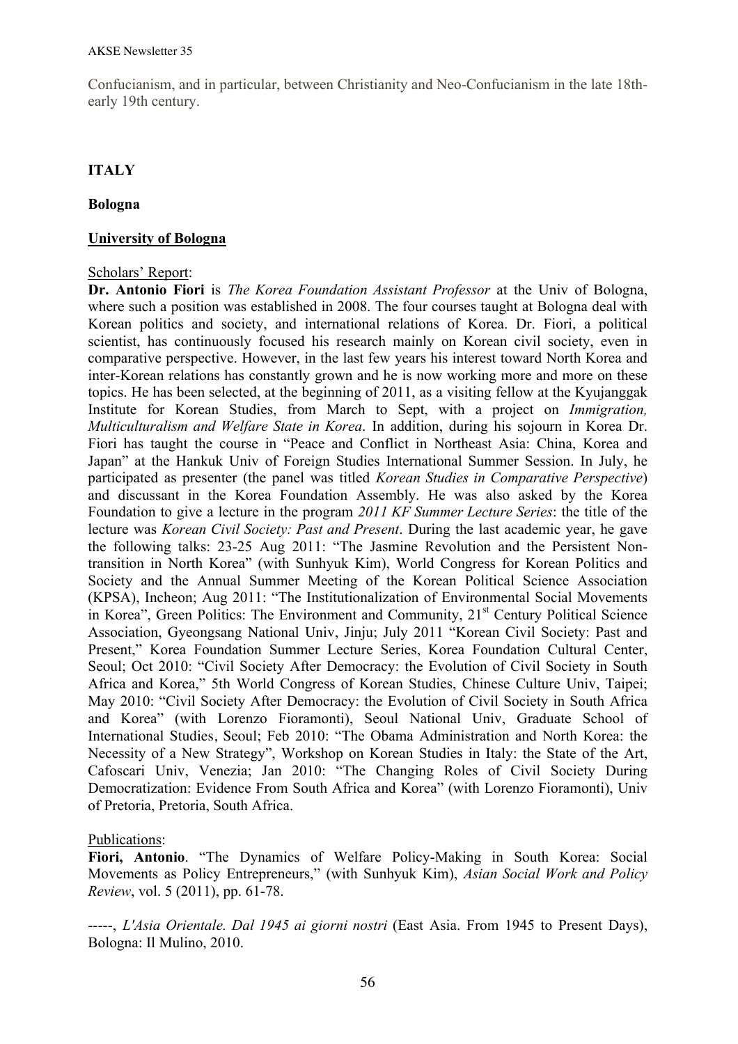Confucianism, and in particular, between Christianity and Neo-Confucianism in the late 18th-early 19th century.

## ITALY

### Bologna

#### University of Bologna

Scholars' Report:

**Dr. Antonio Fiori** is *The Korea Foundation Assistant Professor* at the Univ of Bologna, where such a position was established in 2008. The four courses taught at Bologna deal with Korean politics and society, and international relations of Korea. Dr. Fiori, a political scientist, has continuously focused his research mainly on Korean civil society, even in comparative perspective. However, in the last few years his interest toward North Korea and inter-Korean relations has constantly grown and he is now working more and more on these topics. He has been selected, at the beginning of 2011, as a visiting fellow at the Kyujanggak Institute for Korean Studies, from March to Sept, with a project on *Immigration, Multiculturalism and Welfare State in Korea*. In addition, during his sojourn in Korea Dr. Fiori has taught the course in "Peace and Conflict in Northeast Asia: China, Korea and Japan" at the Hankuk Univ of Foreign Studies International Summer Session. In July, he participated as presenter (the panel was titled *Korean Studies in Comparative Perspective*) and discussant in the Korea Foundation Assembly. He was also asked by the Korea Foundation to give a lecture in the program *2011 KF Summer Lecture Series*: the title of the lecture was *Korean Civil Society: Past and Present*. During the last academic year, he gave the following talks: 23-25 Aug 2011: "The Jasmine Revolution and the Persistent Non-transition in North Korea" (with Sunhyuk Kim), World Congress for Korean Politics and Society and the Annual Summer Meeting of the Korean Political Science Association (KPSA), Incheon; Aug 2011: "The Institutionalization of Environmental Social Movements in Korea", Green Politics: The Environment and Community, 21st Century Political Science Association, Gyeongsang National Univ, Jinju; July 2011 "Korean Civil Society: Past and Present," Korea Foundation Summer Lecture Series, Korea Foundation Cultural Center, Seoul; Oct 2010: "Civil Society After Democracy: the Evolution of Civil Society in South Africa and Korea," 5th World Congress of Korean Studies, Chinese Culture Univ, Taipei; May 2010: "Civil Society After Democracy: the Evolution of Civil Society in South Africa and Korea" (with Lorenzo Fioramonti), Seoul National Univ, Graduate School of International Studies, Seoul; Feb 2010: "The Obama Administration and North Korea: the Necessity of a New Strategy", Workshop on Korean Studies in Italy: the State of the Art, Cafoscari Univ, Venezia; Jan 2010: "The Changing Roles of Civil Society During Democratization: Evidence From South Africa and Korea" (with Lorenzo Fioramonti), Univ of Pretoria, Pretoria, South Africa.

Publications:

**Fiori, Antonio**. "The Dynamics of Welfare Policy-Making in South Korea: Social Movements as Policy Entrepreneurs," (with Sunhyuk Kim), *Asian Social Work and Policy Review*, vol. 5 (2011), pp. 61-78.

-----, *L'Asia Orientale. Dal 1945 ai giorni nostri* (East Asia. From 1945 to Present Days), Bologna: Il Mulino, 2010.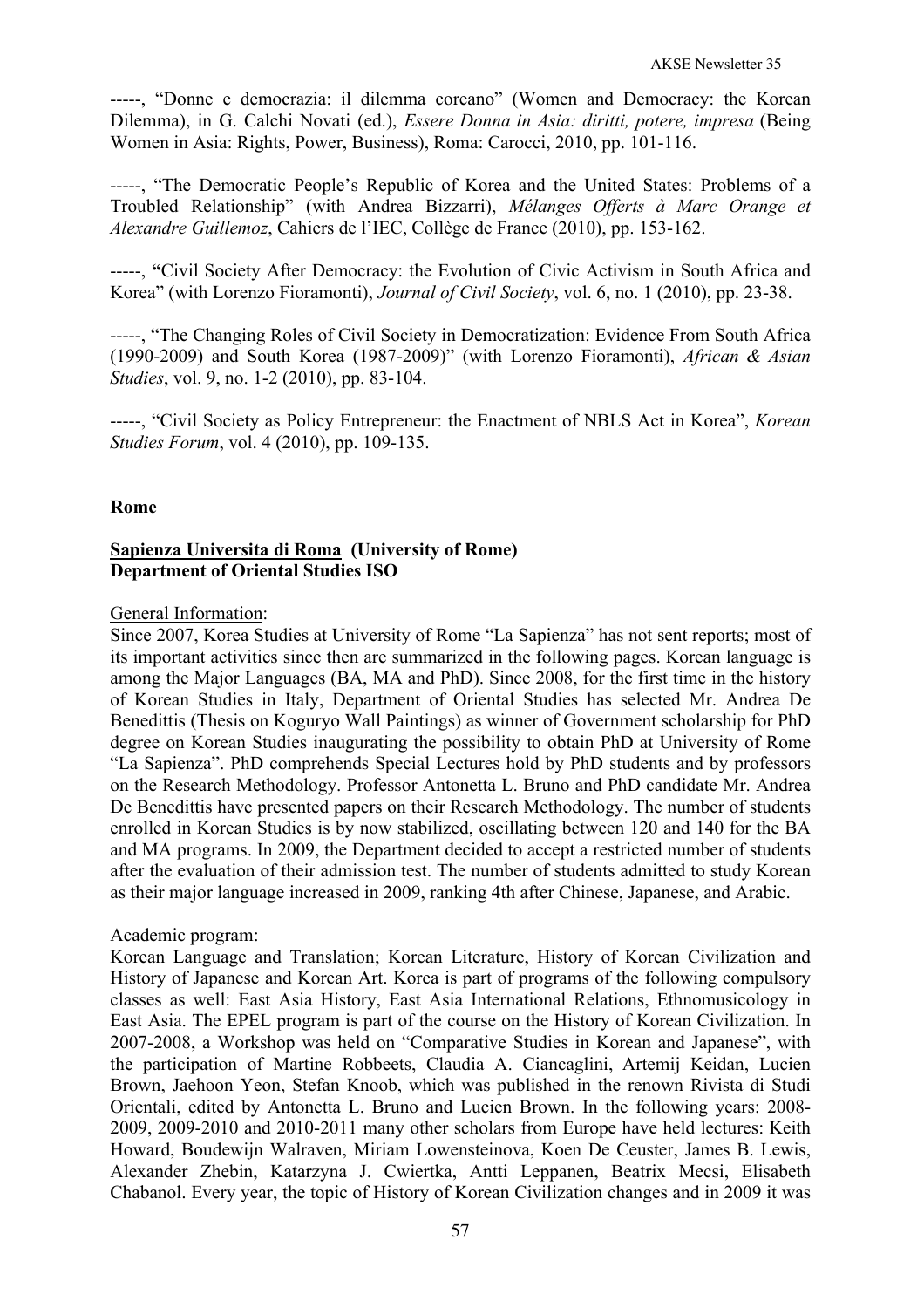-----, "Donne e democrazia: il dilemma coreano" (Women and Democracy: the Korean Dilemma), in G. Calchi Novati (ed.), *Essere Donna in Asia: diritti, potere, impresa* (Being Women in Asia: Rights, Power, Business), Roma: Carocci, 2010, pp. 101-116.

-----, "The Democratic People's Republic of Korea and the United States: Problems of a Troubled Relationship" (with Andrea Bizzarri), *Mélanges Offerts à Marc Orange et Alexandre Guillemoz*, Cahiers de l'IEC, Collège de France (2010), pp. 153-162.

-----, **"**Civil Society After Democracy: the Evolution of Civic Activism in South Africa and Korea" (with Lorenzo Fioramonti), *Journal of Civil Society*, vol. 6, no. 1 (2010), pp. 23-38.

-----, "The Changing Roles of Civil Society in Democratization: Evidence From South Africa (1990-2009) and South Korea (1987-2009)" (with Lorenzo Fioramonti), *African & Asian Studies*, vol. 9, no. 1-2 (2010), pp. 83-104.

-----, "Civil Society as Policy Entrepreneur: the Enactment of NBLS Act in Korea", *Korean Studies Forum*, vol. 4 (2010), pp. 109-135.

**Rome**

**Sapienza Universita di Roma (University of Rome)**
**Department of Oriental Studies ISO**

General Information:
Since 2007, Korea Studies at University of Rome "La Sapienza" has not sent reports; most of its important activities since then are summarized in the following pages. Korean language is among the Major Languages (BA, MA and PhD). Since 2008, for the first time in the history of Korean Studies in Italy, Department of Oriental Studies has selected Mr. Andrea De Benedittis (Thesis on Koguryo Wall Paintings) as winner of Government scholarship for PhD degree on Korean Studies inaugurating the possibility to obtain PhD at University of Rome "La Sapienza". PhD comprehends Special Lectures hold by PhD students and by professors on the Research Methodology. Professor Antonetta L. Bruno and PhD candidate Mr. Andrea De Benedittis have presented papers on their Research Methodology. The number of students enrolled in Korean Studies is by now stabilized, oscillating between 120 and 140 for the BA and MA programs. In 2009, the Department decided to accept a restricted number of students after the evaluation of their admission test. The number of students admitted to study Korean as their major language increased in 2009, ranking 4th after Chinese, Japanese, and Arabic.

Academic program:
Korean Language and Translation; Korean Literature, History of Korean Civilization and History of Japanese and Korean Art. Korea is part of programs of the following compulsory classes as well: East Asia History, East Asia International Relations, Ethnomusicology in East Asia. The EPEL program is part of the course on the History of Korean Civilization. In 2007-2008, a Workshop was held on "Comparative Studies in Korean and Japanese", with the participation of Martine Robbeets, Claudia A. Ciancaglini, Artemij Keidan, Lucien Brown, Jaehoon Yeon, Stefan Knoob, which was published in the renown Rivista di Studi Orientali, edited by Antonetta L. Bruno and Lucien Brown. In the following years: 2008-2009, 2009-2010 and 2010-2011 many other scholars from Europe have held lectures: Keith Howard, Boudewijn Walraven, Miriam Lowensteinova, Koen De Ceuster, James B. Lewis, Alexander Zhebin, Katarzyna J. Cwiertka, Antti Leppanen, Beatrix Mecsi, Elisabeth Chabanol. Every year, the topic of History of Korean Civilization changes and in 2009 it was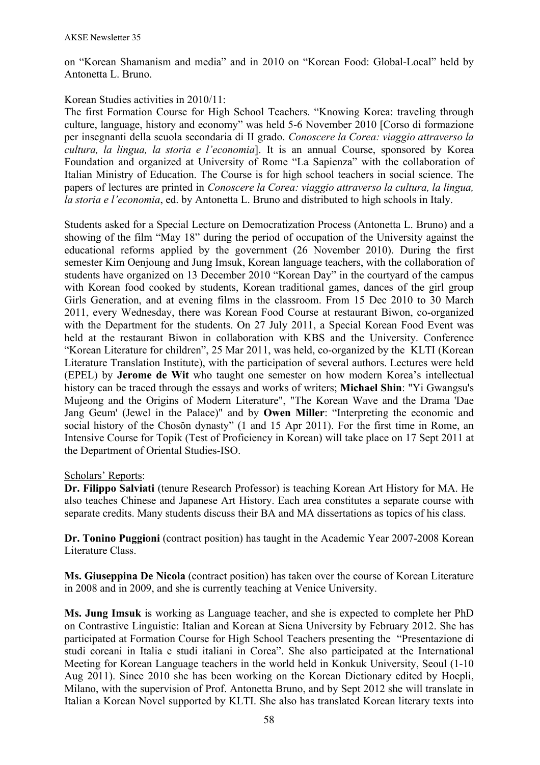on "Korean Shamanism and media" and in 2010 on "Korean Food: Global-Local" held by Antonetta L. Bruno.

Korean Studies activities in 2010/11:
The first Formation Course for High School Teachers. "Knowing Korea: traveling through culture, language, history and economy" was held 5-6 November 2010 [Corso di formazione per insegnanti della scuola secondaria di II grado. *Conoscere la Corea: viaggio attraverso la cultura, la lingua, la storia e l'economia*]. It is an annual Course, sponsored by Korea Foundation and organized at University of Rome "La Sapienza" with the collaboration of Italian Ministry of Education. The Course is for high school teachers in social science. The papers of lectures are printed in *Conoscere la Corea: viaggio attraverso la cultura, la lingua, la storia e l'economia*, ed. by Antonetta L. Bruno and distributed to high schools in Italy.

Students asked for a Special Lecture on Democratization Process (Antonetta L. Bruno) and a showing of the film "May 18" during the period of occupation of the University against the educational reforms applied by the government (26 November 2010). During the first semester Kim Oenjoung and Jung Imsuk, Korean language teachers, with the collaboration of students have organized on 13 December 2010 "Korean Day" in the courtyard of the campus with Korean food cooked by students, Korean traditional games, dances of the girl group Girls Generation, and at evening films in the classroom. From 15 Dec 2010 to 30 March 2011, every Wednesday, there was Korean Food Course at restaurant Biwon, co-organized with the Department for the students. On 27 July 2011, a Special Korean Food Event was held at the restaurant Biwon in collaboration with KBS and the University. Conference "Korean Literature for children", 25 Mar 2011, was held, co-organized by the KLTI (Korean Literature Translation Institute), with the participation of several authors. Lectures were held (EPEL) by **Jerome de Wit** who taught one semester on how modern Korea's intellectual history can be traced through the essays and works of writers; **Michael Shin**: "Yi Gwangsu's Mujeong and the Origins of Modern Literature", "The Korean Wave and the Drama 'Dae Jang Geum' (Jewel in the Palace)" and by **Owen Miller**: "Interpreting the economic and social history of the Chosŏn dynasty" (1 and 15 Apr 2011). For the first time in Rome, an Intensive Course for Topik (Test of Proficiency in Korean) will take place on 17 Sept 2011 at the Department of Oriental Studies-ISO.

<u>Scholars' Reports</u>:

**Dr. Filippo Salviati** (tenure Research Professor) is teaching Korean Art History for MA. He also teaches Chinese and Japanese Art History. Each area constitutes a separate course with separate credits. Many students discuss their BA and MA dissertations as topics of his class.

**Dr. Tonino Puggioni** (contract position) has taught in the Academic Year 2007-2008 Korean Literature Class.

**Ms. Giuseppina De Nicola** (contract position) has taken over the course of Korean Literature in 2008 and in 2009, and she is currently teaching at Venice University.

**Ms. Jung Imsuk** is working as Language teacher, and she is expected to complete her PhD on Contrastive Linguistic: Italian and Korean at Siena University by February 2012. She has participated at Formation Course for High School Teachers presenting the "Presentazione di studi coreani in Italia e studi italiani in Corea". She also participated at the International Meeting for Korean Language teachers in the world held in Konkuk University, Seoul (1-10 Aug 2011). Since 2010 she has been working on the Korean Dictionary edited by Hoepli, Milano, with the supervision of Prof. Antonetta Bruno, and by Sept 2012 she will translate in Italian a Korean Novel supported by KLTI. She also has translated Korean literary texts into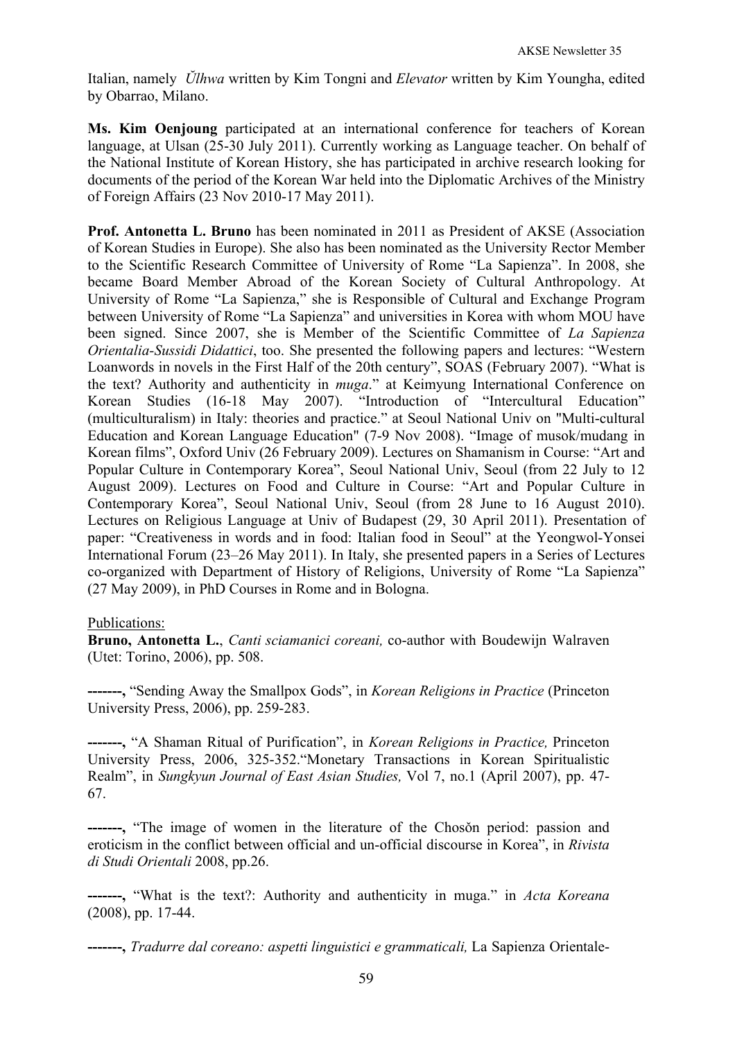Italian, namely *Ŭlhwa* written by Kim Tongni and *Elevator* written by Kim Youngha, edited by Obarrao, Milano.

**Ms. Kim Oenjoung** participated at an international conference for teachers of Korean language, at Ulsan (25-30 July 2011). Currently working as Language teacher. On behalf of the National Institute of Korean History, she has participated in archive research looking for documents of the period of the Korean War held into the Diplomatic Archives of the Ministry of Foreign Affairs (23 Nov 2010-17 May 2011).

**Prof. Antonetta L. Bruno** has been nominated in 2011 as President of AKSE (Association of Korean Studies in Europe). She also has been nominated as the University Rector Member to the Scientific Research Committee of University of Rome "La Sapienza". In 2008, she became Board Member Abroad of the Korean Society of Cultural Anthropology. At University of Rome "La Sapienza," she is Responsible of Cultural and Exchange Program between University of Rome "La Sapienza" and universities in Korea with whom MOU have been signed. Since 2007, she is Member of the Scientific Committee of *La Sapienza Orientalia-Sussidi Didattici*, too. She presented the following papers and lectures: "Western Loanwords in novels in the First Half of the 20th century", SOAS (February 2007). "What is the text? Authority and authenticity in *muga*." at Keimyung International Conference on Korean Studies (16-18 May 2007). "Introduction of "Intercultural Education" (multiculturalism) in Italy: theories and practice." at Seoul National Univ on "Multi-cultural Education and Korean Language Education" (7-9 Nov 2008). "Image of musok/mudang in Korean films", Oxford Univ (26 February 2009). Lectures on Shamanism in Course: "Art and Popular Culture in Contemporary Korea", Seoul National Univ, Seoul (from 22 July to 12 August 2009). Lectures on Food and Culture in Course: "Art and Popular Culture in Contemporary Korea", Seoul National Univ, Seoul (from 28 June to 16 August 2010). Lectures on Religious Language at Univ of Budapest (29, 30 April 2011). Presentation of paper: "Creativeness in words and in food: Italian food in Seoul" at the Yeongwol-Yonsei International Forum (23–26 May 2011). In Italy, she presented papers in a Series of Lectures co-organized with Department of History of Religions, University of Rome "La Sapienza" (27 May 2009), in PhD Courses in Rome and in Bologna.

Publications:

**Bruno, Antonetta L.**, *Canti sciamanici coreani,* co-author with Boudewijn Walraven (Utet: Torino, 2006), pp. 508.

**-------,** "Sending Away the Smallpox Gods", in *Korean Religions in Practice* (Princeton University Press, 2006), pp. 259-283.

**-------,** "A Shaman Ritual of Purification", in *Korean Religions in Practice,* Princeton University Press, 2006, 325-352."Monetary Transactions in Korean Spiritualistic Realm", in *Sungkyun Journal of East Asian Studies,* Vol 7, no.1 (April 2007), pp. 47-67.

**-------,** "The image of women in the literature of the Chosŏn period: passion and eroticism in the conflict between official and un-official discourse in Korea", in *Rivista di Studi Orientali* 2008, pp.26.

**-------,** "What is the text?: Authority and authenticity in muga." in *Acta Koreana* (2008), pp. 17-44.

**-------,** *Tradurre dal coreano: aspetti linguistici e grammaticali,* La Sapienza Orientale-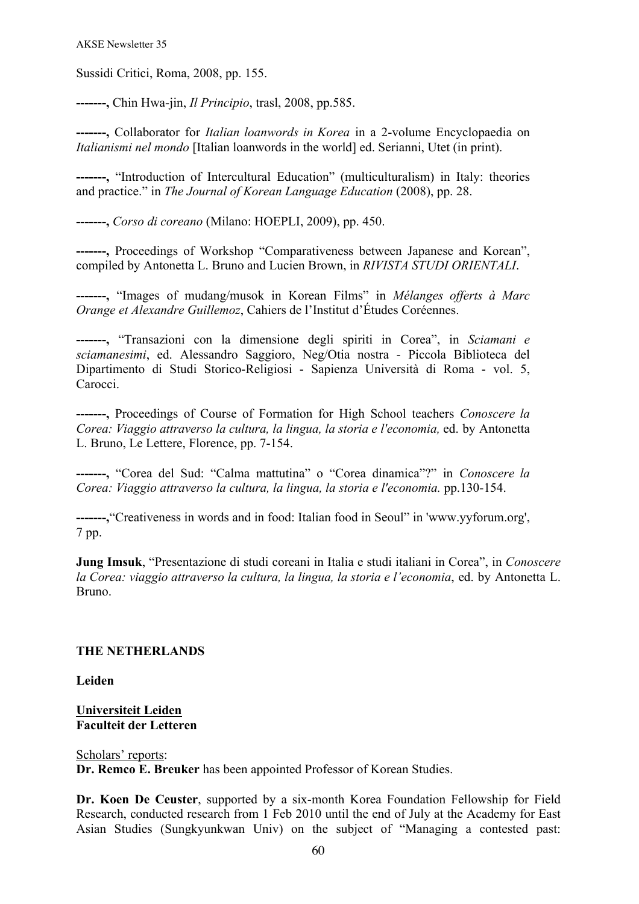Sussidi Critici, Roma, 2008, pp. 155.

**-------,** Chin Hwa-jin, *Il Principio*, trasl, 2008, pp.585.

**-------,** Collaborator for *Italian loanwords in Korea* in a 2-volume Encyclopaedia on *Italianismi nel mondo* [Italian loanwords in the world] ed. Serianni, Utet (in print).

**-------,** "Introduction of Intercultural Education" (multiculturalism) in Italy: theories and practice." in *The Journal of Korean Language Education* (2008), pp. 28.

**-------,** *Corso di coreano* (Milano: HOEPLI, 2009), pp. 450.

**-------,** Proceedings of Workshop "Comparativeness between Japanese and Korean", compiled by Antonetta L. Bruno and Lucien Brown, in *RIVISTA STUDI ORIENTALI*.

**-------,** "Images of mudang/musok in Korean Films" in *Mélanges offerts à Marc Orange et Alexandre Guillemoz*, Cahiers de l'Institut d'Études Coréennes.

**-------,** "Transazioni con la dimensione degli spiriti in Corea", in *Sciamani e sciamanesimi*, ed. Alessandro Saggioro, Neg/Otia nostra - Piccola Biblioteca del Dipartimento di Studi Storico-Religiosi - Sapienza Università di Roma - vol. 5, Carocci.

**-------,** Proceedings of Course of Formation for High School teachers *Conoscere la Corea: Viaggio attraverso la cultura, la lingua, la storia e l'economia,* ed. by Antonetta L. Bruno, Le Lettere, Florence, pp. 7-154.

**-------,** "Corea del Sud: "Calma mattutina" o "Corea dinamica"?" in *Conoscere la Corea: Viaggio attraverso la cultura, la lingua, la storia e l'economia.* pp.130-154.

**-------,**"Creativeness in words and in food: Italian food in Seoul" in 'www.yyforum.org', 7 pp.

**Jung Imsuk**, "Presentazione di studi coreani in Italia e studi italiani in Corea", in *Conoscere la Corea: viaggio attraverso la cultura, la lingua, la storia e l'economia*, ed. by Antonetta L. Bruno.

## THE NETHERLANDS

### Leiden

**Universiteit Leiden**
**Faculteit der Letteren**

Scholars' reports:
**Dr. Remco E. Breuker** has been appointed Professor of Korean Studies.

**Dr. Koen De Ceuster**, supported by a six-month Korea Foundation Fellowship for Field Research, conducted research from 1 Feb 2010 until the end of July at the Academy for East Asian Studies (Sungkyunkwan Univ) on the subject of "Managing a contested past: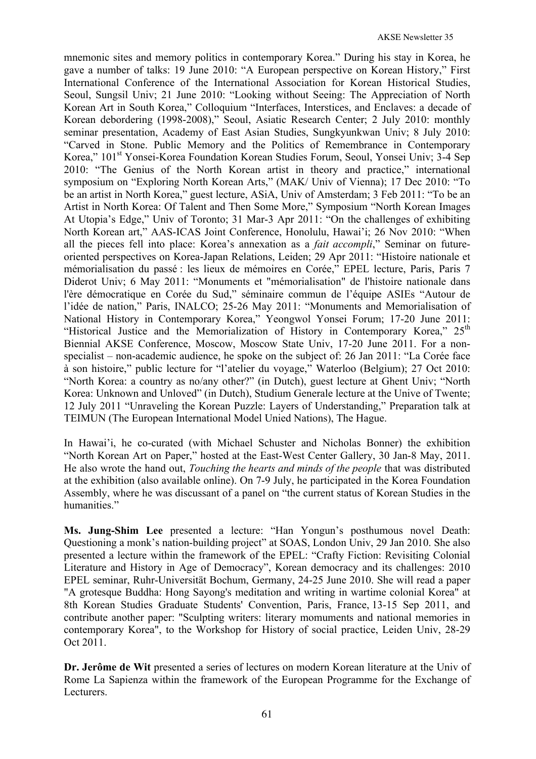mnemonic sites and memory politics in contemporary Korea." During his stay in Korea, he gave a number of talks: 19 June 2010: "A European perspective on Korean History," First International Conference of the International Association for Korean Historical Studies, Seoul, Sungsil Univ; 21 June 2010: "Looking without Seeing: The Appreciation of North Korean Art in South Korea," Colloquium "Interfaces, Interstices, and Enclaves: a decade of Korean debordering (1998-2008)," Seoul, Asiatic Research Center; 2 July 2010: monthly seminar presentation, Academy of East Asian Studies, Sungkyunkwan Univ; 8 July 2010: "Carved in Stone. Public Memory and the Politics of Remembrance in Contemporary Korea," 101st Yonsei-Korea Foundation Korean Studies Forum, Seoul, Yonsei Univ; 3-4 Sep 2010: "The Genius of the North Korean artist in theory and practice," international symposium on "Exploring North Korean Arts," (MAK/ Univ of Vienna); 17 Dec 2010: "To be an artist in North Korea," guest lecture, ASiA, Univ of Amsterdam; 3 Feb 2011: "To be an Artist in North Korea: Of Talent and Then Some More," Symposium "North Korean Images At Utopia's Edge," Univ of Toronto; 31 Mar-3 Apr 2011: "On the challenges of exhibiting North Korean art," AAS-ICAS Joint Conference, Honolulu, Hawai'i; 26 Nov 2010: "When all the pieces fell into place: Korea's annexation as a *fait accompli*," Seminar on future-oriented perspectives on Korea-Japan Relations, Leiden; 29 Apr 2011: "Histoire nationale et mémorialisation du passé : les lieux de mémoires en Corée," EPEL lecture, Paris, Paris 7 Diderot Univ; 6 May 2011: "Monuments et "mémorialisation" de l'histoire nationale dans l'ère démocratique en Corée du Sud," séminaire commun de l'équipe ASIEs "Autour de l'idée de nation," Paris, INALCO; 25-26 May 2011: "Monuments and Memorialisation of National History in Contemporary Korea," Yeongwol Yonsei Forum; 17-20 June 2011: "Historical Justice and the Memorialization of History in Contemporary Korea," 25th Biennial AKSE Conference, Moscow, Moscow State Univ, 17-20 June 2011. For a non-specialist – non-academic audience, he spoke on the subject of: 26 Jan 2011: "La Corée face à son histoire," public lecture for "l'atelier du voyage," Waterloo (Belgium); 27 Oct 2010: "North Korea: a country as no/any other?" (in Dutch), guest lecture at Ghent Univ; "North Korea: Unknown and Unloved" (in Dutch), Studium Generale lecture at the Unive of Twente; 12 July 2011 "Unraveling the Korean Puzzle: Layers of Understanding," Preparation talk at TEIMUN (The European International Model Unied Nations), The Hague.

In Hawai'i, he co-curated (with Michael Schuster and Nicholas Bonner) the exhibition "North Korean Art on Paper," hosted at the East-West Center Gallery, 30 Jan-8 May, 2011. He also wrote the hand out, *Touching the hearts and minds of the people* that was distributed at the exhibition (also available online). On 7-9 July, he participated in the Korea Foundation Assembly, where he was discussant of a panel on "the current status of Korean Studies in the humanities."

**Ms. Jung-Shim Lee** presented a lecture: "Han Yongun's posthumous novel Death: Questioning a monk's nation-building project" at SOAS, London Univ, 29 Jan 2010. She also presented a lecture within the framework of the EPEL: "Crafty Fiction: Revisiting Colonial Literature and History in Age of Democracy", Korean democracy and its challenges: 2010 EPEL seminar, Ruhr-Universität Bochum, Germany, 24-25 June 2010. She will read a paper "A grotesque Buddha: Hong Sayong's meditation and writing in wartime colonial Korea" at 8th Korean Studies Graduate Students' Convention, Paris, France, 13-15 Sep 2011, and contribute another paper: "Sculpting writers: literary momuments and national memories in contemporary Korea", to the Workshop for History of social practice, Leiden Univ, 28-29 Oct 2011.

**Dr. Jerôme de Wit** presented a series of lectures on modern Korean literature at the Univ of Rome La Sapienza within the framework of the European Programme for the Exchange of Lecturers.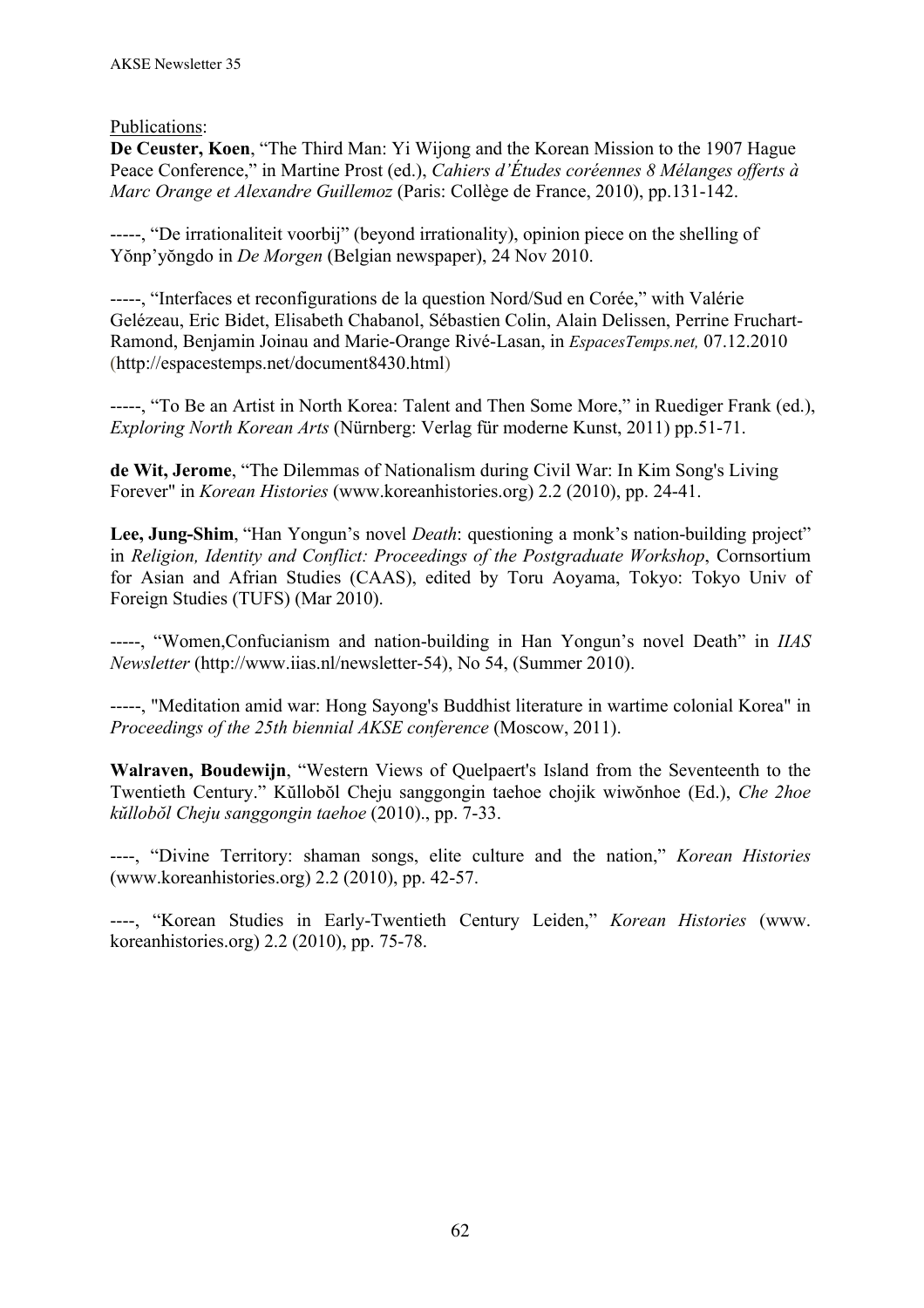Publications:

**De Ceuster, Koen**, "The Third Man: Yi Wijong and the Korean Mission to the 1907 Hague Peace Conference," in Martine Prost (ed.), *Cahiers d'Études coréennes 8 Mélanges offerts à Marc Orange et Alexandre Guillemoz* (Paris: Collège de France, 2010), pp.131-142.

-----, "De irrationaliteit voorbij" (beyond irrationality), opinion piece on the shelling of Yŏnp'yŏngdo in *De Morgen* (Belgian newspaper), 24 Nov 2010.

-----, "Interfaces et reconfigurations de la question Nord/Sud en Corée," with Valérie Gelézeau, Eric Bidet, Elisabeth Chabanol, Sébastien Colin, Alain Delissen, Perrine Fruchart-Ramond, Benjamin Joinau and Marie-Orange Rivé-Lasan, in *EspacesTemps.net,* 07.12.2010 (http://espacestemps.net/document8430.html)

-----, "To Be an Artist in North Korea: Talent and Then Some More," in Ruediger Frank (ed.), *Exploring North Korean Arts* (Nürnberg: Verlag für moderne Kunst, 2011) pp.51-71.

**de Wit, Jerome**, "The Dilemmas of Nationalism during Civil War: In Kim Song's Living Forever" in *Korean Histories* (www.koreanhistories.org) 2.2 (2010), pp. 24-41.

**Lee, Jung-Shim**, "Han Yongun's novel *Death*: questioning a monk's nation-building project" in *Religion, Identity and Conflict: Proceedings of the Postgraduate Workshop*, Cornsortium for Asian and Afrian Studies (CAAS), edited by Toru Aoyama, Tokyo: Tokyo Univ of Foreign Studies (TUFS) (Mar 2010).

-----, "Women,Confucianism and nation-building in Han Yongun's novel Death" in *IIAS Newsletter* (http://www.iias.nl/newsletter-54), No 54, (Summer 2010).

-----, "Meditation amid war: Hong Sayong's Buddhist literature in wartime colonial Korea" in *Proceedings of the 25th biennial AKSE conference* (Moscow, 2011).

**Walraven, Boudewijn**, "Western Views of Quelpaert's Island from the Seventeenth to the Twentieth Century." Kŭllobŏl Cheju sanggongin taehoe chojik wiwŏnhoe (Ed.), *Che 2hoe kŭllobŏl Cheju sanggongin taehoe* (2010)., pp. 7-33.

----, "Divine Territory: shaman songs, elite culture and the nation," *Korean Histories* (www.koreanhistories.org) 2.2 (2010), pp. 42-57.

----, "Korean Studies in Early-Twentieth Century Leiden," *Korean Histories* (www. koreanhistories.org) 2.2 (2010), pp. 75-78.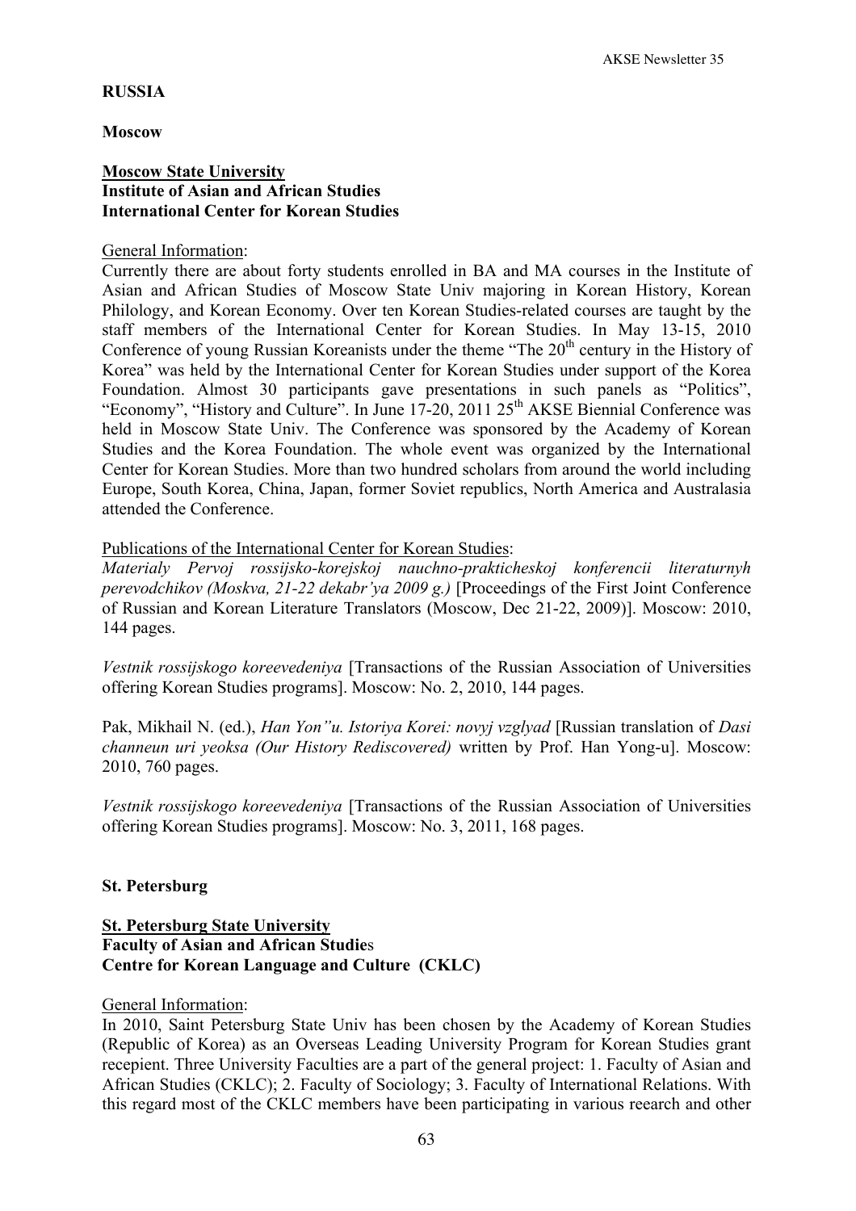**RUSSIA**

**Moscow**

**Moscow State University**
**Institute of Asian and African Studies**
**International Center for Korean Studies**

General Information:
Currently there are about forty students enrolled in BA and MA courses in the Institute of Asian and African Studies of Moscow State Univ majoring in Korean History, Korean Philology, and Korean Economy. Over ten Korean Studies-related courses are taught by the staff members of the International Center for Korean Studies. In May 13-15, 2010 Conference of young Russian Koreanists under the theme "The 20th century in the History of Korea" was held by the International Center for Korean Studies under support of the Korea Foundation. Almost 30 participants gave presentations in such panels as "Politics", "Economy", "History and Culture". In June 17-20, 2011 25th AKSE Biennial Conference was held in Moscow State Univ. The Conference was sponsored by the Academy of Korean Studies and the Korea Foundation. The whole event was organized by the International Center for Korean Studies. More than two hundred scholars from around the world including Europe, South Korea, China, Japan, former Soviet republics, North America and Australasia attended the Conference.

Publications of the International Center for Korean Studies:
*Materialy Pervoj rossijsko-korejskoj nauchno-prakticheskoj konferencii literaturnyh perevodchikov (Moskva, 21-22 dekabr'ya 2009 g.)* [Proceedings of the First Joint Conference of Russian and Korean Literature Translators (Moscow, Dec 21-22, 2009)]. Moscow: 2010, 144 pages.

*Vestnik rossijskogo koreevedeniya* [Transactions of the Russian Association of Universities offering Korean Studies programs]. Moscow: No. 2, 2010, 144 pages.

Pak, Mikhail N. (ed.), *Han Yon"u. Istoriya Korei: novyj vzglyad* [Russian translation of *Dasi channeun uri yeoksa (Our History Rediscovered)* written by Prof. Han Yong-u]. Moscow: 2010, 760 pages.

*Vestnik rossijskogo koreevedeniya* [Transactions of the Russian Association of Universities offering Korean Studies programs]. Moscow: No. 3, 2011, 168 pages.

**St. Petersburg**

**St. Petersburg State University**
**Faculty of Asian and African Studies**
**Centre for Korean Language and Culture (CKLC)**

General Information:
In 2010, Saint Petersburg State Univ has been chosen by the Academy of Korean Studies (Republic of Korea) as an Overseas Leading University Program for Korean Studies grant recepient. Three University Faculties are a part of the general project: 1. Faculty of Asian and African Studies (CKLC); 2. Faculty of Sociology; 3. Faculty of International Relations. With this regard most of the CKLC members have been participating in various reearch and other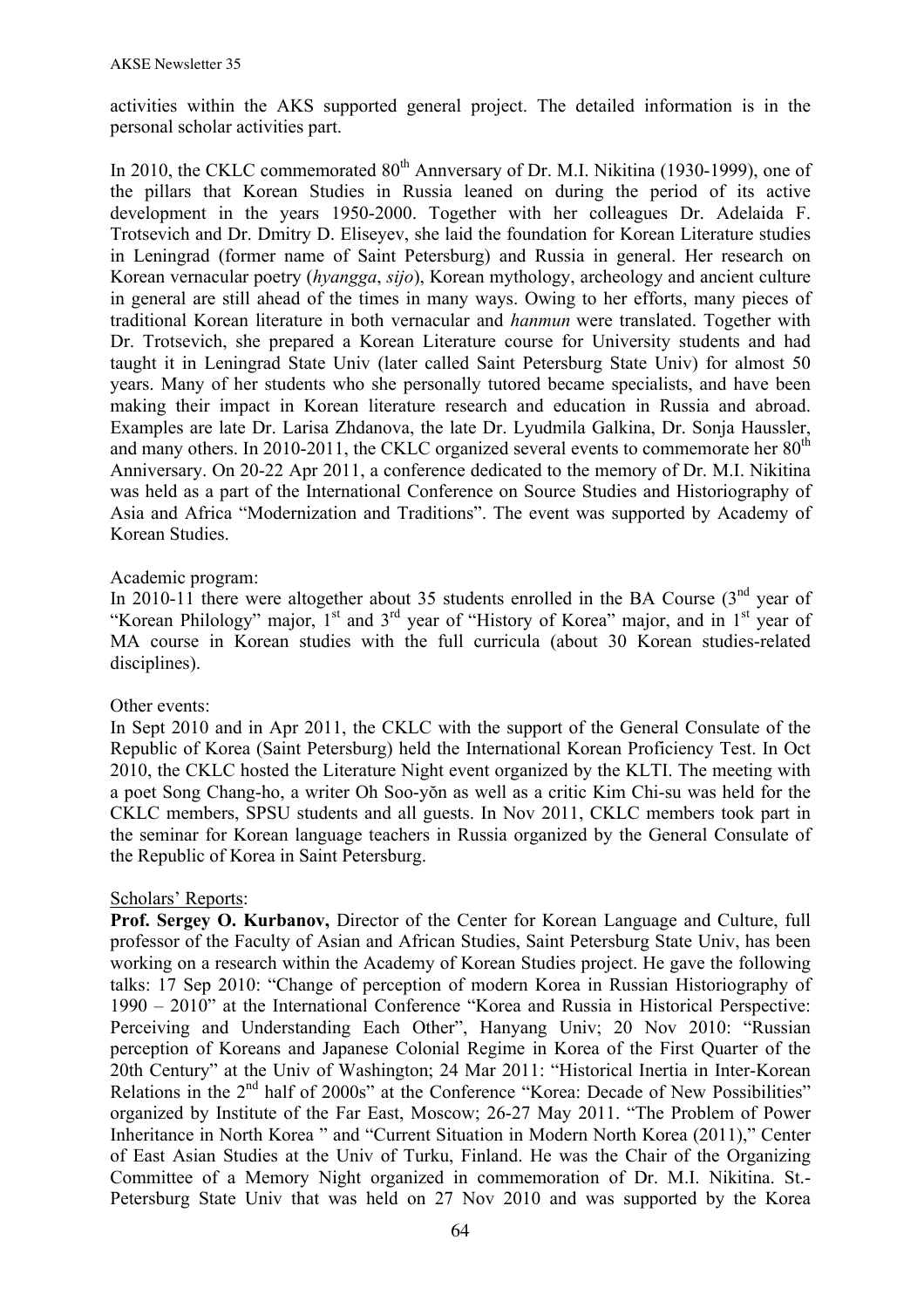activities within the AKS supported general project. The detailed information is in the personal scholar activities part.

In 2010, the CKLC commemorated 80th Annversary of Dr. M.I. Nikitina (1930-1999), one of the pillars that Korean Studies in Russia leaned on during the period of its active development in the years 1950-2000. Together with her colleagues Dr. Adelaida F. Trotsevich and Dr. Dmitry D. Eliseyev, she laid the foundation for Korean Literature studies in Leningrad (former name of Saint Petersburg) and Russia in general. Her research on Korean vernacular poetry (*hyangga*, *sijo*), Korean mythology, archeology and ancient culture in general are still ahead of the times in many ways. Owing to her efforts, many pieces of traditional Korean literature in both vernacular and *hanmun* were translated. Together with Dr. Trotsevich, she prepared a Korean Literature course for University students and had taught it in Leningrad State Univ (later called Saint Petersburg State Univ) for almost 50 years. Many of her students who she personally tutored became specialists, and have been making their impact in Korean literature research and education in Russia and abroad. Examples are late Dr. Larisa Zhdanova, the late Dr. Lyudmila Galkina, Dr. Sonja Haussler, and many others. In 2010-2011, the CKLC organized several events to commemorate her 80th Anniversary. On 20-22 Apr 2011, a conference dedicated to the memory of Dr. M.I. Nikitina was held as a part of the International Conference on Source Studies and Historiography of Asia and Africa "Modernization and Traditions". The event was supported by Academy of Korean Studies.

Academic program:
In 2010-11 there were altogether about 35 students enrolled in the BA Course (3rd year of "Korean Philology" major, 1st and 3rd year of "History of Korea" major, and in 1st year of MA course in Korean studies with the full curricula (about 30 Korean studies-related disciplines).

Other events:
In Sept 2010 and in Apr 2011, the CKLC with the support of the General Consulate of the Republic of Korea (Saint Petersburg) held the International Korean Proficiency Test. In Oct 2010, the CKLC hosted the Literature Night event organized by the KLTI. The meeting with a poet Song Chang-ho, a writer Oh Soo-yŏn as well as a critic Kim Chi-su was held for the CKLC members, SPSU students and all guests. In Nov 2011, CKLC members took part in the seminar for Korean language teachers in Russia organized by the General Consulate of the Republic of Korea in Saint Petersburg.

Scholars' Reports:

**Prof. Sergey O. Kurbanov,** Director of the Center for Korean Language and Culture, full professor of the Faculty of Asian and African Studies, Saint Petersburg State Univ, has been working on a research within the Academy of Korean Studies project. He gave the following talks: 17 Sep 2010: "Change of perception of modern Korea in Russian Historiography of 1990 – 2010" at the International Conference "Korea and Russia in Historical Perspective: Perceiving and Understanding Each Other", Hanyang Univ; 20 Nov 2010: "Russian perception of Koreans and Japanese Colonial Regime in Korea of the First Quarter of the 20th Century" at the Univ of Washington; 24 Mar 2011: "Historical Inertia in Inter-Korean Relations in the 2nd half of 2000s" at the Conference "Korea: Decade of New Possibilities" organized by Institute of the Far East, Moscow; 26-27 May 2011. "The Problem of Power Inheritance in North Korea " and "Current Situation in Modern North Korea (2011)," Center of East Asian Studies at the Univ of Turku, Finland. He was the Chair of the Organizing Committee of a Memory Night organized in commemoration of Dr. M.I. Nikitina. St.-Petersburg State Univ that was held on 27 Nov 2010 and was supported by the Korea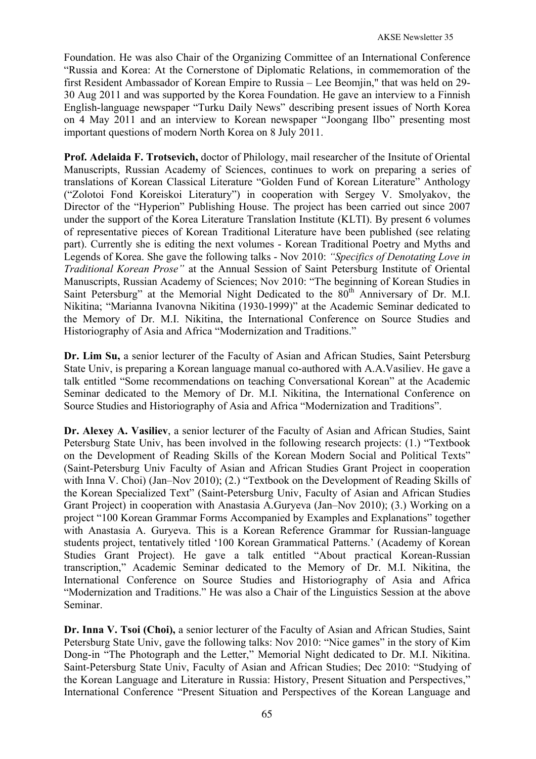Foundation. He was also Chair of the Organizing Committee of an International Conference "Russia and Korea: At the Cornerstone of Diplomatic Relations, in commemoration of the first Resident Ambassador of Korean Empire to Russia – Lee Beomjin," that was held on 29-30 Aug 2011 and was supported by the Korea Foundation. He gave an interview to a Finnish English-language newspaper "Turku Daily News" describing present issues of North Korea on 4 May 2011 and an interview to Korean newspaper "Joongang Ilbo" presenting most important questions of modern North Korea on 8 July 2011.

**Prof. Adelaida F. Trotsevich,** doctor of Philology, mail researcher of the Insitute of Oriental Manuscripts, Russian Academy of Sciences, continues to work on preparing a series of translations of Korean Classical Literature "Golden Fund of Korean Literature" Anthology ("Zolotoi Fond Koreiskoi Literatury") in cooperation with Sergey V. Smolyakov, the Director of the "Hyperion" Publishing House. The project has been carried out since 2007 under the support of the Korea Literature Translation Institute (KLTI). By present 6 volumes of representative pieces of Korean Traditional Literature have been published (see relating part). Currently she is editing the next volumes - Korean Traditional Poetry and Myths and Legends of Korea. She gave the following talks - Nov 2010: *"Specifics of Denotating Love in Traditional Korean Prose"* at the Annual Session of Saint Petersburg Institute of Oriental Manuscripts, Russian Academy of Sciences; Nov 2010: "The beginning of Korean Studies in Saint Petersburg" at the Memorial Night Dedicated to the 80th Anniversary of Dr. M.I. Nikitina; "Marianna Ivanovna Nikitina (1930-1999)" at the Academic Seminar dedicated to the Memory of Dr. M.I. Nikitina, the International Conference on Source Studies and Historiography of Asia and Africa "Modernization and Traditions."

**Dr. Lim Su,** a senior lecturer of the Faculty of Asian and African Studies, Saint Petersburg State Univ, is preparing a Korean language manual co-authored with A.A.Vasiliev. He gave a talk entitled "Some recommendations on teaching Conversational Korean" at the Academic Seminar dedicated to the Memory of Dr. M.I. Nikitina, the International Conference on Source Studies and Historiography of Asia and Africa "Modernization and Traditions".

**Dr. Alexey A. Vasiliev**, a senior lecturer of the Faculty of Asian and African Studies, Saint Petersburg State Univ, has been involved in the following research projects: (1.) "Textbook on the Development of Reading Skills of the Korean Modern Social and Political Texts" (Saint-Petersburg Univ Faculty of Asian and African Studies Grant Project in cooperation with Inna V. Choi) (Jan–Nov 2010); (2.) "Textbook on the Development of Reading Skills of the Korean Specialized Text" (Saint-Petersburg Univ, Faculty of Asian and African Studies Grant Project) in cooperation with Anastasia A.Guryeva (Jan–Nov 2010); (3.) Working on a project "100 Korean Grammar Forms Accompanied by Examples and Explanations" together with Anastasia A. Guryeva. This is a Korean Reference Grammar for Russian-language students project, tentatively titled '100 Korean Grammatical Patterns.' (Academy of Korean Studies Grant Project). He gave a talk entitled "About practical Korean-Russian transcription," Academic Seminar dedicated to the Memory of Dr. M.I. Nikitina, the International Conference on Source Studies and Historiography of Asia and Africa "Modernization and Traditions." He was also a Chair of the Linguistics Session at the above Seminar.

**Dr. Inna V. Tsoi (Choi),** a senior lecturer of the Faculty of Asian and African Studies, Saint Petersburg State Univ, gave the following talks: Nov 2010: "Nice games" in the story of Kim Dong-in "The Photograph and the Letter," Memorial Night dedicated to Dr. M.I. Nikitina. Saint-Petersburg State Univ, Faculty of Asian and African Studies; Dec 2010: "Studying of the Korean Language and Literature in Russia: History, Present Situation and Perspectives," International Conference "Present Situation and Perspectives of the Korean Language and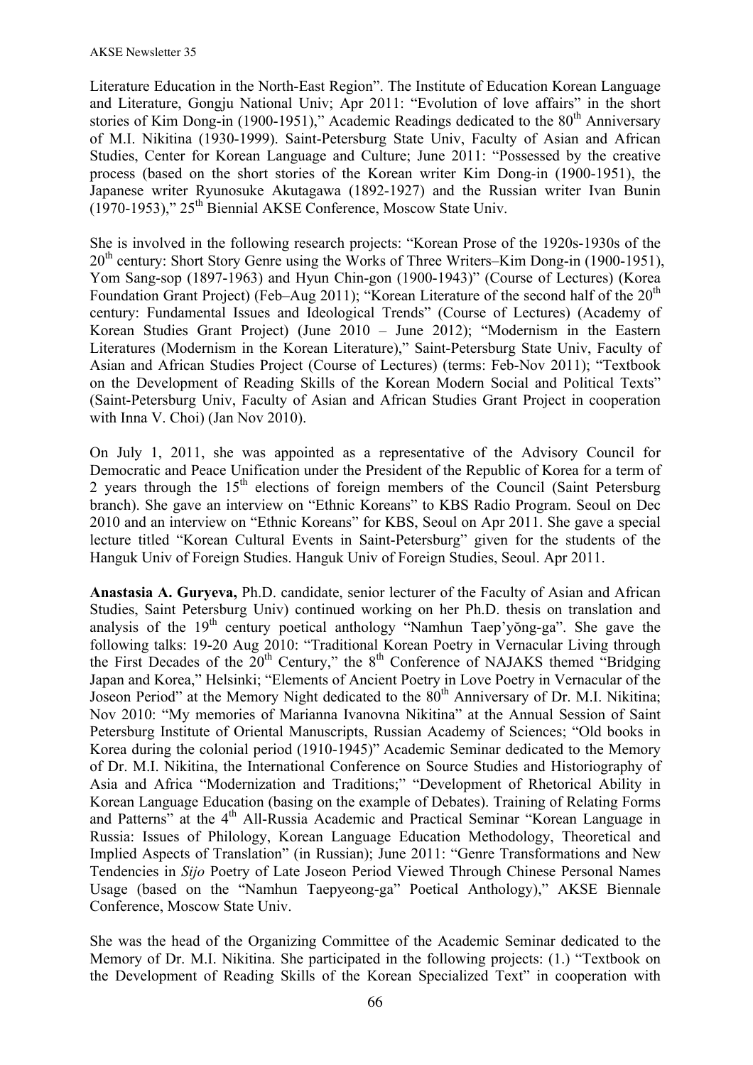Literature Education in the North-East Region". The Institute of Education Korean Language and Literature, Gongju National Univ; Apr 2011: "Evolution of love affairs" in the short stories of Kim Dong-in (1900-1951)," Academic Readings dedicated to the 80th Anniversary of M.I. Nikitina (1930-1999). Saint-Petersburg State Univ, Faculty of Asian and African Studies, Center for Korean Language and Culture; June 2011: "Possessed by the creative process (based on the short stories of the Korean writer Kim Dong-in (1900-1951), the Japanese writer Ryunosuke Akutagawa (1892-1927) and the Russian writer Ivan Bunin (1970-1953)," 25th Biennial AKSE Conference, Moscow State Univ.

She is involved in the following research projects: "Korean Prose of the 1920s-1930s of the 20th century: Short Story Genre using the Works of Three Writers–Kim Dong-in (1900-1951), Yom Sang-sop (1897-1963) and Hyun Chin-gon (1900-1943)" (Course of Lectures) (Korea Foundation Grant Project) (Feb–Aug 2011); "Korean Literature of the second half of the 20th century: Fundamental Issues and Ideological Trends" (Course of Lectures) (Academy of Korean Studies Grant Project) (June 2010 – June 2012); "Modernism in the Eastern Literatures (Modernism in the Korean Literature)," Saint-Petersburg State Univ, Faculty of Asian and African Studies Project (Course of Lectures) (terms: Feb-Nov 2011); "Textbook on the Development of Reading Skills of the Korean Modern Social and Political Texts" (Saint-Petersburg Univ, Faculty of Asian and African Studies Grant Project in cooperation with Inna V. Choi) (Jan Nov 2010).

On July 1, 2011, she was appointed as a representative of the Advisory Council for Democratic and Peace Unification under the President of the Republic of Korea for a term of 2 years through the 15th elections of foreign members of the Council (Saint Petersburg branch). She gave an interview on "Ethnic Koreans" to KBS Radio Program. Seoul on Dec 2010 and an interview on "Ethnic Koreans" for KBS, Seoul on Apr 2011. She gave a special lecture titled "Korean Cultural Events in Saint-Petersburg" given for the students of the Hanguk Univ of Foreign Studies. Hanguk Univ of Foreign Studies, Seoul. Apr 2011.

**Anastasia A. Guryeva,** Ph.D. candidate, senior lecturer of the Faculty of Asian and African Studies, Saint Petersburg Univ) continued working on her Ph.D. thesis on translation and analysis of the 19th century poetical anthology "Namhun Taep'yŏng-ga". She gave the following talks: 19-20 Aug 2010: "Traditional Korean Poetry in Vernacular Living through the First Decades of the 20th Century," the 8th Conference of NAJAKS themed "Bridging Japan and Korea," Helsinki; "Elements of Ancient Poetry in Love Poetry in Vernacular of the Joseon Period" at the Memory Night dedicated to the 80th Anniversary of Dr. M.I. Nikitina; Nov 2010: "My memories of Marianna Ivanovna Nikitina" at the Annual Session of Saint Petersburg Institute of Oriental Manuscripts, Russian Academy of Sciences; "Old books in Korea during the colonial period (1910-1945)" Academic Seminar dedicated to the Memory of Dr. M.I. Nikitina, the International Conference on Source Studies and Historiography of Asia and Africa "Modernization and Traditions;" "Development of Rhetorical Ability in Korean Language Education (basing on the example of Debates). Training of Relating Forms and Patterns" at the 4th All-Russia Academic and Practical Seminar "Korean Language in Russia: Issues of Philology, Korean Language Education Methodology, Theoretical and Implied Aspects of Translation" (in Russian); June 2011: "Genre Transformations and New Tendencies in *Sijo* Poetry of Late Joseon Period Viewed Through Chinese Personal Names Usage (based on the "Namhun Taepyeong-ga" Poetical Anthology)," AKSE Biennale Conference, Moscow State Univ.

She was the head of the Organizing Committee of the Academic Seminar dedicated to the Memory of Dr. M.I. Nikitina. She participated in the following projects: (1.) "Textbook on the Development of Reading Skills of the Korean Specialized Text" in cooperation with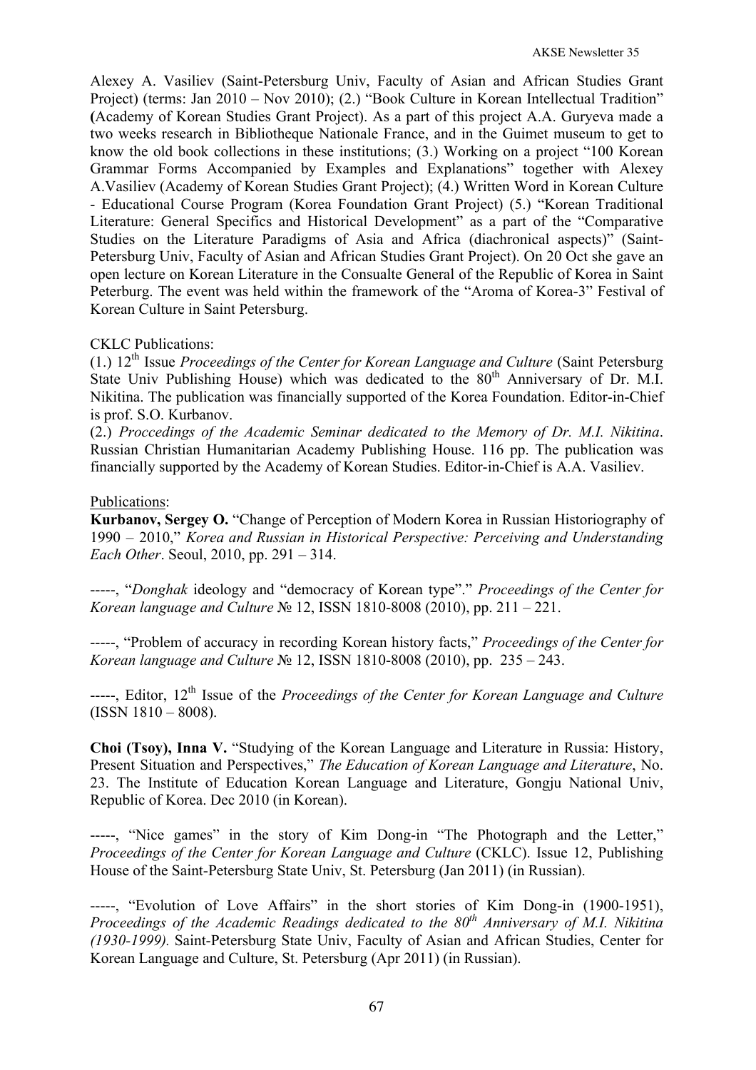Alexey A. Vasiliev (Saint-Petersburg Univ, Faculty of Asian and African Studies Grant Project) (terms: Jan 2010 – Nov 2010); (2.) "Book Culture in Korean Intellectual Tradition" (Academy of Korean Studies Grant Project). As a part of this project A.A. Guryeva made a two weeks research in Bibliotheque Nationale France, and in the Guimet museum to get to know the old book collections in these institutions; (3.) Working on a project "100 Korean Grammar Forms Accompanied by Examples and Explanations" together with Alexey A.Vasiliev (Academy of Korean Studies Grant Project); (4.) Written Word in Korean Culture - Educational Course Program (Korea Foundation Grant Project) (5.) "Korean Traditional Literature: General Specifics and Historical Development" as a part of the "Comparative Studies on the Literature Paradigms of Asia and Africa (diachronical aspects)" (Saint-Petersburg Univ, Faculty of Asian and African Studies Grant Project). On 20 Oct she gave an open lecture on Korean Literature in the Consualte General of the Republic of Korea in Saint Peterburg. The event was held within the framework of the "Aroma of Korea-3" Festival of Korean Culture in Saint Petersburg.

CKLC Publications:

(1.) 12th Issue *Proceedings of the Center for Korean Language and Culture* (Saint Petersburg State Univ Publishing House) which was dedicated to the 80th Anniversary of Dr. M.I. Nikitina. The publication was financially supported of the Korea Foundation. Editor-in-Chief is prof. S.O. Kurbanov.

(2.) *Proccedings of the Academic Seminar dedicated to the Memory of Dr. M.I. Nikitina*. Russian Christian Humanitarian Academy Publishing House. 116 pp. The publication was financially supported by the Academy of Korean Studies. Editor-in-Chief is A.A. Vasiliev.

Publications:

**Kurbanov, Sergey O.** "Change of Perception of Modern Korea in Russian Historiography of 1990 – 2010," *Korea and Russian in Historical Perspective: Perceiving and Understanding Each Other*. Seoul, 2010, pp. 291 – 314.

-----, "*Donghak* ideology and "democracy of Korean type"." *Proceedings of the Center for Korean language and Culture* № 12, ISSN 1810-8008 (2010), pp. 211 – 221.

-----, "Problem of accuracy in recording Korean history facts," *Proceedings of the Center for Korean language and Culture* № 12, ISSN 1810-8008 (2010), pp. 235 – 243.

-----, Editor, 12th Issue of the *Proceedings of the Center for Korean Language and Culture* (ISSN 1810 – 8008).

**Choi (Tsoy), Inna V.** "Studying of the Korean Language and Literature in Russia: History, Present Situation and Perspectives," *The Education of Korean Language and Literature*, No. 23. The Institute of Education Korean Language and Literature, Gongju National Univ, Republic of Korea. Dec 2010 (in Korean).

-----, "Nice games" in the story of Kim Dong-in "The Photograph and the Letter," *Proceedings of the Center for Korean Language and Culture* (CKLC). Issue 12, Publishing House of the Saint-Petersburg State Univ, St. Petersburg (Jan 2011) (in Russian).

-----, "Evolution of Love Affairs" in the short stories of Kim Dong-in (1900-1951), *Proceedings of the Academic Readings dedicated to the 80th Anniversary of M.I. Nikitina (1930-1999).* Saint-Petersburg State Univ, Faculty of Asian and African Studies, Center for Korean Language and Culture, St. Petersburg (Apr 2011) (in Russian).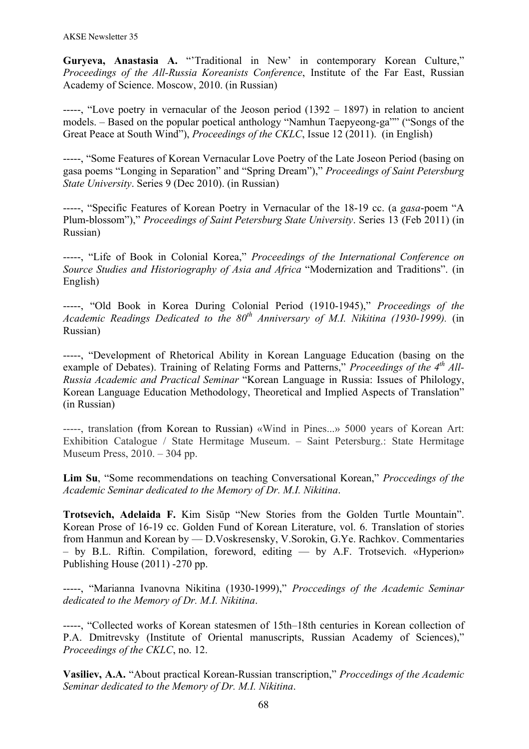**Guryeva, Anastasia A.** "'Traditional in New' in contemporary Korean Culture," *Proceedings of the All-Russia Koreanists Conference*, Institute of the Far East, Russian Academy of Science. Moscow, 2010. (in Russian)

-----, "Love poetry in vernacular of the Jeoson period (1392 – 1897) in relation to ancient models. – Based on the popular poetical anthology "Namhun Taepyeong-ga"" ("Songs of the Great Peace at South Wind"), *Proceedings of the CKLC*, Issue 12 (2011). (in English)

-----, "Some Features of Korean Vernacular Love Poetry of the Late Joseon Period (basing on gasa poems "Longing in Separation" and "Spring Dream")," *Proceedings of Saint Petersburg State University*. Series 9 (Dec 2010). (in Russian)

-----, "Specific Features of Korean Poetry in Vernacular of the 18-19 cc. (a *gasa*-poem "A Plum-blossom")," *Proceedings of Saint Petersburg State University*. Series 13 (Feb 2011) (in Russian)

-----, "Life of Book in Colonial Korea," *Proceedings of the International Conference on Source Studies and Historiography of Asia and Africa* "Modernization and Traditions". (in English)

-----, "Old Book in Korea During Colonial Period (1910-1945)," *Proceedings of the Academic Readings Dedicated to the 80th Anniversary of M.I. Nikitina (1930-1999).* (in Russian)

-----, "Development of Rhetorical Ability in Korean Language Education (basing on the example of Debates). Training of Relating Forms and Patterns," *Proceedings of the 4th All-Russia Academic and Practical Seminar* "Korean Language in Russia: Issues of Philology, Korean Language Education Methodology, Theoretical and Implied Aspects of Translation" (in Russian)

-----, translation (from Korean to Russian) «Wind in Pines...» 5000 years of Korean Art: Exhibition Catalogue / State Hermitage Museum. – Saint Petersburg.: State Hermitage Museum Press, 2010. – 304 pp.

**Lim Su**, "Some recommendations on teaching Conversational Korean," *Proccedings of the Academic Seminar dedicated to the Memory of Dr. M.I. Nikitina*.

**Trotsevich, Adelaida F.** Kim Sisŭp "New Stories from the Golden Turtle Mountain". Korean Prose of 16-19 cc. Golden Fund of Korean Literature, vol. 6. Translation of stories from Hanmun and Korean by — D.Voskresensky, V.Sorokin, G.Ye. Rachkov. Commentaries – by B.L. Riftin. Compilation, foreword, editing — by A.F. Trotsevich. «Hyperion» Publishing House (2011) -270 pp.

-----, "Marianna Ivanovna Nikitina (1930-1999)," *Proccedings of the Academic Seminar dedicated to the Memory of Dr. M.I. Nikitina*.

-----, "Collected works of Korean statesmen of 15th–18th centuries in Korean collection of P.A. Dmitrevsky (Institute of Oriental manuscripts, Russian Academy of Sciences)," *Proceedings of the CKLC*, no. 12.

**Vasiliev, A.A.** "About practical Korean-Russian transcription," *Proccedings of the Academic Seminar dedicated to the Memory of Dr. M.I. Nikitina*.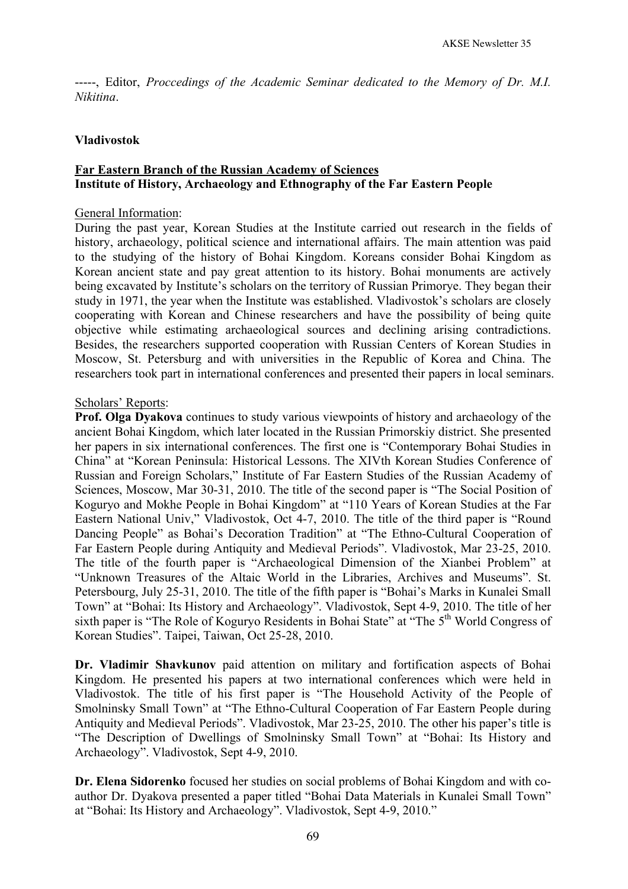-----, Editor, *Proccedings of the Academic Seminar dedicated to the Memory of Dr. M.I. Nikitina*.

**Vladivostok**

**Far Eastern Branch of the Russian Academy of Sciences**
**Institute of History, Archaeology and Ethnography of the Far Eastern People**

General Information:
During the past year, Korean Studies at the Institute carried out research in the fields of history, archaeology, political science and international affairs. The main attention was paid to the studying of the history of Bohai Kingdom. Koreans consider Bohai Kingdom as Korean ancient state and pay great attention to its history. Bohai monuments are actively being excavated by Institute's scholars on the territory of Russian Primorye. They began their study in 1971, the year when the Institute was established. Vladivostok's scholars are closely cooperating with Korean and Chinese researchers and have the possibility of being quite objective while estimating archaeological sources and declining arising contradictions. Besides, the researchers supported cooperation with Russian Centers of Korean Studies in Moscow, St. Petersburg and with universities in the Republic of Korea and China. The researchers took part in international conferences and presented their papers in local seminars.

Scholars' Reports:
**Prof. Olga Dyakova** continues to study various viewpoints of history and archaeology of the ancient Bohai Kingdom, which later located in the Russian Primorskiy district. She presented her papers in six international conferences. The first one is "Contemporary Bohai Studies in China" at "Korean Peninsula: Historical Lessons. The XIVth Korean Studies Conference of Russian and Foreign Scholars," Institute of Far Eastern Studies of the Russian Academy of Sciences, Moscow, Mar 30-31, 2010. The title of the second paper is "The Social Position of Koguryo and Mokhe People in Bohai Kingdom" at "110 Years of Korean Studies at the Far Eastern National Univ," Vladivostok, Oct 4-7, 2010. The title of the third paper is "Round Dancing People" as Bohai's Decoration Tradition" at "The Ethno-Cultural Cooperation of Far Eastern People during Antiquity and Medieval Periods". Vladivostok, Mar 23-25, 2010. The title of the fourth paper is "Archaeological Dimension of the Xianbei Problem" at "Unknown Treasures of the Altaic World in the Libraries, Archives and Museums". St. Petersbourg, July 25-31, 2010. The title of the fifth paper is "Bohai's Marks in Kunalei Small Town" at "Bohai: Its History and Archaeology". Vladivostok, Sept 4-9, 2010. The title of her sixth paper is "The Role of Koguryo Residents in Bohai State" at "The 5th World Congress of Korean Studies". Taipei, Taiwan, Oct 25-28, 2010.

**Dr. Vladimir Shavkunov** paid attention on military and fortification aspects of Bohai Kingdom. He presented his papers at two international conferences which were held in Vladivostok. The title of his first paper is "The Household Activity of the People of Smolninsky Small Town" at "The Ethno-Cultural Cooperation of Far Eastern People during Antiquity and Medieval Periods". Vladivostok, Mar 23-25, 2010. The other his paper's title is "The Description of Dwellings of Smolninsky Small Town" at "Bohai: Its History and Archaeology". Vladivostok, Sept 4-9, 2010.

**Dr. Elena Sidorenko** focused her studies on social problems of Bohai Kingdom and with co-author Dr. Dyakova presented a paper titled "Bohai Data Materials in Kunalei Small Town" at "Bohai: Its History and Archaeology". Vladivostok, Sept 4-9, 2010."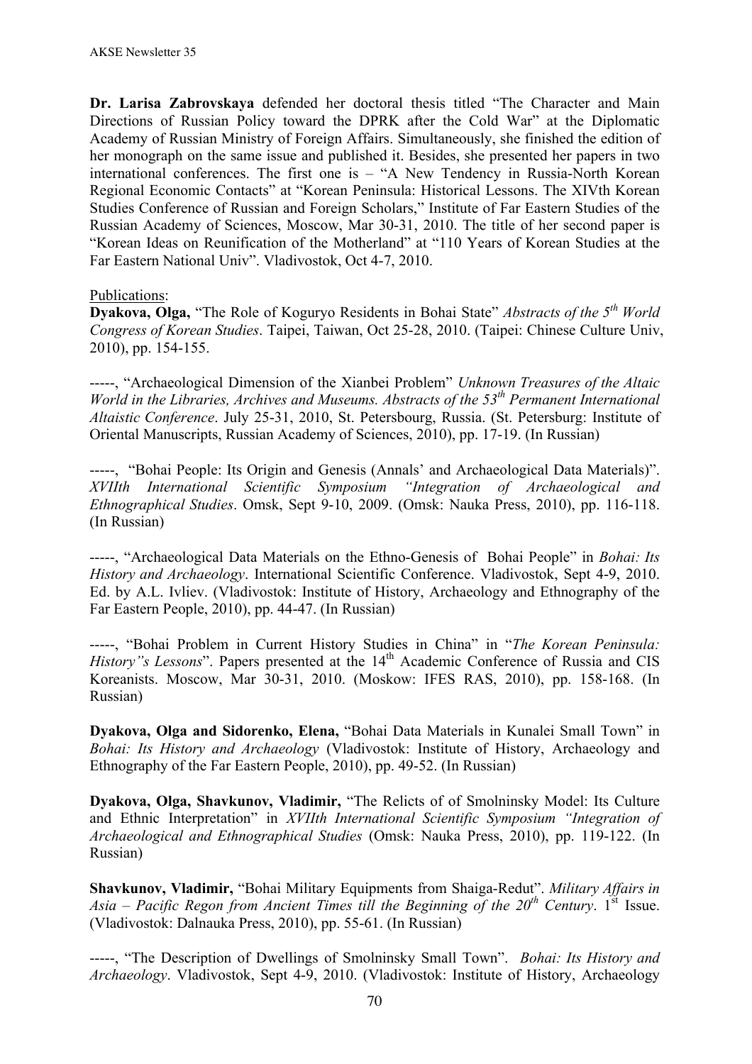**Dr. Larisa Zabrovskaya** defended her doctoral thesis titled "The Character and Main Directions of Russian Policy toward the DPRK after the Cold War" at the Diplomatic Academy of Russian Ministry of Foreign Affairs. Simultaneously, she finished the edition of her monograph on the same issue and published it. Besides, she presented her papers in two international conferences. The first one is – "A New Tendency in Russia-North Korean Regional Economic Contacts" at "Korean Peninsula: Historical Lessons. The XIVth Korean Studies Conference of Russian and Foreign Scholars," Institute of Far Eastern Studies of the Russian Academy of Sciences, Moscow, Mar 30-31, 2010. The title of her second paper is "Korean Ideas on Reunification of the Motherland" at "110 Years of Korean Studies at the Far Eastern National Univ". Vladivostok, Oct 4-7, 2010.

Publications:

**Dyakova, Olga,** "The Role of Koguryo Residents in Bohai State" *Abstracts of the 5th World Congress of Korean Studies*. Taipei, Taiwan, Oct 25-28, 2010. (Taipei: Chinese Culture Univ, 2010), pp. 154-155.

-----, "Archaeological Dimension of the Xianbei Problem" *Unknown Treasures of the Altaic World in the Libraries, Archives and Museums. Abstracts of the 53th Permanent International Altaistic Conference*. July 25-31, 2010, St. Petersbourg, Russia. (St. Petersburg: Institute of Oriental Manuscripts, Russian Academy of Sciences, 2010), pp. 17-19. (In Russian)

-----, "Bohai People: Its Origin and Genesis (Annals' and Archaeological Data Materials)". *XVIIth International Scientific Symposium "Integration of Archaeological and Ethnographical Studies*. Omsk, Sept 9-10, 2009. (Omsk: Nauka Press, 2010), pp. 116-118. (In Russian)

-----, "Archaeological Data Materials on the Ethno-Genesis of Bohai People" in *Bohai: Its History and Archaeology*. International Scientific Conference. Vladivostok, Sept 4-9, 2010. Ed. by A.L. Ivliev. (Vladivostok: Institute of History, Archaeology and Ethnography of the Far Eastern People, 2010), pp. 44-47. (In Russian)

-----, "Bohai Problem in Current History Studies in China" in "*The Korean Peninsula: History"s Lessons*". Papers presented at the 14th Academic Conference of Russia and CIS Koreanists. Moscow, Mar 30-31, 2010. (Moskow: IFES RAS, 2010), pp. 158-168. (In Russian)

**Dyakova, Olga and Sidorenko, Elena,** "Bohai Data Materials in Kunalei Small Town" in *Bohai: Its History and Archaeology* (Vladivostok: Institute of History, Archaeology and Ethnography of the Far Eastern People, 2010), pp. 49-52. (In Russian)

**Dyakova, Olga, Shavkunov, Vladimir,** "The Relicts of of Smolninsky Model: Its Culture and Ethnic Interpretation" in *XVIIth International Scientific Symposium "Integration of Archaeological and Ethnographical Studies* (Omsk: Nauka Press, 2010), pp. 119-122. (In Russian)

**Shavkunov, Vladimir,** "Bohai Military Equipments from Shaiga-Redut". *Military Affairs in Asia – Pacific Regon from Ancient Times till the Beginning of the 20th Century*. 1st Issue. (Vladivostok: Dalnauka Press, 2010), pp. 55-61. (In Russian)

-----, "The Description of Dwellings of Smolninsky Small Town". *Bohai: Its History and Archaeology*. Vladivostok, Sept 4-9, 2010. (Vladivostok: Institute of History, Archaeology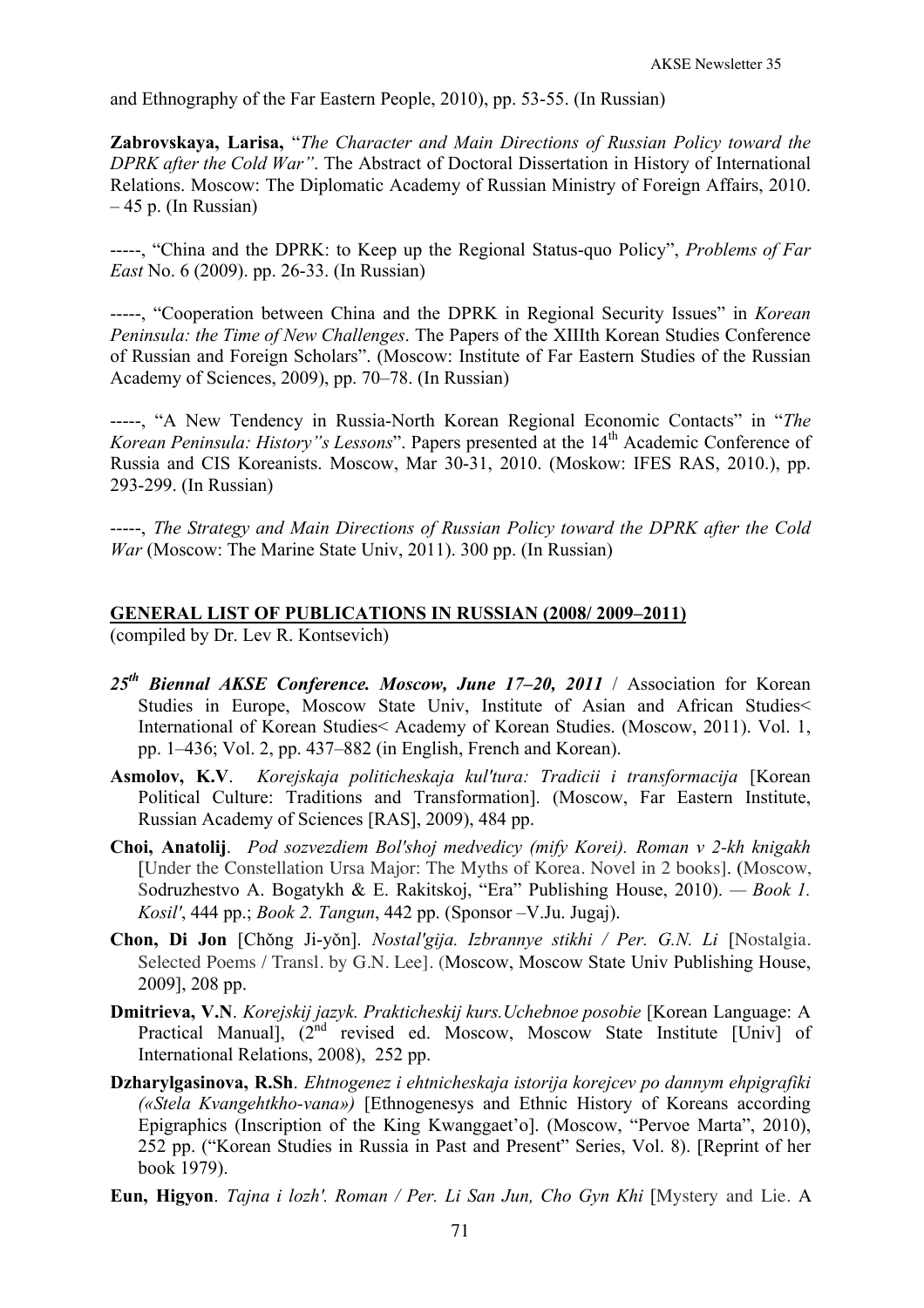and Ethnography of the Far Eastern People, 2010), pp. 53-55. (In Russian)

**Zabrovskaya, Larisa,** "*The Character and Main Directions of Russian Policy toward the DPRK after the Cold War"*. The Abstract of Doctoral Dissertation in History of International Relations. Moscow: The Diplomatic Academy of Russian Ministry of Foreign Affairs, 2010. – 45 p. (In Russian)

-----, "China and the DPRK: to Keep up the Regional Status-quo Policy", *Problems of Far East* No. 6 (2009). pp. 26-33. (In Russian)

-----, "Cooperation between China and the DPRK in Regional Security Issues" in *Korean Peninsula: the Time of New Challenges*. The Papers of the XIIIth Korean Studies Conference of Russian and Foreign Scholars". (Moscow: Institute of Far Eastern Studies of the Russian Academy of Sciences, 2009), pp. 70–78. (In Russian)

-----, "A New Tendency in Russia-North Korean Regional Economic Contacts" in "*The Korean Peninsula: History"s Lessons*". Papers presented at the 14th Academic Conference of Russia and CIS Koreanists. Moscow, Mar 30-31, 2010. (Moskow: IFES RAS, 2010.), pp. 293-299. (In Russian)

-----, *The Strategy and Main Directions of Russian Policy toward the DPRK after the Cold War* (Moscow: The Marine State Univ, 2011). 300 pp. (In Russian)

## GENERAL LIST OF PUBLICATIONS IN RUSSIAN (2008/ 2009–2011)

(compiled by Dr. Lev R. Kontsevich)

- ***25th Biennal AKSE Conference. Moscow, June 17–20, 2011*** / Association for Korean Studies in Europe, Moscow State Univ, Institute of Asian and African Studies< International of Korean Studies< Academy of Korean Studies. (Moscow, 2011). Vol. 1, pp. 1–436; Vol. 2, pp. 437–882 (in English, French and Korean).
- **Asmolov, K.V**. *Korejskaja politicheskaja kul'tura: Tradicii i transformacija* [Korean Political Culture: Traditions and Transformation]. (Moscow, Far Eastern Institute, Russian Academy of Sciences [RAS], 2009), 484 pp.
- **Choi, Anatolij**. *Pod sozvezdiem Bol'shoj medvedicy (mify Korei). Roman v 2-kh knigakh* [Under the Constellation Ursa Major: The Myths of Korea. Novel in 2 books]. (Moscow, Sodruzhestvo A. Bogatykh & E. Rakitskoj, "Era" Publishing House, 2010). — *Book 1. Kosil'*, 444 pp.; *Book 2. Tangun*, 442 pp. (Sponsor –V.Ju. Jugaj).
- **Chon, Di Jon** [Chŏng Ji-yŏn]. *Nostal'gija. Izbrannye stikhi / Per. G.N. Li* [Nostalgia. Selected Poems / Transl. by G.N. Lee]. (Moscow, Moscow State Univ Publishing House, 2009], 208 pp.
- **Dmitrieva, V.N**. *Korejskij jazyk. Prakticheskij kurs.Uchebnoe posobie* [Korean Language: A Practical Manual], (2nd revised ed. Moscow, Moscow State Institute [Univ] of International Relations, 2008), 252 pp.
- **Dzharylgasinova, R.Sh**. *Ehtnogenez i ehtnicheskaja istorija korejcev po dannym ehpigrafiki («Stela Kvangehtkho-vana»)* [Ethnogenesys and Ethnic History of Koreans according Epigraphics (Inscription of the King Kwanggaet'o]. (Moscow, "Pervoe Marta", 2010), 252 pp. ("Korean Studies in Russia in Past and Present" Series, Vol. 8). [Reprint of her book 1979).
- **Eun, Higyon**. *Tajna i lozh'. Roman / Per. Li San Jun, Cho Gyn Khi* [Mystery and Lie. A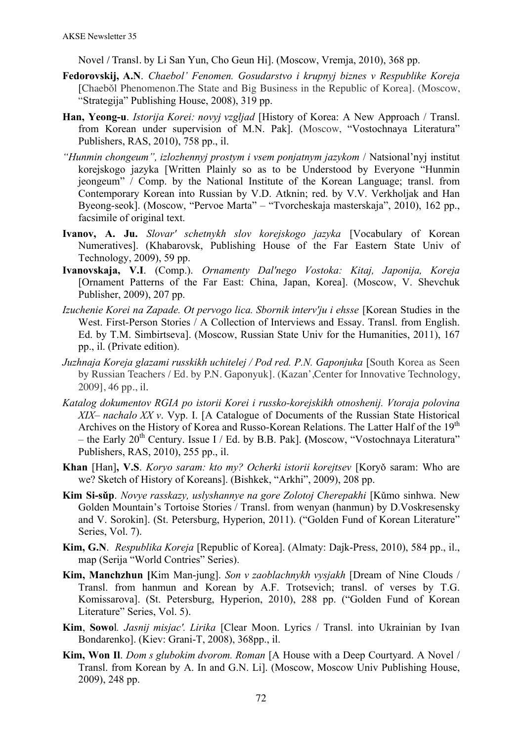Novel / Transl. by Li San Yun, Cho Geun Hi]. (Moscow, Vremja, 2010), 368 pp.

**Fedorovskij, A.N**. *Chaebol' Fenomen. Gosudarstvo i krupnyj biznes v Respublike Koreja* [Chaebŏl Phenomenon.The State and Big Business in the Republic of Korea]. (Moscow, "Strategija" Publishing House, 2008), 319 pp.

**Han, Yeong-u**. *Istorija Korei: novyj vzgljad* [History of Korea: A New Approach / Transl. from Korean under supervision of M.N. Pak]. (Moscow, "Vostochnaya Literatura" Publishers, RAS, 2010), 758 pp., il.

*"Hunmin chongeum", izlozhennyj prostym i vsem ponjatnym jazykom* / Natsional'nyj institut korejskogo jazyka [Written Plainly so as to be Understood by Everyone "Hunmin jeongeum" / Comp. by the National Institute of the Korean Language; transl. from Contemporary Korean into Russian by V.D. Atknin; red. by V.V. Verkholjak and Han Byeong-seok]. (Moscow, "Pervoe Marta" – "Tvorcheskaja masterskaja", 2010), 162 pp., facsimile of original text.

**Ivanov, A. Ju.** *Slovar' schetnykh slov korejskogo jazyka* [Vocabulary of Korean Numeratives]. (Khabarovsk, Publishing House of the Far Eastern State Univ of Technology, 2009), 59 pp.

**Ivanovskaja, V.I**. (Comp.). *Ornamenty Dal'nego Vostoka: Kitaj, Japonija, Koreja* [Ornament Patterns of the Far East: China, Japan, Korea]. (Moscow, V. Shevchuk Publisher, 2009), 207 pp.

*Izuchenie Korei na Zapade. Ot pervogo lica. Sbornik interv'ju i ehsse* [Korean Studies in the West. First-Person Stories / A Collection of Interviews and Essay. Transl. from English. Ed. by T.M. Simbirtseva]. (Moscow, Russian State Univ for the Humanities, 2011), 167 pp., il. (Private edition).

*Juzhnaja Koreja glazami russkikh uchitelej / Pod red. P.N. Gaponjuka* [South Korea as Seen by Russian Teachers / Ed. by P.N. Gaponyuk]. (Kazan',Center for Innovative Technology, 2009], 46 pp., il.

*Katalog dokumentov RGIA po istorii Korei i russko-korejskikh otnoshenij. Vtoraja polovina XIX– nachalo XX v*. Vyp. I. [A Catalogue of Documents of the Russian State Historical Archives on the History of Korea and Russo-Korean Relations. The Latter Half of the 19th – the Early 20th Century. Issue I / Ed. by B.B. Pak]. **(**Moscow, "Vostochnaya Literatura" Publishers, RAS, 2010), 255 pp., il.

**Khan** [Han]**, V.S**. *Koryo saram: kto my? Ocherki istorii korejtsev* [Koryŏ saram: Who are we? Sketch of History of Koreans]. (Bishkek, "Arkhi", 2009), 208 pp.

**Kim Si-sŭp**. *Novye rasskazy, uslyshannye na gore Zolotoj Cherepakhi* [Kŭmo sinhwa. New Golden Mountain's Tortoise Stories / Transl. from wenyan (hanmun) by D.Voskresensky and V. Sorokin]. (St. Petersburg, Hyperion, 2011). ("Golden Fund of Korean Literature" Series, Vol. 7).

**Kim, G.N**. *Respublika Koreja* [Republic of Korea]. (Almaty: Dajk-Press, 2010), 584 pp., il., map (Serija "World Contries" Series).

**Kim, Manchzhun [**Kim Man-jung]. *Son v zaoblachnykh vysjakh* [Dream of Nine Clouds / Transl. from hanmun and Korean by A.F. Trotsevich; transl. of verses by T.G. Komissarova]. (St. Petersburg, Hyperion, 2010), 288 pp. ("Golden Fund of Korean Literature" Series, Vol. 5).

**Kim**, **Sowo**l*. Jasnij misjac'. Lirika* [Clear Moon. Lyrics / Transl. into Ukrainian by Ivan Bondarenko]. (Kiev: Grani-T, 2008), 368pp., il.

**Kim, Won Il**. *Dom s glubokim dvorom. Roman* [A House with a Deep Courtyard. A Novel / Transl. from Korean by A. In and G.N. Li]. (Moscow, Moscow Univ Publishing House, 2009), 248 pp.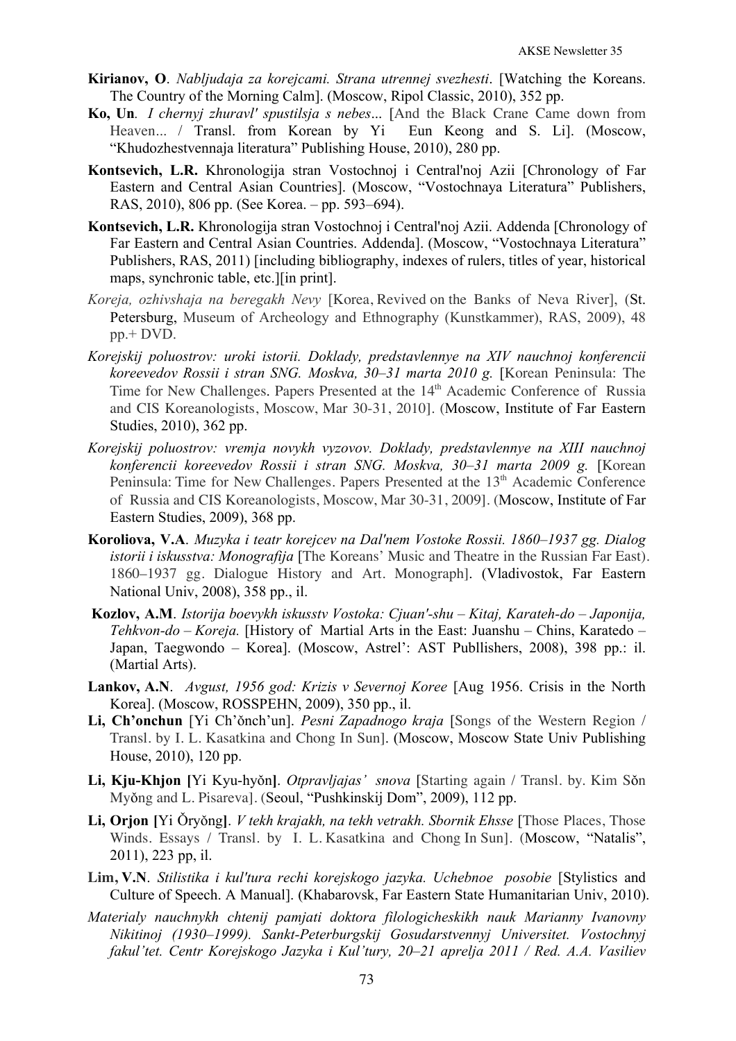**Kirianov, O**. *Nabljudaja za korejcami. Strana utrennej svezhesti*. [Watching the Koreans. The Country of the Morning Calm]. (Moscow, Ripol Classic, 2010), 352 pp.

**Ko, Un**. *I chernyj zhuravl' spustilsja s nebes*... [And the Black Crane Came down from Heaven... / Transl. from Korean by Yi Eun Keong and S. Li]. (Moscow, "Khudozhestvennaja literatura" Publishing House, 2010), 280 pp.

**Kontsevich, L.R.** Khronologija stran Vostochnoj i Central'noj Azii [Chronology of Far Eastern and Central Asian Countries]. (Moscow, "Vostochnaya Literatura" Publishers, RAS, 2010), 806 pp. (See Korea. – pp. 593–694).

**Kontsevich, L.R.** Khronologija stran Vostochnoj i Central'noj Azii. Addenda [Chronology of Far Eastern and Central Asian Countries. Addenda]. (Moscow, "Vostochnaya Literatura" Publishers, RAS, 2011) [including bibliography, indexes of rulers, titles of year, historical maps, synchronic table, etc.][in print].

*Koreja, ozhivshaja na beregakh Nevy* [Korea, Revived on the Banks of Neva River], (St. Petersburg, Museum of Archeology and Ethnography (Kunstkammer), RAS, 2009), 48 pp.+ DVD.

*Korejskij poluostrov: uroki istorii. Doklady, predstavlennye na XIV nauchnoj konferencii koreevedov Rossii i stran SNG. Moskva, 30–31 marta 2010 g.* [Korean Peninsula: The Time for New Challenges. Papers Presented at the 14th Academic Conference of Russia and CIS Koreanologists, Moscow, Mar 30-31, 2010]. (Moscow, Institute of Far Eastern Studies, 2010), 362 pp.

*Korejskij poluostrov: vremja novykh vyzovov. Doklady, predstavlennye na XIII nauchnoj konferencii koreevedov Rossii i stran SNG. Moskva, 30–31 marta 2009 g.* [Korean Peninsula: Time for New Challenges. Papers Presented at the 13th Academic Conference of Russia and CIS Koreanologists, Moscow, Mar 30-31, 2009]. (Moscow, Institute of Far Eastern Studies, 2009), 368 pp.

**Koroliova, V.A**. *Muzyka i teatr korejcev na Dal'nem Vostoke Rossii. 1860–1937 gg. Dialog istorii i iskusstva: Monografija* [The Koreans' Music and Theatre in the Russian Far East). 1860–1937 gg. Dialogue History and Art. Monograph]. (Vladivostok, Far Eastern National Univ, 2008), 358 pp., il.

**Kozlov, A.M**. *Istorija boevykh iskusstv Vostoka: Cjuan'-shu – Kitaj, Karateh-do – Japonija, Tehkvon-do – Koreja.* [History of Martial Arts in the East: Juanshu – Chins, Karatedo – Japan, Taegwondo – Korea]. (Moscow, Astrel': AST Publlishers, 2008), 398 pp.: il. (Martial Arts).

**Lankov, A.N**. *Avgust, 1956 god: Krizis v Severnoj Koree* [Aug 1956. Crisis in the North Korea]. (Moscow, ROSSPEHN, 2009), 350 pp., il.

**Li, Ch'onchun** [Yi Ch'ŏnch'un]. *Pesni Zapadnogo kraja* [Songs of the Western Region / Transl. by I. L. Kasatkina and Chong In Sun]. (Moscow, Moscow State Univ Publishing House, 2010), 120 pp.

**Li, Kju-Khjon [**Yi Kyu-hyŏn**]**. *Otpravljajas' snova* [Starting again / Transl. by. Kim Sŏn Myŏng and L. Pisareva]. (Seoul, "Pushkinskij Dom", 2009), 112 pp.

**Li, Orjon [**Yi Ŏryŏng**]**. *V tekh krajakh, na tekh vetrakh. Sbornik Ehsse* [Those Places, Those Winds. Essays / Transl. by I. L. Kasatkina and Chong In Sun]. (Moscow, "Natalis", 2011), 223 pp, il.

**Lim, V.N**. *Stilistika i kul'tura rechi korejskogo jazyka. Uchebnoe posobie* [Stylistics and Culture of Speech. A Manual]. (Khabarovsk, Far Eastern State Humanitarian Univ, 2010).

*Materialy nauchnykh chtenij pamjati doktora filologicheskikh nauk Marianny Ivanovny Nikitinoj (1930–1999). Sankt-Peterburgskij Gosudarstvennyj Universitet. Vostochnyj fakul'tet. Centr Korejskogo Jazyka i Kul'tury, 20–21 aprelja 2011 / Red. A.A. Vasiliev*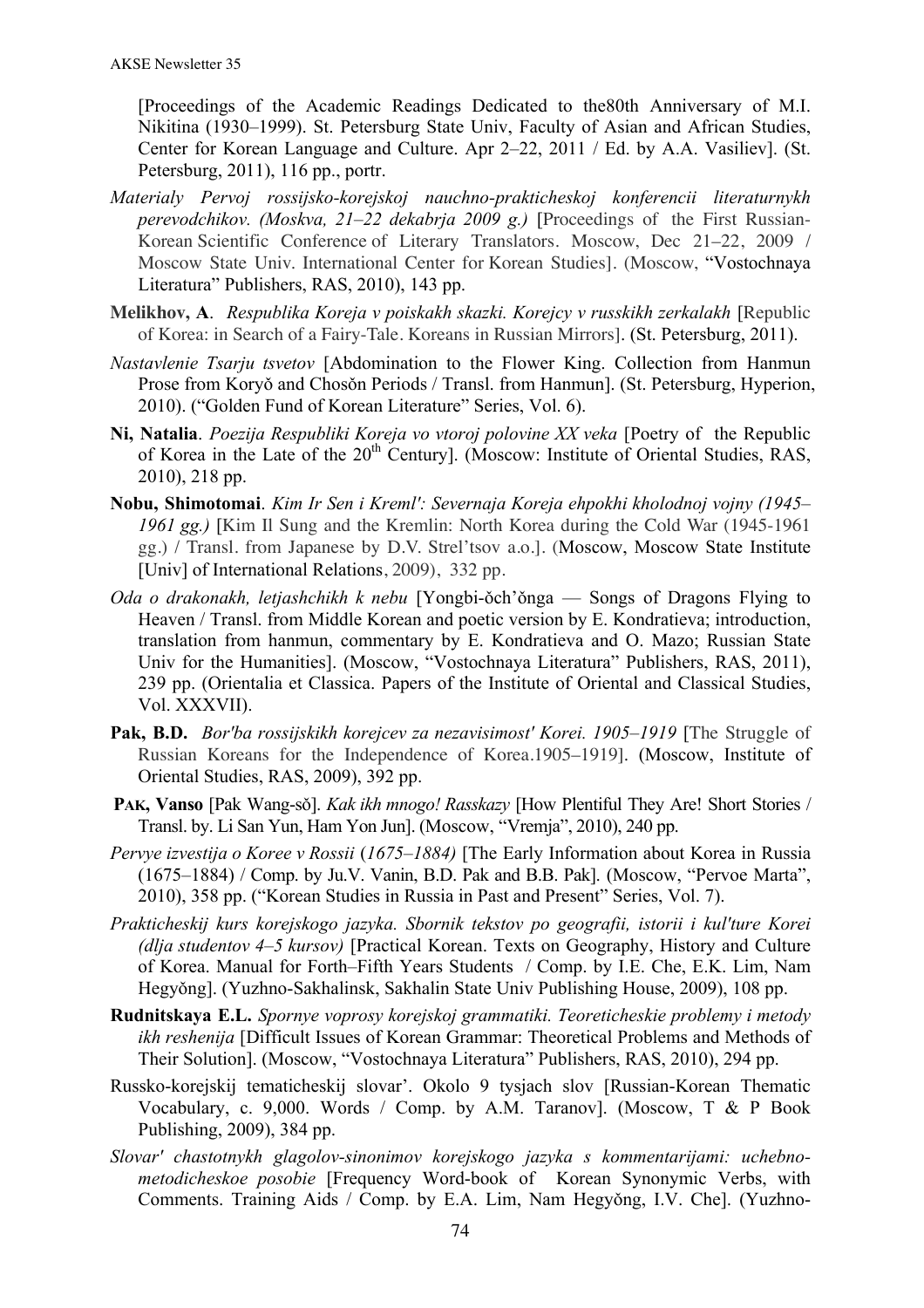[Proceedings of the Academic Readings Dedicated to the80th Anniversary of M.I. Nikitina (1930–1999). St. Petersburg State Univ, Faculty of Asian and African Studies, Center for Korean Language and Culture. Apr 2–22, 2011 / Ed. by A.A. Vasiliev]. (St. Petersburg, 2011), 116 pp., portr.

*Materialy Pervoj rossijsko-korejskoj nauchno-prakticheskoj konferencii literaturnykh perevodchikov. (Moskva, 21–22 dekabrja 2009 g.)* [Proceedings of the First Russian-Korean Scientific Conference of Literary Translators. Moscow, Dec 21–22, 2009 / Moscow State Univ. International Center for Korean Studies]. (Moscow, "Vostochnaya Literatura" Publishers, RAS, 2010), 143 pp.

**Melikhov, A**. *Respublika Koreja v poiskakh skazki. Korejcy v russkikh zerkalakh* [Republic of Korea: in Search of a Fairy-Tale. Koreans in Russian Mirrors]. (St. Petersburg, 2011).

*Nastavlenie Tsarju tsvetov* [Abdomination to the Flower King. Collection from Hanmun Prose from Koryŏ and Chosŏn Periods / Transl. from Hanmun]. (St. Petersburg, Hyperion, 2010). ("Golden Fund of Korean Literature" Series, Vol. 6).

**Ni, Natalia**. *Poezija Respubliki Koreja vo vtoroj polovine XX veka* [Poetry of the Republic of Korea in the Late of the 20th Century]. (Moscow: Institute of Oriental Studies, RAS, 2010), 218 pp.

**Nobu, Shimotomai**. *Kim Ir Sen i Kreml': Severnaja Koreja ehpokhi kholodnoj vojny (1945–1961 gg.)* [Kim Il Sung and the Kremlin: North Korea during the Cold War (1945-1961 gg.) / Transl. from Japanese by D.V. Strel'tsov a.o.]. (Moscow, Moscow State Institute [Univ] of International Relations, 2009), 332 pp.

*Oda o drakonakh, letjashchikh k nebu* [Yongbi-ŏch'ŏnga — Songs of Dragons Flying to Heaven / Transl. from Middle Korean and poetic version by E. Kondratieva; introduction, translation from hanmun, commentary by E. Kondratieva and O. Mazo; Russian State Univ for the Humanities]. (Moscow, "Vostochnaya Literatura" Publishers, RAS, 2011), 239 pp. (Orientalia et Classica. Papers of the Institute of Oriental and Classical Studies, Vol. XXXVII).

**Pak, B.D.** *Bor'ba rossijskikh korejcev za nezavisimost' Korei. 1905–1919* [The Struggle of Russian Koreans for the Independence of Korea.1905–1919]. (Moscow, Institute of Oriental Studies, RAS, 2009), 392 pp.

**Pak, Vanso** [Pak Wang-sŏ]. *Kak ikh mnogo! Rasskazy* [How Plentiful They Are! Short Stories / Transl. by. Li San Yun, Ham Yon Jun]. (Moscow, "Vremja", 2010), 240 pp.

*Pervye izvestija o Koree v Rossii* (*1675–1884)* [The Early Information about Korea in Russia (1675–1884) / Comp. by Ju.V. Vanin, B.D. Pak and B.B. Pak]. (Moscow, "Pervoe Marta", 2010), 358 pp. ("Korean Studies in Russia in Past and Present" Series, Vol. 7).

*Prakticheskij kurs korejskogo jazyka. Sbornik tekstov po geografii, istorii i kul'ture Korei (dlja studentov 4–5 kursov)* [Practical Korean. Texts on Geography, History and Culture of Korea. Manual for Forth–Fifth Years Students / Comp. by I.E. Che, E.K. Lim, Nam Hegyŏng]. (Yuzhno-Sakhalinsk, Sakhalin State Univ Publishing House, 2009), 108 pp.

**Rudnitskaya E.L.** *Spornye voprosy korejskoj grammatiki. Teoreticheskie problemy i metody ikh reshenija* [Difficult Issues of Korean Grammar: Theoretical Problems and Methods of Their Solution]. (Moscow, "Vostochnaya Literatura" Publishers, RAS, 2010), 294 pp.

Russko-korejskij tematicheskij slovar'. Okolo 9 tysjach slov [Russian-Korean Thematic Vocabulary, c. 9,000. Words / Comp. by A.M. Taranov]. (Moscow, T & P Book Publishing, 2009), 384 pp.

*Slovar' chastotnykh glagolov-sinonimov korejskogo jazyka s kommentarijami: uchebno-metodicheskoe posobie* [Frequency Word-book of Korean Synonymic Verbs, with Comments. Training Aids / Comp. by E.A. Lim, Nam Hegyŏng, I.V. Che]. (Yuzhno-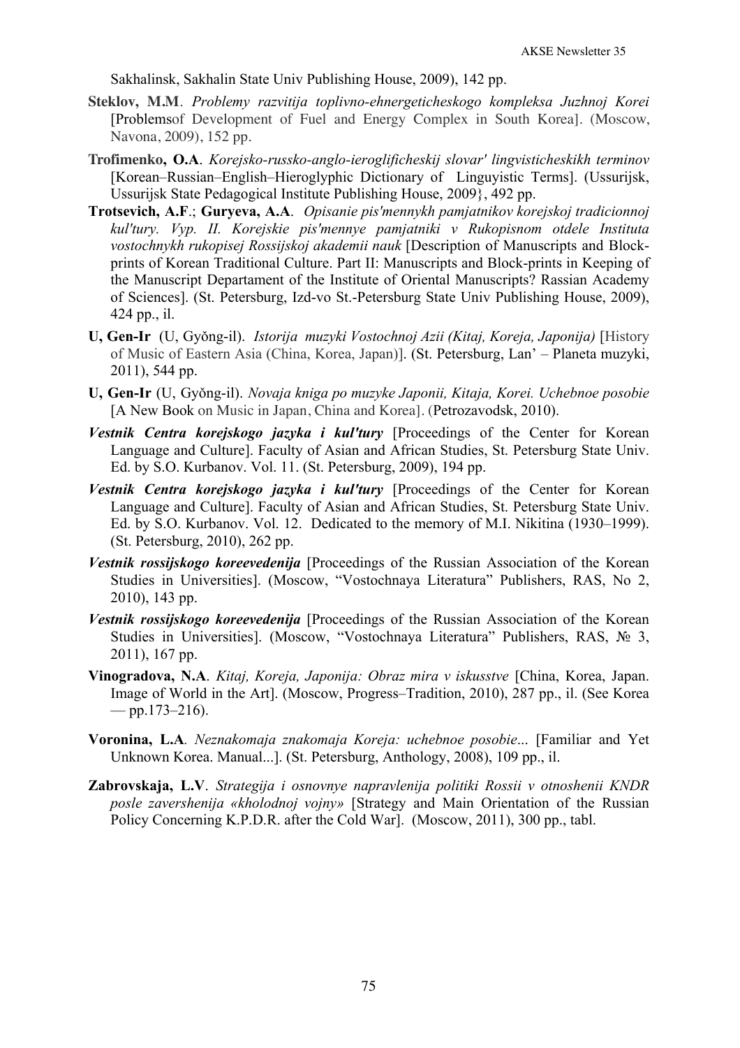Sakhalinsk, Sakhalin State Univ Publishing House, 2009), 142 pp.

**Steklov, M.M**. *Problemy razvitija toplivno-ehnergeticheskogo kompleksa Juzhnoj Korei* [Problemsof Development of Fuel and Energy Complex in South Korea]. (Moscow, Navona, 2009), 152 pp.

**Trofimenko, O.A**. *Korejsko-russko-anglo-ieroglificheskij slovar' lingvisticheskikh terminov* [Korean–Russian–English–Hieroglyphic Dictionary of Linguyistic Terms]. (Ussurijsk, Ussurijsk State Pedagogical Institute Publishing House, 2009}, 492 pp.

**Trotsevich, A.F**.; **Guryeva, A.A**. *Opisanie pis'mennykh pamjatnikov korejskoj tradicionnoj kul'tury. Vyp. II. Korejskie pis'mennye pamjatniki v Rukopisnom otdele Instituta vostochnykh rukopisej Rossijskoj akademii nauk* [Description of Manuscripts and Block-prints of Korean Traditional Culture. Part II: Manuscripts and Block-prints in Keeping of the Manuscript Departament of the Institute of Oriental Manuscripts? Rassian Academy of Sciences]. (St. Petersburg, Izd-vo St.-Petersburg State Univ Publishing House, 2009), 424 pp., il.

**U, Gen-Ir** (U, Gyŏng-il). *Istorija muzyki Vostochnoj Azii (Kitaj, Koreja, Japonija)* [History of Music of Eastern Asia (China, Korea, Japan)]. (St. Petersburg, Lan' – Planeta muzyki, 2011), 544 pp.

**U, Gen-Ir** (U, Gyŏng-il). *Novaja kniga po muzyke Japonii, Kitaja, Korei. Uchebnoe posobie* [A New Book on Music in Japan, China and Korea]. (Petrozavodsk, 2010).

***Vestnik Centra korejskogo jazyka i kul'tury*** [Proceedings of the Center for Korean Language and Culture]. Faculty of Asian and African Studies, St. Petersburg State Univ. Ed. by S.O. Kurbanov. Vol. 11. (St. Petersburg, 2009), 194 pp.

***Vestnik Centra korejskogo jazyka i kul'tury*** [Proceedings of the Center for Korean Language and Culture]. Faculty of Asian and African Studies, St. Petersburg State Univ. Ed. by S.O. Kurbanov. Vol. 12. Dedicated to the memory of M.I. Nikitina (1930–1999). (St. Petersburg, 2010), 262 pp.

***Vestnik rossijskogo koreevedenija*** [Proceedings of the Russian Association of the Korean Studies in Universities]. (Moscow, "Vostochnaya Literatura" Publishers, RAS, No 2, 2010), 143 pp.

***Vestnik rossijskogo koreevedenija*** [Proceedings of the Russian Association of the Korean Studies in Universities]. (Moscow, "Vostochnaya Literatura" Publishers, RAS, № 3, 2011), 167 pp.

**Vinogradova, N.A**. *Kitaj, Koreja, Japonija: Obraz mira v iskusstve* [China, Korea, Japan. Image of World in the Art]. (Moscow, Progress–Tradition, 2010), 287 pp., il. (See Korea — pp.173–216).

**Voronina, L.A**. *Neznakomaja znakomaja Koreja: uchebnoe posobie*... [Familiar and Yet Unknown Korea. Manual...]. (St. Petersburg, Anthology, 2008), 109 pp., il.

**Zabrovskaja, L.V**. *Strategija i osnovnye napravlenija politiki Rossii v otnoshenii KNDR posle zavershenija «kholodnoj vojny»* [Strategy and Main Orientation of the Russian Policy Concerning K.P.D.R. after the Cold War]. (Moscow, 2011), 300 pp., tabl.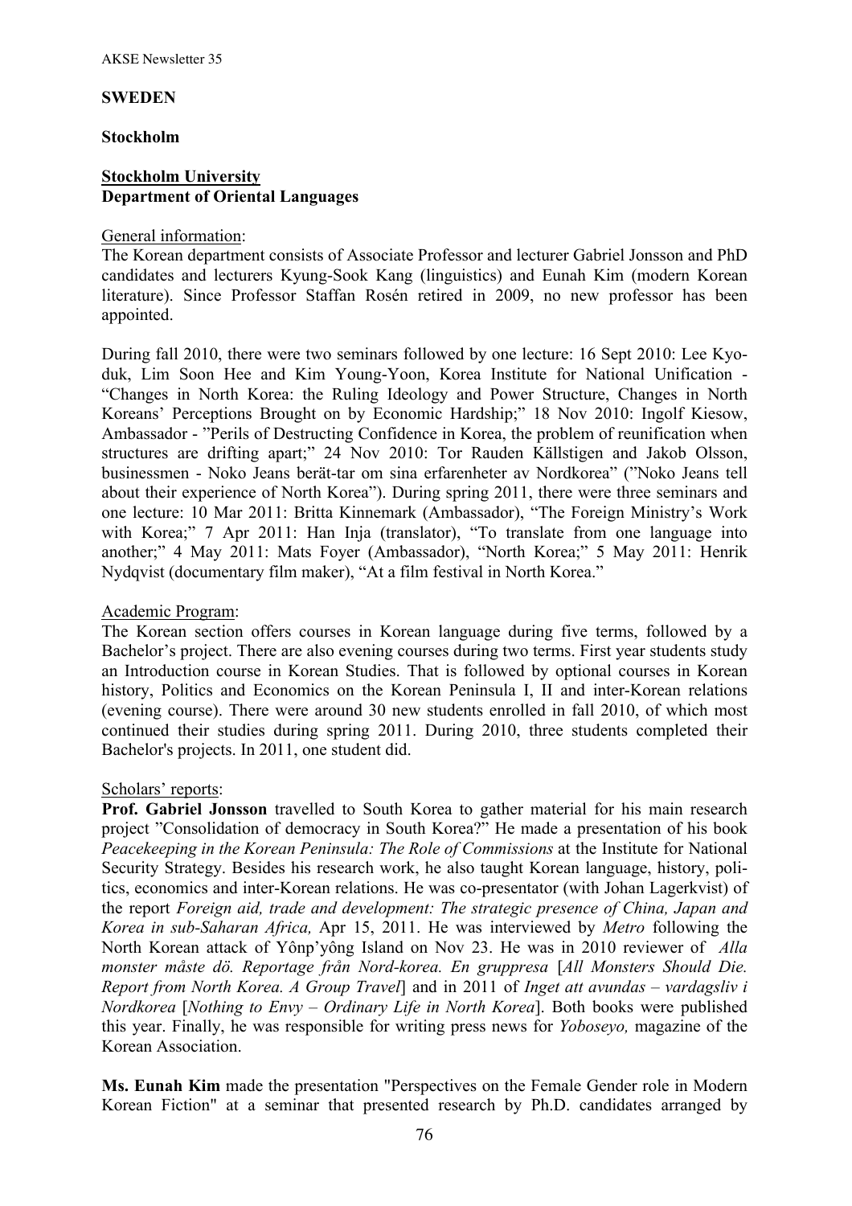**SWEDEN**

**Stockholm**

**Stockholm University**
**Department of Oriental Languages**

General information:
The Korean department consists of Associate Professor and lecturer Gabriel Jonsson and PhD candidates and lecturers Kyung-Sook Kang (linguistics) and Eunah Kim (modern Korean literature). Since Professor Staffan Rosén retired in 2009, no new professor has been appointed.

During fall 2010, there were two seminars followed by one lecture: 16 Sept 2010: Lee Kyo-duk, Lim Soon Hee and Kim Young-Yoon, Korea Institute for National Unification - "Changes in North Korea: the Ruling Ideology and Power Structure, Changes in North Koreans' Perceptions Brought on by Economic Hardship;" 18 Nov 2010: Ingolf Kiesow, Ambassador - "Perils of Destructing Confidence in Korea, the problem of reunification when structures are drifting apart;" 24 Nov 2010: Tor Rauden Källstigen and Jakob Olsson, businessmen - Noko Jeans berät-tar om sina erfarenheter av Nordkorea" ("Noko Jeans tell about their experience of North Korea"). During spring 2011, there were three seminars and one lecture: 10 Mar 2011: Britta Kinnemark (Ambassador), "The Foreign Ministry's Work with Korea;" 7 Apr 2011: Han Inja (translator), "To translate from one language into another;" 4 May 2011: Mats Foyer (Ambassador), "North Korea;" 5 May 2011: Henrik Nydqvist (documentary film maker), "At a film festival in North Korea."

Academic Program:
The Korean section offers courses in Korean language during five terms, followed by a Bachelor's project. There are also evening courses during two terms. First year students study an Introduction course in Korean Studies. That is followed by optional courses in Korean history, Politics and Economics on the Korean Peninsula I, II and inter-Korean relations (evening course). There were around 30 new students enrolled in fall 2010, of which most continued their studies during spring 2011. During 2010, three students completed their Bachelor's projects. In 2011, one student did.

Scholars' reports:
**Prof. Gabriel Jonsson** travelled to South Korea to gather material for his main research project "Consolidation of democracy in South Korea?" He made a presentation of his book *Peacekeeping in the Korean Peninsula: The Role of Commissions* at the Institute for National Security Strategy. Besides his research work, he also taught Korean language, history, politics, economics and inter-Korean relations. He was co-presentator (with Johan Lagerkvist) of the report *Foreign aid, trade and development: The strategic presence of China, Japan and Korea in sub-Saharan Africa,* Apr 15, 2011. He was interviewed by *Metro* following the North Korean attack of Yônp'yông Island on Nov 23. He was in 2010 reviewer of *Alla monster måste dö. Reportage från Nord-korea. En gruppresa* [*All Monsters Should Die. Report from North Korea. A Group Travel*] and in 2011 of *Inget att avundas – vardagsliv i Nordkorea* [*Nothing to Envy – Ordinary Life in North Korea*]. Both books were published this year. Finally, he was responsible for writing press news for *Yoboseyo,* magazine of the Korean Association.

**Ms. Eunah Kim** made the presentation "Perspectives on the Female Gender role in Modern Korean Fiction" at a seminar that presented research by Ph.D. candidates arranged by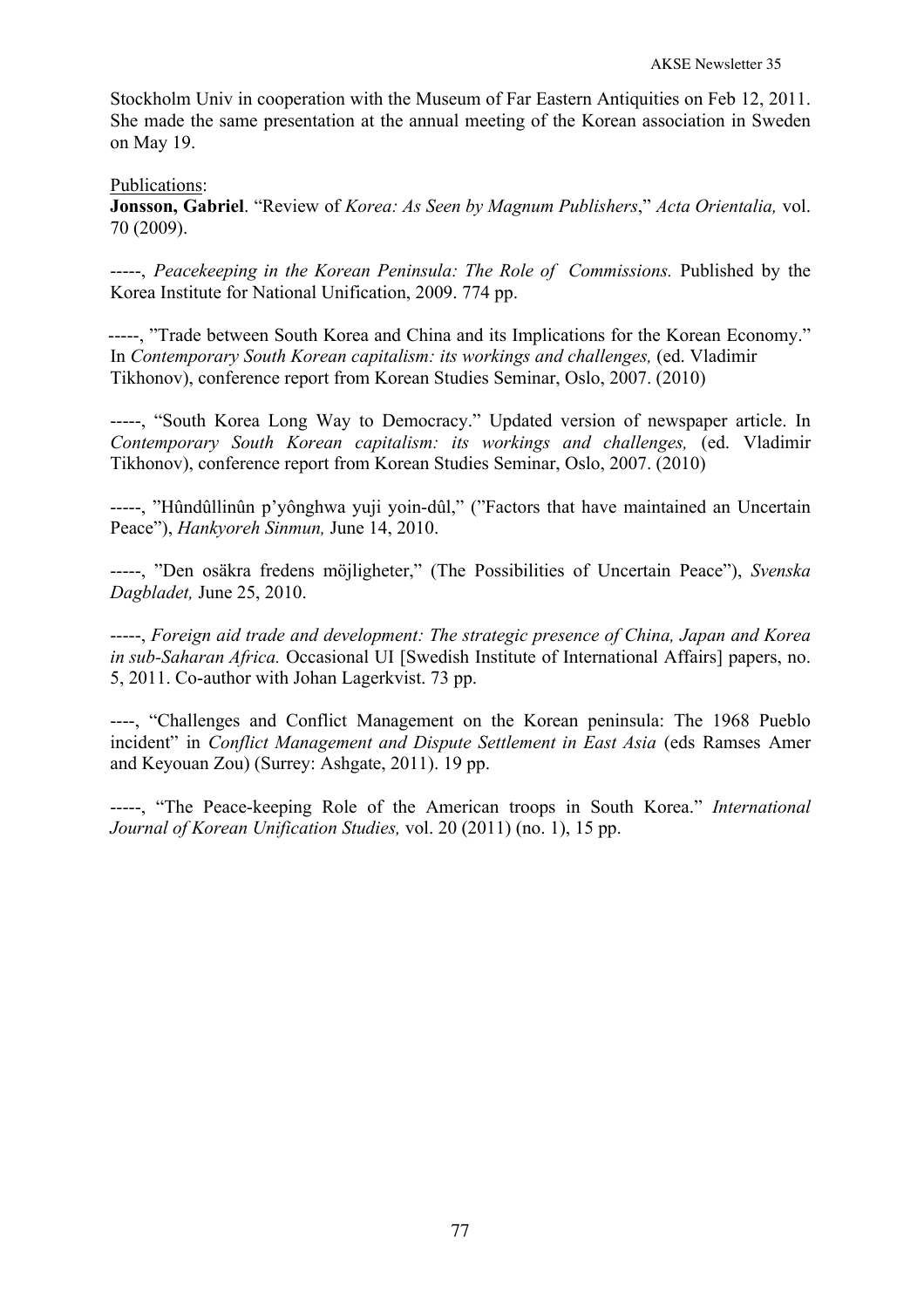Stockholm Univ in cooperation with the Museum of Far Eastern Antiquities on Feb 12, 2011. She made the same presentation at the annual meeting of the Korean association in Sweden on May 19.

Publications:

**Jonsson, Gabriel**. "Review of *Korea: As Seen by Magnum Publishers*," *Acta Orientalia,* vol. 70 (2009).

-----, *Peacekeeping in the Korean Peninsula: The Role of Commissions.* Published by the Korea Institute for National Unification, 2009. 774 pp.

-----, "Trade between South Korea and China and its Implications for the Korean Economy." In *Contemporary South Korean capitalism: its workings and challenges,* (ed. Vladimir Tikhonov), conference report from Korean Studies Seminar, Oslo, 2007. (2010)

-----, "South Korea Long Way to Democracy." Updated version of newspaper article. In *Contemporary South Korean capitalism: its workings and challenges,* (ed. Vladimir Tikhonov), conference report from Korean Studies Seminar, Oslo, 2007. (2010)

-----, "Hûndûllinûn p'yônghwa yuji yoin-dûl," ("Factors that have maintained an Uncertain Peace"), *Hankyoreh Sinmun,* June 14, 2010.

-----, "Den osäkra fredens möjligheter," (The Possibilities of Uncertain Peace"), *Svenska Dagbladet,* June 25, 2010.

-----, *Foreign aid trade and development: The strategic presence of China, Japan and Korea in sub-Saharan Africa.* Occasional UI [Swedish Institute of International Affairs] papers, no. 5, 2011. Co-author with Johan Lagerkvist. 73 pp.

----, "Challenges and Conflict Management on the Korean peninsula: The 1968 Pueblo incident" in *Conflict Management and Dispute Settlement in East Asia* (eds Ramses Amer and Keyouan Zou) (Surrey: Ashgate, 2011). 19 pp.

-----, "The Peace-keeping Role of the American troops in South Korea." *International Journal of Korean Unification Studies,* vol. 20 (2011) (no. 1), 15 pp.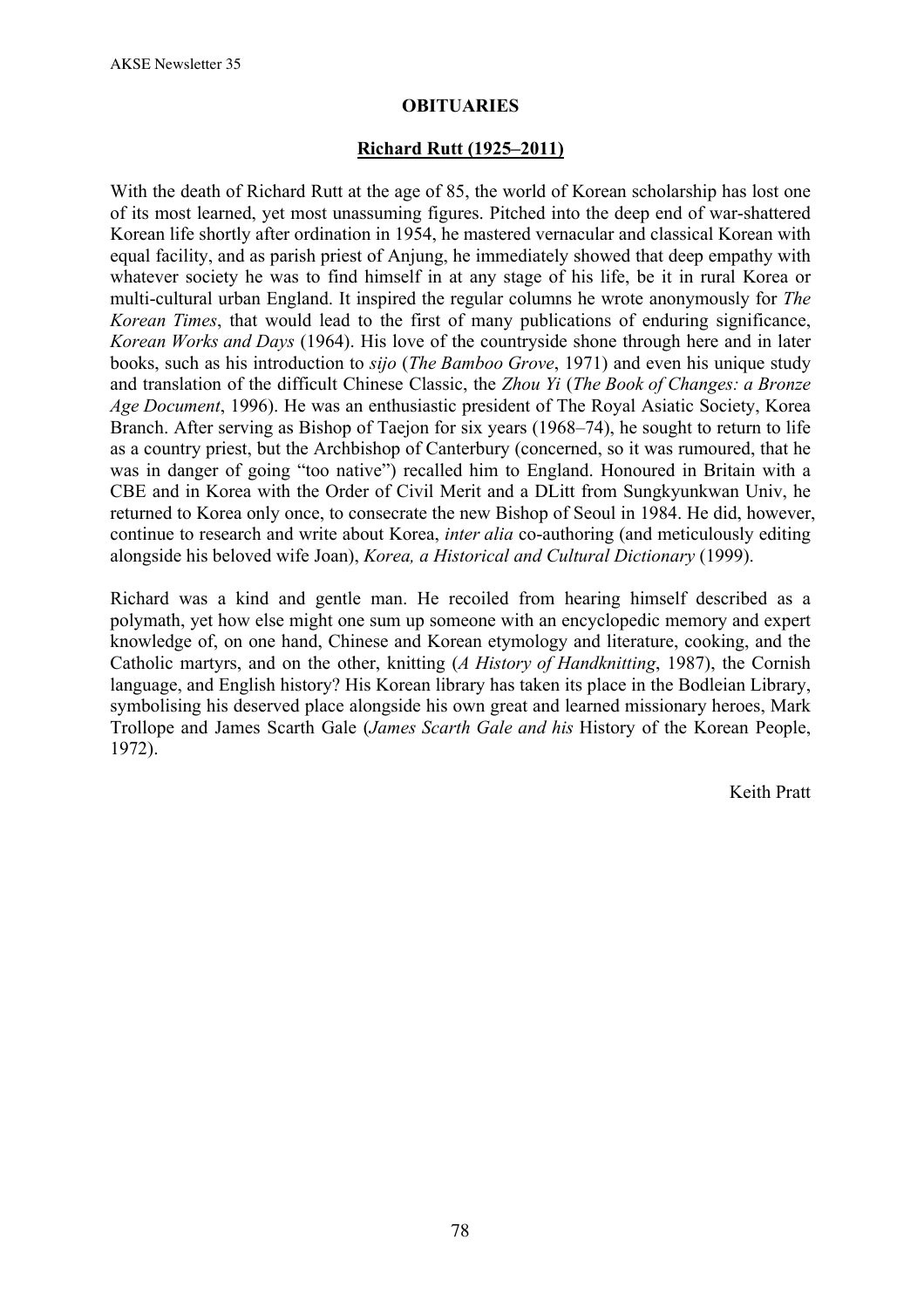## OBITUARIES

### Richard Rutt (1925–2011)

With the death of Richard Rutt at the age of 85, the world of Korean scholarship has lost one of its most learned, yet most unassuming figures. Pitched into the deep end of war-shattered Korean life shortly after ordination in 1954, he mastered vernacular and classical Korean with equal facility, and as parish priest of Anjung, he immediately showed that deep empathy with whatever society he was to find himself in at any stage of his life, be it in rural Korea or multi-cultural urban England. It inspired the regular columns he wrote anonymously for *The Korean Times*, that would lead to the first of many publications of enduring significance, *Korean Works and Days* (1964). His love of the countryside shone through here and in later books, such as his introduction to *sijo* (*The Bamboo Grove*, 1971) and even his unique study and translation of the difficult Chinese Classic, the *Zhou Yi* (*The Book of Changes: a Bronze Age Document*, 1996). He was an enthusiastic president of The Royal Asiatic Society, Korea Branch. After serving as Bishop of Taejon for six years (1968–74), he sought to return to life as a country priest, but the Archbishop of Canterbury (concerned, so it was rumoured, that he was in danger of going "too native") recalled him to England. Honoured in Britain with a CBE and in Korea with the Order of Civil Merit and a DLitt from Sungkyunkwan Univ, he returned to Korea only once, to consecrate the new Bishop of Seoul in 1984. He did, however, continue to research and write about Korea, *inter alia* co-authoring (and meticulously editing alongside his beloved wife Joan), *Korea, a Historical and Cultural Dictionary* (1999).

Richard was a kind and gentle man. He recoiled from hearing himself described as a polymath, yet how else might one sum up someone with an encyclopedic memory and expert knowledge of, on one hand, Chinese and Korean etymology and literature, cooking, and the Catholic martyrs, and on the other, knitting (*A History of Handknitting*, 1987), the Cornish language, and English history? His Korean library has taken its place in the Bodleian Library, symbolising his deserved place alongside his own great and learned missionary heroes, Mark Trollope and James Scarth Gale (*James Scarth Gale and his* History of the Korean People, 1972).

Keith Pratt